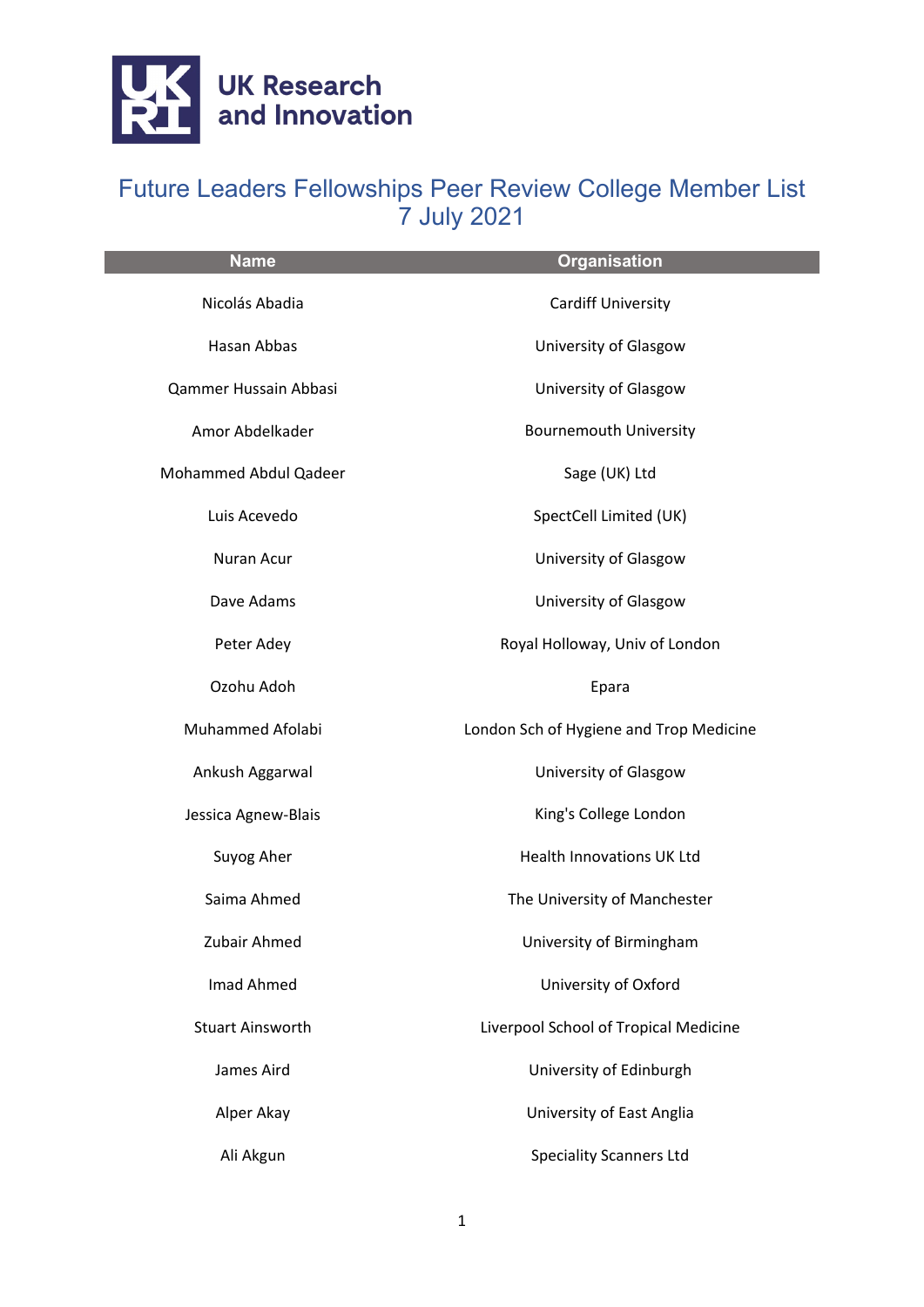# Future Leaders Fellowships Peer Review College Member List
## 7 July 2021

| Name | Organisation |
|---|---|
| Nicolás Abadia | Cardiff University |
| Hasan Abbas | University of Glasgow |
| Qammer Hussain Abbasi | University of Glasgow |
| Amor Abdelkader | Bournemouth University |
| Mohammed Abdul Qadeer | Sage (UK) Ltd |
| Luis Acevedo | SpectCell Limited (UK) |
| Nuran Acur | University of Glasgow |
| Dave Adams | University of Glasgow |
| Peter Adey | Royal Holloway, Univ of London |
| Ozohu Adoh | Epara |
| Muhammed Afolabi | London Sch of Hygiene and Trop Medicine |
| Ankush Aggarwal | University of Glasgow |
| Jessica Agnew-Blais | King's College London |
| Suyog Aher | Health Innovations UK Ltd |
| Saima Ahmed | The University of Manchester |
| Zubair Ahmed | University of Birmingham |
| Imad Ahmed | University of Oxford |
| Stuart Ainsworth | Liverpool School of Tropical Medicine |
| James Aird | University of Edinburgh |
| Alper Akay | University of East Anglia |
| Ali Akgun | Speciality Scanners Ltd |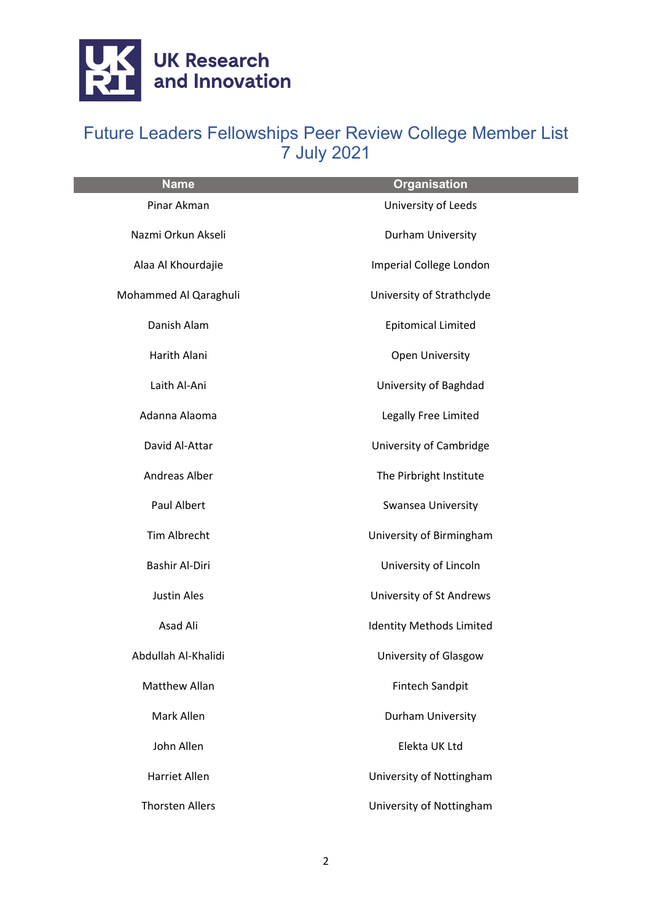UK Research and Innovation

# Future Leaders Fellowships Peer Review College Member List
## 7 July 2021

| Name | Organisation |
| --- | --- |
| Pinar Akman | University of Leeds |
| Nazmi Orkun Akseli | Durham University |
| Alaa Al Khourdajie | Imperial College London |
| Mohammed Al Qaraghuli | University of Strathclyde |
| Danish Alam | Epitomical Limited |
| Harith Alani | Open University |
| Laith Al-Ani | University of Baghdad |
| Adanna Alaoma | Legally Free Limited |
| David Al-Attar | University of Cambridge |
| Andreas Alber | The Pirbright Institute |
| Paul Albert | Swansea University |
| Tim Albrecht | University of Birmingham |
| Bashir Al-Diri | University of Lincoln |
| Justin Ales | University of St Andrews |
| Asad Ali | Identity Methods Limited |
| Abdullah Al-Khalidi | University of Glasgow |
| Matthew Allan | Fintech Sandpit |
| Mark Allen | Durham University |
| John Allen | Elekta UK Ltd |
| Harriet Allen | University of Nottingham |
| Thorsten Allers | University of Nottingham |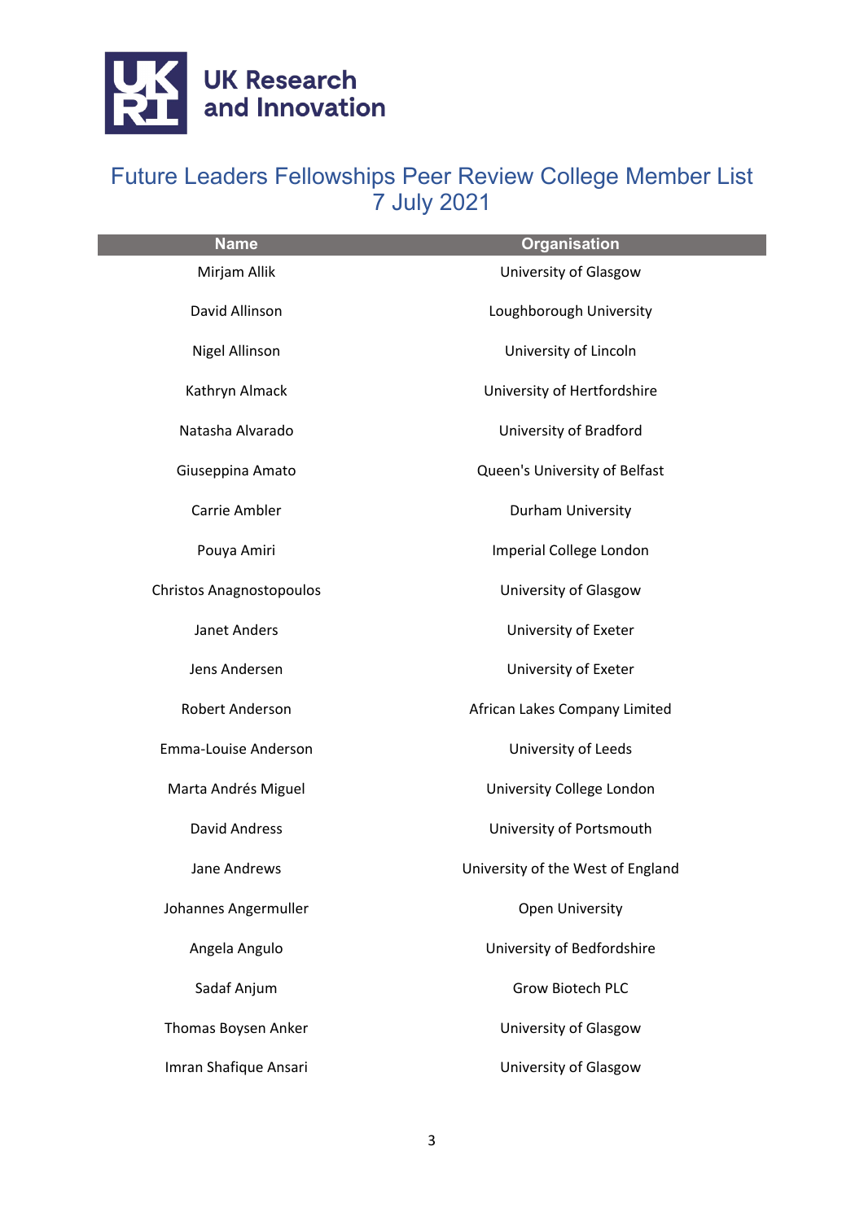UK Research and Innovation

# Future Leaders Fellowships Peer Review College Member List 7 July 2021

| Name | Organisation |
|---|---|
| Mirjam Allik | University of Glasgow |
| David Allinson | Loughborough University |
| Nigel Allinson | University of Lincoln |
| Kathryn Almack | University of Hertfordshire |
| Natasha Alvarado | University of Bradford |
| Giuseppina Amato | Queen's University of Belfast |
| Carrie Ambler | Durham University |
| Pouya Amiri | Imperial College London |
| Christos Anagnostopoulos | University of Glasgow |
| Janet Anders | University of Exeter |
| Jens Andersen | University of Exeter |
| Robert Anderson | African Lakes Company Limited |
| Emma-Louise Anderson | University of Leeds |
| Marta Andrés Miguel | University College London |
| David Andress | University of Portsmouth |
| Jane Andrews | University of the West of England |
| Johannes Angermuller | Open University |
| Angela Angulo | University of Bedfordshire |
| Sadaf Anjum | Grow Biotech PLC |
| Thomas Boysen Anker | University of Glasgow |
| Imran Shafique Ansari | University of Glasgow |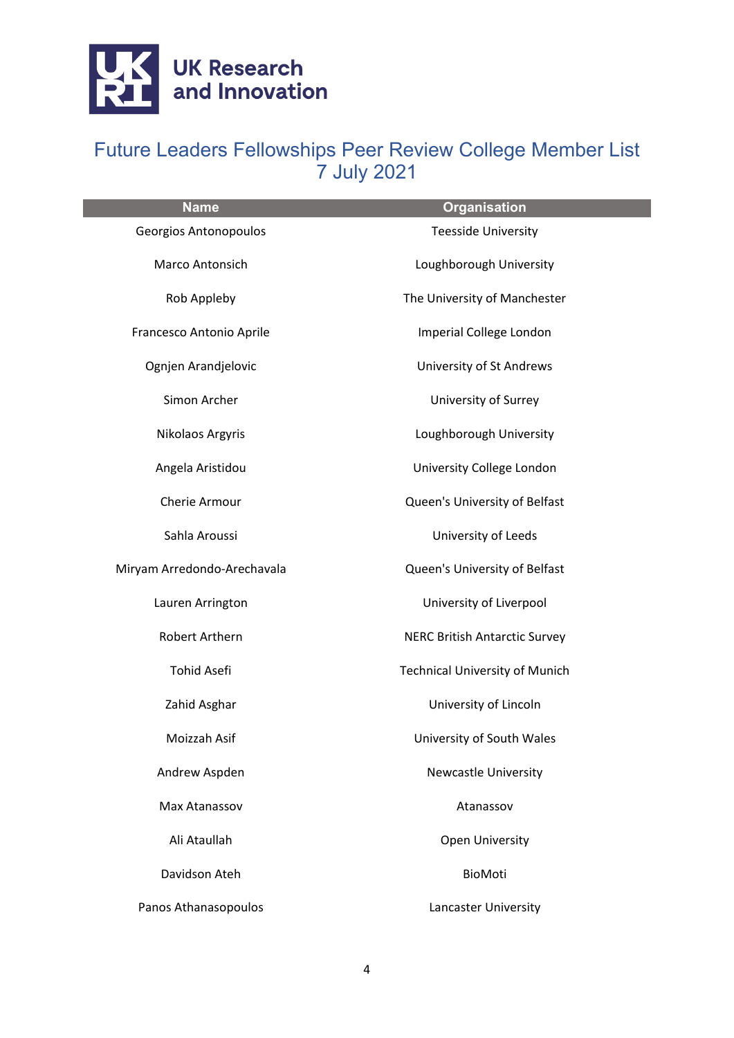UK Research and Innovation

# Future Leaders Fellowships Peer Review College Member List
## 7 July 2021

| Name | Organisation |
|---|---|
| Georgios Antonopoulos | Teesside University |
| Marco Antonsich | Loughborough University |
| Rob Appleby | The University of Manchester |
| Francesco Antonio Aprile | Imperial College London |
| Ognjen Arandjelovic | University of St Andrews |
| Simon Archer | University of Surrey |
| Nikolaos Argyris | Loughborough University |
| Angela Aristidou | University College London |
| Cherie Armour | Queen's University of Belfast |
| Sahla Aroussi | University of Leeds |
| Miryam Arredondo-Arechavala | Queen's University of Belfast |
| Lauren Arrington | University of Liverpool |
| Robert Arthern | NERC British Antarctic Survey |
| Tohid Asefi | Technical University of Munich |
| Zahid Asghar | University of Lincoln |
| Moizzah Asif | University of South Wales |
| Andrew Aspden | Newcastle University |
| Max Atanassov | Atanassov |
| Ali Ataullah | Open University |
| Davidson Ateh | BioMoti |
| Panos Athanasopoulos | Lancaster University |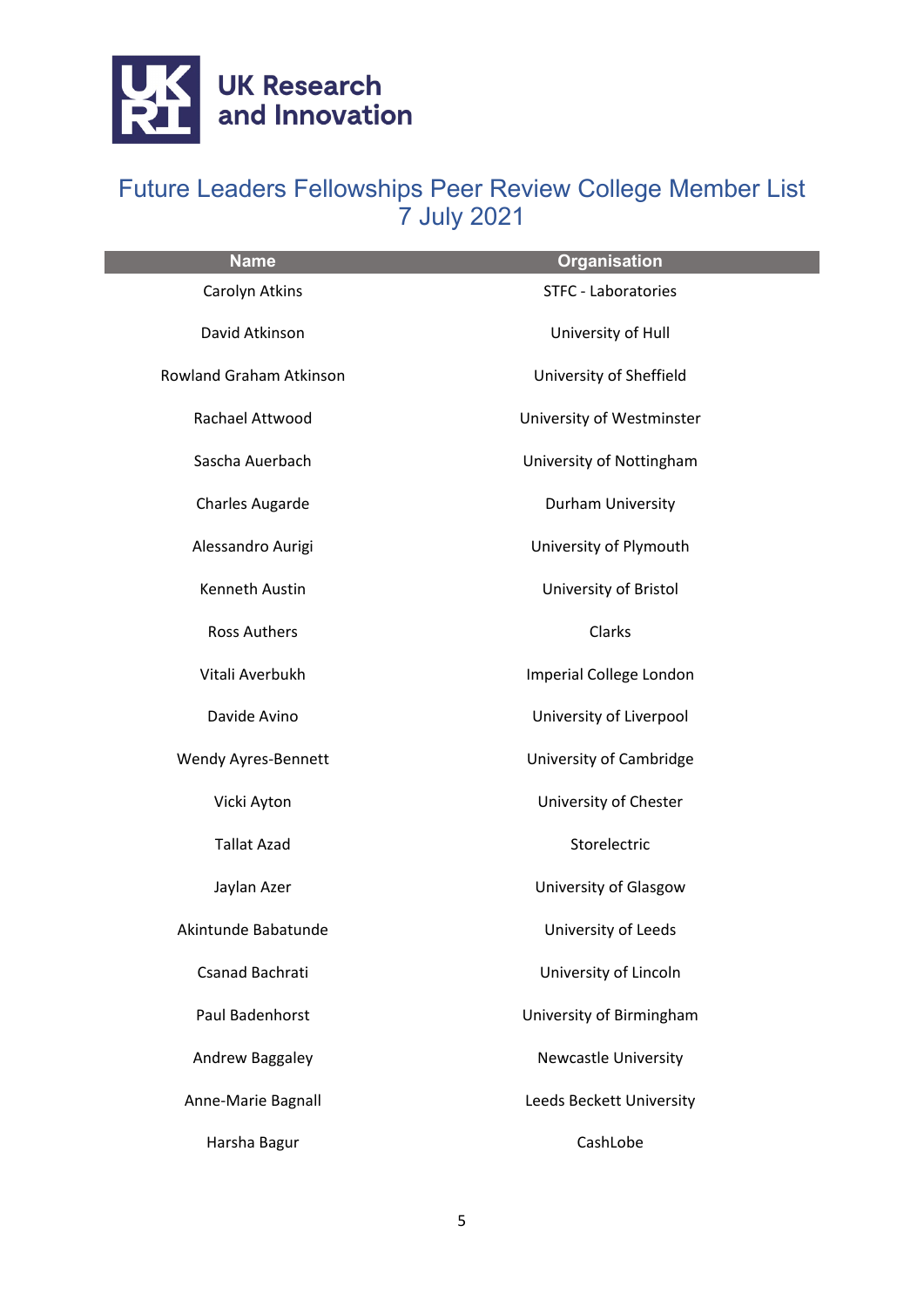# Future Leaders Fellowships Peer Review College Member List
7 July 2021

| Name | Organisation |
| --- | --- |
| Carolyn Atkins | STFC - Laboratories |
| David Atkinson | University of Hull |
| Rowland Graham Atkinson | University of Sheffield |
| Rachael Attwood | University of Westminster |
| Sascha Auerbach | University of Nottingham |
| Charles Augarde | Durham University |
| Alessandro Aurigi | University of Plymouth |
| Kenneth Austin | University of Bristol |
| Ross Authers | Clarks |
| Vitali Averbukh | Imperial College London |
| Davide Avino | University of Liverpool |
| Wendy Ayres-Bennett | University of Cambridge |
| Vicki Ayton | University of Chester |
| Tallat Azad | Storelectric |
| Jaylan Azer | University of Glasgow |
| Akintunde Babatunde | University of Leeds |
| Csanad Bachrati | University of Lincoln |
| Paul Badenhorst | University of Birmingham |
| Andrew Baggaley | Newcastle University |
| Anne-Marie Bagnall | Leeds Beckett University |
| Harsha Bagur | CashLobe |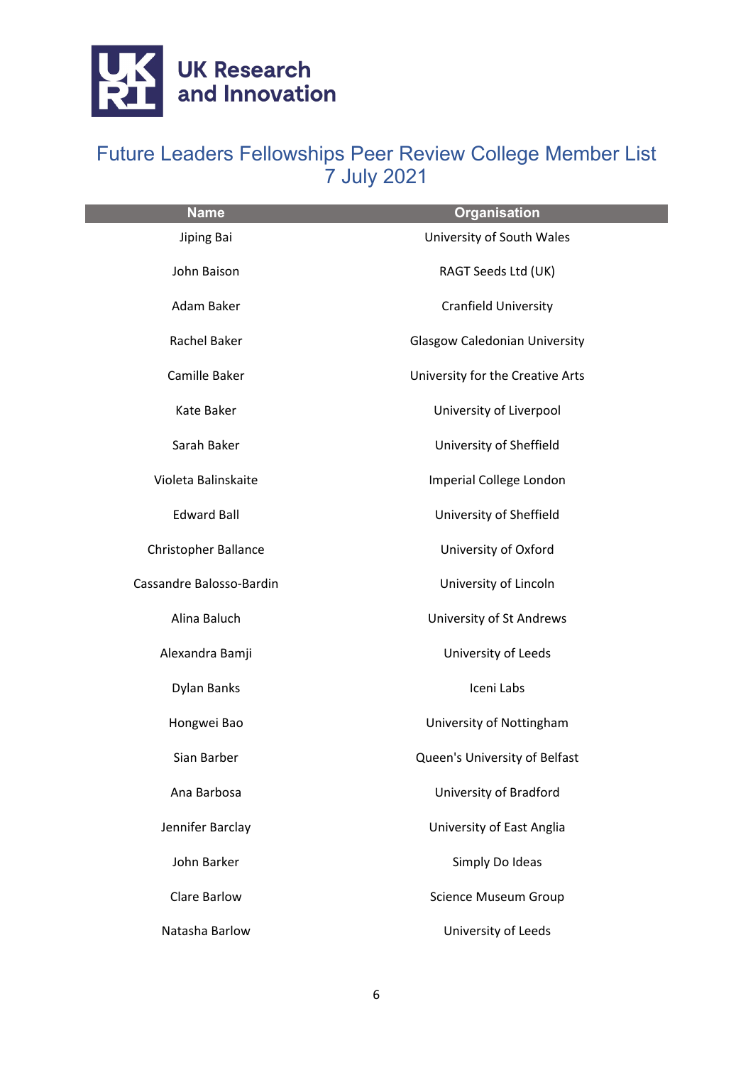# Future Leaders Fellowships Peer Review College Member List
## 7 July 2021

| Name | Organisation |
| --- | --- |
| Jiping Bai | University of South Wales |
| John Baison | RAGT Seeds Ltd (UK) |
| Adam Baker | Cranfield University |
| Rachel Baker | Glasgow Caledonian University |
| Camille Baker | University for the Creative Arts |
| Kate Baker | University of Liverpool |
| Sarah Baker | University of Sheffield |
| Violeta Balinskaite | Imperial College London |
| Edward Ball | University of Sheffield |
| Christopher Ballance | University of Oxford |
| Cassandre Balosso-Bardin | University of Lincoln |
| Alina Baluch | University of St Andrews |
| Alexandra Bamji | University of Leeds |
| Dylan Banks | Iceni Labs |
| Hongwei Bao | University of Nottingham |
| Sian Barber | Queen's University of Belfast |
| Ana Barbosa | University of Bradford |
| Jennifer Barclay | University of East Anglia |
| John Barker | Simply Do Ideas |
| Clare Barlow | Science Museum Group |
| Natasha Barlow | University of Leeds |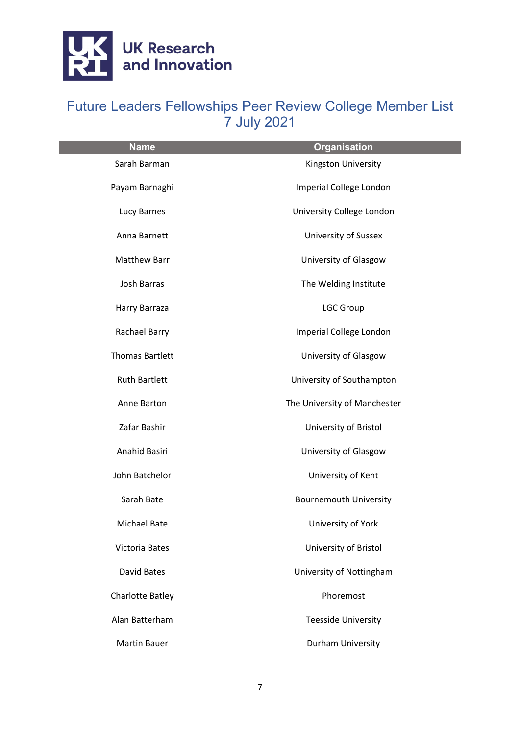UK Research and Innovation

# Future Leaders Fellowships Peer Review College Member List
## 7 July 2021

| Name | Organisation |
|---|---|
| Sarah Barman | Kingston University |
| Payam Barnaghi | Imperial College London |
| Lucy Barnes | University College London |
| Anna Barnett | University of Sussex |
| Matthew Barr | University of Glasgow |
| Josh Barras | The Welding Institute |
| Harry Barraza | LGC Group |
| Rachael Barry | Imperial College London |
| Thomas Bartlett | University of Glasgow |
| Ruth Bartlett | University of Southampton |
| Anne Barton | The University of Manchester |
| Zafar Bashir | University of Bristol |
| Anahid Basiri | University of Glasgow |
| John Batchelor | University of Kent |
| Sarah Bate | Bournemouth University |
| Michael Bate | University of York |
| Victoria Bates | University of Bristol |
| David Bates | University of Nottingham |
| Charlotte Batley | Phoremost |
| Alan Batterham | Teesside University |
| Martin Bauer | Durham University |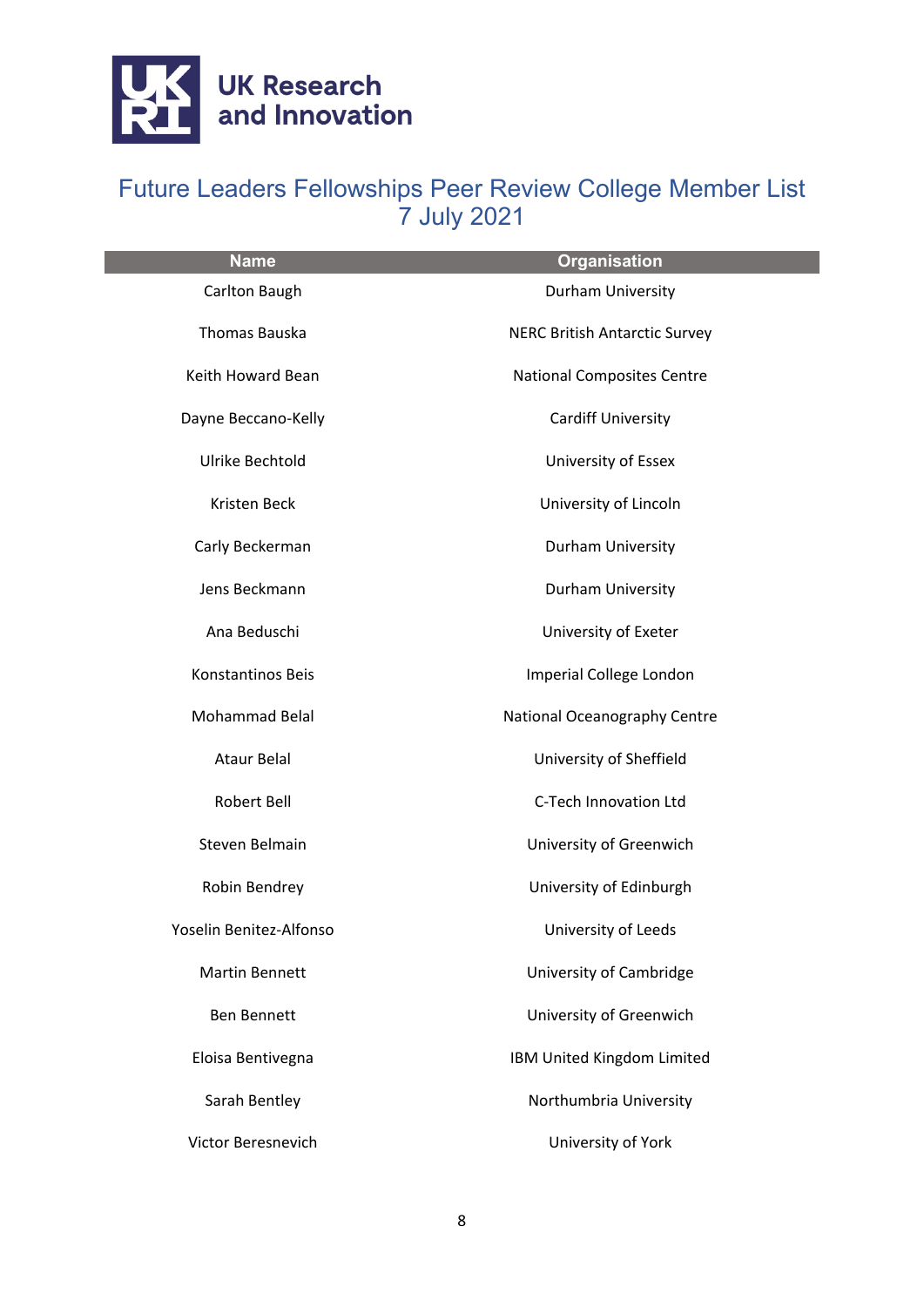# Future Leaders Fellowships Peer Review College Member List 7 July 2021

| Name | Organisation |
|---|---|
| Carlton Baugh | Durham University |
| Thomas Bauska | NERC British Antarctic Survey |
| Keith Howard Bean | National Composites Centre |
| Dayne Beccano-Kelly | Cardiff University |
| Ulrike Bechtold | University of Essex |
| Kristen Beck | University of Lincoln |
| Carly Beckerman | Durham University |
| Jens Beckmann | Durham University |
| Ana Beduschi | University of Exeter |
| Konstantinos Beis | Imperial College London |
| Mohammad Belal | National Oceanography Centre |
| Ataur Belal | University of Sheffield |
| Robert Bell | C-Tech Innovation Ltd |
| Steven Belmain | University of Greenwich |
| Robin Bendrey | University of Edinburgh |
| Yoselin Benitez-Alfonso | University of Leeds |
| Martin Bennett | University of Cambridge |
| Ben Bennett | University of Greenwich |
| Eloisa Bentivegna | IBM United Kingdom Limited |
| Sarah Bentley | Northumbria University |
| Victor Beresnevich | University of York |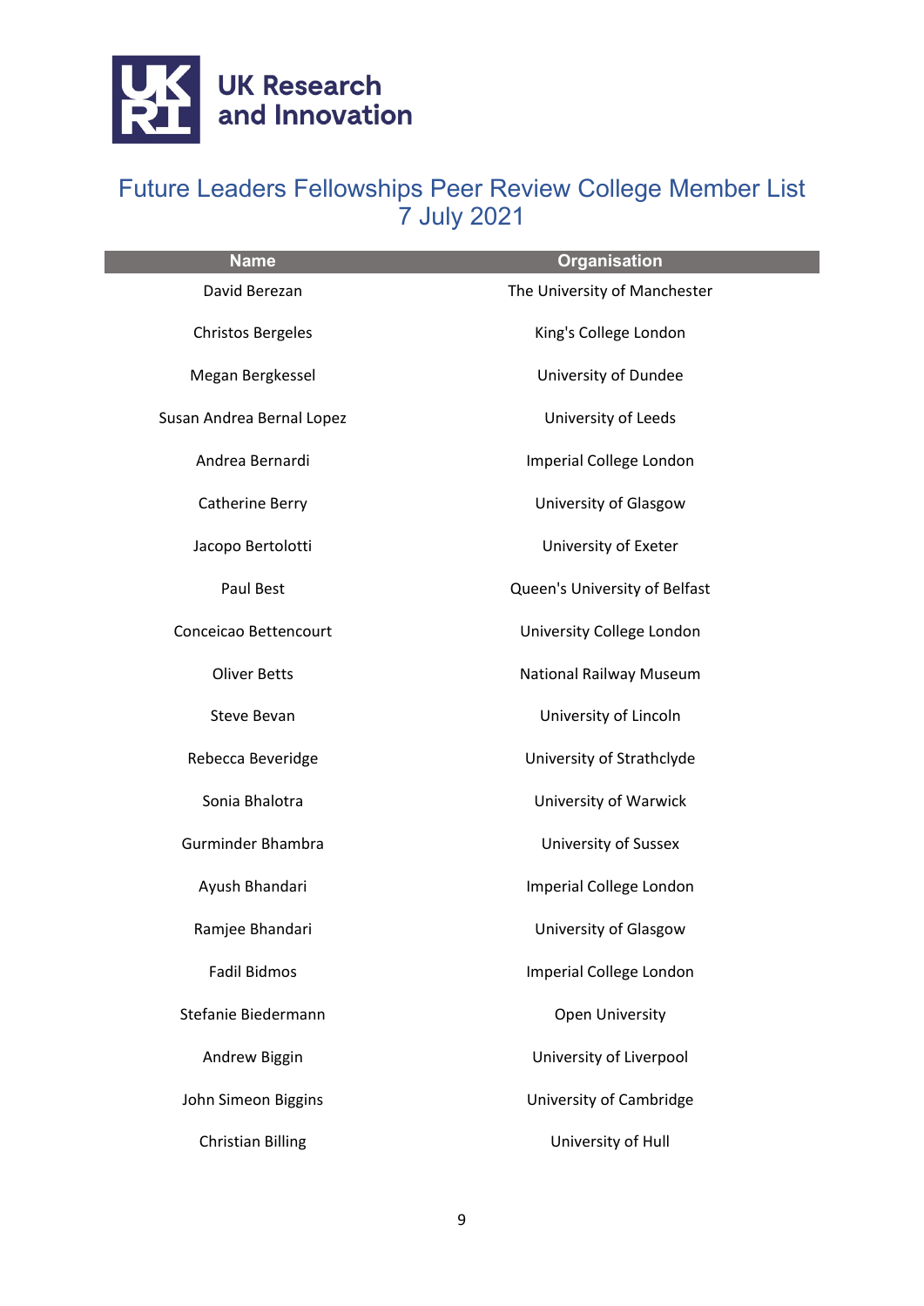UK Research and Innovation

## Future Leaders Fellowships Peer Review College Member List 7 July 2021

| Name | Organisation |
| --- | --- |
| David Berezan | The University of Manchester |
| Christos Bergeles | King's College London |
| Megan Bergkessel | University of Dundee |
| Susan Andrea Bernal Lopez | University of Leeds |
| Andrea Bernardi | Imperial College London |
| Catherine Berry | University of Glasgow |
| Jacopo Bertolotti | University of Exeter |
| Paul Best | Queen's University of Belfast |
| Conceicao Bettencourt | University College London |
| Oliver Betts | National Railway Museum |
| Steve Bevan | University of Lincoln |
| Rebecca Beveridge | University of Strathclyde |
| Sonia Bhalotra | University of Warwick |
| Gurminder Bhambra | University of Sussex |
| Ayush Bhandari | Imperial College London |
| Ramjee Bhandari | University of Glasgow |
| Fadil Bidmos | Imperial College London |
| Stefanie Biedermann | Open University |
| Andrew Biggin | University of Liverpool |
| John Simeon Biggins | University of Cambridge |
| Christian Billing | University of Hull |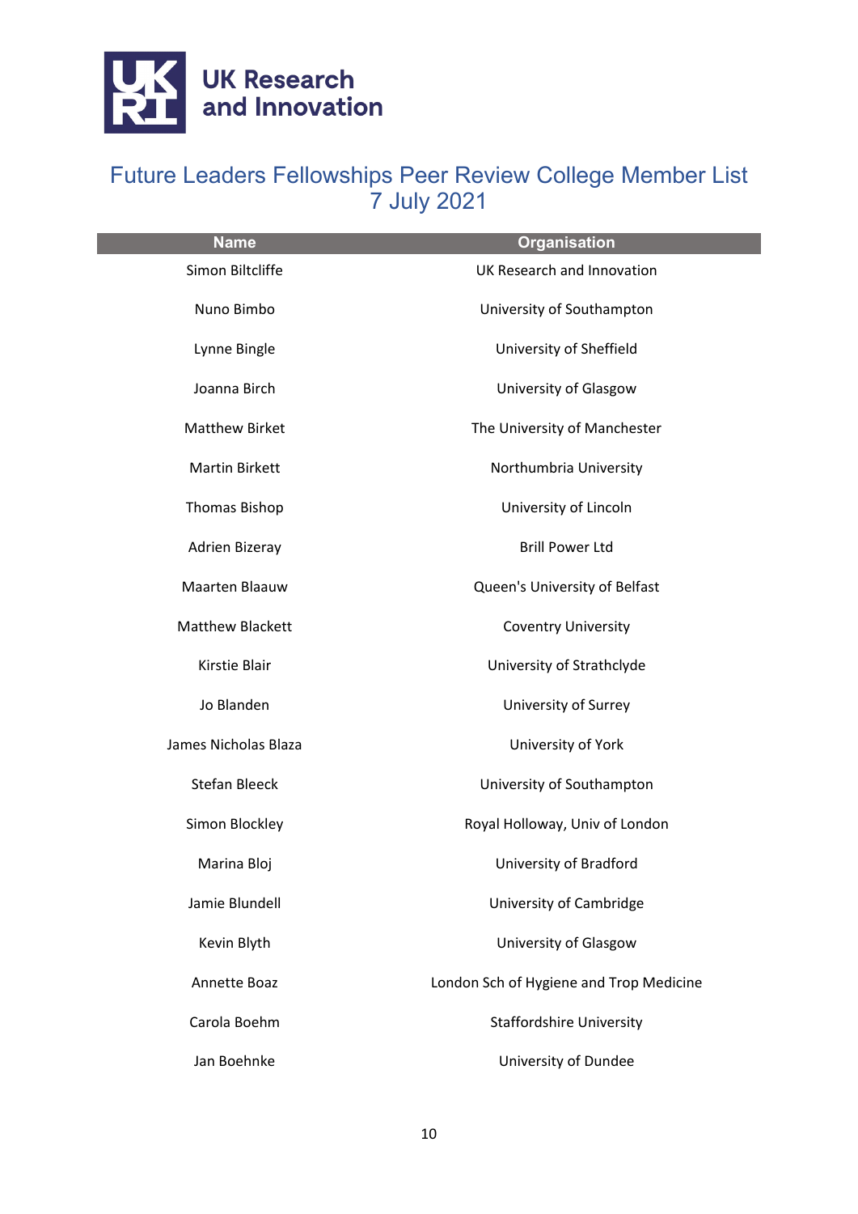# Future Leaders Fellowships Peer Review College Member List
# 7 July 2021

| Name | Organisation |
|---|---|
| Simon Biltcliffe | UK Research and Innovation |
| Nuno Bimbo | University of Southampton |
| Lynne Bingle | University of Sheffield |
| Joanna Birch | University of Glasgow |
| Matthew Birket | The University of Manchester |
| Martin Birkett | Northumbria University |
| Thomas Bishop | University of Lincoln |
| Adrien Bizeray | Brill Power Ltd |
| Maarten Blaauw | Queen's University of Belfast |
| Matthew Blackett | Coventry University |
| Kirstie Blair | University of Strathclyde |
| Jo Blanden | University of Surrey |
| James Nicholas Blaza | University of York |
| Stefan Bleeck | University of Southampton |
| Simon Blockley | Royal Holloway, Univ of London |
| Marina Bloj | University of Bradford |
| Jamie Blundell | University of Cambridge |
| Kevin Blyth | University of Glasgow |
| Annette Boaz | London Sch of Hygiene and Trop Medicine |
| Carola Boehm | Staffordshire University |
| Jan Boehnke | University of Dundee |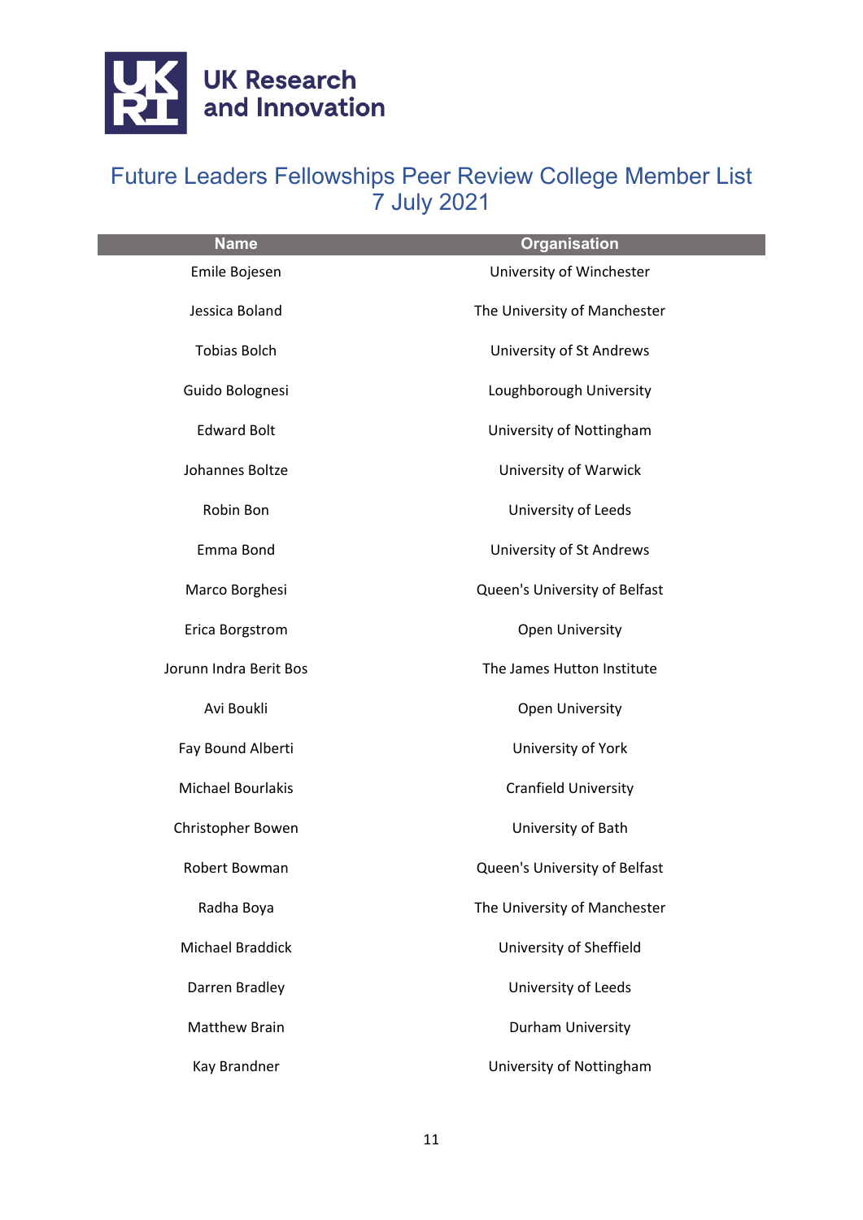# Future Leaders Fellowships Peer Review College Member List
7 July 2021

| Name | Organisation |
| --- | --- |
| Emile Bojesen | University of Winchester |
| Jessica Boland | The University of Manchester |
| Tobias Bolch | University of St Andrews |
| Guido Bolognesi | Loughborough University |
| Edward Bolt | University of Nottingham |
| Johannes Boltze | University of Warwick |
| Robin Bon | University of Leeds |
| Emma Bond | University of St Andrews |
| Marco Borghesi | Queen's University of Belfast |
| Erica Borgstrom | Open University |
| Jorunn Indra Berit Bos | The James Hutton Institute |
| Avi Boukli | Open University |
| Fay Bound Alberti | University of York |
| Michael Bourlakis | Cranfield University |
| Christopher Bowen | University of Bath |
| Robert Bowman | Queen's University of Belfast |
| Radha Boya | The University of Manchester |
| Michael Braddick | University of Sheffield |
| Darren Bradley | University of Leeds |
| Matthew Brain | Durham University |
| Kay Brandner | University of Nottingham |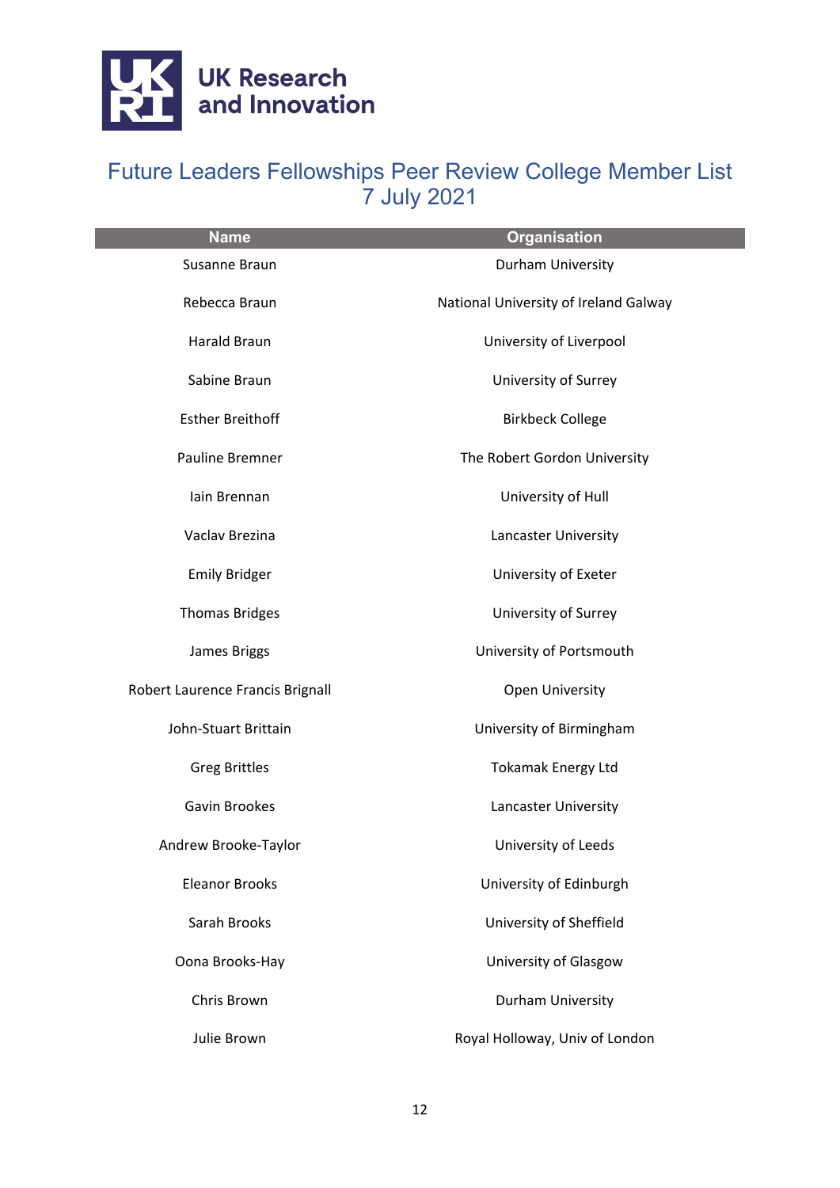# Future Leaders Fellowships Peer Review College Member List
7 July 2021

| Name | Organisation |
|---|---|
| Susanne Braun | Durham University |
| Rebecca Braun | National University of Ireland Galway |
| Harald Braun | University of Liverpool |
| Sabine Braun | University of Surrey |
| Esther Breithoff | Birkbeck College |
| Pauline Bremner | The Robert Gordon University |
| Iain Brennan | University of Hull |
| Vaclav Brezina | Lancaster University |
| Emily Bridger | University of Exeter |
| Thomas Bridges | University of Surrey |
| James Briggs | University of Portsmouth |
| Robert Laurence Francis Brignall | Open University |
| John-Stuart Brittain | University of Birmingham |
| Greg Brittles | Tokamak Energy Ltd |
| Gavin Brookes | Lancaster University |
| Andrew Brooke-Taylor | University of Leeds |
| Eleanor Brooks | University of Edinburgh |
| Sarah Brooks | University of Sheffield |
| Oona Brooks-Hay | University of Glasgow |
| Chris Brown | Durham University |
| Julie Brown | Royal Holloway, Univ of London |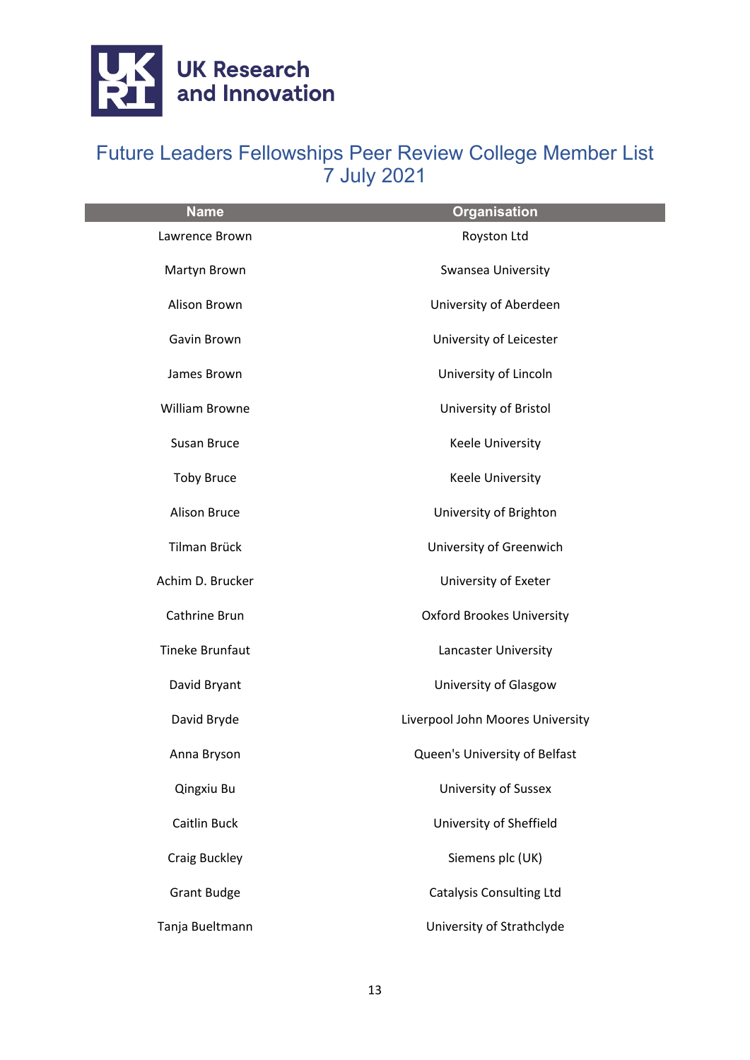UK Research and Innovation

# Future Leaders Fellowships Peer Review College Member List 7 July 2021

| Name | Organisation |
|---|---|
| Lawrence Brown | Royston Ltd |
| Martyn Brown | Swansea University |
| Alison Brown | University of Aberdeen |
| Gavin Brown | University of Leicester |
| James Brown | University of Lincoln |
| William Browne | University of Bristol |
| Susan Bruce | Keele University |
| Toby Bruce | Keele University |
| Alison Bruce | University of Brighton |
| Tilman Brück | University of Greenwich |
| Achim D. Brucker | University of Exeter |
| Cathrine Brun | Oxford Brookes University |
| Tineke Brunfaut | Lancaster University |
| David Bryant | University of Glasgow |
| David Bryde | Liverpool John Moores University |
| Anna Bryson | Queen's University of Belfast |
| Qingxiu Bu | University of Sussex |
| Caitlin Buck | University of Sheffield |
| Craig Buckley | Siemens plc (UK) |
| Grant Budge | Catalysis Consulting Ltd |
| Tanja Bueltmann | University of Strathclyde |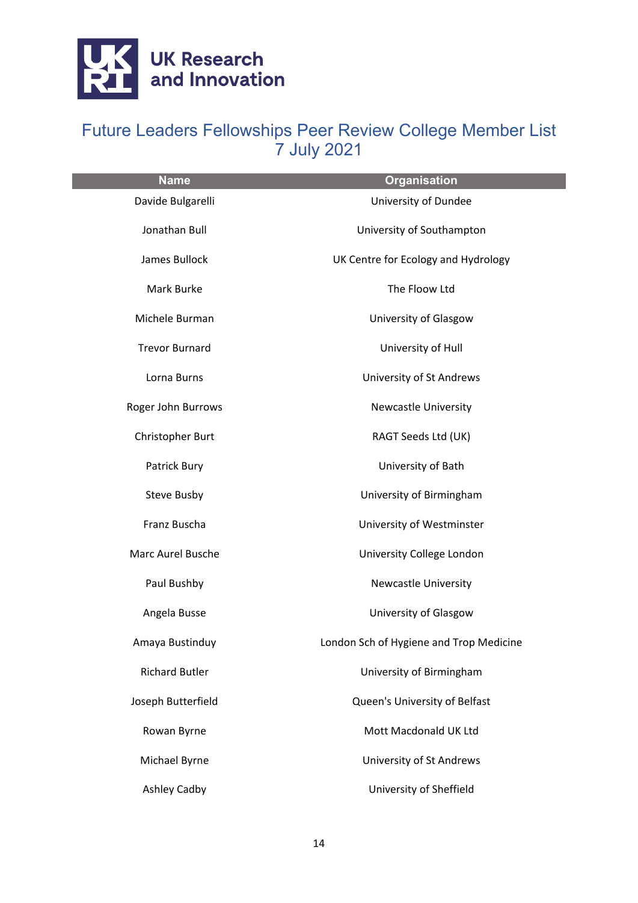# Future Leaders Fellowships Peer Review College Member List 7 July 2021

| Name | Organisation |
|---|---|
| Davide Bulgarelli | University of Dundee |
| Jonathan Bull | University of Southampton |
| James Bullock | UK Centre for Ecology and Hydrology |
| Mark Burke | The Floow Ltd |
| Michele Burman | University of Glasgow |
| Trevor Burnard | University of Hull |
| Lorna Burns | University of St Andrews |
| Roger John Burrows | Newcastle University |
| Christopher Burt | RAGT Seeds Ltd (UK) |
| Patrick Bury | University of Bath |
| Steve Busby | University of Birmingham |
| Franz Buscha | University of Westminster |
| Marc Aurel Busche | University College London |
| Paul Bushby | Newcastle University |
| Angela Busse | University of Glasgow |
| Amaya Bustinduy | London Sch of Hygiene and Trop Medicine |
| Richard Butler | University of Birmingham |
| Joseph Butterfield | Queen's University of Belfast |
| Rowan Byrne | Mott Macdonald UK Ltd |
| Michael Byrne | University of St Andrews |
| Ashley Cadby | University of Sheffield |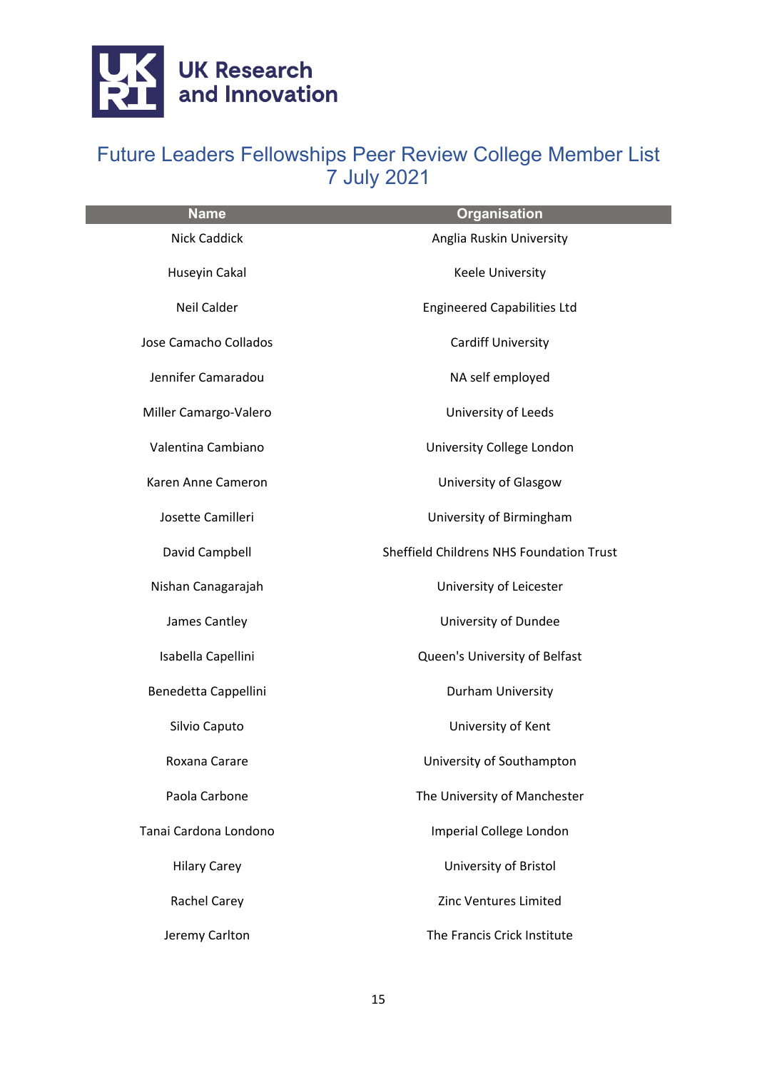# Future Leaders Fellowships Peer Review College Member List 7 July 2021

| Name | Organisation |
| --- | --- |
| Nick Caddick | Anglia Ruskin University |
| Huseyin Cakal | Keele University |
| Neil Calder | Engineered Capabilities Ltd |
| Jose Camacho Collados | Cardiff University |
| Jennifer Camaradou | NA self employed |
| Miller Camargo-Valero | University of Leeds |
| Valentina Cambiano | University College London |
| Karen Anne Cameron | University of Glasgow |
| Josette Camilleri | University of Birmingham |
| David Campbell | Sheffield Childrens NHS Foundation Trust |
| Nishan Canagarajah | University of Leicester |
| James Cantley | University of Dundee |
| Isabella Capellini | Queen's University of Belfast |
| Benedetta Cappellini | Durham University |
| Silvio Caputo | University of Kent |
| Roxana Carare | University of Southampton |
| Paola Carbone | The University of Manchester |
| Tanai Cardona Londono | Imperial College London |
| Hilary Carey | University of Bristol |
| Rachel Carey | Zinc Ventures Limited |
| Jeremy Carlton | The Francis Crick Institute |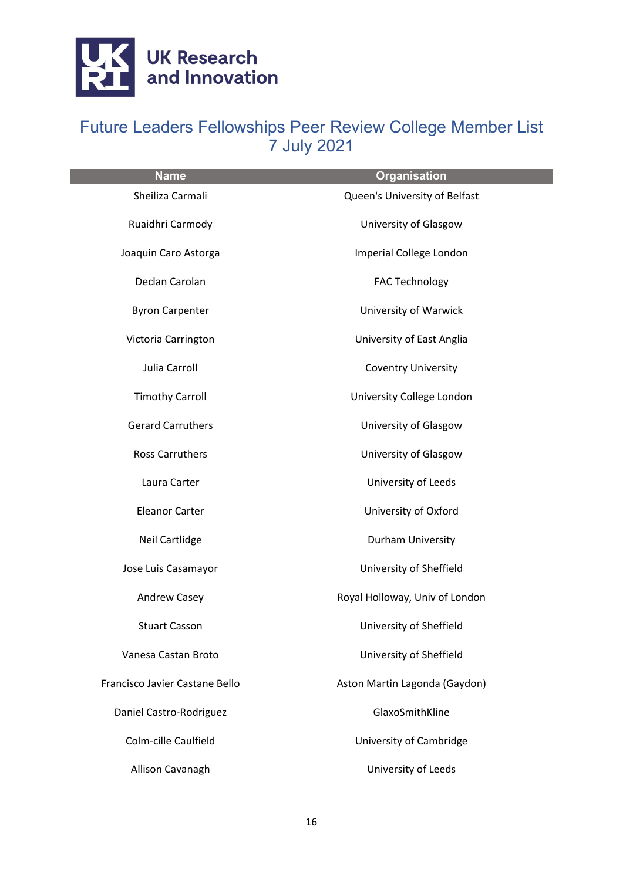# Future Leaders Fellowships Peer Review College Member List
7 July 2021

| Name | Organisation |
| --- | --- |
| Sheiliza Carmali | Queen's University of Belfast |
| Ruaidhri Carmody | University of Glasgow |
| Joaquin Caro Astorga | Imperial College London |
| Declan Carolan | FAC Technology |
| Byron Carpenter | University of Warwick |
| Victoria Carrington | University of East Anglia |
| Julia Carroll | Coventry University |
| Timothy Carroll | University College London |
| Gerard Carruthers | University of Glasgow |
| Ross Carruthers | University of Glasgow |
| Laura Carter | University of Leeds |
| Eleanor Carter | University of Oxford |
| Neil Cartlidge | Durham University |
| Jose Luis Casamayor | University of Sheffield |
| Andrew Casey | Royal Holloway, Univ of London |
| Stuart Casson | University of Sheffield |
| Vanesa Castan Broto | University of Sheffield |
| Francisco Javier Castane Bello | Aston Martin Lagonda (Gaydon) |
| Daniel Castro-Rodriguez | GlaxoSmithKline |
| Colm-cille Caulfield | University of Cambridge |
| Allison Cavanagh | University of Leeds |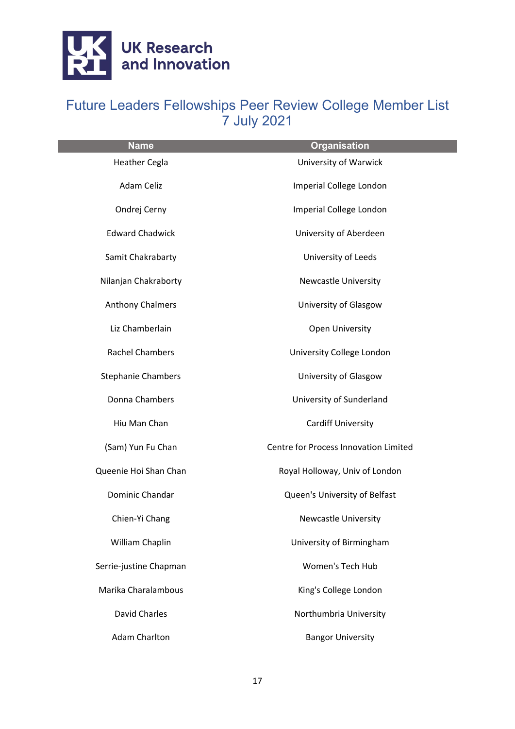# Future Leaders Fellowships Peer Review College Member List
7 July 2021

| Name | Organisation |
| --- | --- |
| Heather Cegla | University of Warwick |
| Adam Celiz | Imperial College London |
| Ondrej Cerny | Imperial College London |
| Edward Chadwick | University of Aberdeen |
| Samit Chakrabarty | University of Leeds |
| Nilanjan Chakraborty | Newcastle University |
| Anthony Chalmers | University of Glasgow |
| Liz Chamberlain | Open University |
| Rachel Chambers | University College London |
| Stephanie Chambers | University of Glasgow |
| Donna Chambers | University of Sunderland |
| Hiu Man Chan | Cardiff University |
| (Sam) Yun Fu Chan | Centre for Process Innovation Limited |
| Queenie Hoi Shan Chan | Royal Holloway, Univ of London |
| Dominic Chandar | Queen's University of Belfast |
| Chien-Yi Chang | Newcastle University |
| William Chaplin | University of Birmingham |
| Serrie-justine Chapman | Women's Tech Hub |
| Marika Charalambous | King's College London |
| David Charles | Northumbria University |
| Adam Charlton | Bangor University |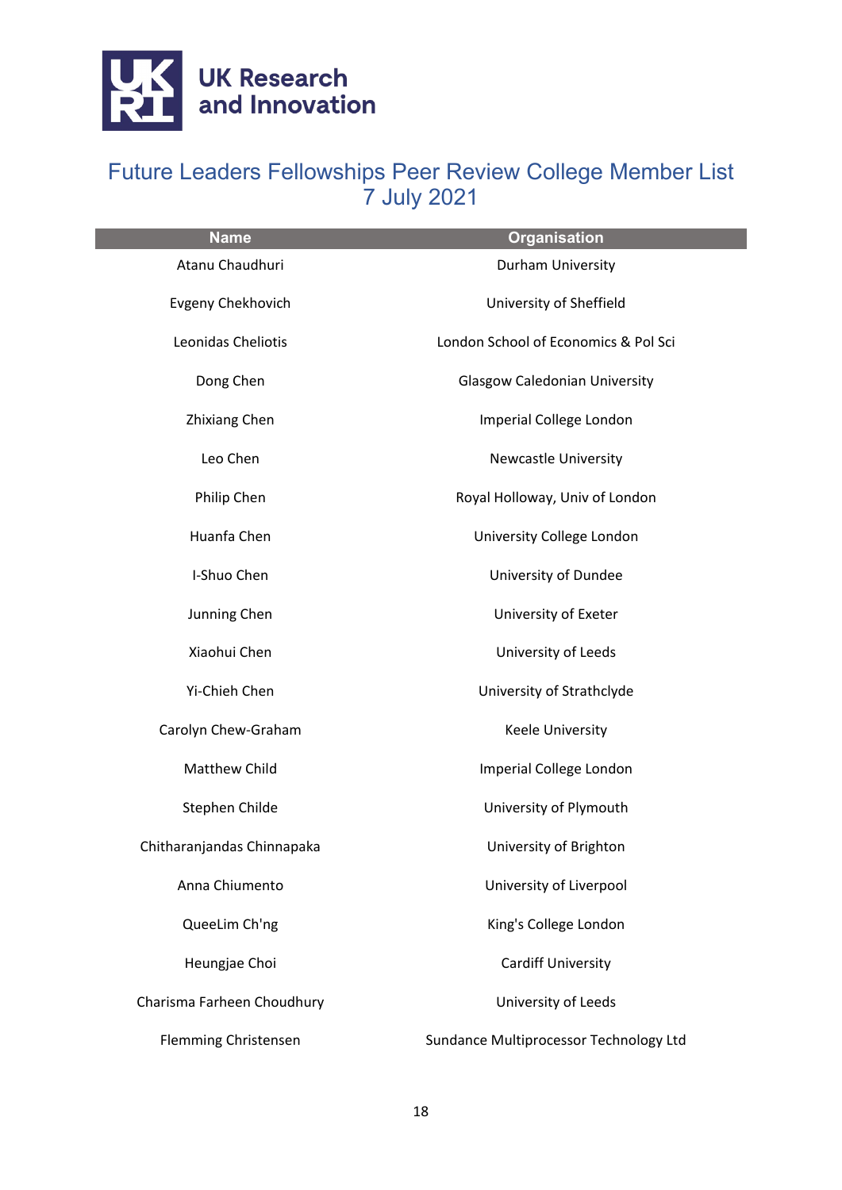# Future Leaders Fellowships Peer Review College Member List 7 July 2021

| Name | Organisation |
|---|---|
| Atanu Chaudhuri | Durham University |
| Evgeny Chekhovich | University of Sheffield |
| Leonidas Cheliotis | London School of Economics & Pol Sci |
| Dong Chen | Glasgow Caledonian University |
| Zhixiang Chen | Imperial College London |
| Leo Chen | Newcastle University |
| Philip Chen | Royal Holloway, Univ of London |
| Huanfa Chen | University College London |
| I-Shuo Chen | University of Dundee |
| Junning Chen | University of Exeter |
| Xiaohui Chen | University of Leeds |
| Yi-Chieh Chen | University of Strathclyde |
| Carolyn Chew-Graham | Keele University |
| Matthew Child | Imperial College London |
| Stephen Childe | University of Plymouth |
| Chitharanjandas Chinnapaka | University of Brighton |
| Anna Chiumento | University of Liverpool |
| QueeLim Ch'ng | King's College London |
| Heungjae Choi | Cardiff University |
| Charisma Farheen Choudhury | University of Leeds |
| Flemming Christensen | Sundance Multiprocessor Technology Ltd |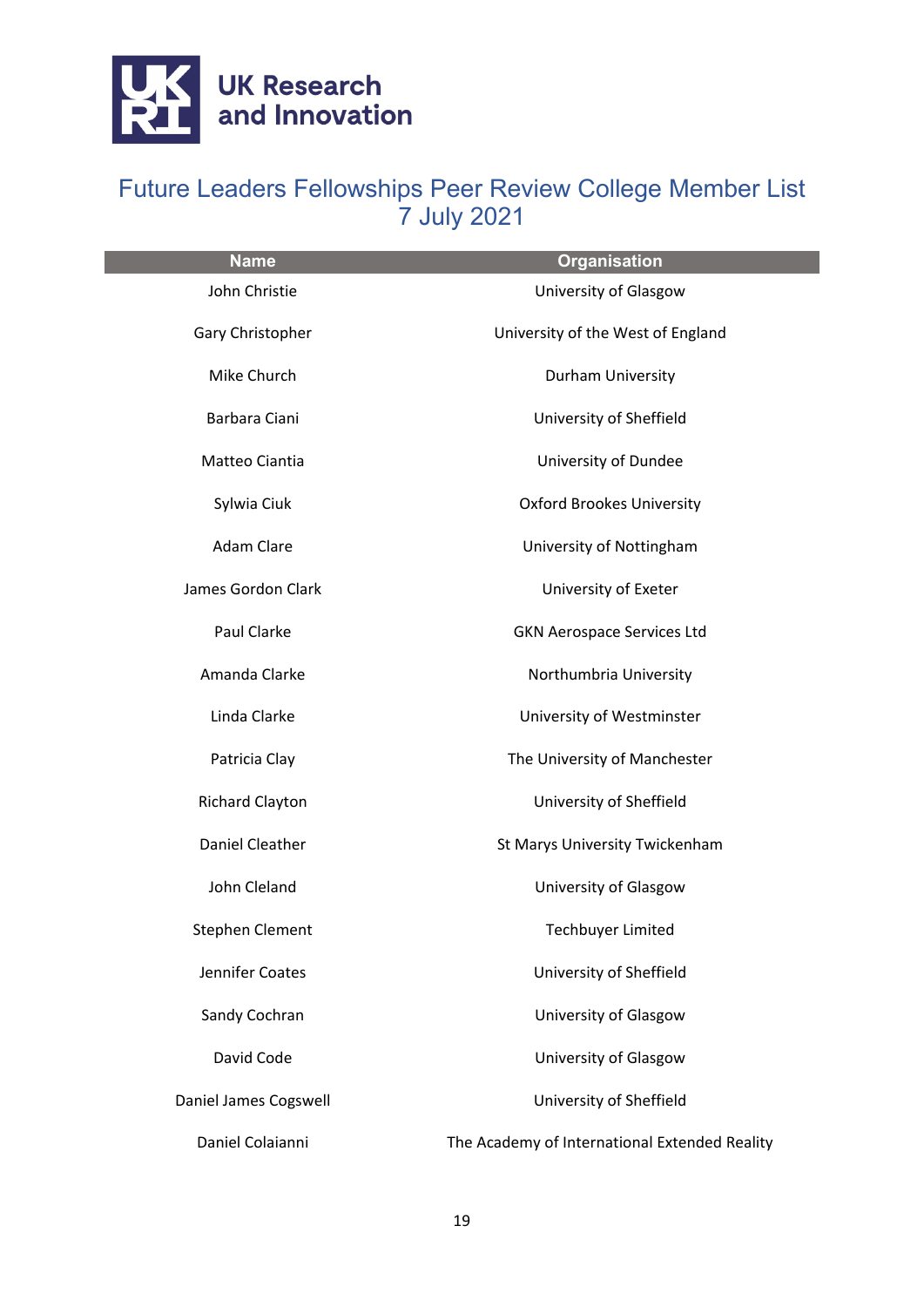# Future Leaders Fellowships Peer Review College Member List
## 7 July 2021

| Name | Organisation |
|---|---|
| John Christie | University of Glasgow |
| Gary Christopher | University of the West of England |
| Mike Church | Durham University |
| Barbara Ciani | University of Sheffield |
| Matteo Ciantia | University of Dundee |
| Sylwia Ciuk | Oxford Brookes University |
| Adam Clare | University of Nottingham |
| James Gordon Clark | University of Exeter |
| Paul Clarke | GKN Aerospace Services Ltd |
| Amanda Clarke | Northumbria University |
| Linda Clarke | University of Westminster |
| Patricia Clay | The University of Manchester |
| Richard Clayton | University of Sheffield |
| Daniel Cleather | St Marys University Twickenham |
| John Cleland | University of Glasgow |
| Stephen Clement | Techbuyer Limited |
| Jennifer Coates | University of Sheffield |
| Sandy Cochran | University of Glasgow |
| David Code | University of Glasgow |
| Daniel James Cogswell | University of Sheffield |
| Daniel Colaianni | The Academy of International Extended Reality |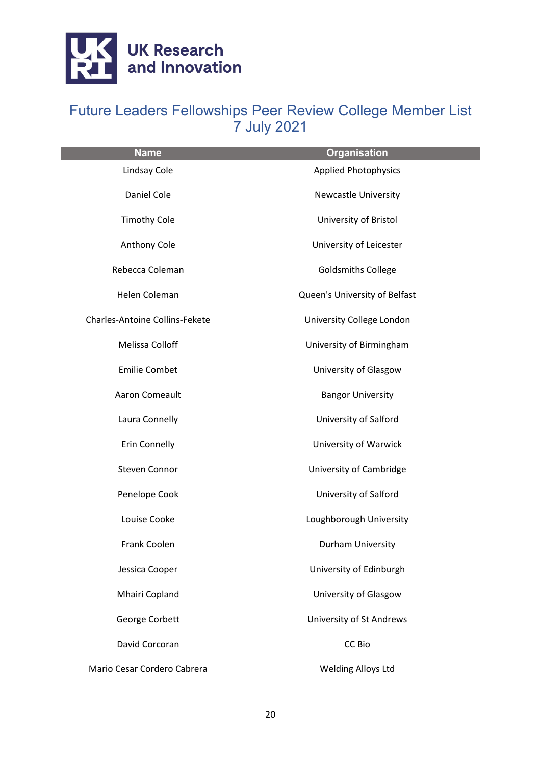# Future Leaders Fellowships Peer Review College Member List
7 July 2021

| Name | Organisation |
|---|---|
| Lindsay Cole | Applied Photophysics |
| Daniel Cole | Newcastle University |
| Timothy Cole | University of Bristol |
| Anthony Cole | University of Leicester |
| Rebecca Coleman | Goldsmiths College |
| Helen Coleman | Queen's University of Belfast |
| Charles-Antoine Collins-Fekete | University College London |
| Melissa Colloff | University of Birmingham |
| Emilie Combet | University of Glasgow |
| Aaron Comeault | Bangor University |
| Laura Connelly | University of Salford |
| Erin Connelly | University of Warwick |
| Steven Connor | University of Cambridge |
| Penelope Cook | University of Salford |
| Louise Cooke | Loughborough University |
| Frank Coolen | Durham University |
| Jessica Cooper | University of Edinburgh |
| Mhairi Copland | University of Glasgow |
| George Corbett | University of St Andrews |
| David Corcoran | CC Bio |
| Mario Cesar Cordero Cabrera | Welding Alloys Ltd |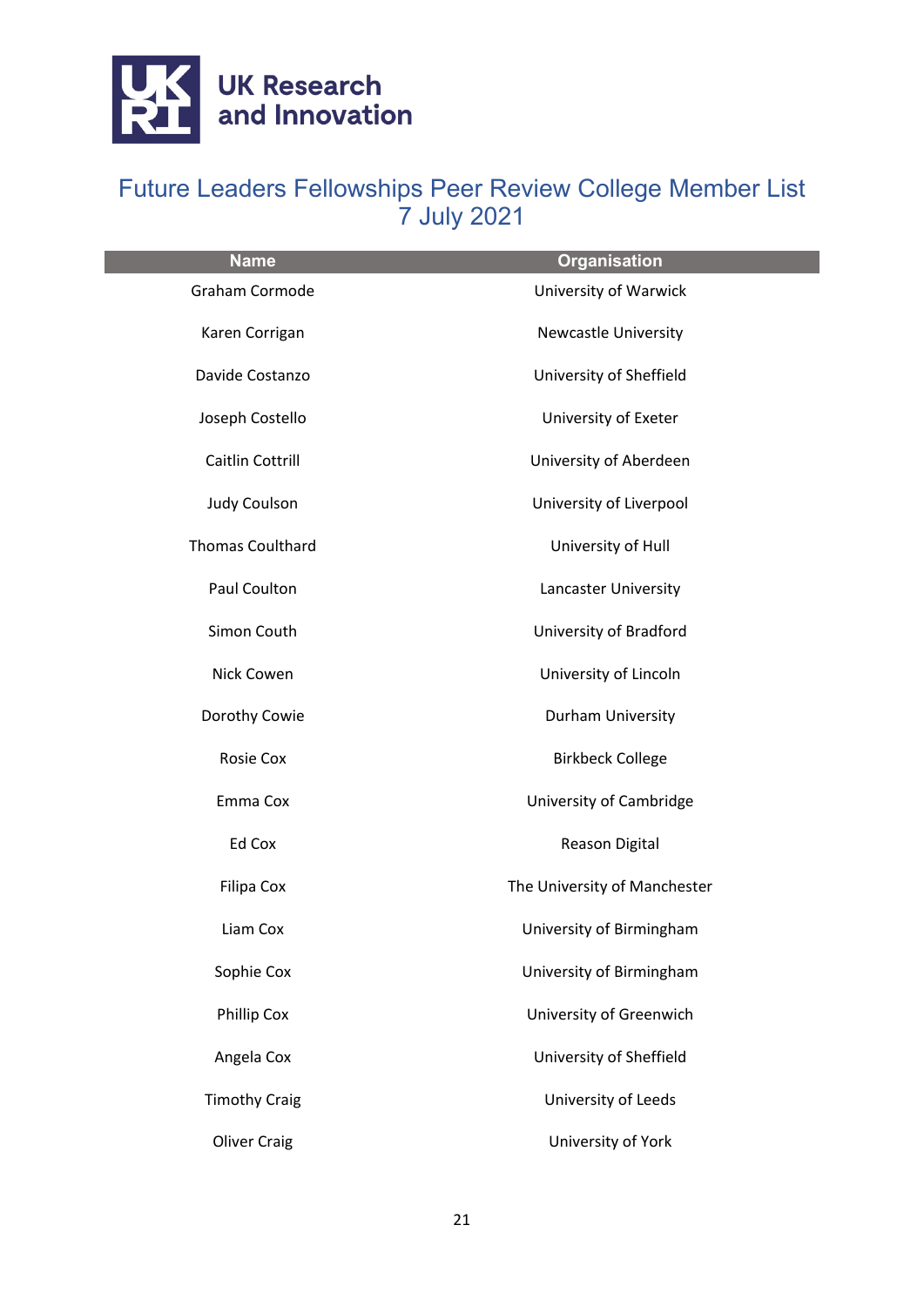# Future Leaders Fellowships Peer Review College Member List 7 July 2021

| Name | Organisation |
|---|---|
| Graham Cormode | University of Warwick |
| Karen Corrigan | Newcastle University |
| Davide Costanzo | University of Sheffield |
| Joseph Costello | University of Exeter |
| Caitlin Cottrill | University of Aberdeen |
| Judy Coulson | University of Liverpool |
| Thomas Coulthard | University of Hull |
| Paul Coulton | Lancaster University |
| Simon Couth | University of Bradford |
| Nick Cowen | University of Lincoln |
| Dorothy Cowie | Durham University |
| Rosie Cox | Birkbeck College |
| Emma Cox | University of Cambridge |
| Ed Cox | Reason Digital |
| Filipa Cox | The University of Manchester |
| Liam Cox | University of Birmingham |
| Sophie Cox | University of Birmingham |
| Phillip Cox | University of Greenwich |
| Angela Cox | University of Sheffield |
| Timothy Craig | University of Leeds |
| Oliver Craig | University of York |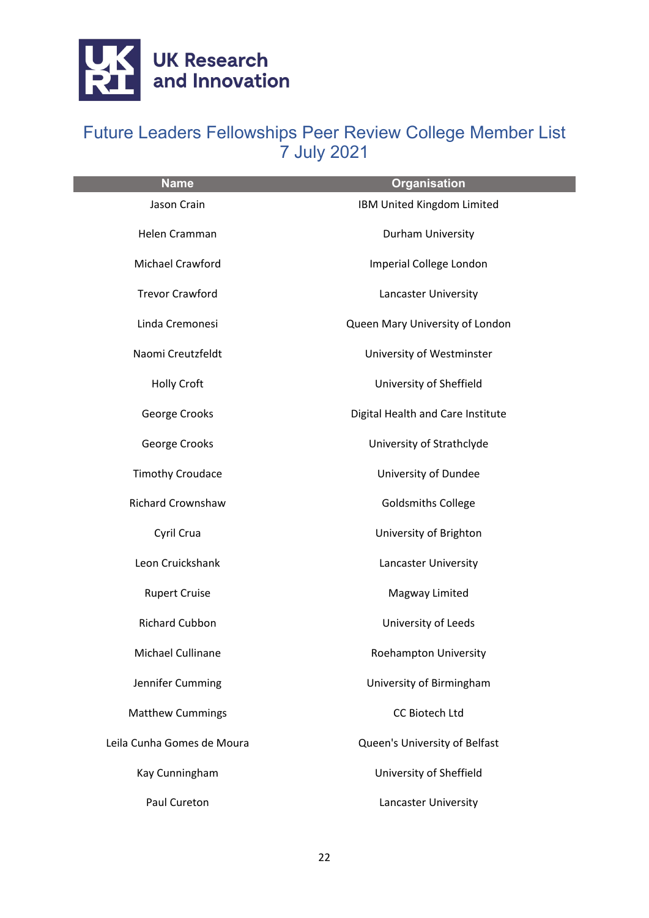# Future Leaders Fellowships Peer Review College Member List 7 July 2021

| Name | Organisation |
|---|---|
| Jason Crain | IBM United Kingdom Limited |
| Helen Cramman | Durham University |
| Michael Crawford | Imperial College London |
| Trevor Crawford | Lancaster University |
| Linda Cremonesi | Queen Mary University of London |
| Naomi Creutzfeldt | University of Westminster |
| Holly Croft | University of Sheffield |
| George Crooks | Digital Health and Care Institute |
| George Crooks | University of Strathclyde |
| Timothy Croudace | University of Dundee |
| Richard Crownshaw | Goldsmiths College |
| Cyril Crua | University of Brighton |
| Leon Cruickshank | Lancaster University |
| Rupert Cruise | Magway Limited |
| Richard Cubbon | University of Leeds |
| Michael Cullinane | Roehampton University |
| Jennifer Cumming | University of Birmingham |
| Matthew Cummings | CC Biotech Ltd |
| Leila Cunha Gomes de Moura | Queen's University of Belfast |
| Kay Cunningham | University of Sheffield |
| Paul Cureton | Lancaster University |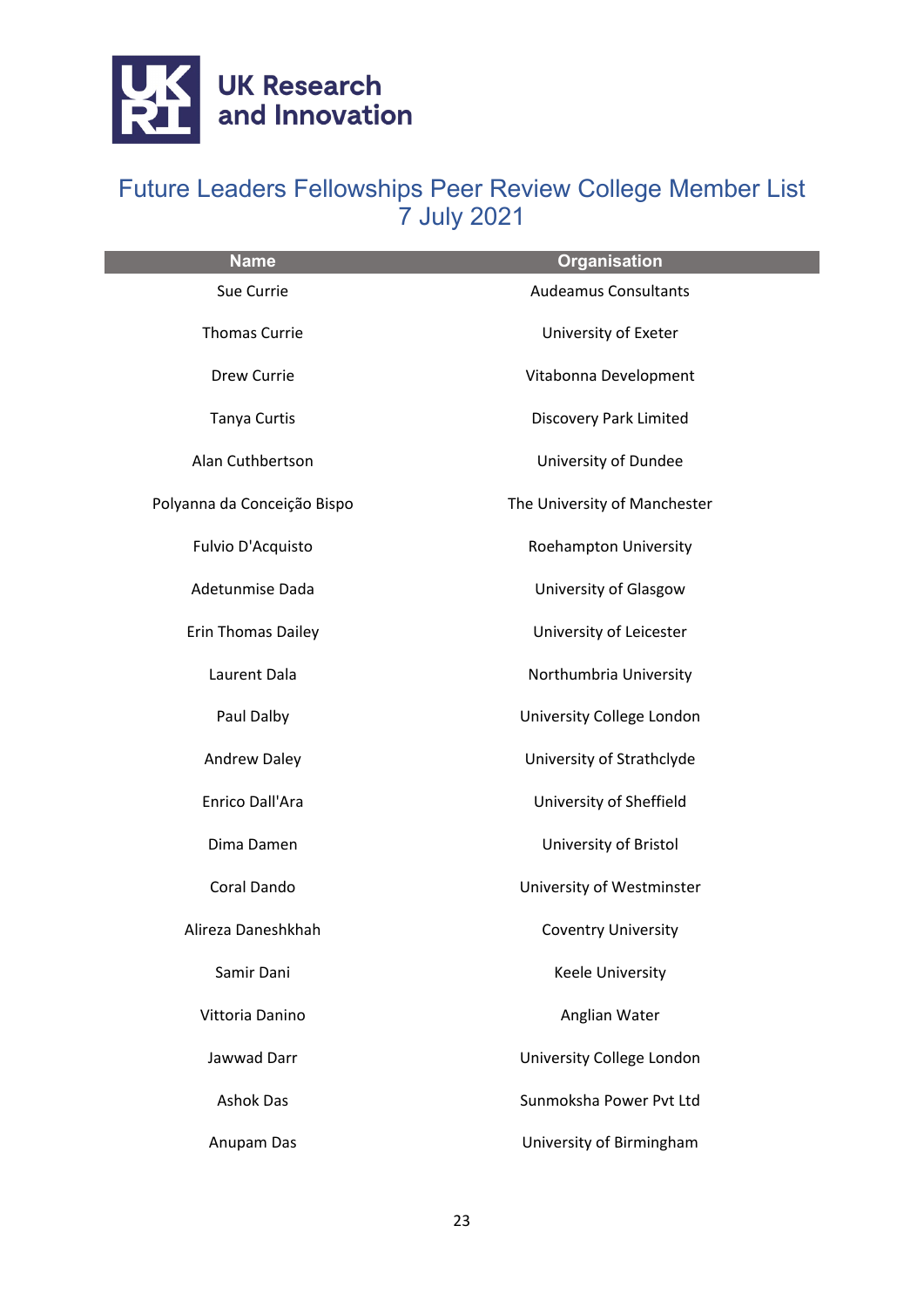# Future Leaders Fellowships Peer Review College Member List 7 July 2021

| Name | Organisation |
| --- | --- |
| Sue Currie | Audeamus Consultants |
| Thomas Currie | University of Exeter |
| Drew Currie | Vitabonna Development |
| Tanya Curtis | Discovery Park Limited |
| Alan Cuthbertson | University of Dundee |
| Polyanna da Conceição Bispo | The University of Manchester |
| Fulvio D'Acquisto | Roehampton University |
| Adetunmise Dada | University of Glasgow |
| Erin Thomas Dailey | University of Leicester |
| Laurent Dala | Northumbria University |
| Paul Dalby | University College London |
| Andrew Daley | University of Strathclyde |
| Enrico Dall'Ara | University of Sheffield |
| Dima Damen | University of Bristol |
| Coral Dando | University of Westminster |
| Alireza Daneshkhah | Coventry University |
| Samir Dani | Keele University |
| Vittoria Danino | Anglian Water |
| Jawwad Darr | University College London |
| Ashok Das | Sunmoksha Power Pvt Ltd |
| Anupam Das | University of Birmingham |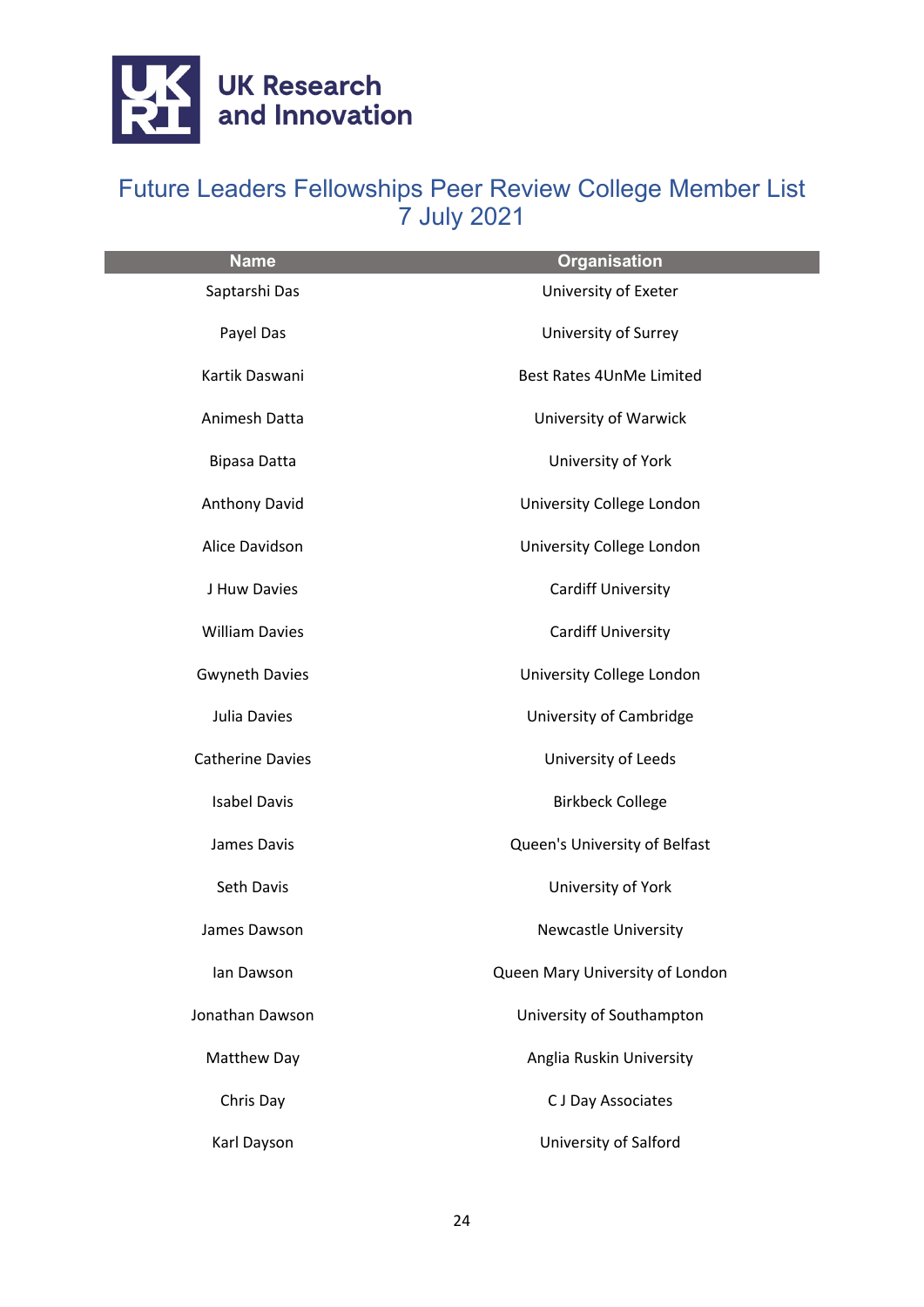# Future Leaders Fellowships Peer Review College Member List 7 July 2021

| Name | Organisation |
|---|---|
| Saptarshi Das | University of Exeter |
| Payel Das | University of Surrey |
| Kartik Daswani | Best Rates 4UnMe Limited |
| Animesh Datta | University of Warwick |
| Bipasa Datta | University of York |
| Anthony David | University College London |
| Alice Davidson | University College London |
| J Huw Davies | Cardiff University |
| William Davies | Cardiff University |
| Gwyneth Davies | University College London |
| Julia Davies | University of Cambridge |
| Catherine Davies | University of Leeds |
| Isabel Davis | Birkbeck College |
| James Davis | Queen's University of Belfast |
| Seth Davis | University of York |
| James Dawson | Newcastle University |
| Ian Dawson | Queen Mary University of London |
| Jonathan Dawson | University of Southampton |
| Matthew Day | Anglia Ruskin University |
| Chris Day | C J Day Associates |
| Karl Dayson | University of Salford |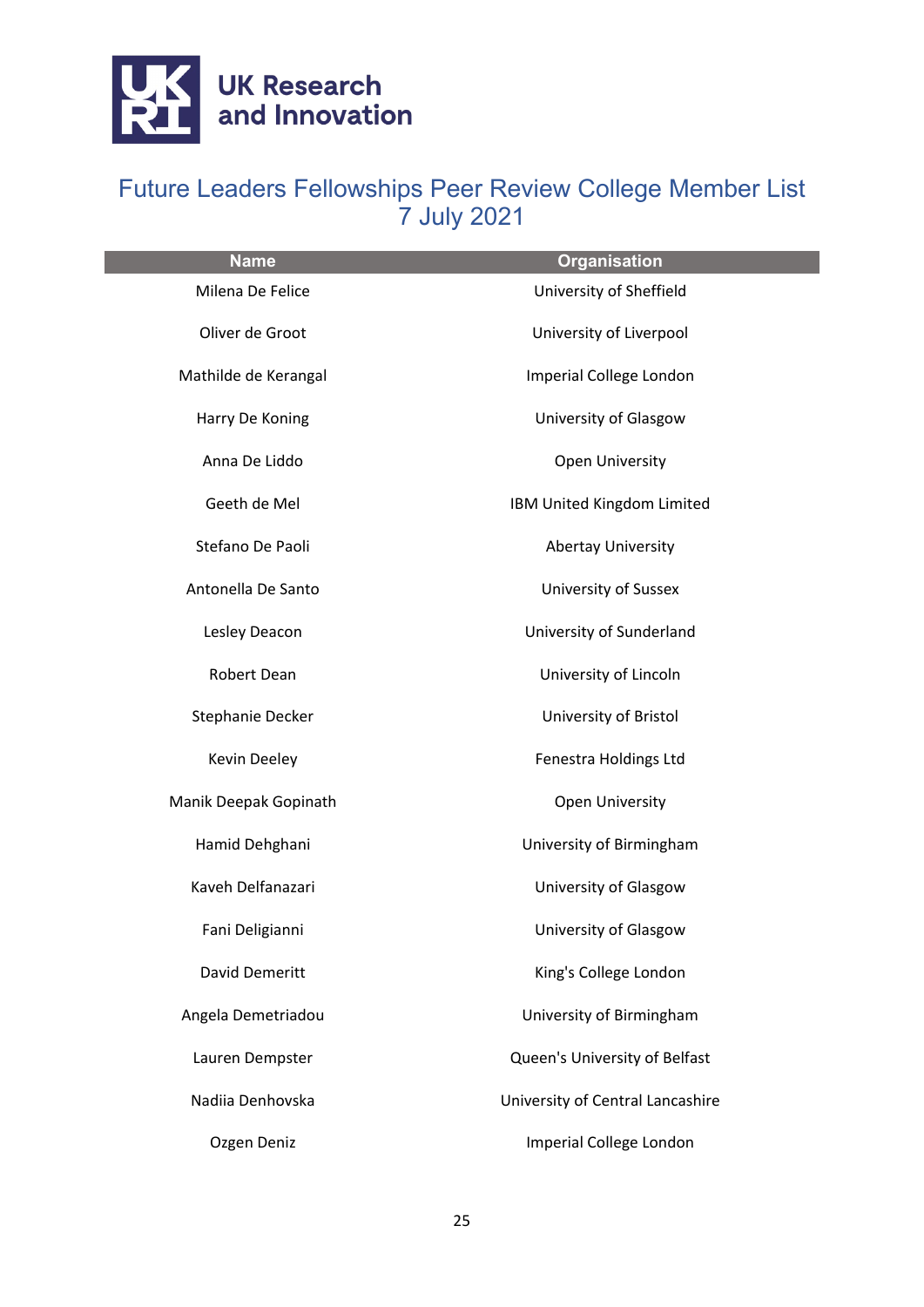UK Research and Innovation

# Future Leaders Fellowships Peer Review College Member List 7 July 2021

| Name | Organisation |
|---|---|
| Milena De Felice | University of Sheffield |
| Oliver de Groot | University of Liverpool |
| Mathilde de Kerangal | Imperial College London |
| Harry De Koning | University of Glasgow |
| Anna De Liddo | Open University |
| Geeth de Mel | IBM United Kingdom Limited |
| Stefano De Paoli | Abertay University |
| Antonella De Santo | University of Sussex |
| Lesley Deacon | University of Sunderland |
| Robert Dean | University of Lincoln |
| Stephanie Decker | University of Bristol |
| Kevin Deeley | Fenestra Holdings Ltd |
| Manik Deepak Gopinath | Open University |
| Hamid Dehghani | University of Birmingham |
| Kaveh Delfanazari | University of Glasgow |
| Fani Deligianni | University of Glasgow |
| David Demeritt | King's College London |
| Angela Demetriadou | University of Birmingham |
| Lauren Dempster | Queen's University of Belfast |
| Nadiia Denhovska | University of Central Lancashire |
| Ozgen Deniz | Imperial College London |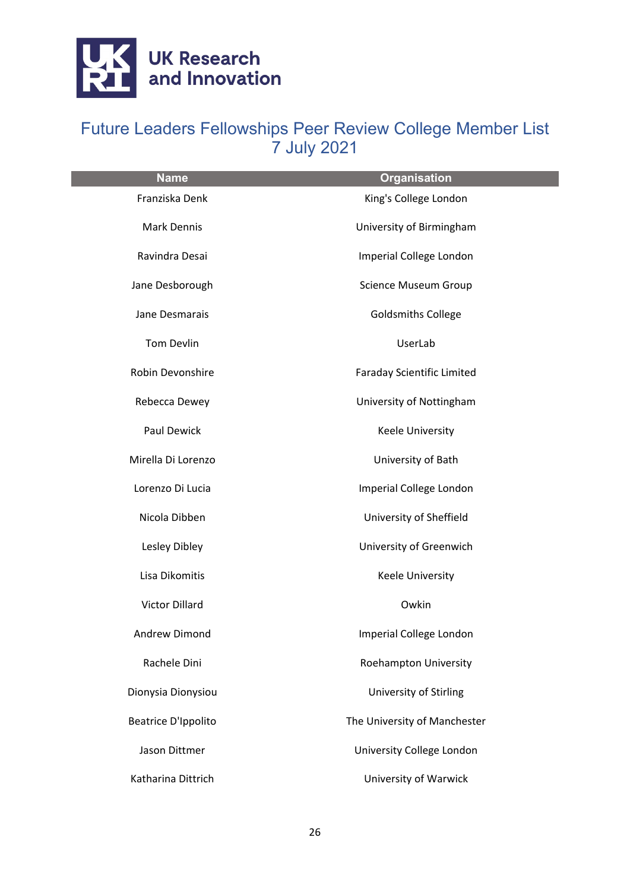# UK Research and Innovation

## Future Leaders Fellowships Peer Review College Member List 7 July 2021

| Name | Organisation |
| --- | --- |
| Franziska Denk | King's College London |
| Mark Dennis | University of Birmingham |
| Ravindra Desai | Imperial College London |
| Jane Desborough | Science Museum Group |
| Jane Desmarais | Goldsmiths College |
| Tom Devlin | UserLab |
| Robin Devonshire | Faraday Scientific Limited |
| Rebecca Dewey | University of Nottingham |
| Paul Dewick | Keele University |
| Mirella Di Lorenzo | University of Bath |
| Lorenzo Di Lucia | Imperial College London |
| Nicola Dibben | University of Sheffield |
| Lesley Dibley | University of Greenwich |
| Lisa Dikomitis | Keele University |
| Victor Dillard | Owkin |
| Andrew Dimond | Imperial College London |
| Rachele Dini | Roehampton University |
| Dionysia Dionysiou | University of Stirling |
| Beatrice D'Ippolito | The University of Manchester |
| Jason Dittmer | University College London |
| Katharina Dittrich | University of Warwick |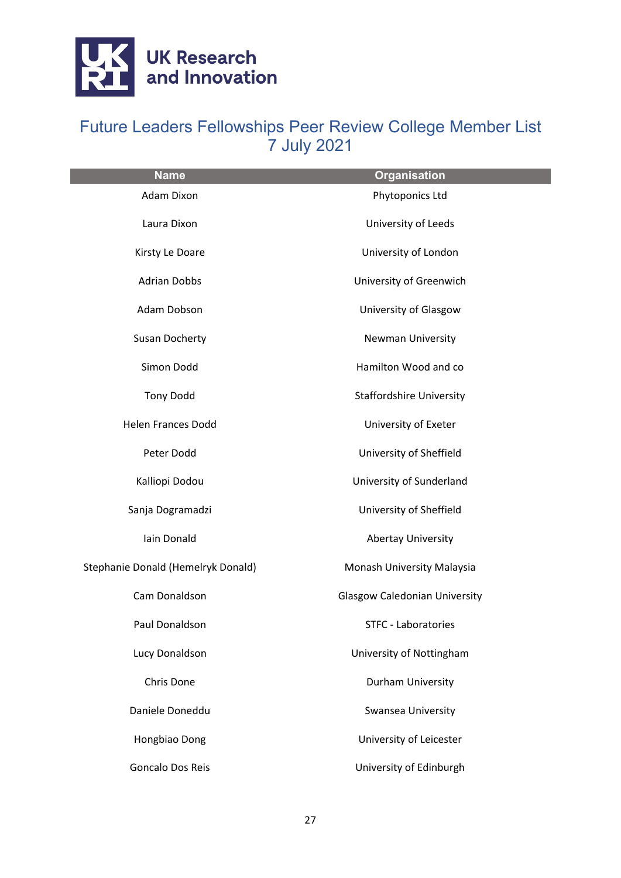# Future Leaders Fellowships Peer Review College Member List
7 July 2021

| Name | Organisation |
|---|---|
| Adam Dixon | Phytoponics Ltd |
| Laura Dixon | University of Leeds |
| Kirsty Le Doare | University of London |
| Adrian Dobbs | University of Greenwich |
| Adam Dobson | University of Glasgow |
| Susan Docherty | Newman University |
| Simon Dodd | Hamilton Wood and co |
| Tony Dodd | Staffordshire University |
| Helen Frances Dodd | University of Exeter |
| Peter Dodd | University of Sheffield |
| Kalliopi Dodou | University of Sunderland |
| Sanja Dogramadzi | University of Sheffield |
| Iain Donald | Abertay University |
| Stephanie Donald (Hemelryk Donald) | Monash University Malaysia |
| Cam Donaldson | Glasgow Caledonian University |
| Paul Donaldson | STFC - Laboratories |
| Lucy Donaldson | University of Nottingham |
| Chris Done | Durham University |
| Daniele Doneddu | Swansea University |
| Hongbiao Dong | University of Leicester |
| Goncalo Dos Reis | University of Edinburgh |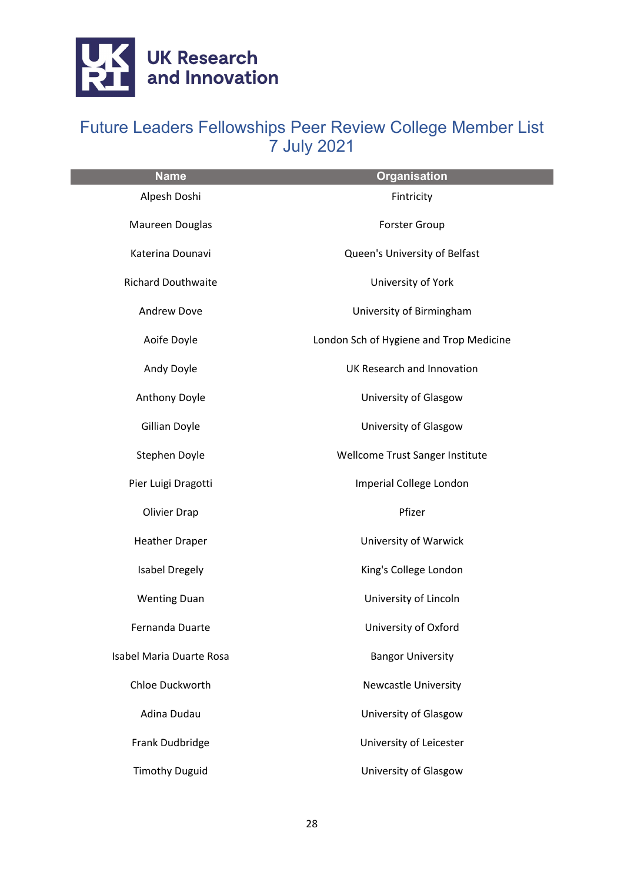UK Research and Innovation

# Future Leaders Fellowships Peer Review College Member List 7 July 2021

| Name | Organisation |
| --- | --- |
| Alpesh Doshi | Fintricity |
| Maureen Douglas | Forster Group |
| Katerina Dounavi | Queen's University of Belfast |
| Richard Douthwaite | University of York |
| Andrew Dove | University of Birmingham |
| Aoife Doyle | London Sch of Hygiene and Trop Medicine |
| Andy Doyle | UK Research and Innovation |
| Anthony Doyle | University of Glasgow |
| Gillian Doyle | University of Glasgow |
| Stephen Doyle | Wellcome Trust Sanger Institute |
| Pier Luigi Dragotti | Imperial College London |
| Olivier Drap | Pfizer |
| Heather Draper | University of Warwick |
| Isabel Dregely | King's College London |
| Wenting Duan | University of Lincoln |
| Fernanda Duarte | University of Oxford |
| Isabel Maria Duarte Rosa | Bangor University |
| Chloe Duckworth | Newcastle University |
| Adina Dudau | University of Glasgow |
| Frank Dudbridge | University of Leicester |
| Timothy Duguid | University of Glasgow |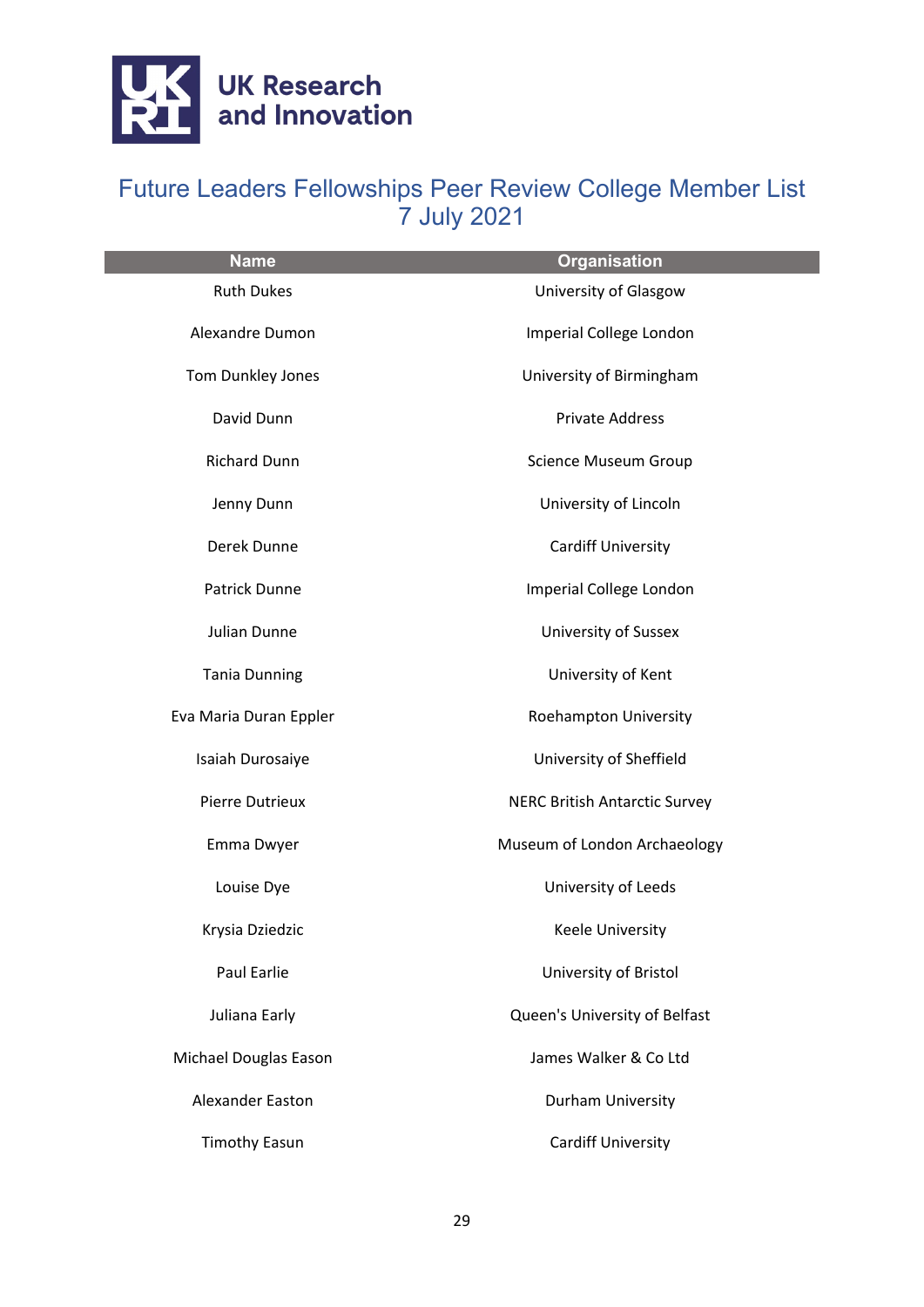# Future Leaders Fellowships Peer Review College Member List 7 July 2021

| Name | Organisation |
|---|---|
| Ruth Dukes | University of Glasgow |
| Alexandre Dumon | Imperial College London |
| Tom Dunkley Jones | University of Birmingham |
| David Dunn | Private Address |
| Richard Dunn | Science Museum Group |
| Jenny Dunn | University of Lincoln |
| Derek Dunne | Cardiff University |
| Patrick Dunne | Imperial College London |
| Julian Dunne | University of Sussex |
| Tania Dunning | University of Kent |
| Eva Maria Duran Eppler | Roehampton University |
| Isaiah Durosaiye | University of Sheffield |
| Pierre Dutrieux | NERC British Antarctic Survey |
| Emma Dwyer | Museum of London Archaeology |
| Louise Dye | University of Leeds |
| Krysia Dziedzic | Keele University |
| Paul Earlie | University of Bristol |
| Juliana Early | Queen's University of Belfast |
| Michael Douglas Eason | James Walker & Co Ltd |
| Alexander Easton | Durham University |
| Timothy Easun | Cardiff University |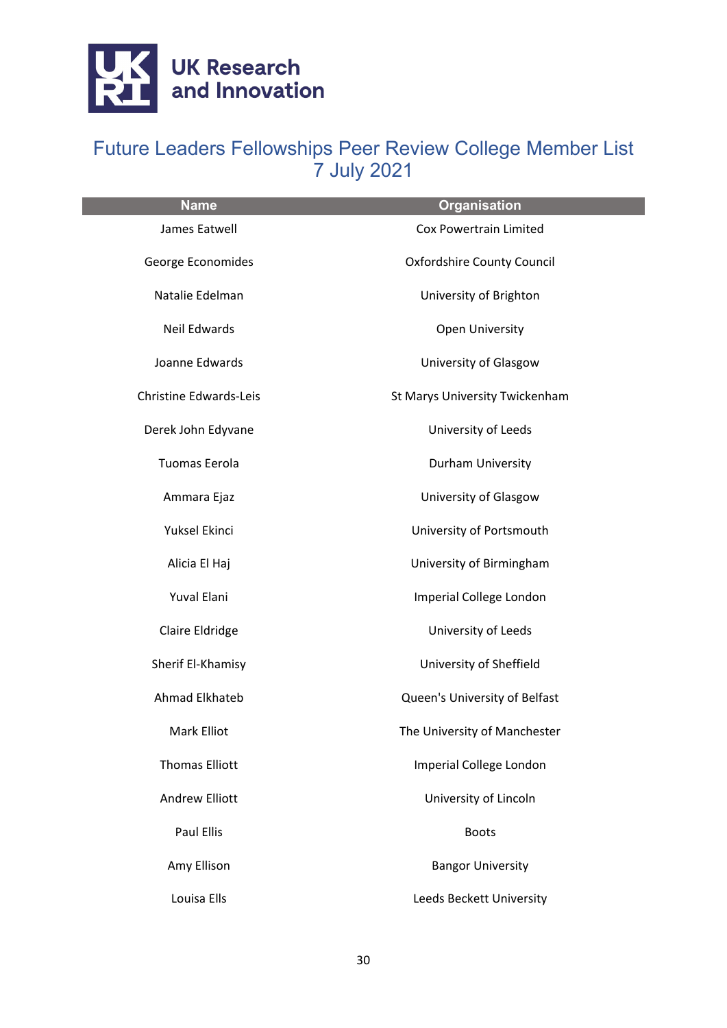# Future Leaders Fellowships Peer Review College Member List 7 July 2021

| Name | Organisation |
|---|---|
| James Eatwell | Cox Powertrain Limited |
| George Economides | Oxfordshire County Council |
| Natalie Edelman | University of Brighton |
| Neil Edwards | Open University |
| Joanne Edwards | University of Glasgow |
| Christine Edwards-Leis | St Marys University Twickenham |
| Derek John Edyvane | University of Leeds |
| Tuomas Eerola | Durham University |
| Ammara Ejaz | University of Glasgow |
| Yuksel Ekinci | University of Portsmouth |
| Alicia El Haj | University of Birmingham |
| Yuval Elani | Imperial College London |
| Claire Eldridge | University of Leeds |
| Sherif El-Khamisy | University of Sheffield |
| Ahmad Elkhateb | Queen's University of Belfast |
| Mark Elliot | The University of Manchester |
| Thomas Elliott | Imperial College London |
| Andrew Elliott | University of Lincoln |
| Paul Ellis | Boots |
| Amy Ellison | Bangor University |
| Louisa Ells | Leeds Beckett University |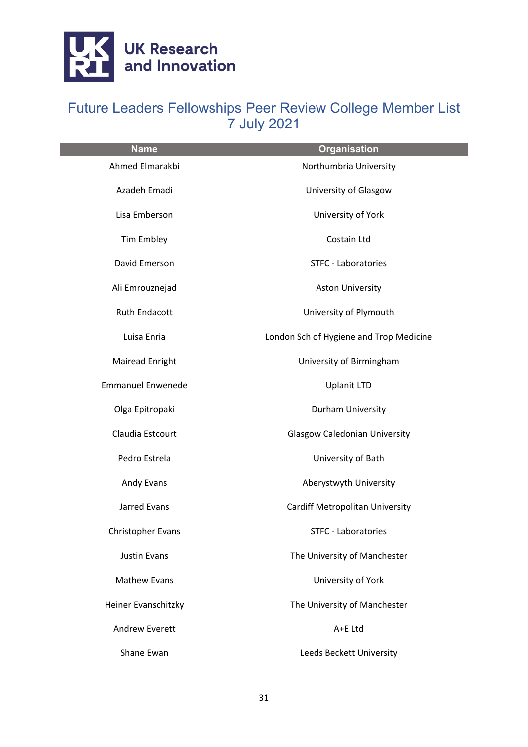# Future Leaders Fellowships Peer Review College Member List 7 July 2021

| Name | Organisation |
| --- | --- |
| Ahmed Elmarakbi | Northumbria University |
| Azadeh Emadi | University of Glasgow |
| Lisa Emberson | University of York |
| Tim Embley | Costain Ltd |
| David Emerson | STFC - Laboratories |
| Ali Emrouznejad | Aston University |
| Ruth Endacott | University of Plymouth |
| Luisa Enria | London Sch of Hygiene and Trop Medicine |
| Mairead Enright | University of Birmingham |
| Emmanuel Enwenede | Uplanit LTD |
| Olga Epitropaki | Durham University |
| Claudia Estcourt | Glasgow Caledonian University |
| Pedro Estrela | University of Bath |
| Andy Evans | Aberystwyth University |
| Jarred Evans | Cardiff Metropolitan University |
| Christopher Evans | STFC - Laboratories |
| Justin Evans | The University of Manchester |
| Mathew Evans | University of York |
| Heiner Evanschitzky | The University of Manchester |
| Andrew Everett | A+E Ltd |
| Shane Ewan | Leeds Beckett University |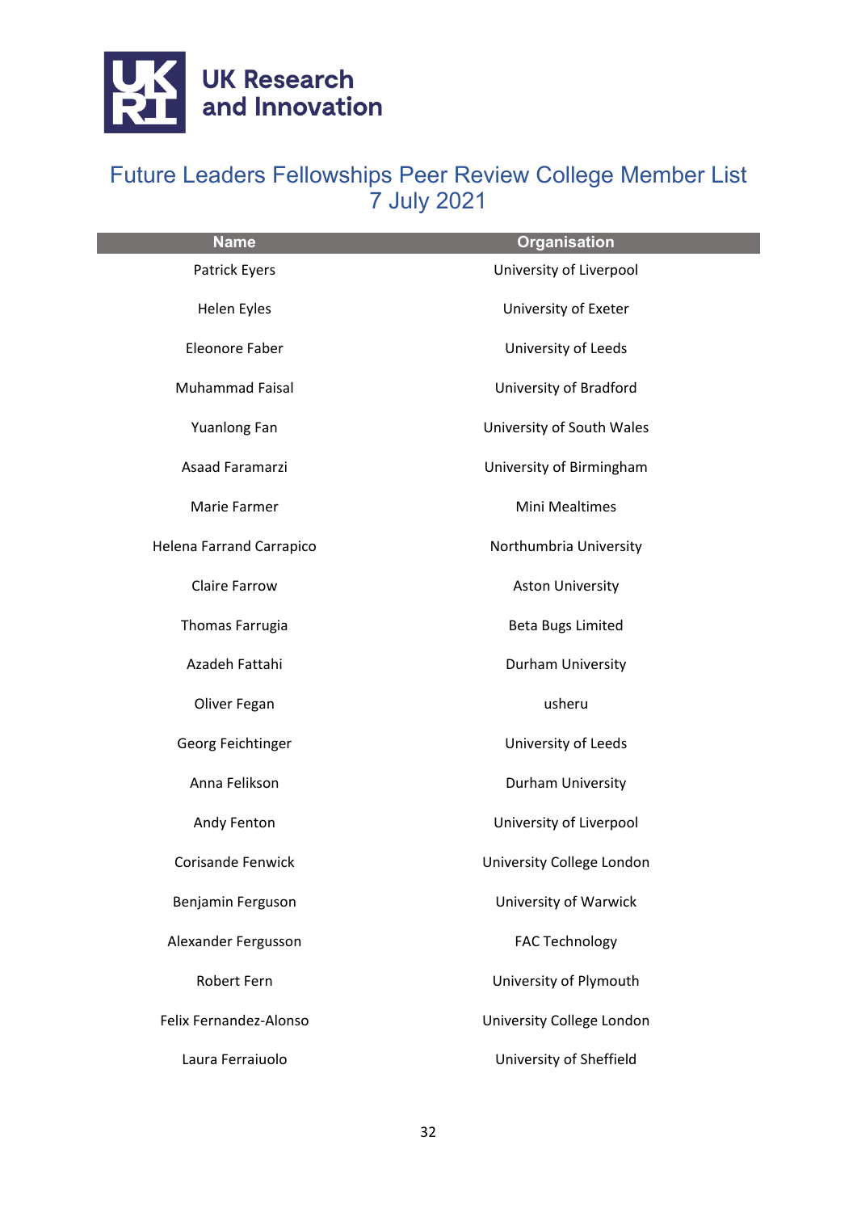# Future Leaders Fellowships Peer Review College Member List 7 July 2021

| Name | Organisation |
|---|---|
| Patrick Eyers | University of Liverpool |
| Helen Eyles | University of Exeter |
| Eleonore Faber | University of Leeds |
| Muhammad Faisal | University of Bradford |
| Yuanlong Fan | University of South Wales |
| Asaad Faramarzi | University of Birmingham |
| Marie Farmer | Mini Mealtimes |
| Helena Farrand Carrapico | Northumbria University |
| Claire Farrow | Aston University |
| Thomas Farrugia | Beta Bugs Limited |
| Azadeh Fattahi | Durham University |
| Oliver Fegan | usheru |
| Georg Feichtinger | University of Leeds |
| Anna Felikson | Durham University |
| Andy Fenton | University of Liverpool |
| Corisande Fenwick | University College London |
| Benjamin Ferguson | University of Warwick |
| Alexander Fergusson | FAC Technology |
| Robert Fern | University of Plymouth |
| Felix Fernandez-Alonso | University College London |
| Laura Ferraiuolo | University of Sheffield |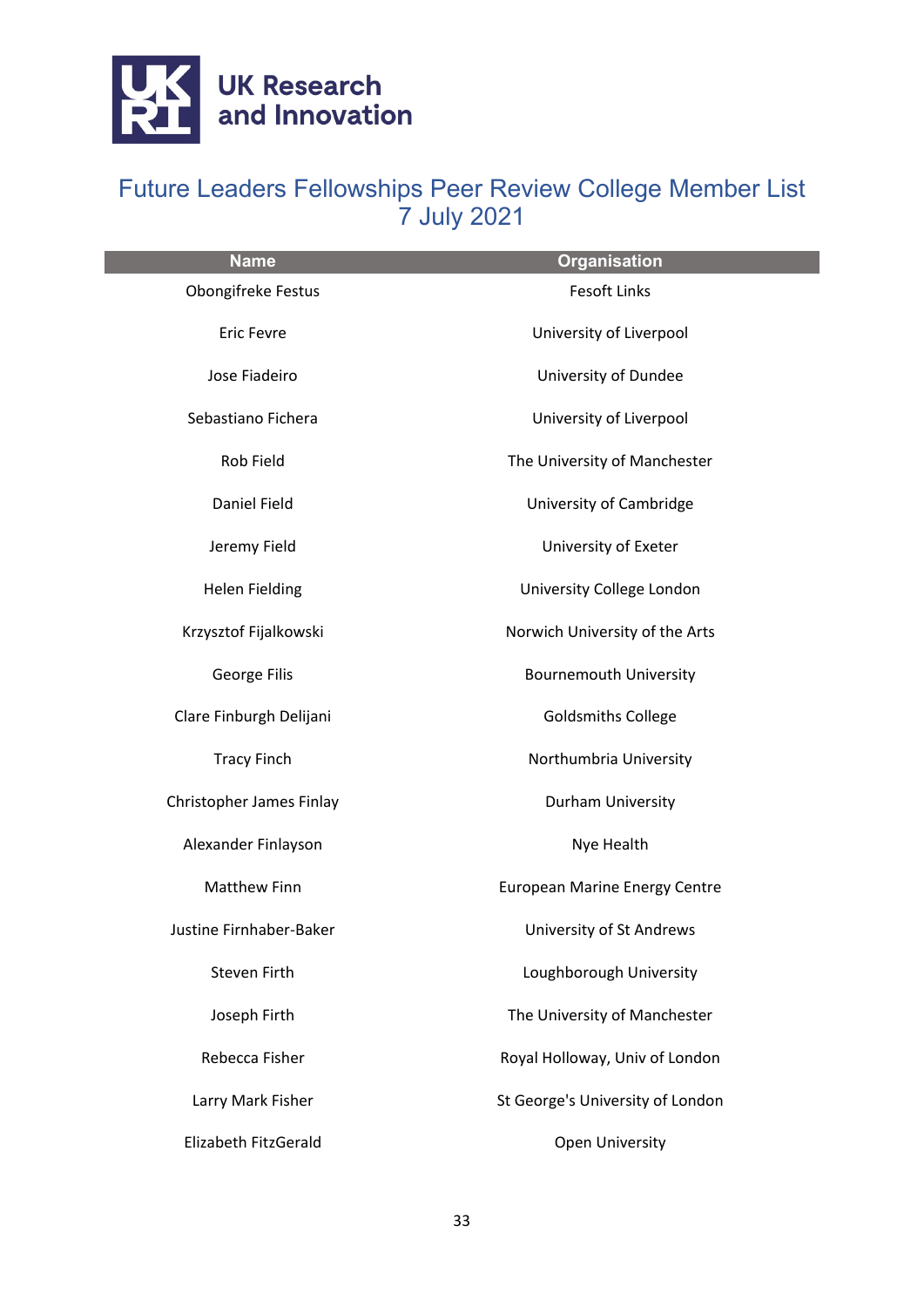# Future Leaders Fellowships Peer Review College Member List 7 July 2021

| Name | Organisation |
| --- | --- |
| Obongifreke Festus | Fesoft Links |
| Eric Fevre | University of Liverpool |
| Jose Fiadeiro | University of Dundee |
| Sebastiano Fichera | University of Liverpool |
| Rob Field | The University of Manchester |
| Daniel Field | University of Cambridge |
| Jeremy Field | University of Exeter |
| Helen Fielding | University College London |
| Krzysztof Fijalkowski | Norwich University of the Arts |
| George Filis | Bournemouth University |
| Clare Finburgh Delijani | Goldsmiths College |
| Tracy Finch | Northumbria University |
| Christopher James Finlay | Durham University |
| Alexander Finlayson | Nye Health |
| Matthew Finn | European Marine Energy Centre |
| Justine Firnhaber-Baker | University of St Andrews |
| Steven Firth | Loughborough University |
| Joseph Firth | The University of Manchester |
| Rebecca Fisher | Royal Holloway, Univ of London |
| Larry Mark Fisher | St George's University of London |
| Elizabeth FitzGerald | Open University |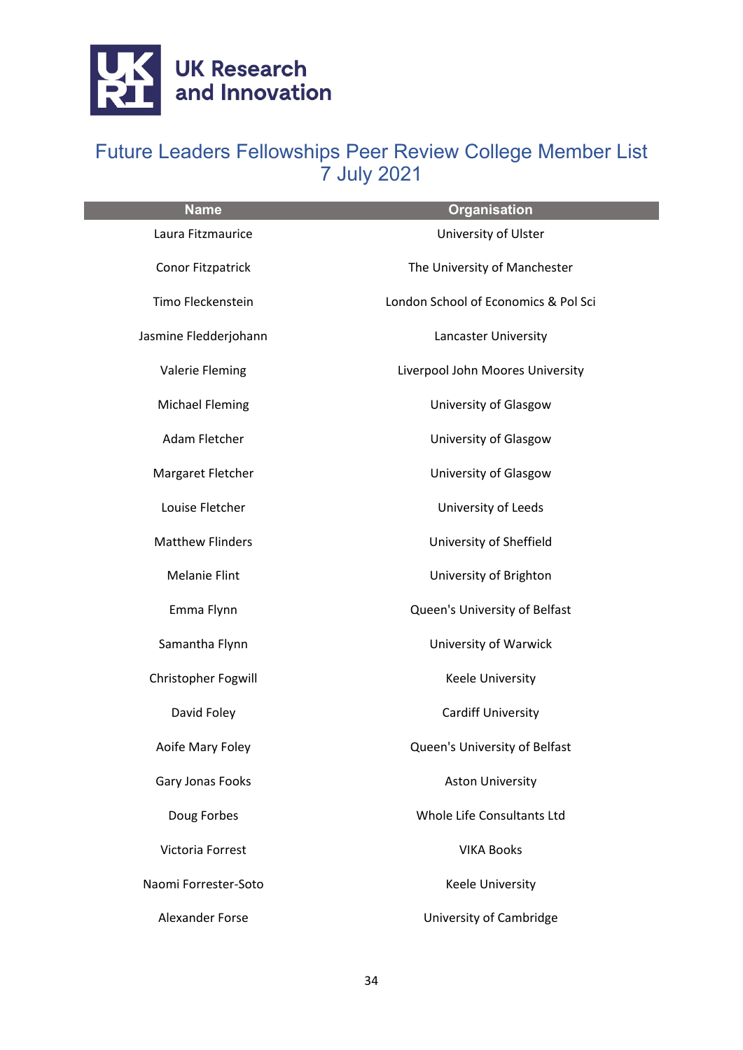UK Research and Innovation

# Future Leaders Fellowships Peer Review College Member List 7 July 2021

| Name | Organisation |
| --- | --- |
| Laura Fitzmaurice | University of Ulster |
| Conor Fitzpatrick | The University of Manchester |
| Timo Fleckenstein | London School of Economics & Pol Sci |
| Jasmine Fledderjohann | Lancaster University |
| Valerie Fleming | Liverpool John Moores University |
| Michael Fleming | University of Glasgow |
| Adam Fletcher | University of Glasgow |
| Margaret Fletcher | University of Glasgow |
| Louise Fletcher | University of Leeds |
| Matthew Flinders | University of Sheffield |
| Melanie Flint | University of Brighton |
| Emma Flynn | Queen's University of Belfast |
| Samantha Flynn | University of Warwick |
| Christopher Fogwill | Keele University |
| David Foley | Cardiff University |
| Aoife Mary Foley | Queen's University of Belfast |
| Gary Jonas Fooks | Aston University |
| Doug Forbes | Whole Life Consultants Ltd |
| Victoria Forrest | VIKA Books |
| Naomi Forrester-Soto | Keele University |
| Alexander Forse | University of Cambridge |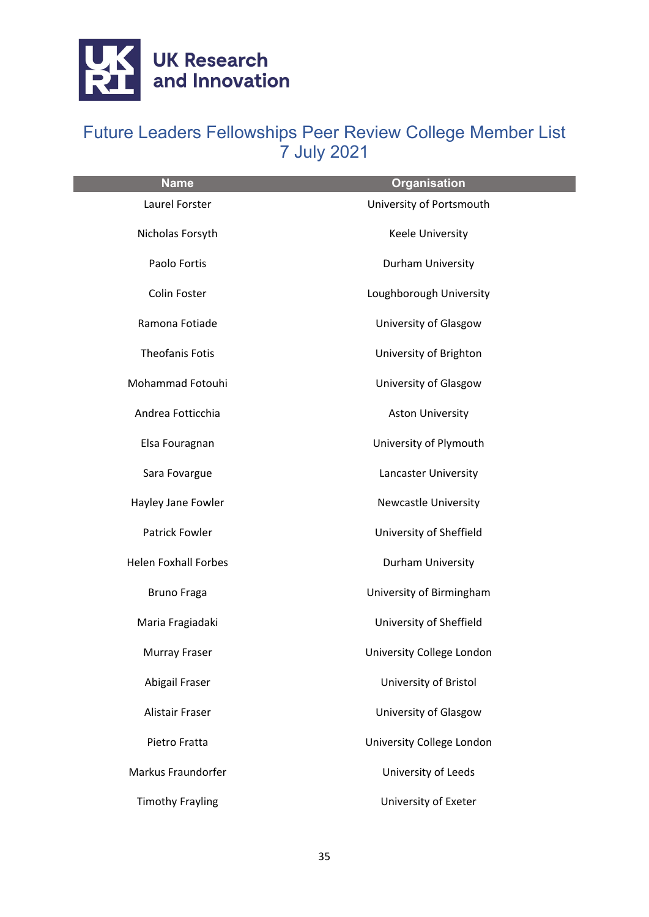# Future Leaders Fellowships Peer Review College Member List 7 July 2021

| Name | Organisation |
|---|---|
| Laurel Forster | University of Portsmouth |
| Nicholas Forsyth | Keele University |
| Paolo Fortis | Durham University |
| Colin Foster | Loughborough University |
| Ramona Fotiade | University of Glasgow |
| Theofanis Fotis | University of Brighton |
| Mohammad Fotouhi | University of Glasgow |
| Andrea Fotticchia | Aston University |
| Elsa Fouragnan | University of Plymouth |
| Sara Fovargue | Lancaster University |
| Hayley Jane Fowler | Newcastle University |
| Patrick Fowler | University of Sheffield |
| Helen Foxhall Forbes | Durham University |
| Bruno Fraga | University of Birmingham |
| Maria Fragiadaki | University of Sheffield |
| Murray Fraser | University College London |
| Abigail Fraser | University of Bristol |
| Alistair Fraser | University of Glasgow |
| Pietro Fratta | University College London |
| Markus Fraundorfer | University of Leeds |
| Timothy Frayling | University of Exeter |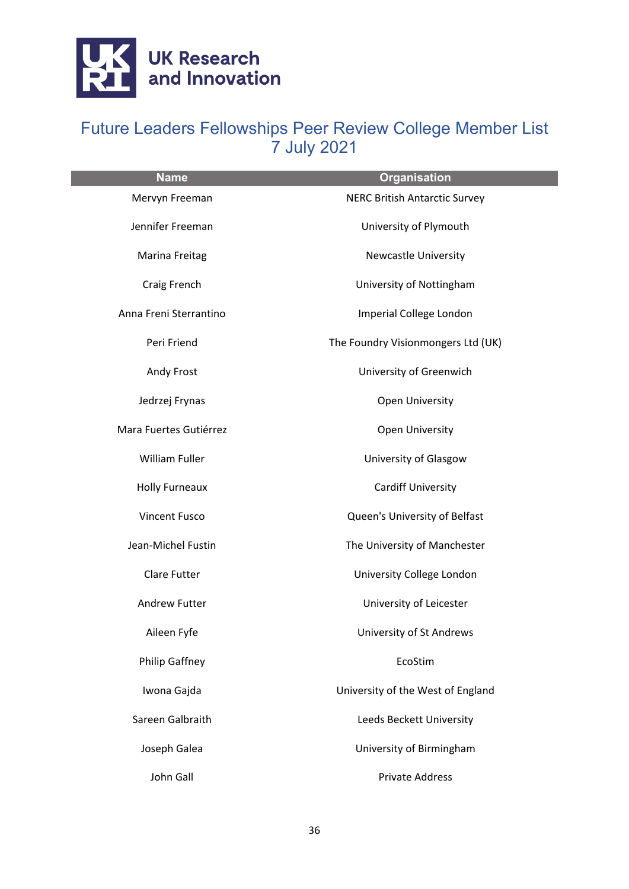# Future Leaders Fellowships Peer Review College Member List 7 July 2021

| Name | Organisation |
|---|---|
| Mervyn Freeman | NERC British Antarctic Survey |
| Jennifer Freeman | University of Plymouth |
| Marina Freitag | Newcastle University |
| Craig French | University of Nottingham |
| Anna Freni Sterrantino | Imperial College London |
| Peri Friend | The Foundry Visionmongers Ltd (UK) |
| Andy Frost | University of Greenwich |
| Jedrzej Frynas | Open University |
| Mara Fuertes Gutiérrez | Open University |
| William Fuller | University of Glasgow |
| Holly Furneaux | Cardiff University |
| Vincent Fusco | Queen's University of Belfast |
| Jean-Michel Fustin | The University of Manchester |
| Clare Futter | University College London |
| Andrew Futter | University of Leicester |
| Aileen Fyfe | University of St Andrews |
| Philip Gaffney | EcoStim |
| Iwona Gajda | University of the West of England |
| Sareen Galbraith | Leeds Beckett University |
| Joseph Galea | University of Birmingham |
| John Gall | Private Address |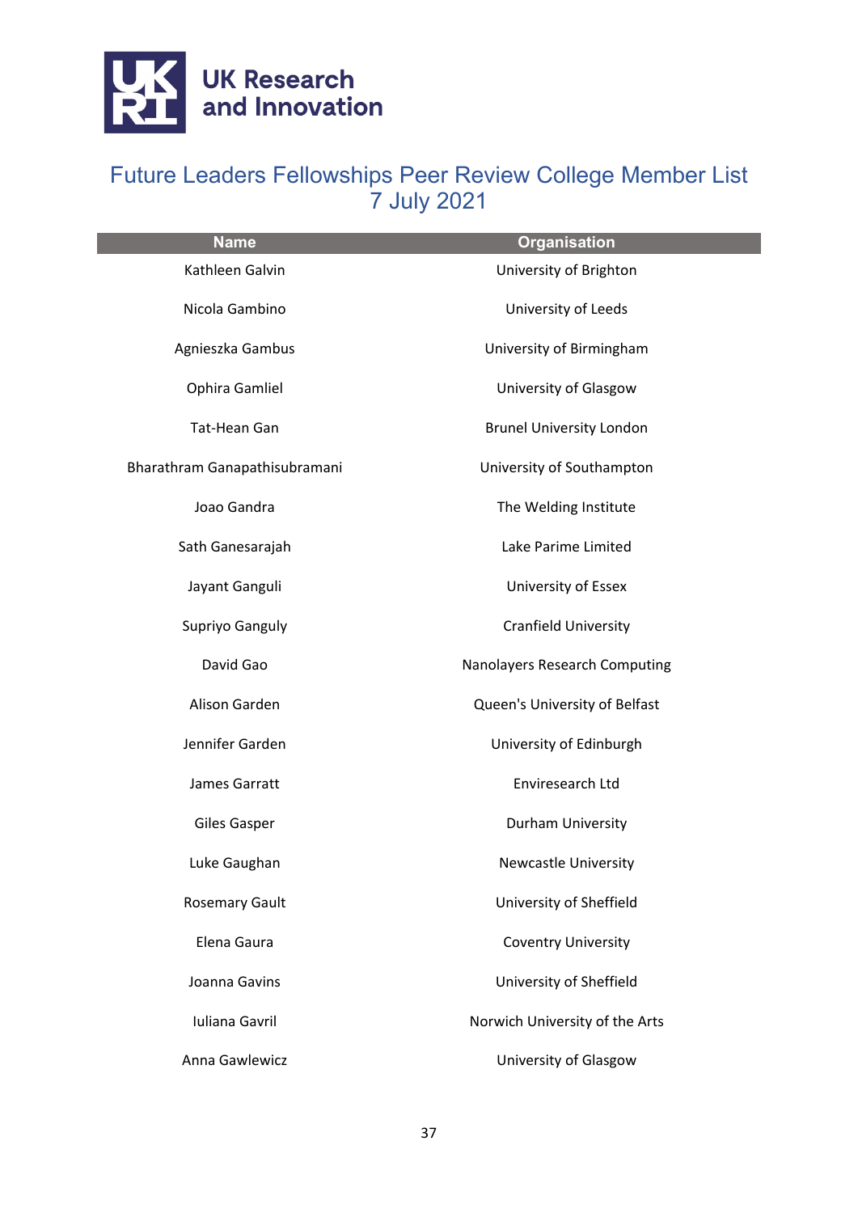# Future Leaders Fellowships Peer Review College Member List 7 July 2021

| Name | Organisation |
|---|---|
| Kathleen Galvin | University of Brighton |
| Nicola Gambino | University of Leeds |
| Agnieszka Gambus | University of Birmingham |
| Ophira Gamliel | University of Glasgow |
| Tat-Hean Gan | Brunel University London |
| Bharathram Ganapathisubramani | University of Southampton |
| Joao Gandra | The Welding Institute |
| Sath Ganesarajah | Lake Parime Limited |
| Jayant Ganguli | University of Essex |
| Supriyo Ganguly | Cranfield University |
| David Gao | Nanolayers Research Computing |
| Alison Garden | Queen's University of Belfast |
| Jennifer Garden | University of Edinburgh |
| James Garratt | Enviresearch Ltd |
| Giles Gasper | Durham University |
| Luke Gaughan | Newcastle University |
| Rosemary Gault | University of Sheffield |
| Elena Gaura | Coventry University |
| Joanna Gavins | University of Sheffield |
| Iuliana Gavril | Norwich University of the Arts |
| Anna Gawlewicz | University of Glasgow |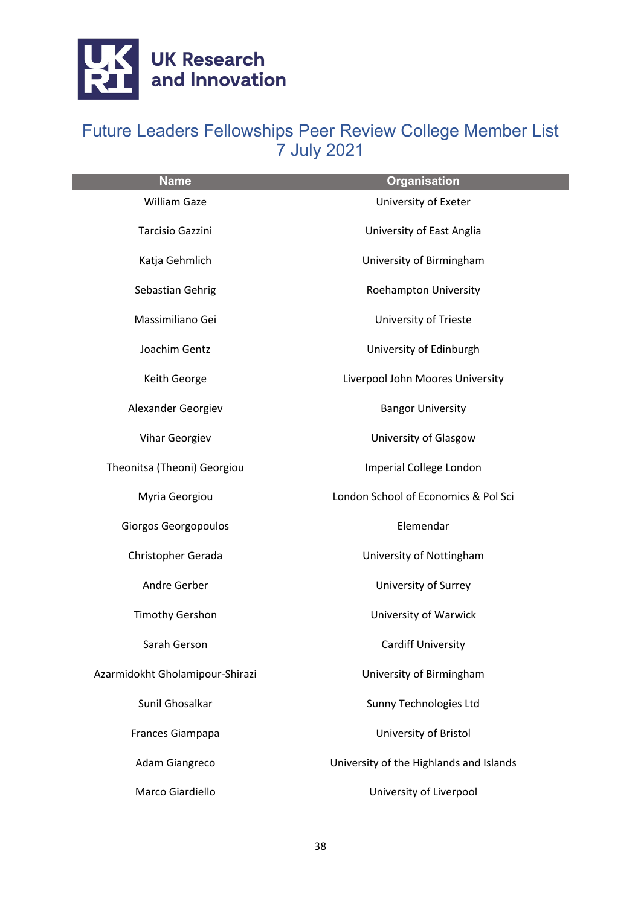UK Research and Innovation

# Future Leaders Fellowships Peer Review College Member List 7 July 2021

| Name | Organisation |
|---|---|
| William Gaze | University of Exeter |
| Tarcisio Gazzini | University of East Anglia |
| Katja Gehmlich | University of Birmingham |
| Sebastian Gehrig | Roehampton University |
| Massimiliano Gei | University of Trieste |
| Joachim Gentz | University of Edinburgh |
| Keith George | Liverpool John Moores University |
| Alexander Georgiev | Bangor University |
| Vihar Georgiev | University of Glasgow |
| Theonitsa (Theoni) Georgiou | Imperial College London |
| Myria Georgiou | London School of Economics & Pol Sci |
| Giorgos Georgopoulos | Elemendar |
| Christopher Gerada | University of Nottingham |
| Andre Gerber | University of Surrey |
| Timothy Gershon | University of Warwick |
| Sarah Gerson | Cardiff University |
| Azarmidokht Gholamipour-Shirazi | University of Birmingham |
| Sunil Ghosalkar | Sunny Technologies Ltd |
| Frances Giampapa | University of Bristol |
| Adam Giangreco | University of the Highlands and Islands |
| Marco Giardiello | University of Liverpool |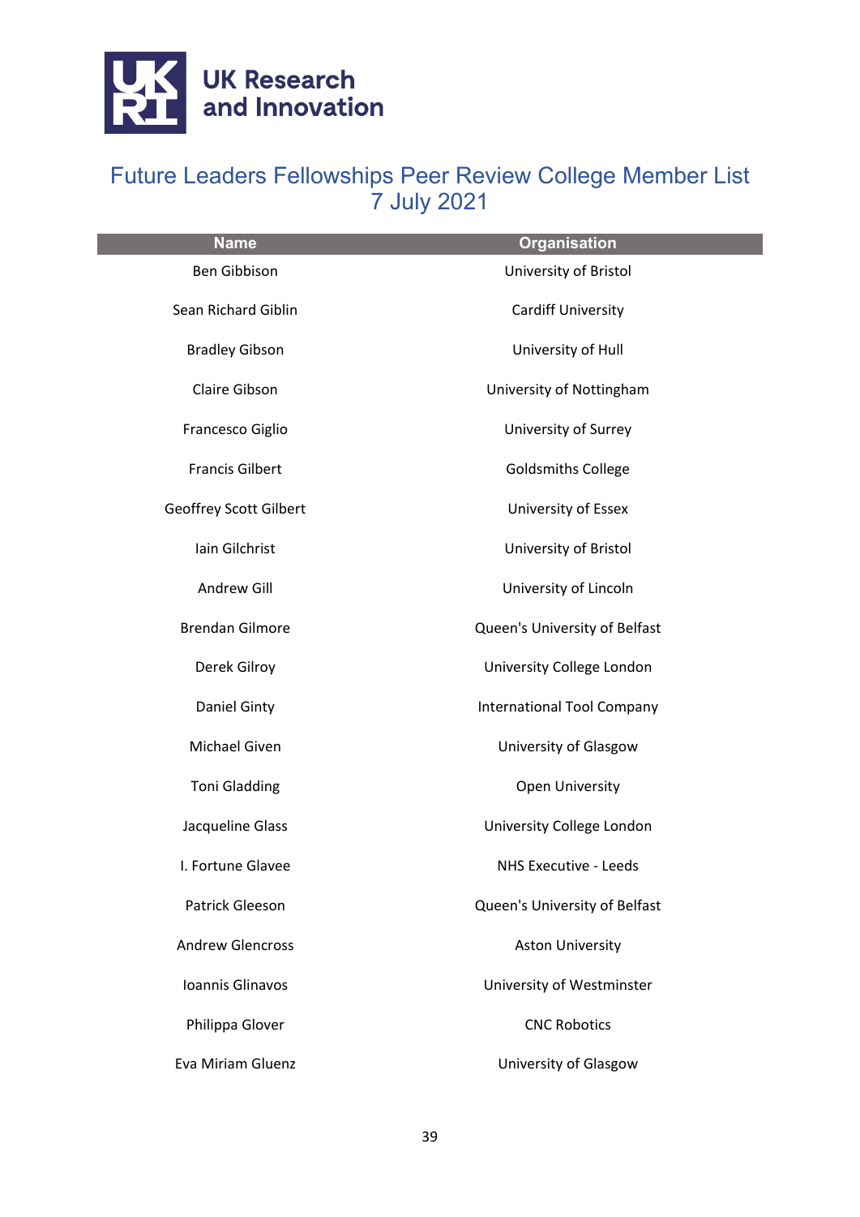UK Research and Innovation

# Future Leaders Fellowships Peer Review College Member List
## 7 July 2021

| Name | Organisation |
| --- | --- |
| Ben Gibbison | University of Bristol |
| Sean Richard Giblin | Cardiff University |
| Bradley Gibson | University of Hull |
| Claire Gibson | University of Nottingham |
| Francesco Giglio | University of Surrey |
| Francis Gilbert | Goldsmiths College |
| Geoffrey Scott Gilbert | University of Essex |
| Iain Gilchrist | University of Bristol |
| Andrew Gill | University of Lincoln |
| Brendan Gilmore | Queen's University of Belfast |
| Derek Gilroy | University College London |
| Daniel Ginty | International Tool Company |
| Michael Given | University of Glasgow |
| Toni Gladding | Open University |
| Jacqueline Glass | University College London |
| I. Fortune Glavee | NHS Executive - Leeds |
| Patrick Gleeson | Queen's University of Belfast |
| Andrew Glencross | Aston University |
| Ioannis Glinavos | University of Westminster |
| Philippa Glover | CNC Robotics |
| Eva Miriam Gluenz | University of Glasgow |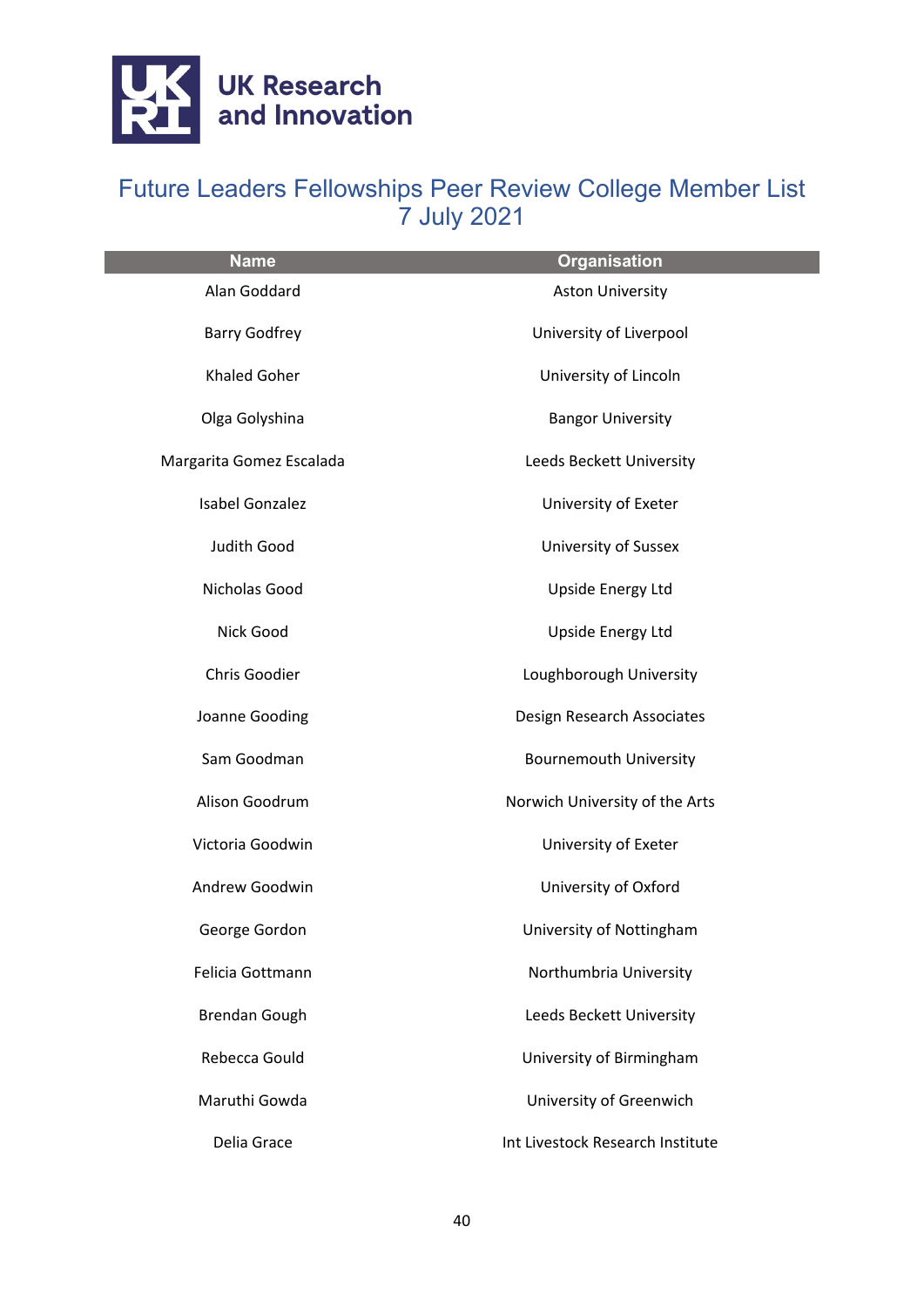# Future Leaders Fellowships Peer Review College Member List
## 7 July 2021

| Name | Organisation |
| --- | --- |
| Alan Goddard | Aston University |
| Barry Godfrey | University of Liverpool |
| Khaled Goher | University of Lincoln |
| Olga Golyshina | Bangor University |
| Margarita Gomez Escalada | Leeds Beckett University |
| Isabel Gonzalez | University of Exeter |
| Judith Good | University of Sussex |
| Nicholas Good | Upside Energy Ltd |
| Nick Good | Upside Energy Ltd |
| Chris Goodier | Loughborough University |
| Joanne Gooding | Design Research Associates |
| Sam Goodman | Bournemouth University |
| Alison Goodrum | Norwich University of the Arts |
| Victoria Goodwin | University of Exeter |
| Andrew Goodwin | University of Oxford |
| George Gordon | University of Nottingham |
| Felicia Gottmann | Northumbria University |
| Brendan Gough | Leeds Beckett University |
| Rebecca Gould | University of Birmingham |
| Maruthi Gowda | University of Greenwich |
| Delia Grace | Int Livestock Research Institute |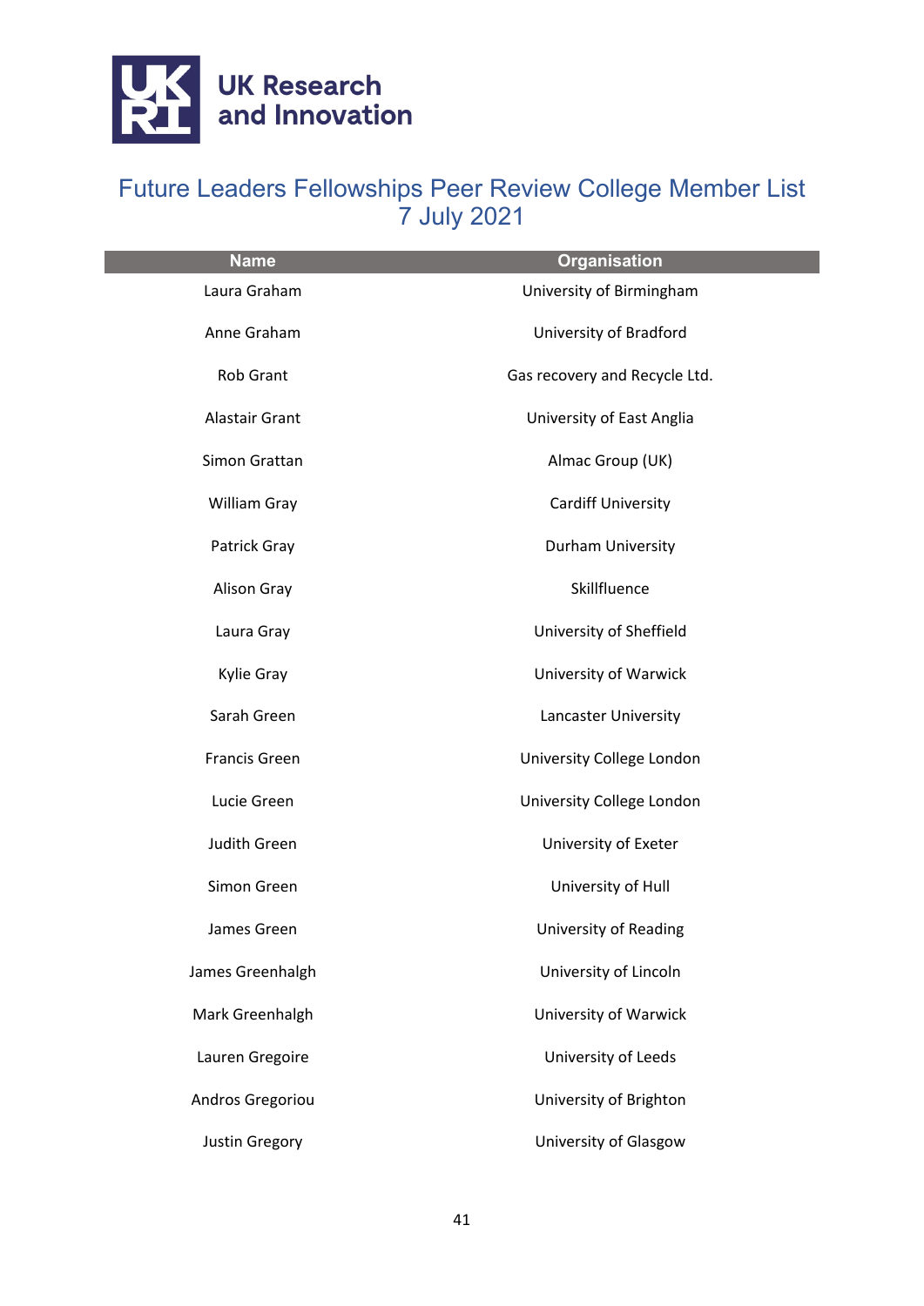# Future Leaders Fellowships Peer Review College Member List 7 July 2021

| Name | Organisation |
| --- | --- |
| Laura Graham | University of Birmingham |
| Anne Graham | University of Bradford |
| Rob Grant | Gas recovery and Recycle Ltd. |
| Alastair Grant | University of East Anglia |
| Simon Grattan | Almac Group (UK) |
| William Gray | Cardiff University |
| Patrick Gray | Durham University |
| Alison Gray | Skillfluence |
| Laura Gray | University of Sheffield |
| Kylie Gray | University of Warwick |
| Sarah Green | Lancaster University |
| Francis Green | University College London |
| Lucie Green | University College London |
| Judith Green | University of Exeter |
| Simon Green | University of Hull |
| James Green | University of Reading |
| James Greenhalgh | University of Lincoln |
| Mark Greenhalgh | University of Warwick |
| Lauren Gregoire | University of Leeds |
| Andros Gregoriou | University of Brighton |
| Justin Gregory | University of Glasgow |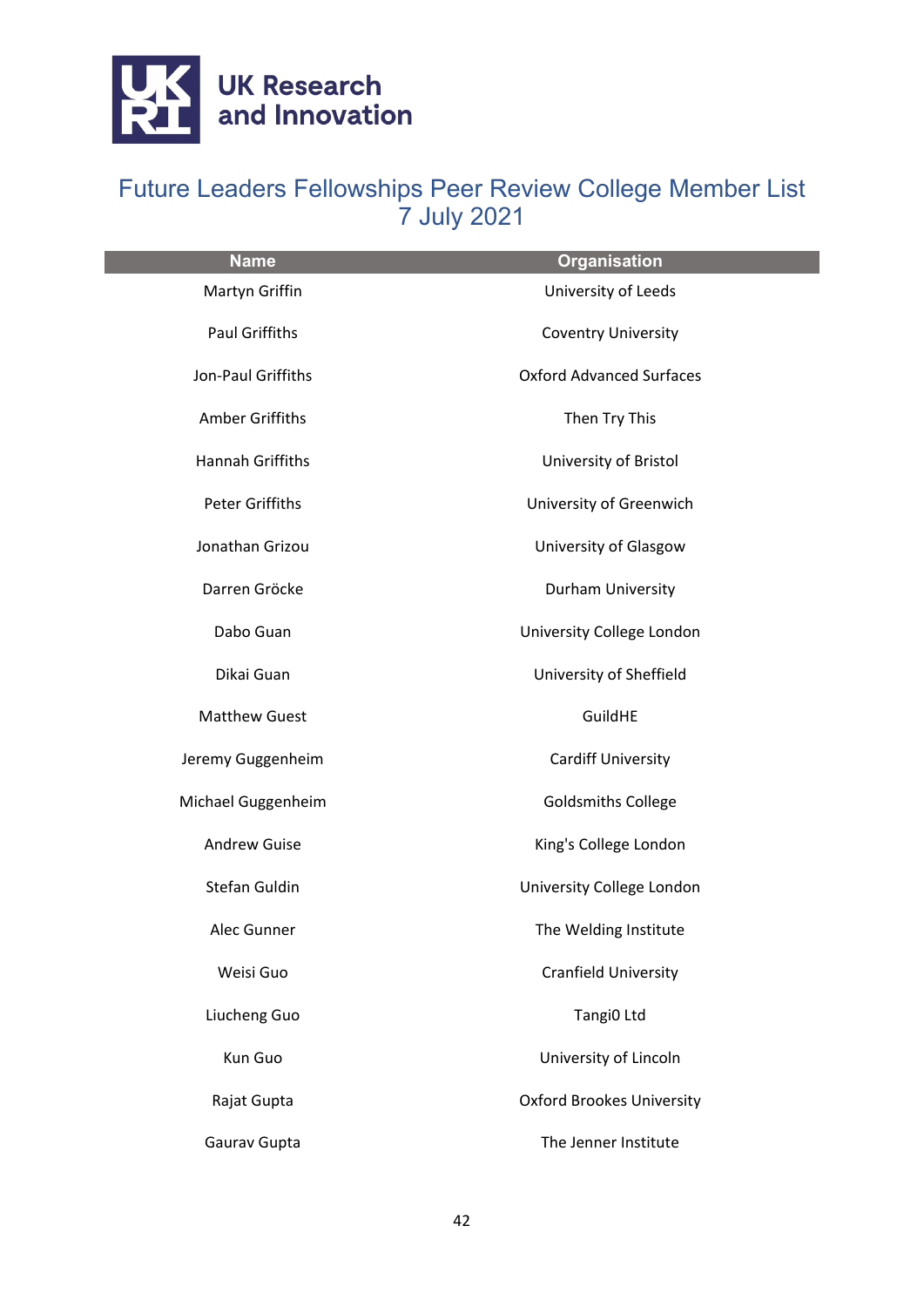# Future Leaders Fellowships Peer Review College Member List 7 July 2021

| Name | Organisation |
| --- | --- |
| Martyn Griffin | University of Leeds |
| Paul Griffiths | Coventry University |
| Jon-Paul Griffiths | Oxford Advanced Surfaces |
| Amber Griffiths | Then Try This |
| Hannah Griffiths | University of Bristol |
| Peter Griffiths | University of Greenwich |
| Jonathan Grizou | University of Glasgow |
| Darren Gröcke | Durham University |
| Dabo Guan | University College London |
| Dikai Guan | University of Sheffield |
| Matthew Guest | GuildHE |
| Jeremy Guggenheim | Cardiff University |
| Michael Guggenheim | Goldsmiths College |
| Andrew Guise | King's College London |
| Stefan Guldin | University College London |
| Alec Gunner | The Welding Institute |
| Weisi Guo | Cranfield University |
| Liucheng Guo | Tangi0 Ltd |
| Kun Guo | University of Lincoln |
| Rajat Gupta | Oxford Brookes University |
| Gaurav Gupta | The Jenner Institute |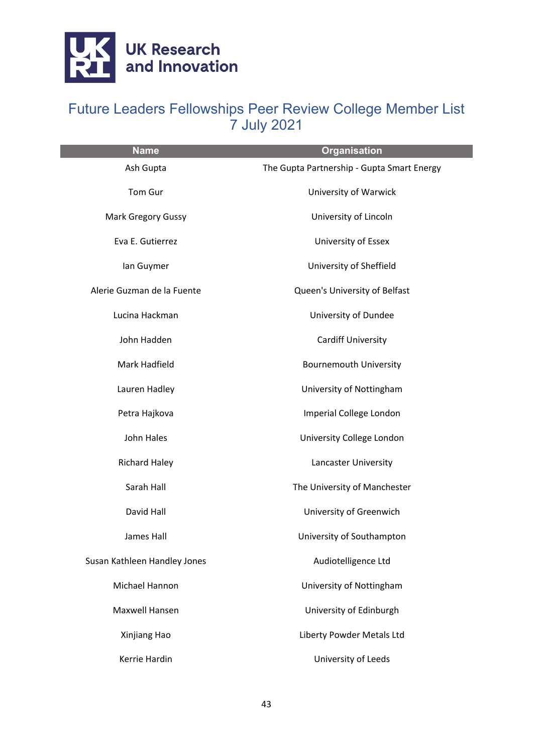# Future Leaders Fellowships Peer Review College Member List
7 July 2021

| Name | Organisation |
|---|---|
| Ash Gupta | The Gupta Partnership - Gupta Smart Energy |
| Tom Gur | University of Warwick |
| Mark Gregory Gussy | University of Lincoln |
| Eva E. Gutierrez | University of Essex |
| Ian Guymer | University of Sheffield |
| Alerie Guzman de la Fuente | Queen's University of Belfast |
| Lucina Hackman | University of Dundee |
| John Hadden | Cardiff University |
| Mark Hadfield | Bournemouth University |
| Lauren Hadley | University of Nottingham |
| Petra Hajkova | Imperial College London |
| John Hales | University College London |
| Richard Haley | Lancaster University |
| Sarah Hall | The University of Manchester |
| David Hall | University of Greenwich |
| James Hall | University of Southampton |
| Susan Kathleen Handley Jones | Audiotelligence Ltd |
| Michael Hannon | University of Nottingham |
| Maxwell Hansen | University of Edinburgh |
| Xinjiang Hao | Liberty Powder Metals Ltd |
| Kerrie Hardin | University of Leeds |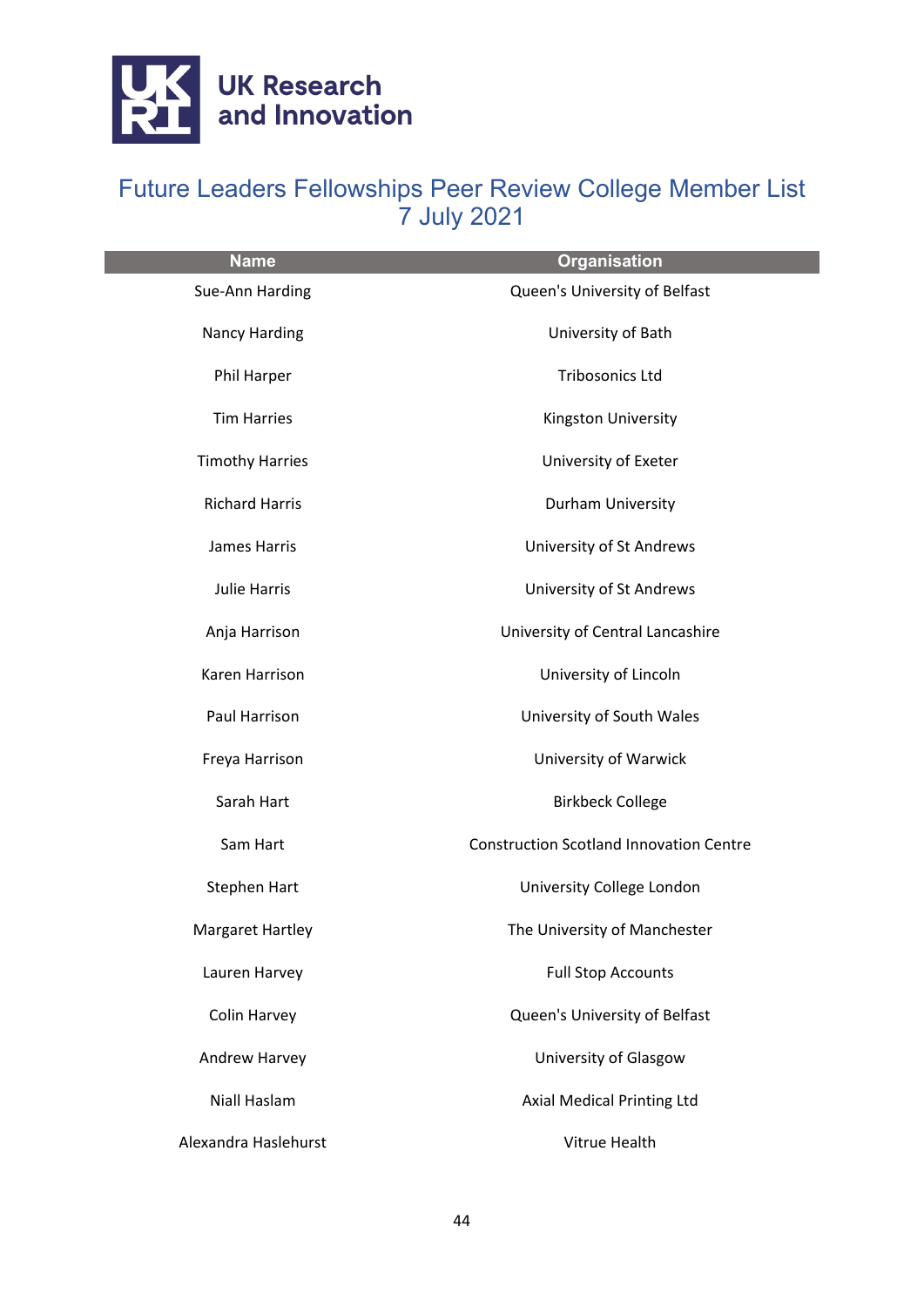UK Research and Innovation

# Future Leaders Fellowships Peer Review College Member List 7 July 2021

| Name | Organisation |
|---|---|
| Sue-Ann Harding | Queen's University of Belfast |
| Nancy Harding | University of Bath |
| Phil Harper | Tribosonics Ltd |
| Tim Harries | Kingston University |
| Timothy Harries | University of Exeter |
| Richard Harris | Durham University |
| James Harris | University of St Andrews |
| Julie Harris | University of St Andrews |
| Anja Harrison | University of Central Lancashire |
| Karen Harrison | University of Lincoln |
| Paul Harrison | University of South Wales |
| Freya Harrison | University of Warwick |
| Sarah Hart | Birkbeck College |
| Sam Hart | Construction Scotland Innovation Centre |
| Stephen Hart | University College London |
| Margaret Hartley | The University of Manchester |
| Lauren Harvey | Full Stop Accounts |
| Colin Harvey | Queen's University of Belfast |
| Andrew Harvey | University of Glasgow |
| Niall Haslam | Axial Medical Printing Ltd |
| Alexandra Haslehurst | Vitrue Health |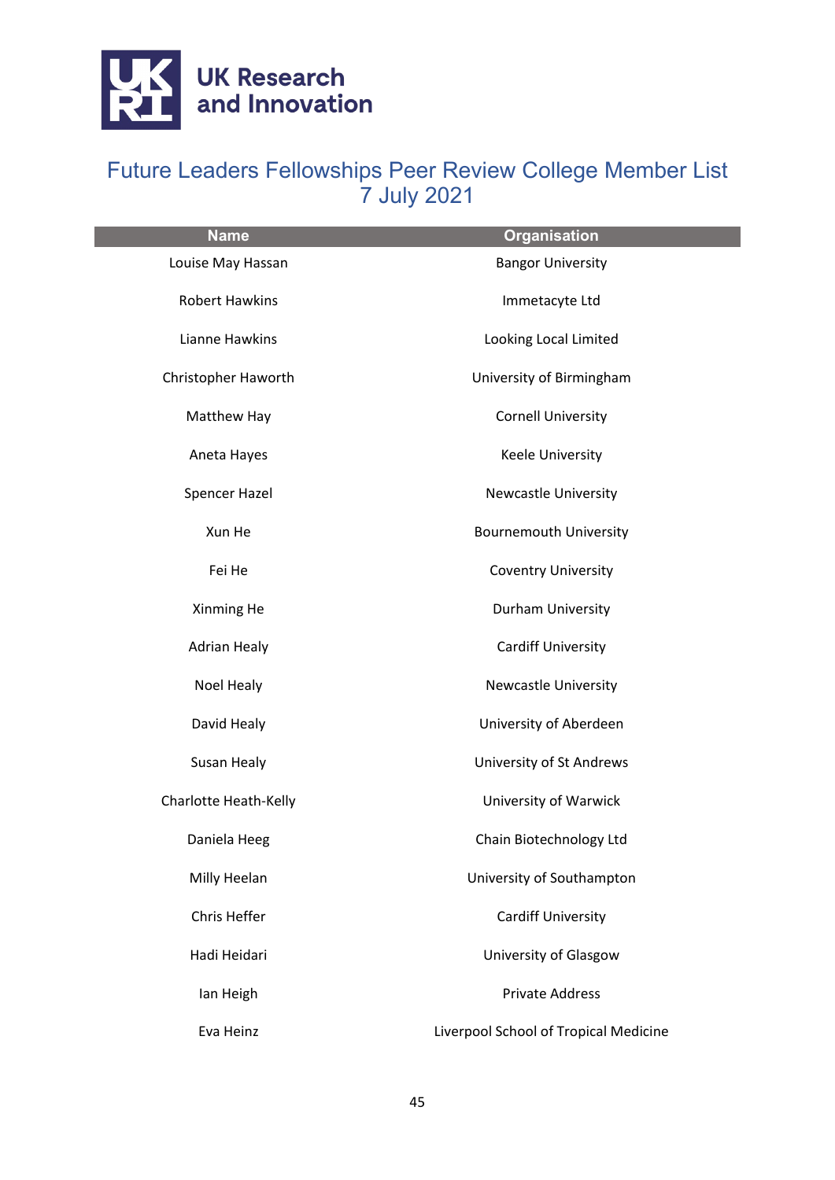# Future Leaders Fellowships Peer Review College Member List
# 7 July 2021

| Name | Organisation |
|---|---|
| Louise May Hassan | Bangor University |
| Robert Hawkins | Immetacyte Ltd |
| Lianne Hawkins | Looking Local Limited |
| Christopher Haworth | University of Birmingham |
| Matthew Hay | Cornell University |
| Aneta Hayes | Keele University |
| Spencer Hazel | Newcastle University |
| Xun He | Bournemouth University |
| Fei He | Coventry University |
| Xinming He | Durham University |
| Adrian Healy | Cardiff University |
| Noel Healy | Newcastle University |
| David Healy | University of Aberdeen |
| Susan Healy | University of St Andrews |
| Charlotte Heath-Kelly | University of Warwick |
| Daniela Heeg | Chain Biotechnology Ltd |
| Milly Heelan | University of Southampton |
| Chris Heffer | Cardiff University |
| Hadi Heidari | University of Glasgow |
| Ian Heigh | Private Address |
| Eva Heinz | Liverpool School of Tropical Medicine |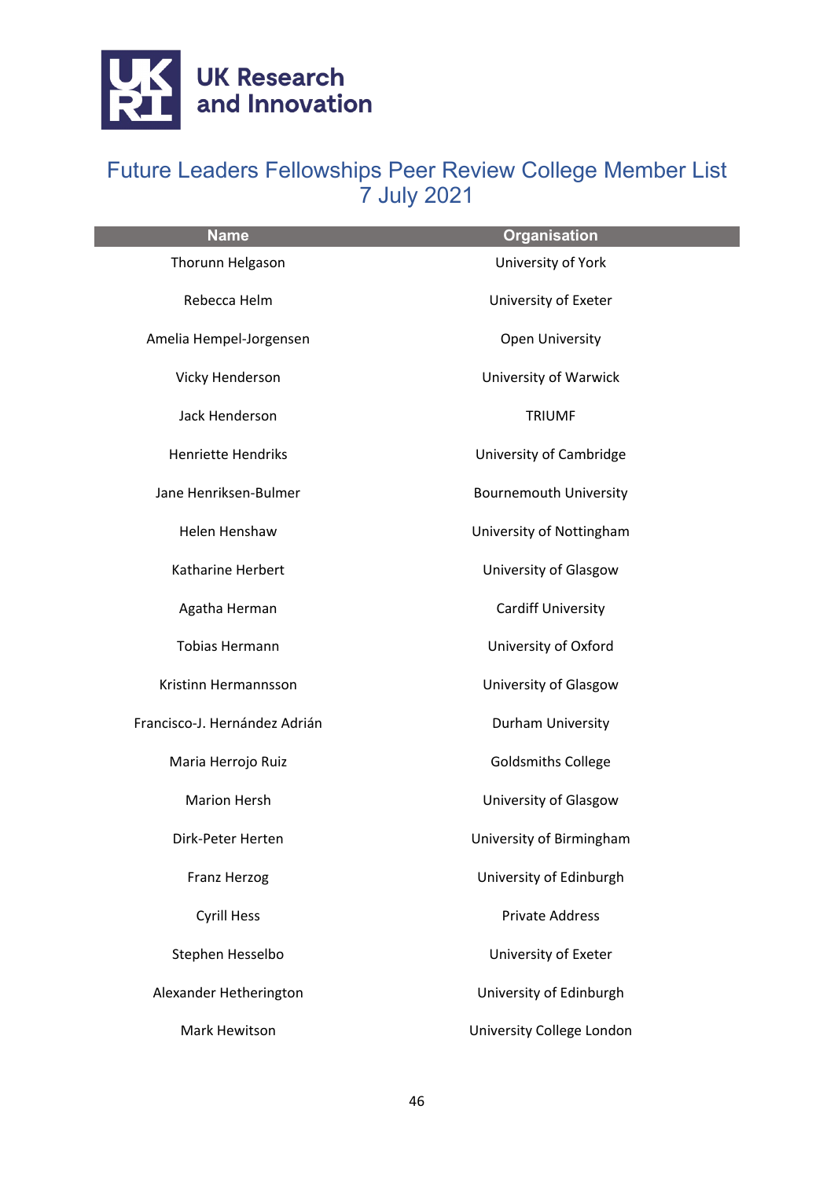# Future Leaders Fellowships Peer Review College Member List 7 July 2021

| Name | Organisation |
|---|---|
| Thorunn Helgason | University of York |
| Rebecca Helm | University of Exeter |
| Amelia Hempel-Jorgensen | Open University |
| Vicky Henderson | University of Warwick |
| Jack Henderson | TRIUMF |
| Henriette Hendriks | University of Cambridge |
| Jane Henriksen-Bulmer | Bournemouth University |
| Helen Henshaw | University of Nottingham |
| Katharine Herbert | University of Glasgow |
| Agatha Herman | Cardiff University |
| Tobias Hermann | University of Oxford |
| Kristinn Hermannsson | University of Glasgow |
| Francisco-J. Hernández Adrián | Durham University |
| Maria Herrojo Ruiz | Goldsmiths College |
| Marion Hersh | University of Glasgow |
| Dirk-Peter Herten | University of Birmingham |
| Franz Herzog | University of Edinburgh |
| Cyrill Hess | Private Address |
| Stephen Hesselbo | University of Exeter |
| Alexander Hetherington | University of Edinburgh |
| Mark Hewitson | University College London |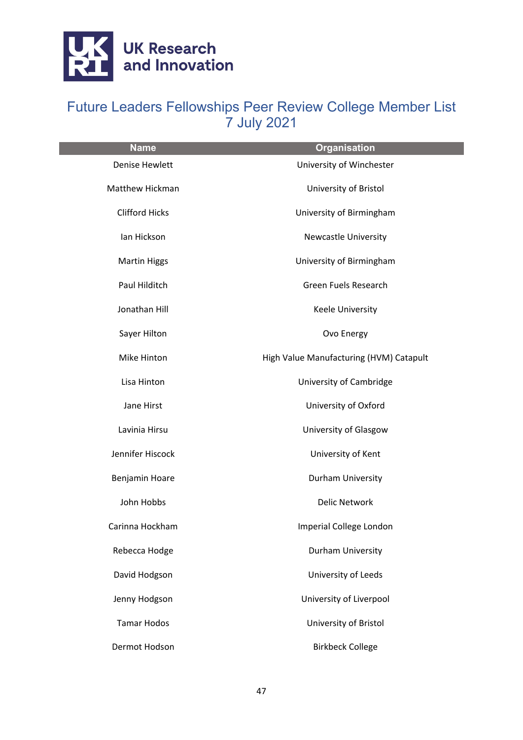# Future Leaders Fellowships Peer Review College Member List 7 July 2021

| Name | Organisation |
| --- | --- |
| Denise Hewlett | University of Winchester |
| Matthew Hickman | University of Bristol |
| Clifford Hicks | University of Birmingham |
| Ian Hickson | Newcastle University |
| Martin Higgs | University of Birmingham |
| Paul Hilditch | Green Fuels Research |
| Jonathan Hill | Keele University |
| Sayer Hilton | Ovo Energy |
| Mike Hinton | High Value Manufacturing (HVM) Catapult |
| Lisa Hinton | University of Cambridge |
| Jane Hirst | University of Oxford |
| Lavinia Hirsu | University of Glasgow |
| Jennifer Hiscock | University of Kent |
| Benjamin Hoare | Durham University |
| John Hobbs | Delic Network |
| Carinna Hockham | Imperial College London |
| Rebecca Hodge | Durham University |
| David Hodgson | University of Leeds |
| Jenny Hodgson | University of Liverpool |
| Tamar Hodos | University of Bristol |
| Dermot Hodson | Birkbeck College |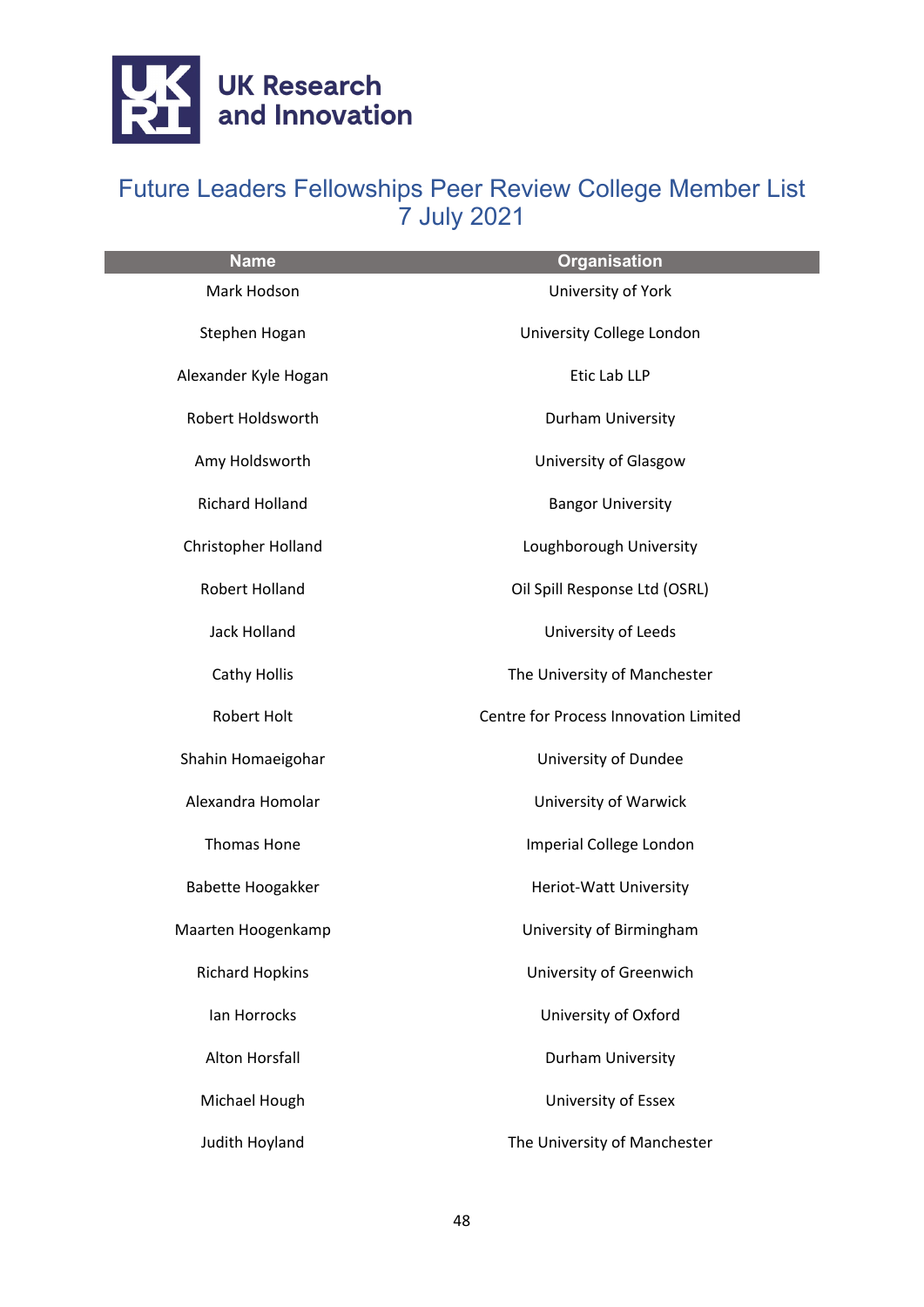UK Research and Innovation

# Future Leaders Fellowships Peer Review College Member List 7 July 2021

| Name | Organisation |
|---|---|
| Mark Hodson | University of York |
| Stephen Hogan | University College London |
| Alexander Kyle Hogan | Etic Lab LLP |
| Robert Holdsworth | Durham University |
| Amy Holdsworth | University of Glasgow |
| Richard Holland | Bangor University |
| Christopher Holland | Loughborough University |
| Robert Holland | Oil Spill Response Ltd (OSRL) |
| Jack Holland | University of Leeds |
| Cathy Hollis | The University of Manchester |
| Robert Holt | Centre for Process Innovation Limited |
| Shahin Homaeigohar | University of Dundee |
| Alexandra Homolar | University of Warwick |
| Thomas Hone | Imperial College London |
| Babette Hoogakker | Heriot-Watt University |
| Maarten Hoogenkamp | University of Birmingham |
| Richard Hopkins | University of Greenwich |
| Ian Horrocks | University of Oxford |
| Alton Horsfall | Durham University |
| Michael Hough | University of Essex |
| Judith Hoyland | The University of Manchester |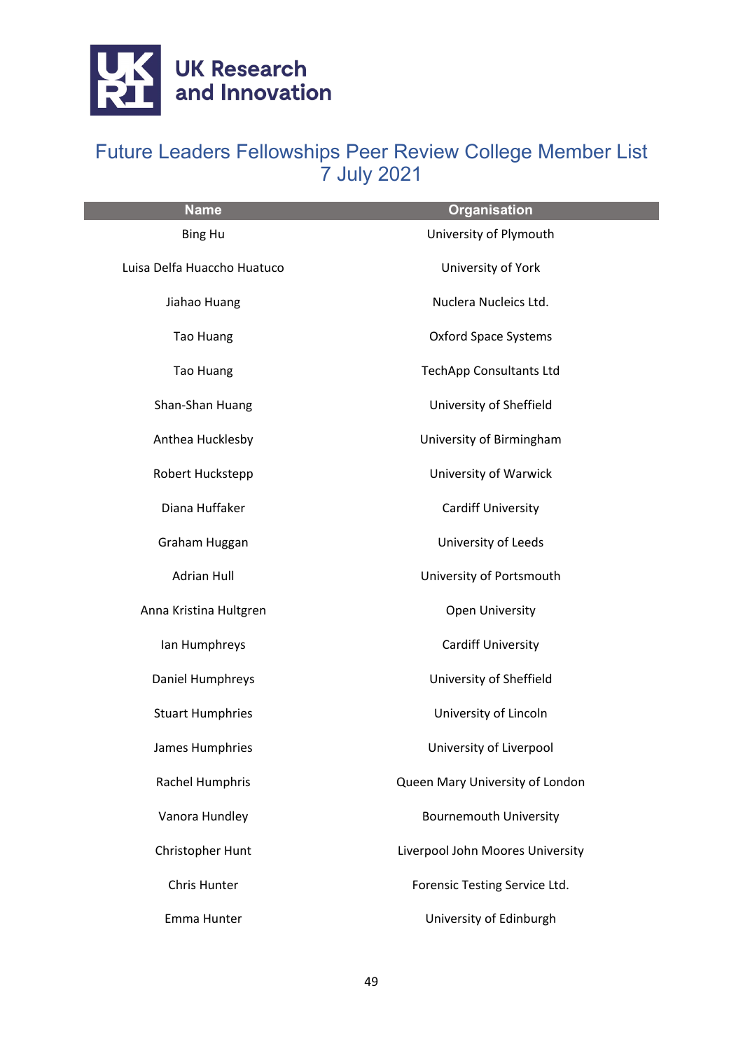# Future Leaders Fellowships Peer Review College Member List 7 July 2021

| Name | Organisation |
| --- | --- |
| Bing Hu | University of Plymouth |
| Luisa Delfa Huaccho Huatuco | University of York |
| Jiahao Huang | Nuclera Nucleics Ltd. |
| Tao Huang | Oxford Space Systems |
| Tao Huang | TechApp Consultants Ltd |
| Shan-Shan Huang | University of Sheffield |
| Anthea Hucklesby | University of Birmingham |
| Robert Huckstepp | University of Warwick |
| Diana Huffaker | Cardiff University |
| Graham Huggan | University of Leeds |
| Adrian Hull | University of Portsmouth |
| Anna Kristina Hultgren | Open University |
| Ian Humphreys | Cardiff University |
| Daniel Humphreys | University of Sheffield |
| Stuart Humphries | University of Lincoln |
| James Humphries | University of Liverpool |
| Rachel Humphris | Queen Mary University of London |
| Vanora Hundley | Bournemouth University |
| Christopher Hunt | Liverpool John Moores University |
| Chris Hunter | Forensic Testing Service Ltd. |
| Emma Hunter | University of Edinburgh |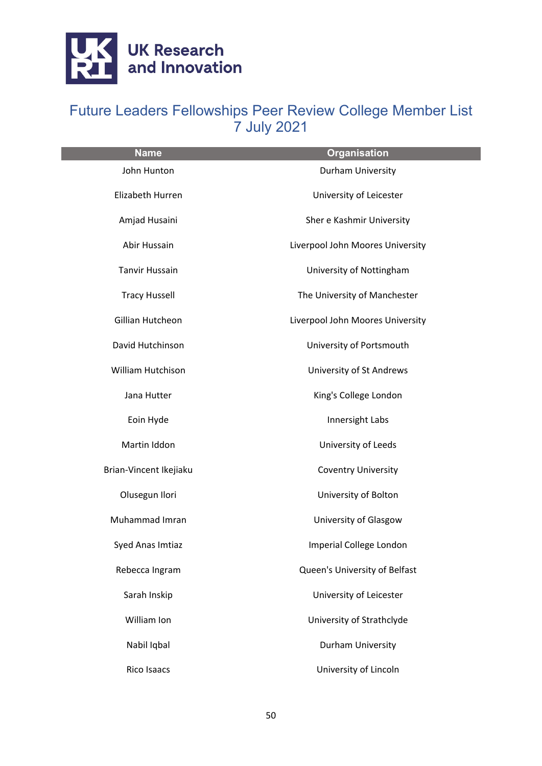# Future Leaders Fellowships Peer Review College Member List 7 July 2021

| Name | Organisation |
| --- | --- |
| John Hunton | Durham University |
| Elizabeth Hurren | University of Leicester |
| Amjad Husaini | Sher e Kashmir University |
| Abir Hussain | Liverpool John Moores University |
| Tanvir Hussain | University of Nottingham |
| Tracy Hussell | The University of Manchester |
| Gillian Hutcheon | Liverpool John Moores University |
| David Hutchinson | University of Portsmouth |
| William Hutchison | University of St Andrews |
| Jana Hutter | King's College London |
| Eoin Hyde | Innersight Labs |
| Martin Iddon | University of Leeds |
| Brian-Vincent Ikejiaku | Coventry University |
| Olusegun Ilori | University of Bolton |
| Muhammad Imran | University of Glasgow |
| Syed Anas Imtiaz | Imperial College London |
| Rebecca Ingram | Queen's University of Belfast |
| Sarah Inskip | University of Leicester |
| William Ion | University of Strathclyde |
| Nabil Iqbal | Durham University |
| Rico Isaacs | University of Lincoln |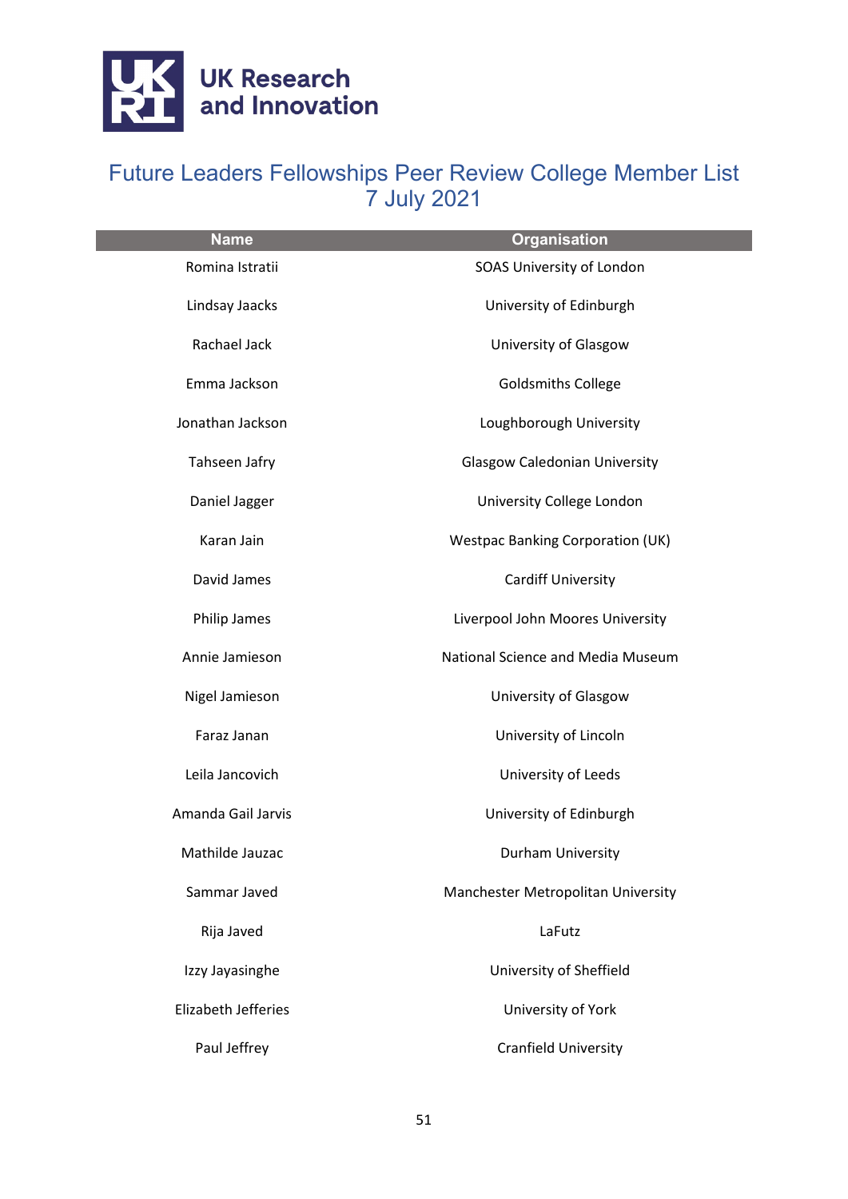UK Research and Innovation

# Future Leaders Fellowships Peer Review College Member List 7 July 2021

| Name | Organisation |
|---|---|
| Romina Istratii | SOAS University of London |
| Lindsay Jaacks | University of Edinburgh |
| Rachael Jack | University of Glasgow |
| Emma Jackson | Goldsmiths College |
| Jonathan Jackson | Loughborough University |
| Tahseen Jafry | Glasgow Caledonian University |
| Daniel Jagger | University College London |
| Karan Jain | Westpac Banking Corporation (UK) |
| David James | Cardiff University |
| Philip James | Liverpool John Moores University |
| Annie Jamieson | National Science and Media Museum |
| Nigel Jamieson | University of Glasgow |
| Faraz Janan | University of Lincoln |
| Leila Jancovich | University of Leeds |
| Amanda Gail Jarvis | University of Edinburgh |
| Mathilde Jauzac | Durham University |
| Sammar Javed | Manchester Metropolitan University |
| Rija Javed | LaFutz |
| Izzy Jayasinghe | University of Sheffield |
| Elizabeth Jefferies | University of York |
| Paul Jeffrey | Cranfield University |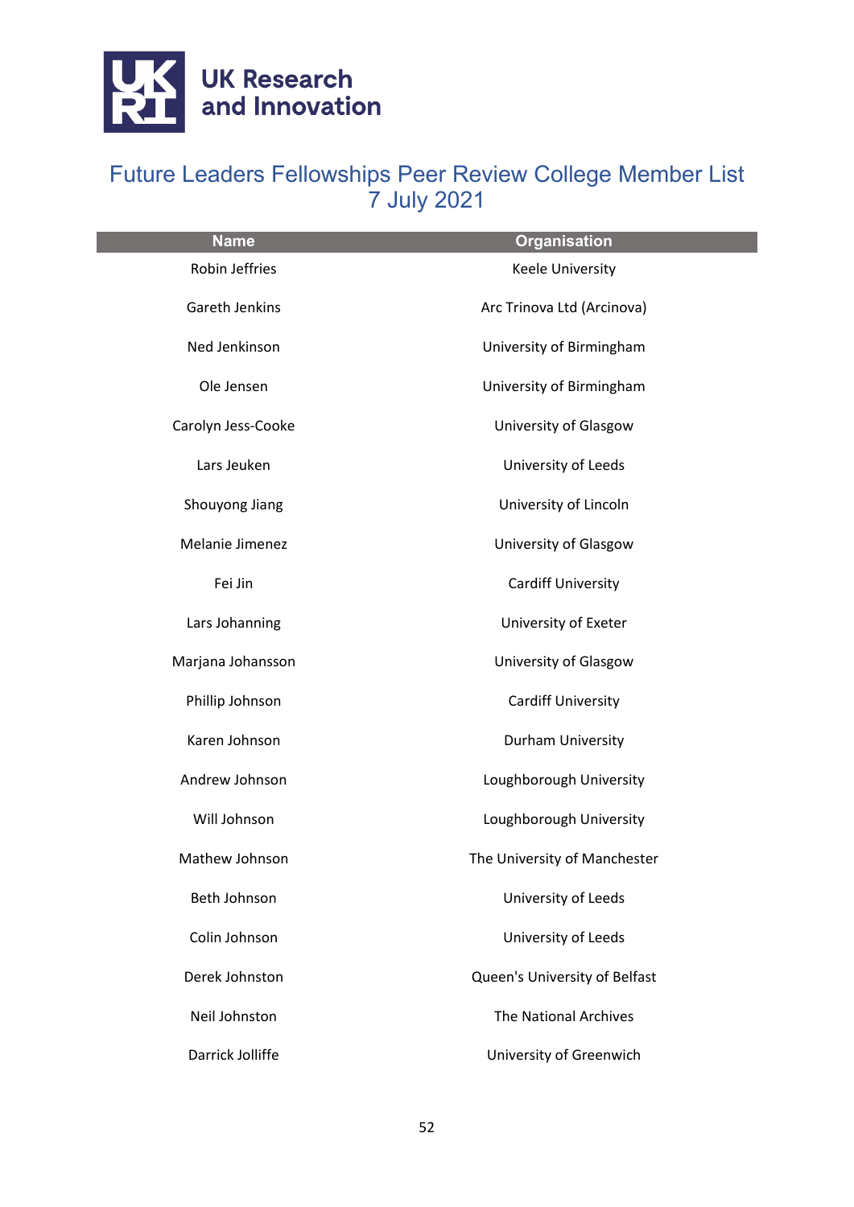# Future Leaders Fellowships Peer Review College Member List 7 July 2021

| Name | Organisation |
|---|---|
| Robin Jeffries | Keele University |
| Gareth Jenkins | Arc Trinova Ltd (Arcinova) |
| Ned Jenkinson | University of Birmingham |
| Ole Jensen | University of Birmingham |
| Carolyn Jess-Cooke | University of Glasgow |
| Lars Jeuken | University of Leeds |
| Shouyong Jiang | University of Lincoln |
| Melanie Jimenez | University of Glasgow |
| Fei Jin | Cardiff University |
| Lars Johanning | University of Exeter |
| Marjana Johansson | University of Glasgow |
| Phillip Johnson | Cardiff University |
| Karen Johnson | Durham University |
| Andrew Johnson | Loughborough University |
| Will Johnson | Loughborough University |
| Mathew Johnson | The University of Manchester |
| Beth Johnson | University of Leeds |
| Colin Johnson | University of Leeds |
| Derek Johnston | Queen's University of Belfast |
| Neil Johnston | The National Archives |
| Darrick Jolliffe | University of Greenwich |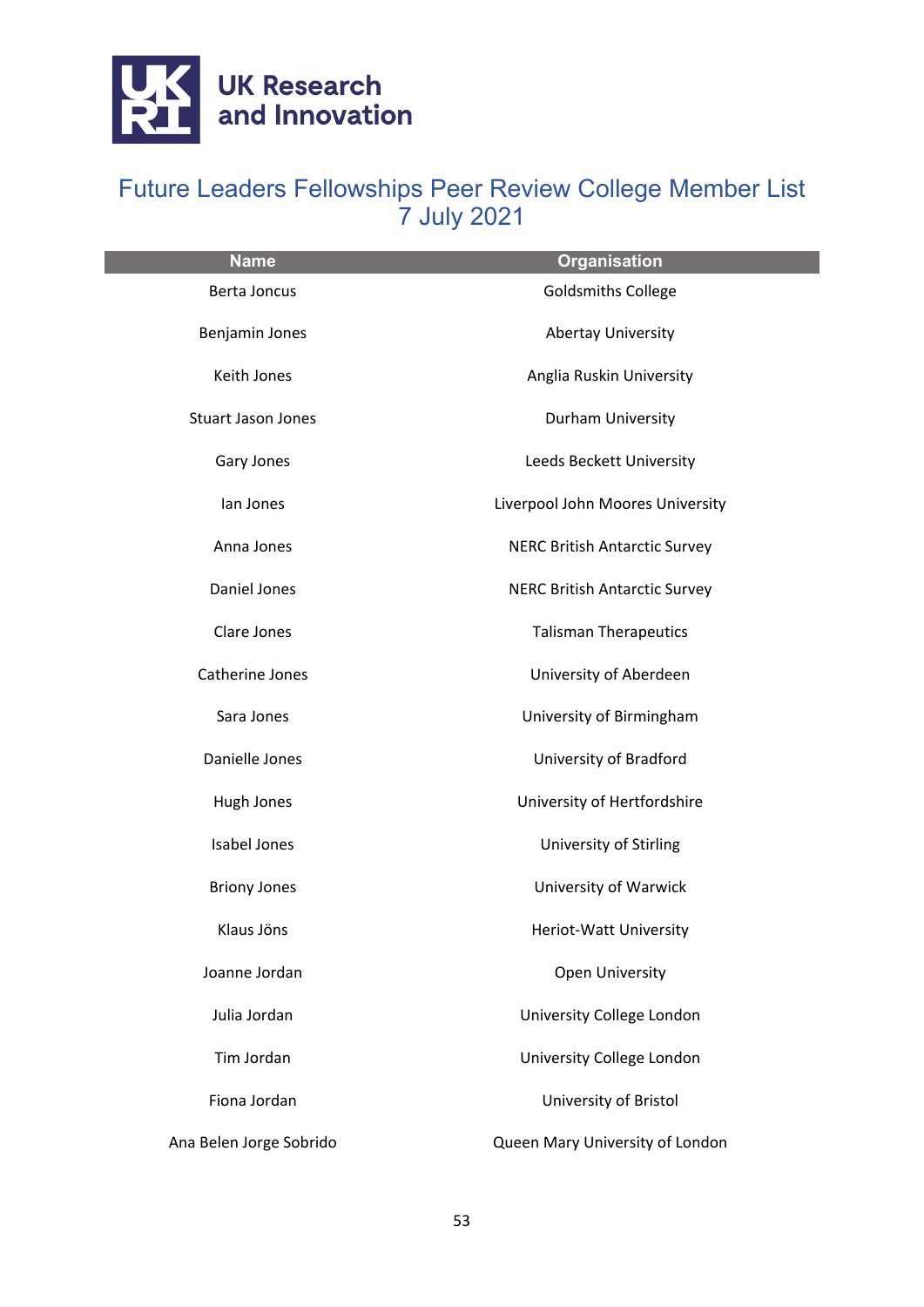# Future Leaders Fellowships Peer Review College Member List
7 July 2021

| Name | Organisation |
| --- | --- |
| Berta Joncus | Goldsmiths College |
| Benjamin Jones | Abertay University |
| Keith Jones | Anglia Ruskin University |
| Stuart Jason Jones | Durham University |
| Gary Jones | Leeds Beckett University |
| Ian Jones | Liverpool John Moores University |
| Anna Jones | NERC British Antarctic Survey |
| Daniel Jones | NERC British Antarctic Survey |
| Clare Jones | Talisman Therapeutics |
| Catherine Jones | University of Aberdeen |
| Sara Jones | University of Birmingham |
| Danielle Jones | University of Bradford |
| Hugh Jones | University of Hertfordshire |
| Isabel Jones | University of Stirling |
| Briony Jones | University of Warwick |
| Klaus Jöns | Heriot-Watt University |
| Joanne Jordan | Open University |
| Julia Jordan | University College London |
| Tim Jordan | University College London |
| Fiona Jordan | University of Bristol |
| Ana Belen Jorge Sobrido | Queen Mary University of London |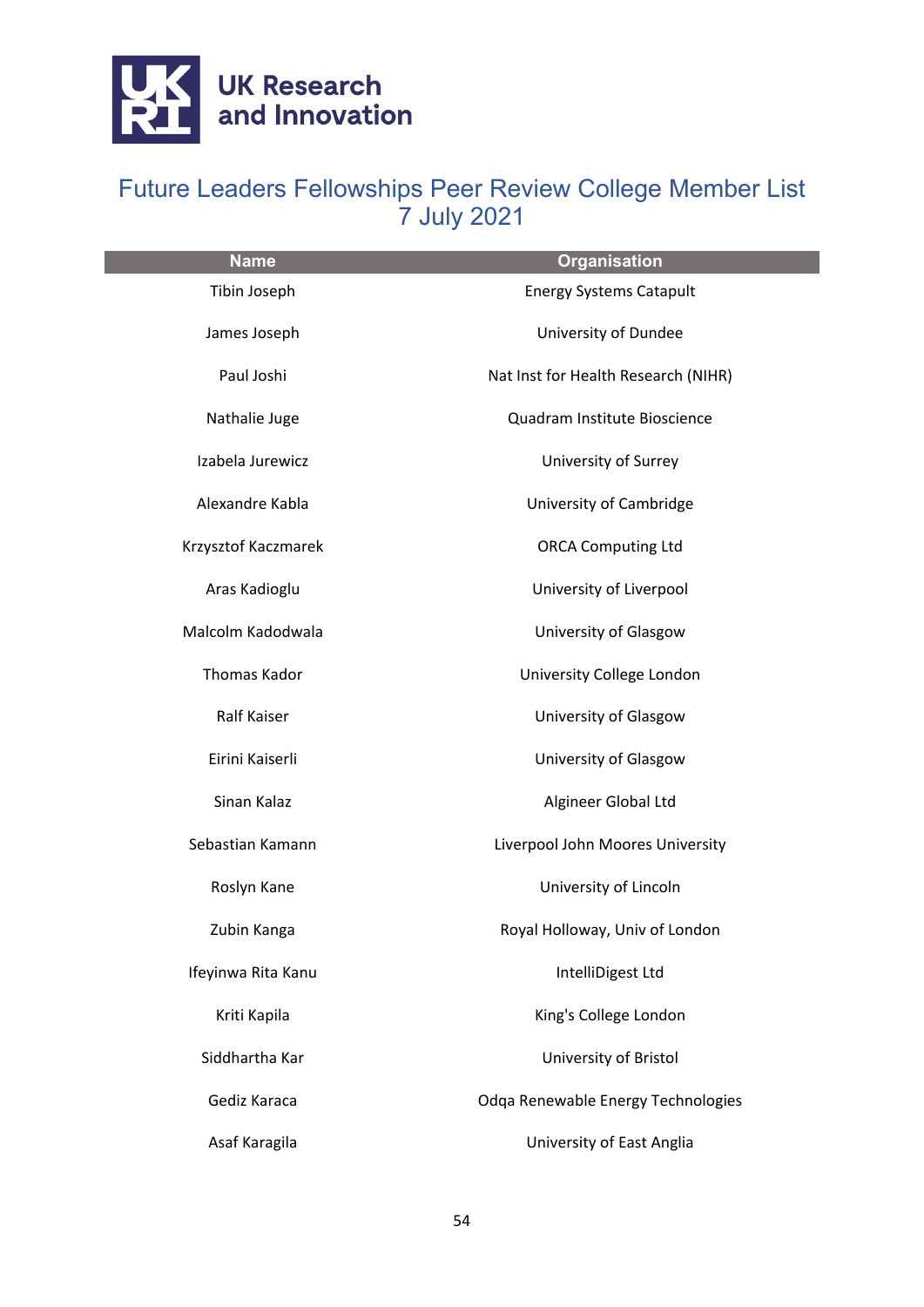| Name | Organisation |
|---|---|
| Tibin Joseph | Energy Systems Catapult |
| James Joseph | University of Dundee |
| Paul Joshi | Nat Inst for Health Research (NIHR) |
| Nathalie Juge | Quadram Institute Bioscience |
| Izabela Jurewicz | University of Surrey |
| Alexandre Kabla | University of Cambridge |
| Krzysztof Kaczmarek | ORCA Computing Ltd |
| Aras Kadioglu | University of Liverpool |
| Malcolm Kadodwala | University of Glasgow |
| Thomas Kador | University College London |
| Ralf Kaiser | University of Glasgow |
| Eirini Kaiserli | University of Glasgow |
| Sinan Kalaz | Algineer Global Ltd |
| Sebastian Kamann | Liverpool John Moores University |
| Roslyn Kane | University of Lincoln |
| Zubin Kanga | Royal Holloway, Univ of London |
| Ifeyinwa Rita Kanu | IntelliDigest Ltd |
| Kriti Kapila | King's College London |
| Siddhartha Kar | University of Bristol |
| Gediz Karaca | Odqa Renewable Energy Technologies |
| Asaf Karagila | University of East Anglia |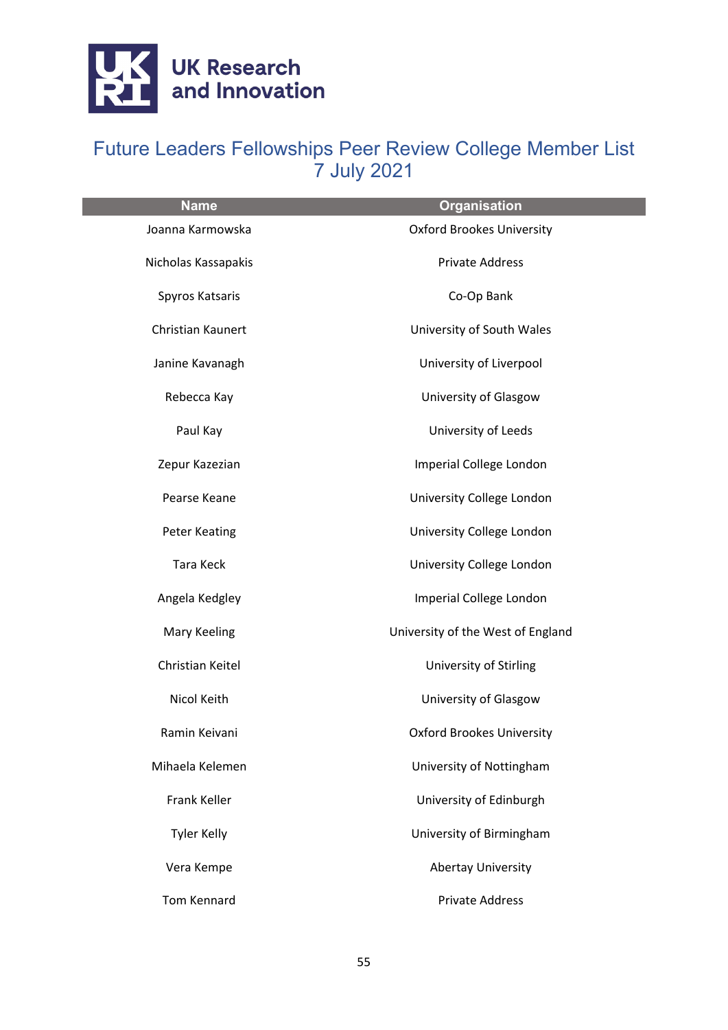# Future Leaders Fellowships Peer Review College Member List 7 July 2021

| Name | Organisation |
| --- | --- |
| Joanna Karmowska | Oxford Brookes University |
| Nicholas Kassapakis | Private Address |
| Spyros Katsaris | Co-Op Bank |
| Christian Kaunert | University of South Wales |
| Janine Kavanagh | University of Liverpool |
| Rebecca Kay | University of Glasgow |
| Paul Kay | University of Leeds |
| Zepur Kazezian | Imperial College London |
| Pearse Keane | University College London |
| Peter Keating | University College London |
| Tara Keck | University College London |
| Angela Kedgley | Imperial College London |
| Mary Keeling | University of the West of England |
| Christian Keitel | University of Stirling |
| Nicol Keith | University of Glasgow |
| Ramin Keivani | Oxford Brookes University |
| Mihaela Kelemen | University of Nottingham |
| Frank Keller | University of Edinburgh |
| Tyler Kelly | University of Birmingham |
| Vera Kempe | Abertay University |
| Tom Kennard | Private Address |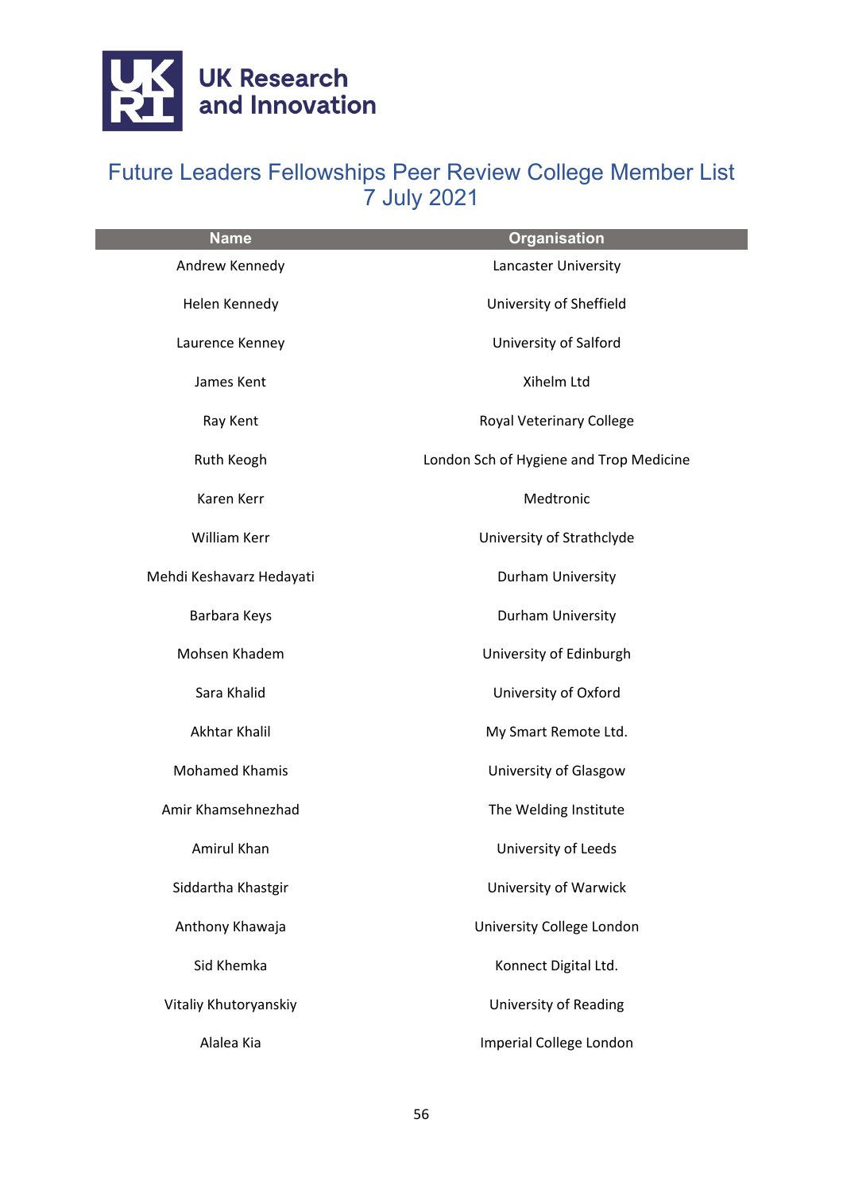UK Research and Innovation

# Future Leaders Fellowships Peer Review College Member List 7 July 2021

| Name | Organisation |
| --- | --- |
| Andrew Kennedy | Lancaster University |
| Helen Kennedy | University of Sheffield |
| Laurence Kenney | University of Salford |
| James Kent | Xihelm Ltd |
| Ray Kent | Royal Veterinary College |
| Ruth Keogh | London Sch of Hygiene and Trop Medicine |
| Karen Kerr | Medtronic |
| William Kerr | University of Strathclyde |
| Mehdi Keshavarz Hedayati | Durham University |
| Barbara Keys | Durham University |
| Mohsen Khadem | University of Edinburgh |
| Sara Khalid | University of Oxford |
| Akhtar Khalil | My Smart Remote Ltd. |
| Mohamed Khamis | University of Glasgow |
| Amir Khamsehnezhad | The Welding Institute |
| Amirul Khan | University of Leeds |
| Siddartha Khastgir | University of Warwick |
| Anthony Khawaja | University College London |
| Sid Khemka | Konnect Digital Ltd. |
| Vitaliy Khutoryanskiy | University of Reading |
| Alalea Kia | Imperial College London |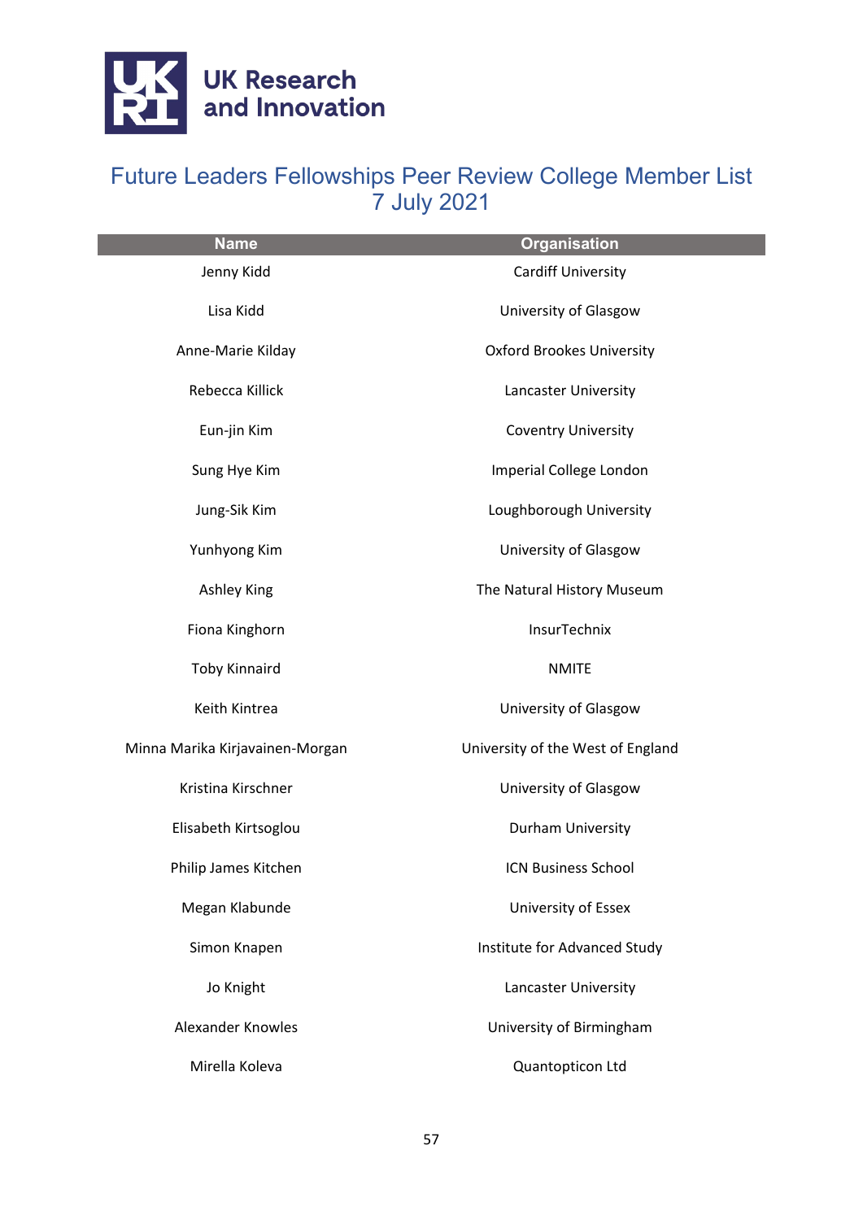# Future Leaders Fellowships Peer Review College Member List
## 7 July 2021

| Name | Organisation |
|---|---|
| Jenny Kidd | Cardiff University |
| Lisa Kidd | University of Glasgow |
| Anne-Marie Kilday | Oxford Brookes University |
| Rebecca Killick | Lancaster University |
| Eun-jin Kim | Coventry University |
| Sung Hye Kim | Imperial College London |
| Jung-Sik Kim | Loughborough University |
| Yunhyong Kim | University of Glasgow |
| Ashley King | The Natural History Museum |
| Fiona Kinghorn | InsurTechnix |
| Toby Kinnaird | NMITE |
| Keith Kintrea | University of Glasgow |
| Minna Marika Kirjavainen-Morgan | University of the West of England |
| Kristina Kirschner | University of Glasgow |
| Elisabeth Kirtsoglou | Durham University |
| Philip James Kitchen | ICN Business School |
| Megan Klabunde | University of Essex |
| Simon Knapen | Institute for Advanced Study |
| Jo Knight | Lancaster University |
| Alexander Knowles | University of Birmingham |
| Mirella Koleva | Quantopticon Ltd |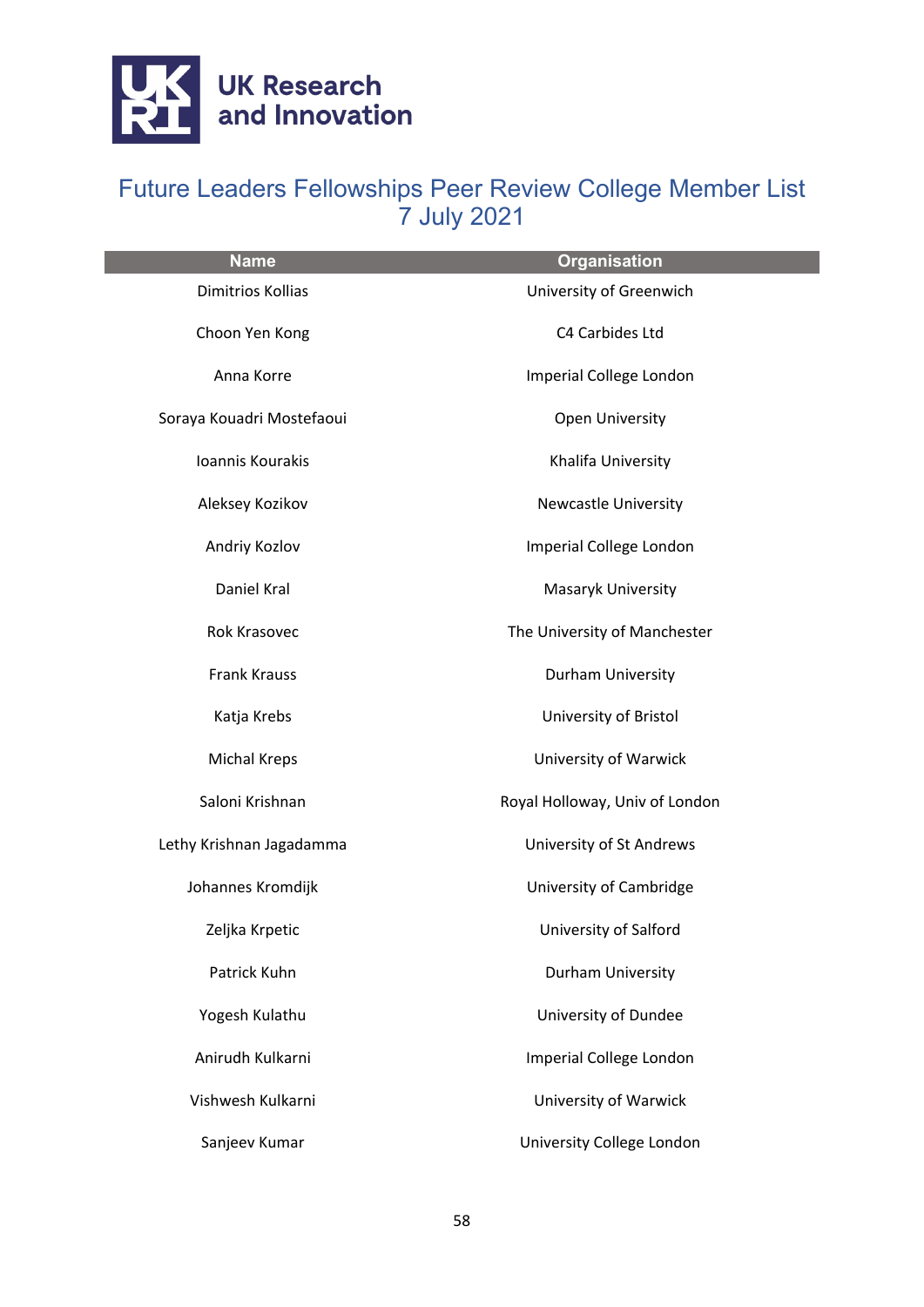# Future Leaders Fellowships Peer Review College Member List
7 July 2021

| Name | Organisation |
|---|---|
| Dimitrios Kollias | University of Greenwich |
| Choon Yen Kong | C4 Carbides Ltd |
| Anna Korre | Imperial College London |
| Soraya Kouadri Mostefaoui | Open University |
| Ioannis Kourakis | Khalifa University |
| Aleksey Kozikov | Newcastle University |
| Andriy Kozlov | Imperial College London |
| Daniel Kral | Masaryk University |
| Rok Krasovec | The University of Manchester |
| Frank Krauss | Durham University |
| Katja Krebs | University of Bristol |
| Michal Kreps | University of Warwick |
| Saloni Krishnan | Royal Holloway, Univ of London |
| Lethy Krishnan Jagadamma | University of St Andrews |
| Johannes Kromdijk | University of Cambridge |
| Zeljka Krpetic | University of Salford |
| Patrick Kuhn | Durham University |
| Yogesh Kulathu | University of Dundee |
| Anirudh Kulkarni | Imperial College London |
| Vishwesh Kulkarni | University of Warwick |
| Sanjeev Kumar | University College London |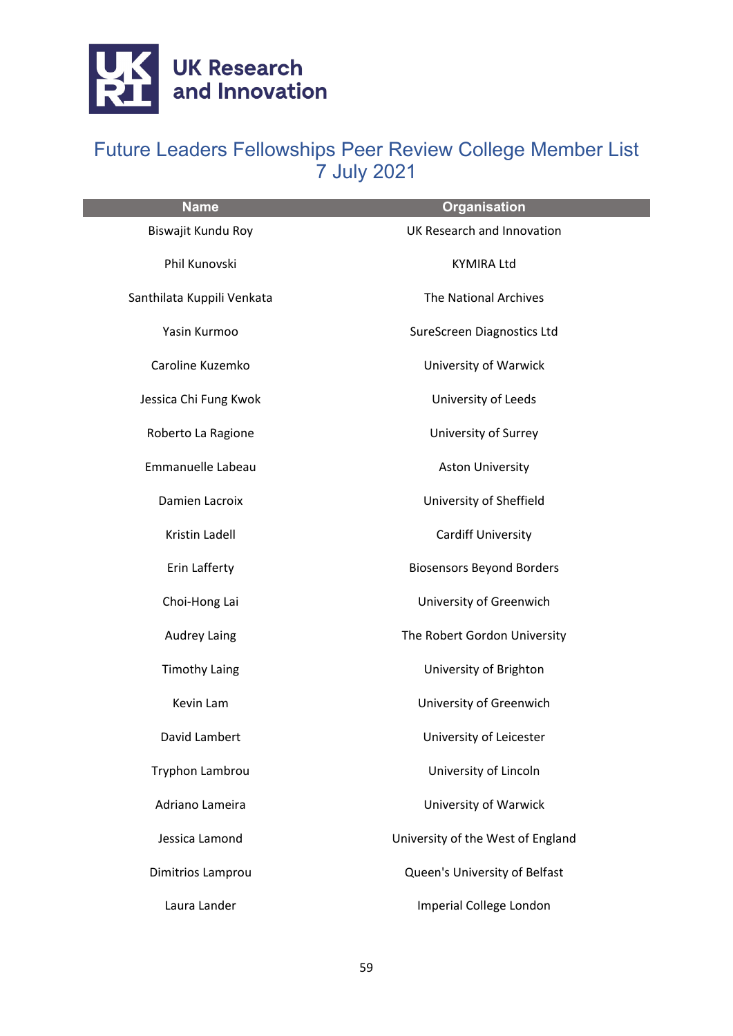# Future Leaders Fellowships Peer Review College Member List
7 July 2021

| Name | Organisation |
|---|---|
| Biswajit Kundu Roy | UK Research and Innovation |
| Phil Kunovski | KYMIRA Ltd |
| Santhilata Kuppili Venkata | The National Archives |
| Yasin Kurmoo | SureScreen Diagnostics Ltd |
| Caroline Kuzemko | University of Warwick |
| Jessica Chi Fung Kwok | University of Leeds |
| Roberto La Ragione | University of Surrey |
| Emmanuelle Labeau | Aston University |
| Damien Lacroix | University of Sheffield |
| Kristin Ladell | Cardiff University |
| Erin Lafferty | Biosensors Beyond Borders |
| Choi-Hong Lai | University of Greenwich |
| Audrey Laing | The Robert Gordon University |
| Timothy Laing | University of Brighton |
| Kevin Lam | University of Greenwich |
| David Lambert | University of Leicester |
| Tryphon Lambrou | University of Lincoln |
| Adriano Lameira | University of Warwick |
| Jessica Lamond | University of the West of England |
| Dimitrios Lamprou | Queen's University of Belfast |
| Laura Lander | Imperial College London |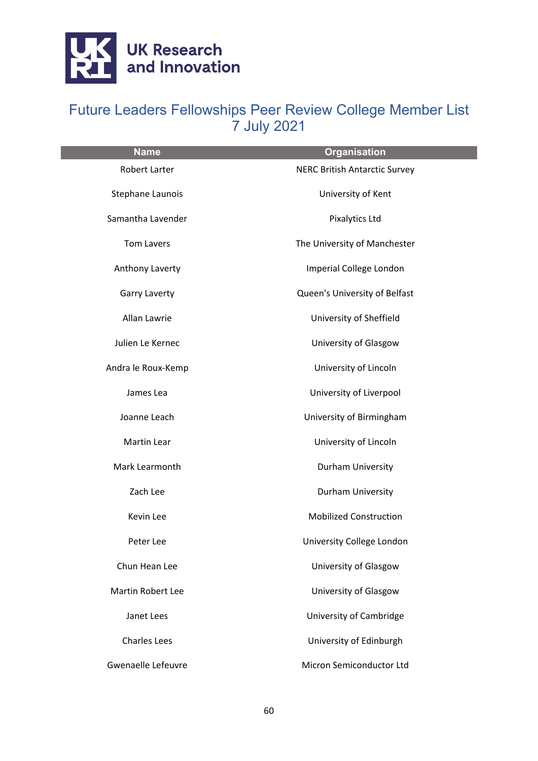# Future Leaders Fellowships Peer Review College Member List
7 July 2021

| Name | Organisation |
|---|---|
| Robert Larter | NERC British Antarctic Survey |
| Stephane Launois | University of Kent |
| Samantha Lavender | Pixalytics Ltd |
| Tom Lavers | The University of Manchester |
| Anthony Laverty | Imperial College London |
| Garry Laverty | Queen's University of Belfast |
| Allan Lawrie | University of Sheffield |
| Julien Le Kernec | University of Glasgow |
| Andra le Roux-Kemp | University of Lincoln |
| James Lea | University of Liverpool |
| Joanne Leach | University of Birmingham |
| Martin Lear | University of Lincoln |
| Mark Learmonth | Durham University |
| Zach Lee | Durham University |
| Kevin Lee | Mobilized Construction |
| Peter Lee | University College London |
| Chun Hean Lee | University of Glasgow |
| Martin Robert Lee | University of Glasgow |
| Janet Lees | University of Cambridge |
| Charles Lees | University of Edinburgh |
| Gwenaelle Lefeuvre | Micron Semiconductor Ltd |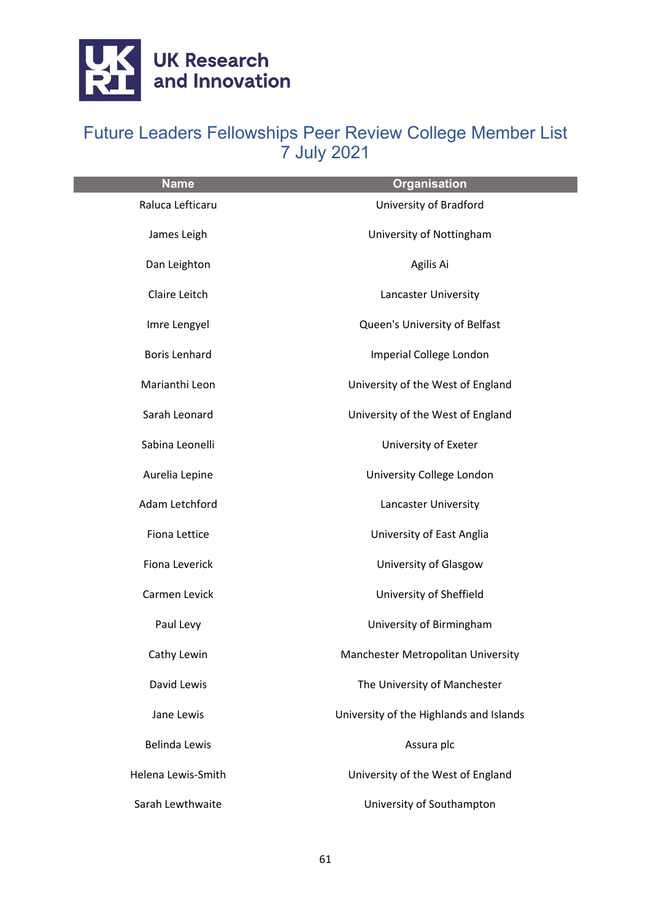# Future Leaders Fellowships Peer Review College Member List
7 July 2021

| Name | Organisation |
| --- | --- |
| Raluca Lefticaru | University of Bradford |
| James Leigh | University of Nottingham |
| Dan Leighton | Agilis Ai |
| Claire Leitch | Lancaster University |
| Imre Lengyel | Queen's University of Belfast |
| Boris Lenhard | Imperial College London |
| Marianthi Leon | University of the West of England |
| Sarah Leonard | University of the West of England |
| Sabina Leonelli | University of Exeter |
| Aurelia Lepine | University College London |
| Adam Letchford | Lancaster University |
| Fiona Lettice | University of East Anglia |
| Fiona Leverick | University of Glasgow |
| Carmen Levick | University of Sheffield |
| Paul Levy | University of Birmingham |
| Cathy Lewin | Manchester Metropolitan University |
| David Lewis | The University of Manchester |
| Jane Lewis | University of the Highlands and Islands |
| Belinda Lewis | Assura plc |
| Helena Lewis-Smith | University of the West of England |
| Sarah Lewthwaite | University of Southampton |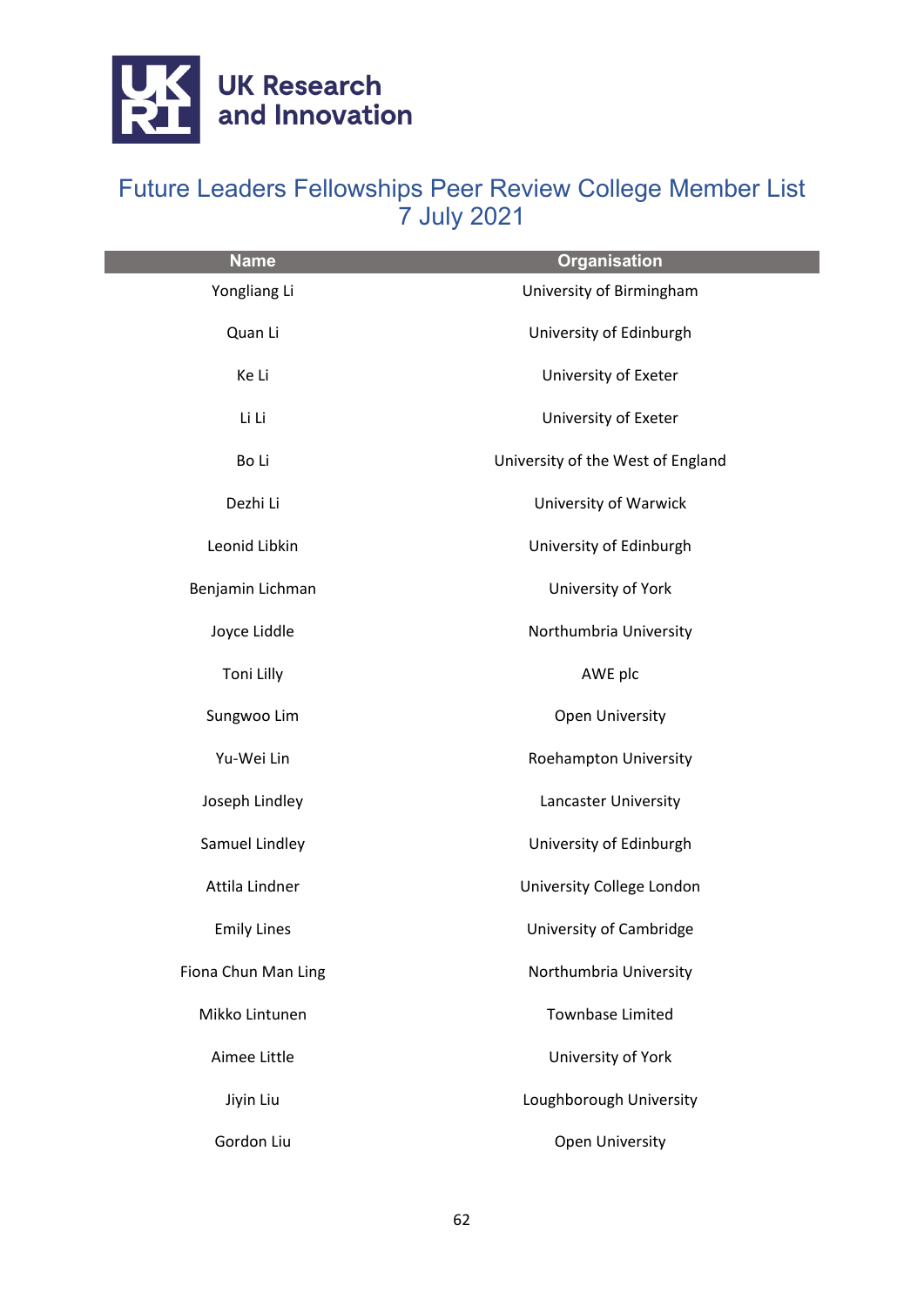# Future Leaders Fellowships Peer Review College Member List 7 July 2021

| Name | Organisation |
| --- | --- |
| Yongliang Li | University of Birmingham |
| Quan Li | University of Edinburgh |
| Ke Li | University of Exeter |
| Li Li | University of Exeter |
| Bo Li | University of the West of England |
| Dezhi Li | University of Warwick |
| Leonid Libkin | University of Edinburgh |
| Benjamin Lichman | University of York |
| Joyce Liddle | Northumbria University |
| Toni Lilly | AWE plc |
| Sungwoo Lim | Open University |
| Yu-Wei Lin | Roehampton University |
| Joseph Lindley | Lancaster University |
| Samuel Lindley | University of Edinburgh |
| Attila Lindner | University College London |
| Emily Lines | University of Cambridge |
| Fiona Chun Man Ling | Northumbria University |
| Mikko Lintunen | Townbase Limited |
| Aimee Little | University of York |
| Jiyin Liu | Loughborough University |
| Gordon Liu | Open University |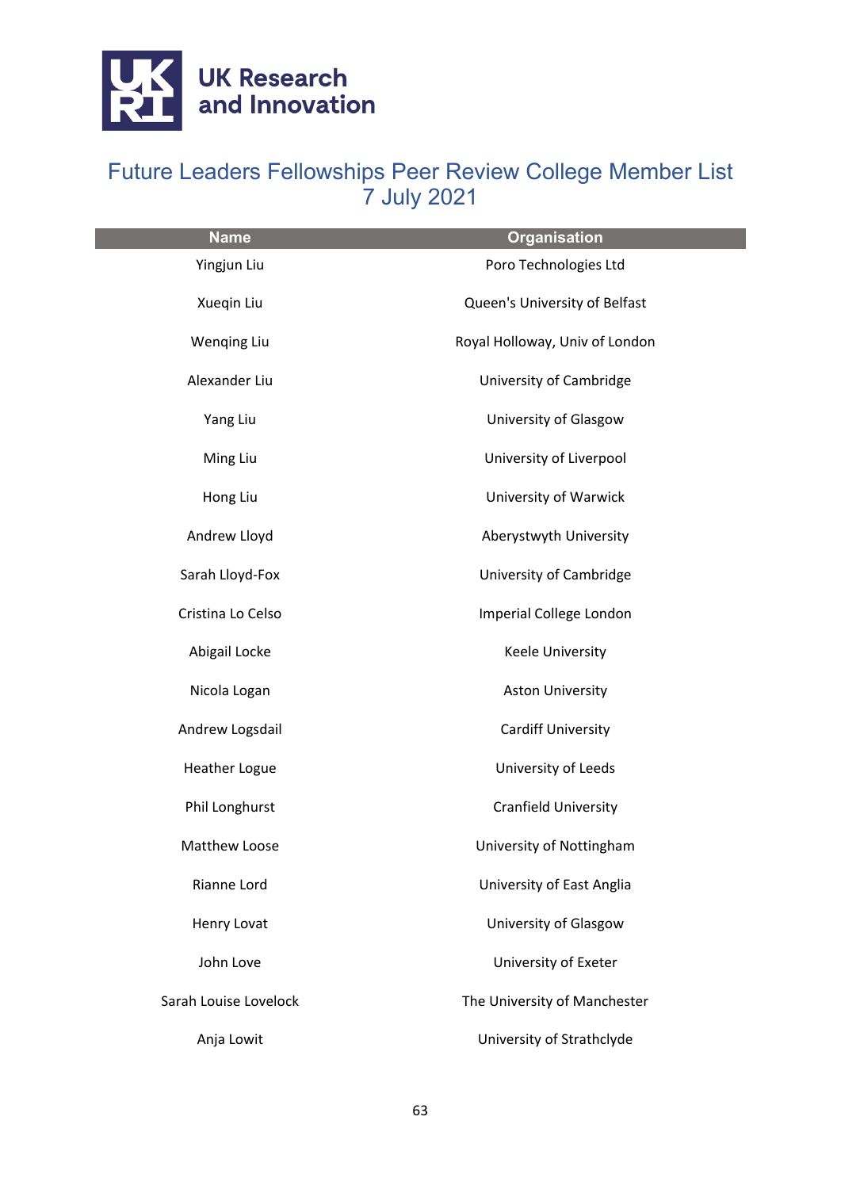# Future Leaders Fellowships Peer Review College Member List
## 7 July 2021

| Name | Organisation |
|---|---|
| Yingjun Liu | Poro Technologies Ltd |
| Xueqin Liu | Queen's University of Belfast |
| Wenqing Liu | Royal Holloway, Univ of London |
| Alexander Liu | University of Cambridge |
| Yang Liu | University of Glasgow |
| Ming Liu | University of Liverpool |
| Hong Liu | University of Warwick |
| Andrew Lloyd | Aberystwyth University |
| Sarah Lloyd-Fox | University of Cambridge |
| Cristina Lo Celso | Imperial College London |
| Abigail Locke | Keele University |
| Nicola Logan | Aston University |
| Andrew Logsdail | Cardiff University |
| Heather Logue | University of Leeds |
| Phil Longhurst | Cranfield University |
| Matthew Loose | University of Nottingham |
| Rianne Lord | University of East Anglia |
| Henry Lovat | University of Glasgow |
| John Love | University of Exeter |
| Sarah Louise Lovelock | The University of Manchester |
| Anja Lowit | University of Strathclyde |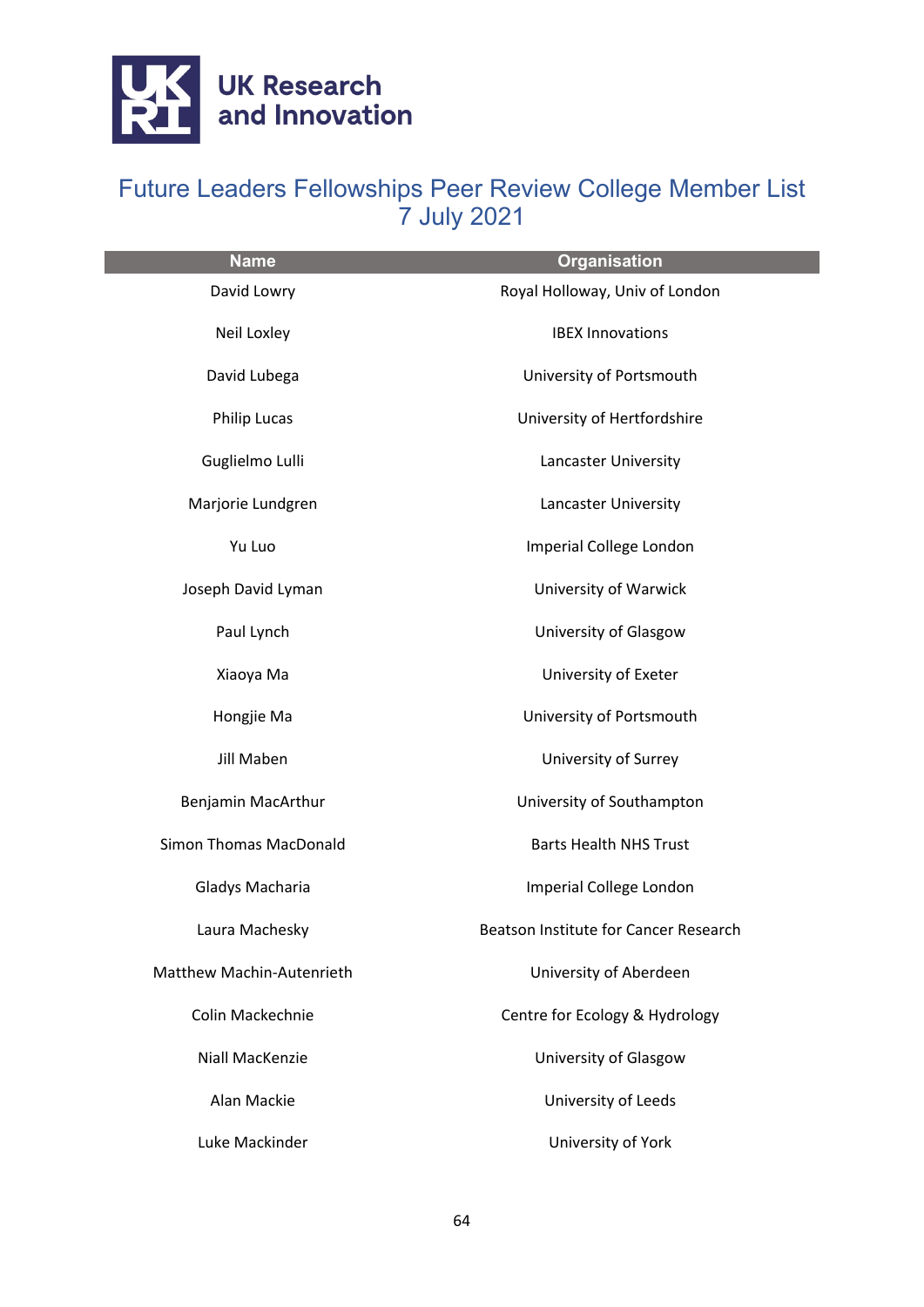# Future Leaders Fellowships Peer Review College Member List 7 July 2021

| Name | Organisation |
| --- | --- |
| David Lowry | Royal Holloway, Univ of London |
| Neil Loxley | IBEX Innovations |
| David Lubega | University of Portsmouth |
| Philip Lucas | University of Hertfordshire |
| Guglielmo Lulli | Lancaster University |
| Marjorie Lundgren | Lancaster University |
| Yu Luo | Imperial College London |
| Joseph David Lyman | University of Warwick |
| Paul Lynch | University of Glasgow |
| Xiaoya Ma | University of Exeter |
| Hongjie Ma | University of Portsmouth |
| Jill Maben | University of Surrey |
| Benjamin MacArthur | University of Southampton |
| Simon Thomas MacDonald | Barts Health NHS Trust |
| Gladys Macharia | Imperial College London |
| Laura Machesky | Beatson Institute for Cancer Research |
| Matthew Machin-Autenrieth | University of Aberdeen |
| Colin Mackechnie | Centre for Ecology & Hydrology |
| Niall MacKenzie | University of Glasgow |
| Alan Mackie | University of Leeds |
| Luke Mackinder | University of York |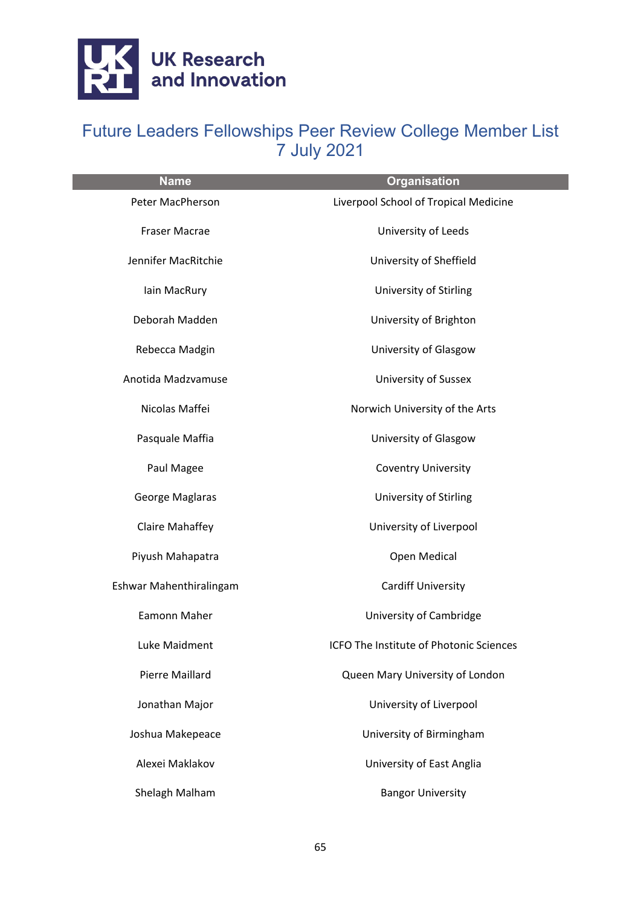# Future Leaders Fellowships Peer Review College Member List 7 July 2021

| Name | Organisation |
| --- | --- |
| Peter MacPherson | Liverpool School of Tropical Medicine |
| Fraser Macrae | University of Leeds |
| Jennifer MacRitchie | University of Sheffield |
| Iain MacRury | University of Stirling |
| Deborah Madden | University of Brighton |
| Rebecca Madgin | University of Glasgow |
| Anotida Madzvamuse | University of Sussex |
| Nicolas Maffei | Norwich University of the Arts |
| Pasquale Maffia | University of Glasgow |
| Paul Magee | Coventry University |
| George Maglaras | University of Stirling |
| Claire Mahaffey | University of Liverpool |
| Piyush Mahapatra | Open Medical |
| Eshwar Mahenthiralingam | Cardiff University |
| Eamonn Maher | University of Cambridge |
| Luke Maidment | ICFO The Institute of Photonic Sciences |
| Pierre Maillard | Queen Mary University of London |
| Jonathan Major | University of Liverpool |
| Joshua Makepeace | University of Birmingham |
| Alexei Maklakov | University of East Anglia |
| Shelagh Malham | Bangor University |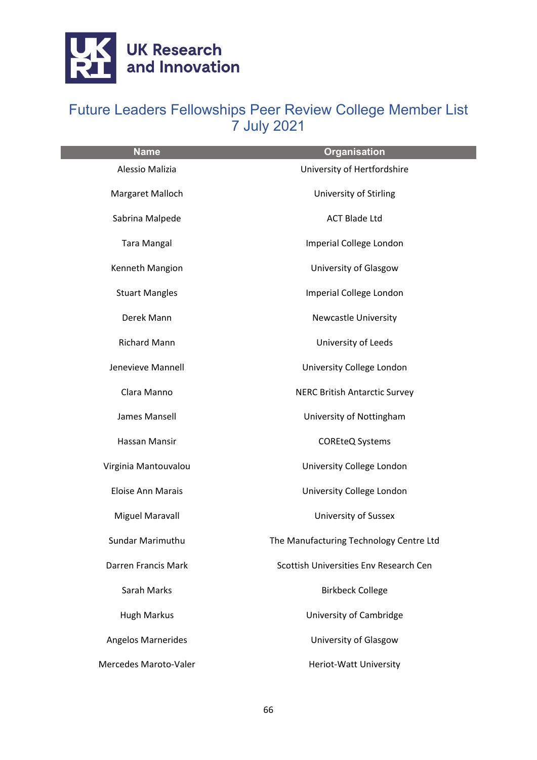# Future Leaders Fellowships Peer Review College Member List 7 July 2021

| Name | Organisation |
| --- | --- |
| Alessio Malizia | University of Hertfordshire |
| Margaret Malloch | University of Stirling |
| Sabrina Malpede | ACT Blade Ltd |
| Tara Mangal | Imperial College London |
| Kenneth Mangion | University of Glasgow |
| Stuart Mangles | Imperial College London |
| Derek Mann | Newcastle University |
| Richard Mann | University of Leeds |
| Jenevieve Mannell | University College London |
| Clara Manno | NERC British Antarctic Survey |
| James Mansell | University of Nottingham |
| Hassan Mansir | COREteQ Systems |
| Virginia Mantouvalou | University College London |
| Eloise Ann Marais | University College London |
| Miguel Maravall | University of Sussex |
| Sundar Marimuthu | The Manufacturing Technology Centre Ltd |
| Darren Francis Mark | Scottish Universities Env Research Cen |
| Sarah Marks | Birkbeck College |
| Hugh Markus | University of Cambridge |
| Angelos Marnerides | University of Glasgow |
| Mercedes Maroto-Valer | Heriot-Watt University |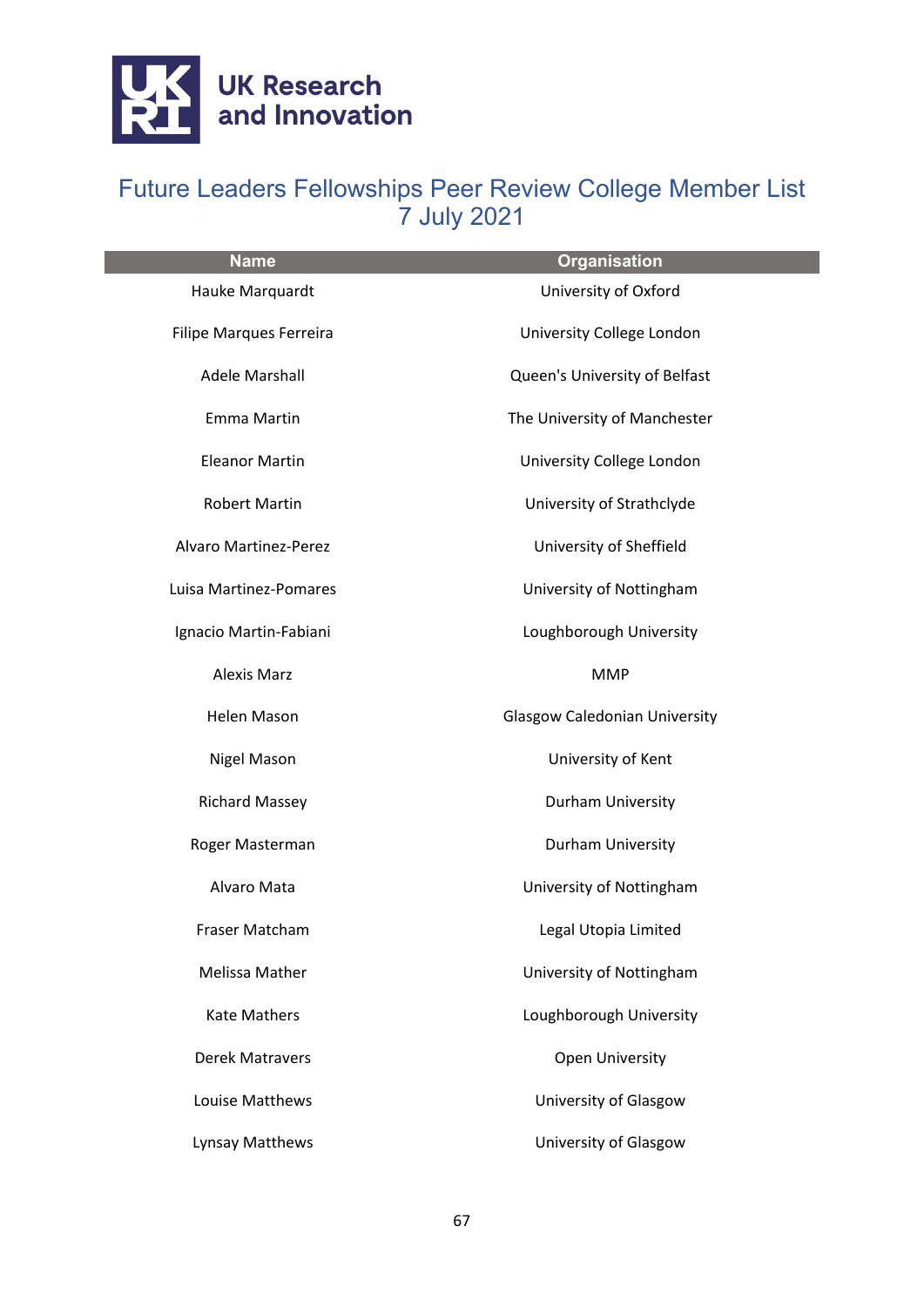# Future Leaders Fellowships Peer Review College Member List 7 July 2021

| Name | Organisation |
| --- | --- |
| Hauke Marquardt | University of Oxford |
| Filipe Marques Ferreira | University College London |
| Adele Marshall | Queen's University of Belfast |
| Emma Martin | The University of Manchester |
| Eleanor Martin | University College London |
| Robert Martin | University of Strathclyde |
| Alvaro Martinez-Perez | University of Sheffield |
| Luisa Martinez-Pomares | University of Nottingham |
| Ignacio Martin-Fabiani | Loughborough University |
| Alexis Marz | MMP |
| Helen Mason | Glasgow Caledonian University |
| Nigel Mason | University of Kent |
| Richard Massey | Durham University |
| Roger Masterman | Durham University |
| Alvaro Mata | University of Nottingham |
| Fraser Matcham | Legal Utopia Limited |
| Melissa Mather | University of Nottingham |
| Kate Mathers | Loughborough University |
| Derek Matravers | Open University |
| Louise Matthews | University of Glasgow |
| Lynsay Matthews | University of Glasgow |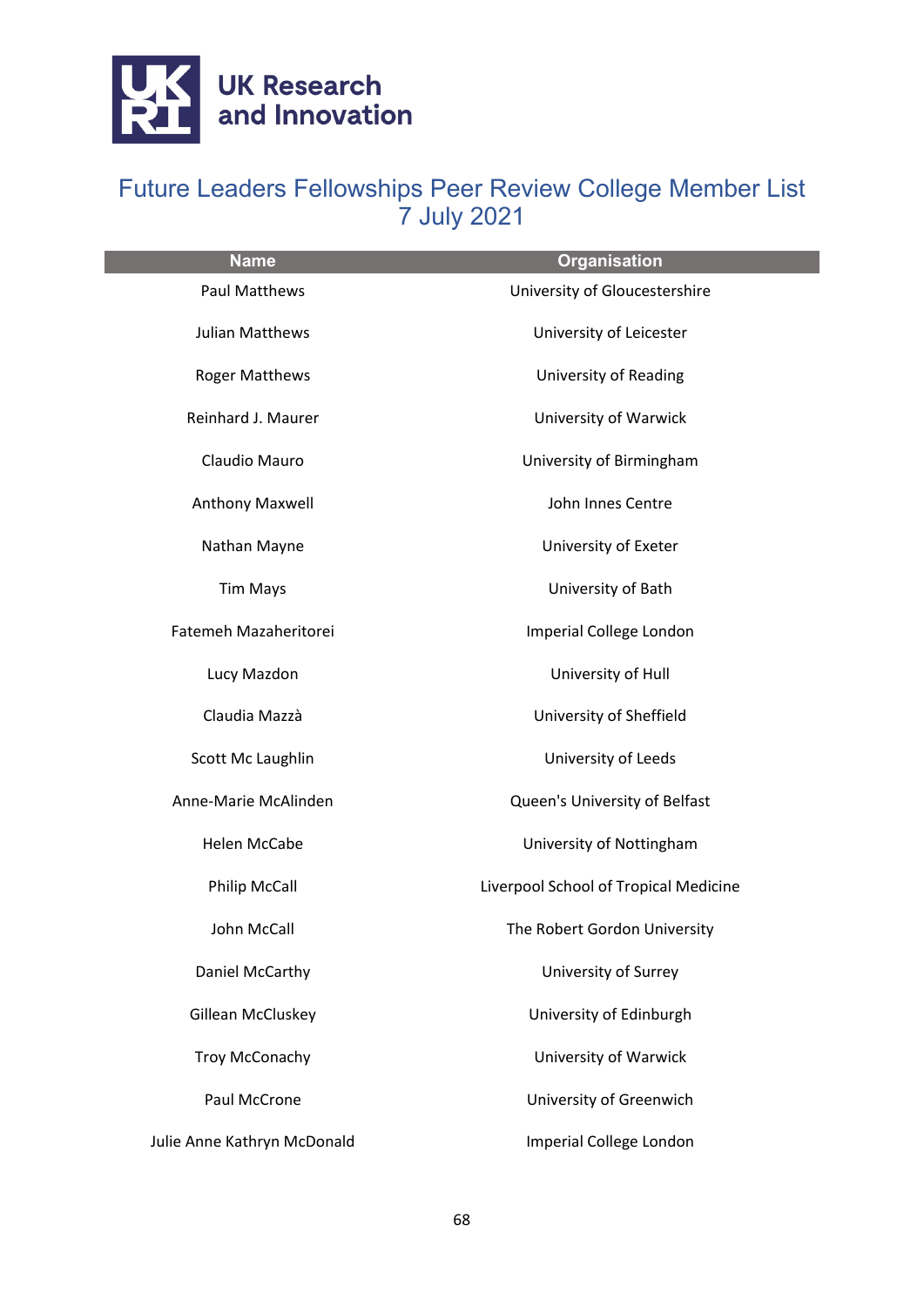UK Research and Innovation

# Future Leaders Fellowships Peer Review College Member List 7 July 2021

| Name | Organisation |
| --- | --- |
| Paul Matthews | University of Gloucestershire |
| Julian Matthews | University of Leicester |
| Roger Matthews | University of Reading |
| Reinhard J. Maurer | University of Warwick |
| Claudio Mauro | University of Birmingham |
| Anthony Maxwell | John Innes Centre |
| Nathan Mayne | University of Exeter |
| Tim Mays | University of Bath |
| Fatemeh Mazaheritorei | Imperial College London |
| Lucy Mazdon | University of Hull |
| Claudia Mazzà | University of Sheffield |
| Scott Mc Laughlin | University of Leeds |
| Anne-Marie McAlinden | Queen's University of Belfast |
| Helen McCabe | University of Nottingham |
| Philip McCall | Liverpool School of Tropical Medicine |
| John McCall | The Robert Gordon University |
| Daniel McCarthy | University of Surrey |
| Gillean McCluskey | University of Edinburgh |
| Troy McConachy | University of Warwick |
| Paul McCrone | University of Greenwich |
| Julie Anne Kathryn McDonald | Imperial College London |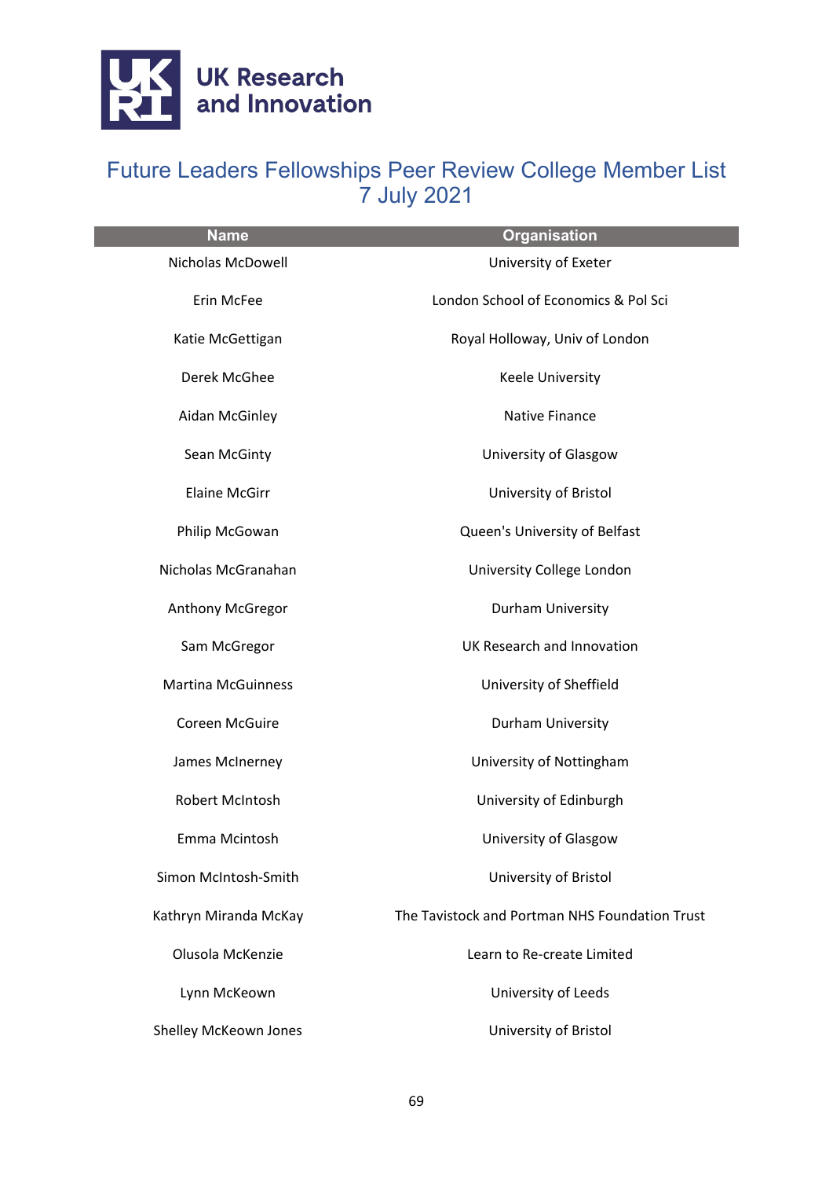# Future Leaders Fellowships Peer Review College Member List
7 July 2021

| Name | Organisation |
|---|---|
| Nicholas McDowell | University of Exeter |
| Erin McFee | London School of Economics & Pol Sci |
| Katie McGettigan | Royal Holloway, Univ of London |
| Derek McGhee | Keele University |
| Aidan McGinley | Native Finance |
| Sean McGinty | University of Glasgow |
| Elaine McGirr | University of Bristol |
| Philip McGowan | Queen's University of Belfast |
| Nicholas McGranahan | University College London |
| Anthony McGregor | Durham University |
| Sam McGregor | UK Research and Innovation |
| Martina McGuinness | University of Sheffield |
| Coreen McGuire | Durham University |
| James McInerney | University of Nottingham |
| Robert McIntosh | University of Edinburgh |
| Emma Mcintosh | University of Glasgow |
| Simon McIntosh-Smith | University of Bristol |
| Kathryn Miranda McKay | The Tavistock and Portman NHS Foundation Trust |
| Olusola McKenzie | Learn to Re-create Limited |
| Lynn McKeown | University of Leeds |
| Shelley McKeown Jones | University of Bristol |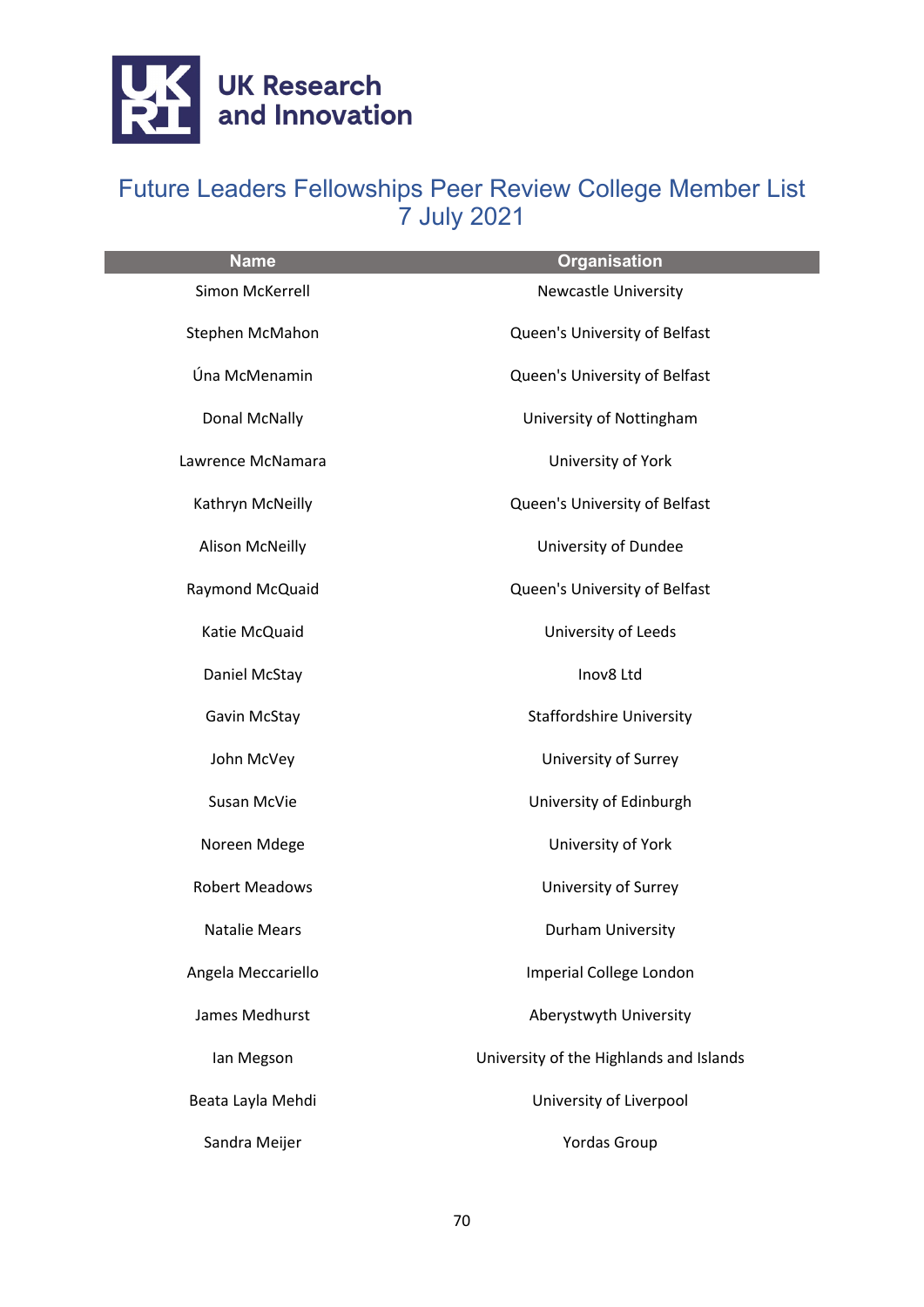# Future Leaders Fellowships Peer Review College Member List
## 7 July 2021

| Name | Organisation |
|---|---|
| Simon McKerrell | Newcastle University |
| Stephen McMahon | Queen's University of Belfast |
| Úna McMenamin | Queen's University of Belfast |
| Donal McNally | University of Nottingham |
| Lawrence McNamara | University of York |
| Kathryn McNeilly | Queen's University of Belfast |
| Alison McNeilly | University of Dundee |
| Raymond McQuaid | Queen's University of Belfast |
| Katie McQuaid | University of Leeds |
| Daniel McStay | Inov8 Ltd |
| Gavin McStay | Staffordshire University |
| John McVey | University of Surrey |
| Susan McVie | University of Edinburgh |
| Noreen Mdege | University of York |
| Robert Meadows | University of Surrey |
| Natalie Mears | Durham University |
| Angela Meccariello | Imperial College London |
| James Medhurst | Aberystwyth University |
| Ian Megson | University of the Highlands and Islands |
| Beata Layla Mehdi | University of Liverpool |
| Sandra Meijer | Yordas Group |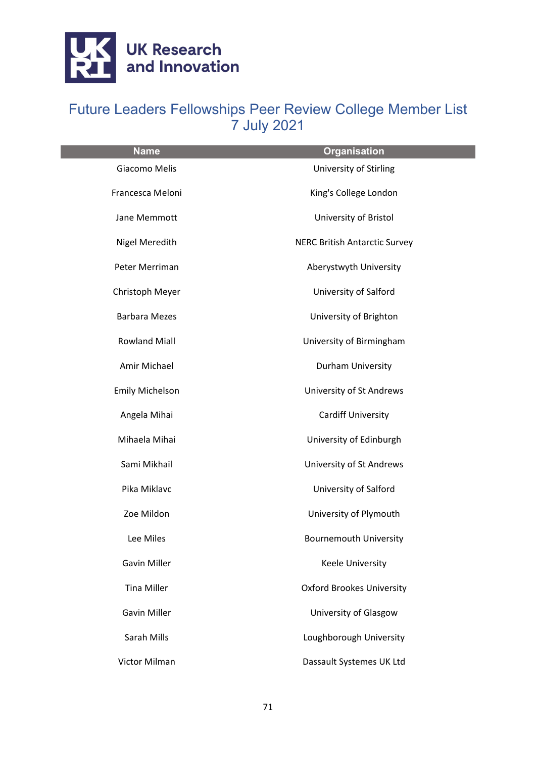# Future Leaders Fellowships Peer Review College Member List
7 July 2021

| Name | Organisation |
|---|---|
| Giacomo Melis | University of Stirling |
| Francesca Meloni | King's College London |
| Jane Memmott | University of Bristol |
| Nigel Meredith | NERC British Antarctic Survey |
| Peter Merriman | Aberystwyth University |
| Christoph Meyer | University of Salford |
| Barbara Mezes | University of Brighton |
| Rowland Miall | University of Birmingham |
| Amir Michael | Durham University |
| Emily Michelson | University of St Andrews |
| Angela Mihai | Cardiff University |
| Mihaela Mihai | University of Edinburgh |
| Sami Mikhail | University of St Andrews |
| Pika Miklavc | University of Salford |
| Zoe Mildon | University of Plymouth |
| Lee Miles | Bournemouth University |
| Gavin Miller | Keele University |
| Tina Miller | Oxford Brookes University |
| Gavin Miller | University of Glasgow |
| Sarah Mills | Loughborough University |
| Victor Milman | Dassault Systemes UK Ltd |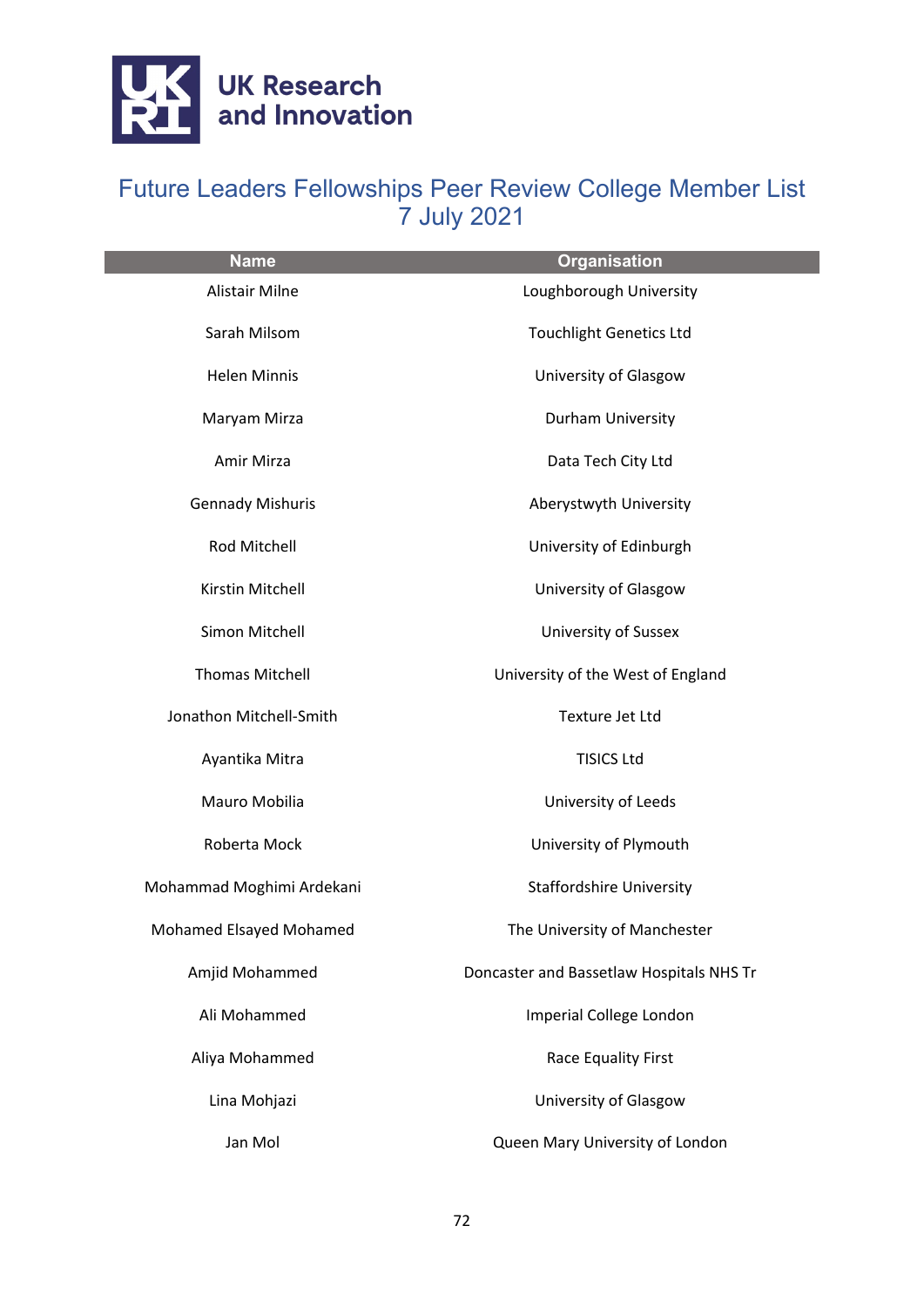# Future Leaders Fellowships Peer Review College Member List 7 July 2021

| Name | Organisation |
| --- | --- |
| Alistair Milne | Loughborough University |
| Sarah Milsom | Touchlight Genetics Ltd |
| Helen Minnis | University of Glasgow |
| Maryam Mirza | Durham University |
| Amir Mirza | Data Tech City Ltd |
| Gennady Mishuris | Aberystwyth University |
| Rod Mitchell | University of Edinburgh |
| Kirstin Mitchell | University of Glasgow |
| Simon Mitchell | University of Sussex |
| Thomas Mitchell | University of the West of England |
| Jonathon Mitchell-Smith | Texture Jet Ltd |
| Ayantika Mitra | TISICS Ltd |
| Mauro Mobilia | University of Leeds |
| Roberta Mock | University of Plymouth |
| Mohammad Moghimi Ardekani | Staffordshire University |
| Mohamed Elsayed Mohamed | The University of Manchester |
| Amjid Mohammed | Doncaster and Bassetlaw Hospitals NHS Tr |
| Ali Mohammed | Imperial College London |
| Aliya Mohammed | Race Equality First |
| Lina Mohjazi | University of Glasgow |
| Jan Mol | Queen Mary University of London |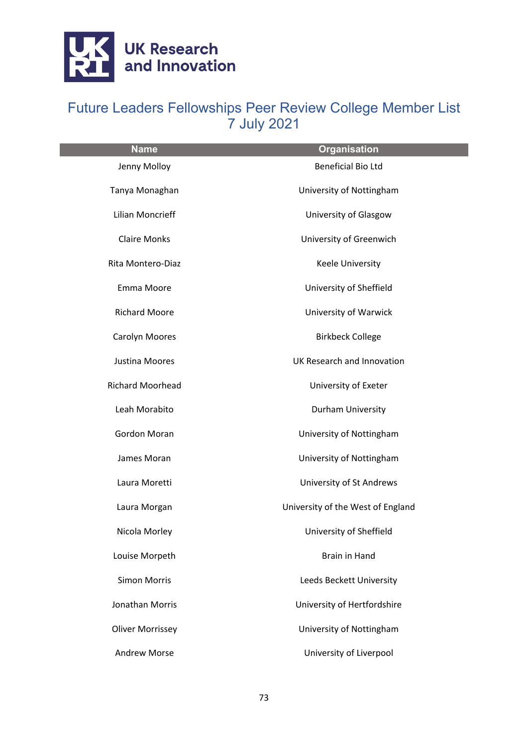# Future Leaders Fellowships Peer Review College Member List 7 July 2021

| Name | Organisation |
| --- | --- |
| Jenny Molloy | Beneficial Bio Ltd |
| Tanya Monaghan | University of Nottingham |
| Lilian Moncrieff | University of Glasgow |
| Claire Monks | University of Greenwich |
| Rita Montero-Diaz | Keele University |
| Emma Moore | University of Sheffield |
| Richard Moore | University of Warwick |
| Carolyn Moores | Birkbeck College |
| Justina Moores | UK Research and Innovation |
| Richard Moorhead | University of Exeter |
| Leah Morabito | Durham University |
| Gordon Moran | University of Nottingham |
| James Moran | University of Nottingham |
| Laura Moretti | University of St Andrews |
| Laura Morgan | University of the West of England |
| Nicola Morley | University of Sheffield |
| Louise Morpeth | Brain in Hand |
| Simon Morris | Leeds Beckett University |
| Jonathan Morris | University of Hertfordshire |
| Oliver Morrissey | University of Nottingham |
| Andrew Morse | University of Liverpool |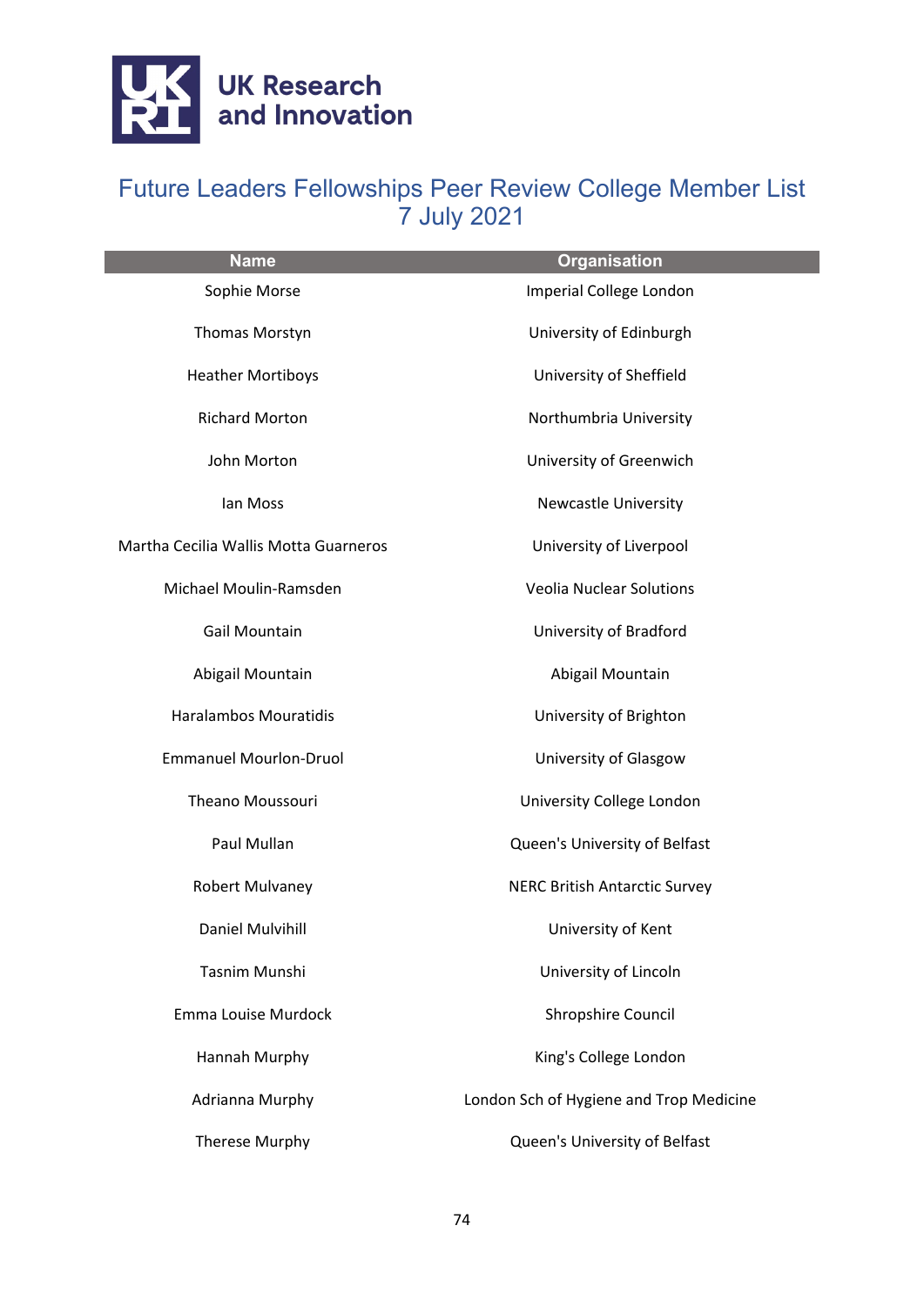# Future Leaders Fellowships Peer Review College Member List 7 July 2021

| Name | Organisation |
| --- | --- |
| Sophie Morse | Imperial College London |
| Thomas Morstyn | University of Edinburgh |
| Heather Mortiboys | University of Sheffield |
| Richard Morton | Northumbria University |
| John Morton | University of Greenwich |
| Ian Moss | Newcastle University |
| Martha Cecilia Wallis Motta Guarneros | University of Liverpool |
| Michael Moulin-Ramsden | Veolia Nuclear Solutions |
| Gail Mountain | University of Bradford |
| Abigail Mountain | Abigail Mountain |
| Haralambos Mouratidis | University of Brighton |
| Emmanuel Mourlon-Druol | University of Glasgow |
| Theano Moussouri | University College London |
| Paul Mullan | Queen's University of Belfast |
| Robert Mulvaney | NERC British Antarctic Survey |
| Daniel Mulvihill | University of Kent |
| Tasnim Munshi | University of Lincoln |
| Emma Louise Murdock | Shropshire Council |
| Hannah Murphy | King's College London |
| Adrianna Murphy | London Sch of Hygiene and Trop Medicine |
| Therese Murphy | Queen's University of Belfast |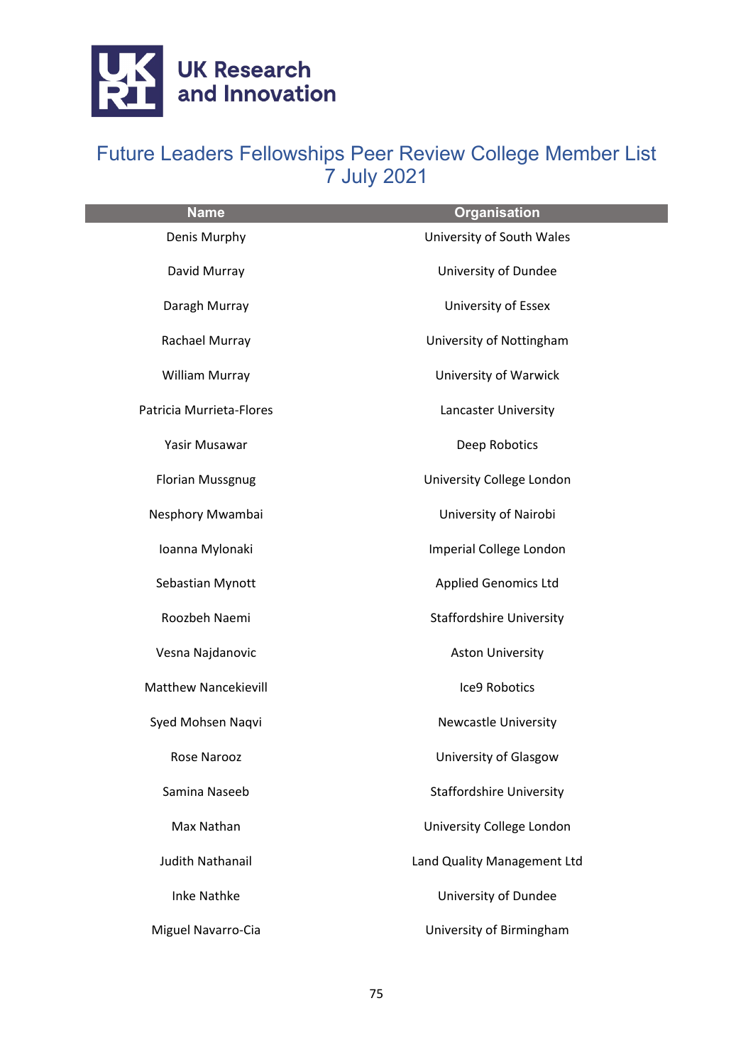# Future Leaders Fellowships Peer Review College Member List
## 7 July 2021

| Name | Organisation |
| --- | --- |
| Denis Murphy | University of South Wales |
| David Murray | University of Dundee |
| Daragh Murray | University of Essex |
| Rachael Murray | University of Nottingham |
| William Murray | University of Warwick |
| Patricia Murrieta-Flores | Lancaster University |
| Yasir Musawar | Deep Robotics |
| Florian Mussgnug | University College London |
| Nesphory Mwambai | University of Nairobi |
| Ioanna Mylonaki | Imperial College London |
| Sebastian Mynott | Applied Genomics Ltd |
| Roozbeh Naemi | Staffordshire University |
| Vesna Najdanovic | Aston University |
| Matthew Nancekievill | Ice9 Robotics |
| Syed Mohsen Naqvi | Newcastle University |
| Rose Narooz | University of Glasgow |
| Samina Naseeb | Staffordshire University |
| Max Nathan | University College London |
| Judith Nathanail | Land Quality Management Ltd |
| Inke Nathke | University of Dundee |
| Miguel Navarro-Cia | University of Birmingham |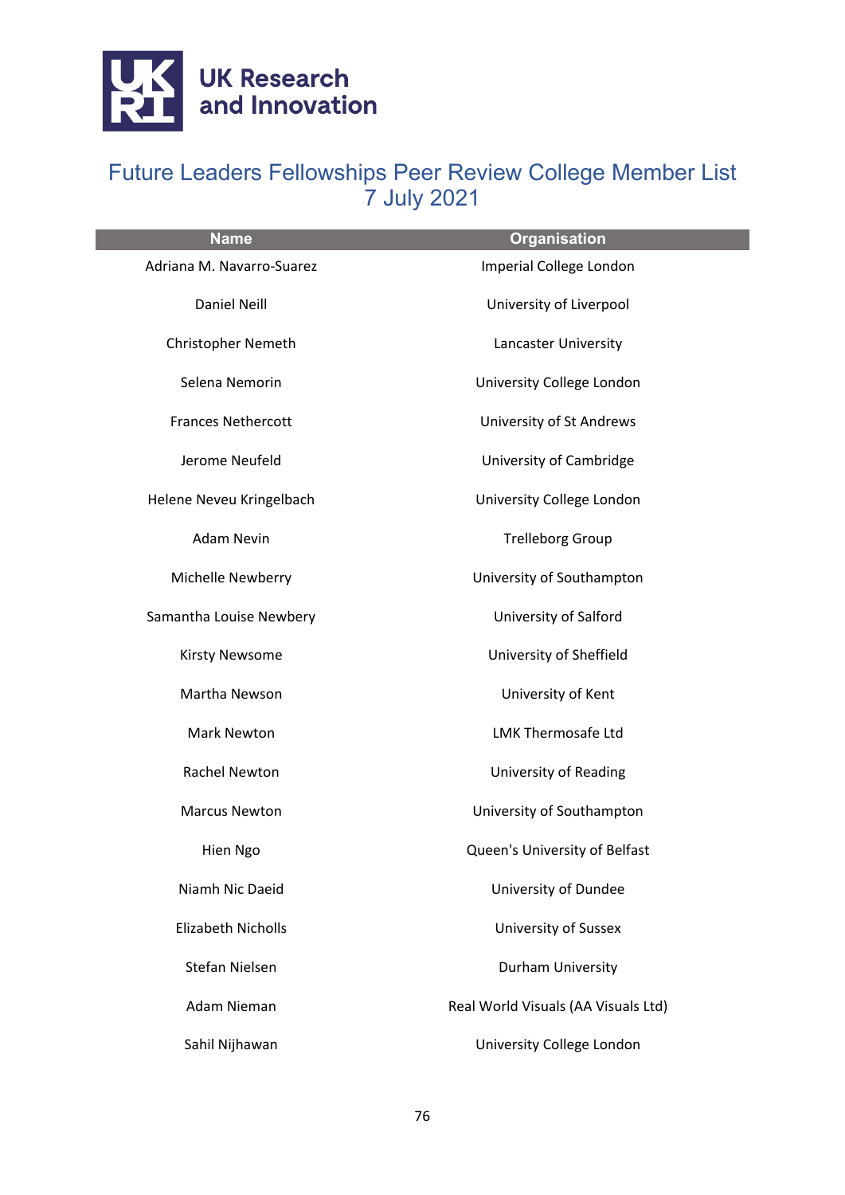UK Research and Innovation

# Future Leaders Fellowships Peer Review College Member List
7 July 2021

| Name | Organisation |
|---|---|
| Adriana M. Navarro-Suarez | Imperial College London |
| Daniel Neill | University of Liverpool |
| Christopher Nemeth | Lancaster University |
| Selena Nemorin | University College London |
| Frances Nethercott | University of St Andrews |
| Jerome Neufeld | University of Cambridge |
| Helene Neveu Kringelbach | University College London |
| Adam Nevin | Trelleborg Group |
| Michelle Newberry | University of Southampton |
| Samantha Louise Newbery | University of Salford |
| Kirsty Newsome | University of Sheffield |
| Martha Newson | University of Kent |
| Mark Newton | LMK Thermosafe Ltd |
| Rachel Newton | University of Reading |
| Marcus Newton | University of Southampton |
| Hien Ngo | Queen's University of Belfast |
| Niamh Nic Daeid | University of Dundee |
| Elizabeth Nicholls | University of Sussex |
| Stefan Nielsen | Durham University |
| Adam Nieman | Real World Visuals (AA Visuals Ltd) |
| Sahil Nijhawan | University College London |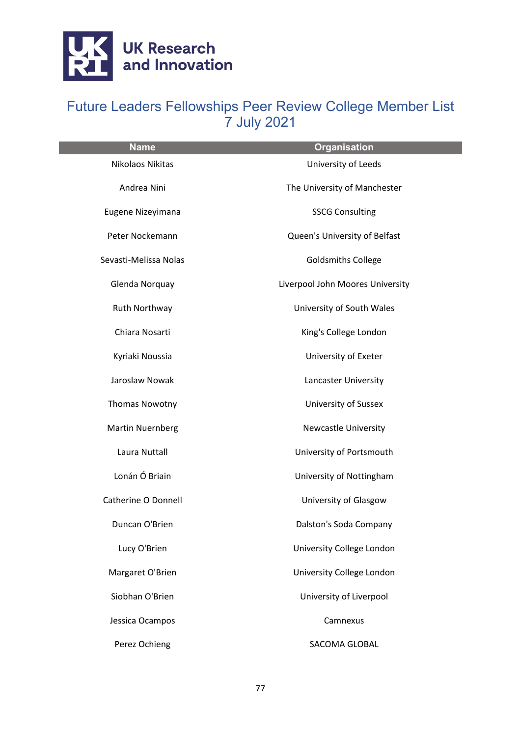# Future Leaders Fellowships Peer Review College Member List
7 July 2021

| Name | Organisation |
|---|---|
| Nikolaos Nikitas | University of Leeds |
| Andrea Nini | The University of Manchester |
| Eugene Nizeyimana | SSCG Consulting |
| Peter Nockemann | Queen's University of Belfast |
| Sevasti-Melissa Nolas | Goldsmiths College |
| Glenda Norquay | Liverpool John Moores University |
| Ruth Northway | University of South Wales |
| Chiara Nosarti | King's College London |
| Kyriaki Noussia | University of Exeter |
| Jaroslaw Nowak | Lancaster University |
| Thomas Nowotny | University of Sussex |
| Martin Nuernberg | Newcastle University |
| Laura Nuttall | University of Portsmouth |
| Lonán Ó Briain | University of Nottingham |
| Catherine O Donnell | University of Glasgow |
| Duncan O'Brien | Dalston's Soda Company |
| Lucy O'Brien | University College London |
| Margaret O'Brien | University College London |
| Siobhan O'Brien | University of Liverpool |
| Jessica Ocampos | Camnexus |
| Perez Ochieng | SACOMA GLOBAL |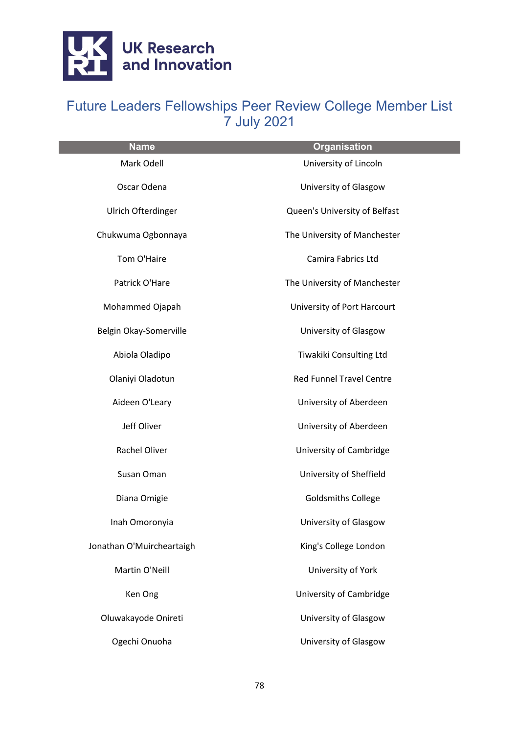# Future Leaders Fellowships Peer Review College Member List 7 July 2021

| Name | Organisation |
| --- | --- |
| Mark Odell | University of Lincoln |
| Oscar Odena | University of Glasgow |
| Ulrich Ofterdinger | Queen's University of Belfast |
| Chukwuma Ogbonnaya | The University of Manchester |
| Tom O'Haire | Camira Fabrics Ltd |
| Patrick O'Hare | The University of Manchester |
| Mohammed Ojapah | University of Port Harcourt |
| Belgin Okay-Somerville | University of Glasgow |
| Abiola Oladipo | Tiwakiki Consulting Ltd |
| Olaniyi Oladotun | Red Funnel Travel Centre |
| Aideen O'Leary | University of Aberdeen |
| Jeff Oliver | University of Aberdeen |
| Rachel Oliver | University of Cambridge |
| Susan Oman | University of Sheffield |
| Diana Omigie | Goldsmiths College |
| Inah Omoronyia | University of Glasgow |
| Jonathan O'Muircheartaigh | King's College London |
| Martin O'Neill | University of York |
| Ken Ong | University of Cambridge |
| Oluwakayode Onireti | University of Glasgow |
| Ogechi Onuoha | University of Glasgow |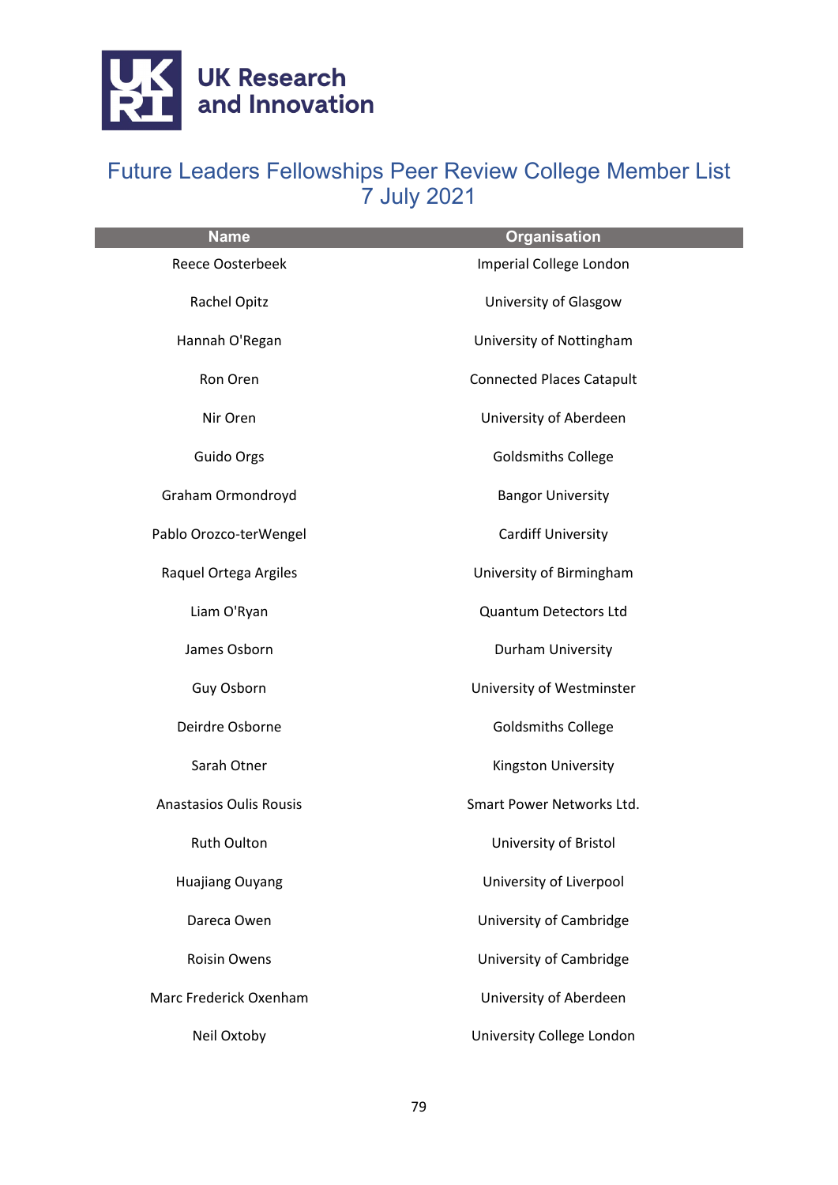UK Research and Innovation

# Future Leaders Fellowships Peer Review College Member List 7 July 2021

| Name | Organisation |
|---|---|
| Reece Oosterbeek | Imperial College London |
| Rachel Opitz | University of Glasgow |
| Hannah O'Regan | University of Nottingham |
| Ron Oren | Connected Places Catapult |
| Nir Oren | University of Aberdeen |
| Guido Orgs | Goldsmiths College |
| Graham Ormondroyd | Bangor University |
| Pablo Orozco-terWengel | Cardiff University |
| Raquel Ortega Argiles | University of Birmingham |
| Liam O'Ryan | Quantum Detectors Ltd |
| James Osborn | Durham University |
| Guy Osborn | University of Westminster |
| Deirdre Osborne | Goldsmiths College |
| Sarah Otner | Kingston University |
| Anastasios Oulis Rousis | Smart Power Networks Ltd. |
| Ruth Oulton | University of Bristol |
| Huajiang Ouyang | University of Liverpool |
| Dareca Owen | University of Cambridge |
| Roisin Owens | University of Cambridge |
| Marc Frederick Oxenham | University of Aberdeen |
| Neil Oxtoby | University College London |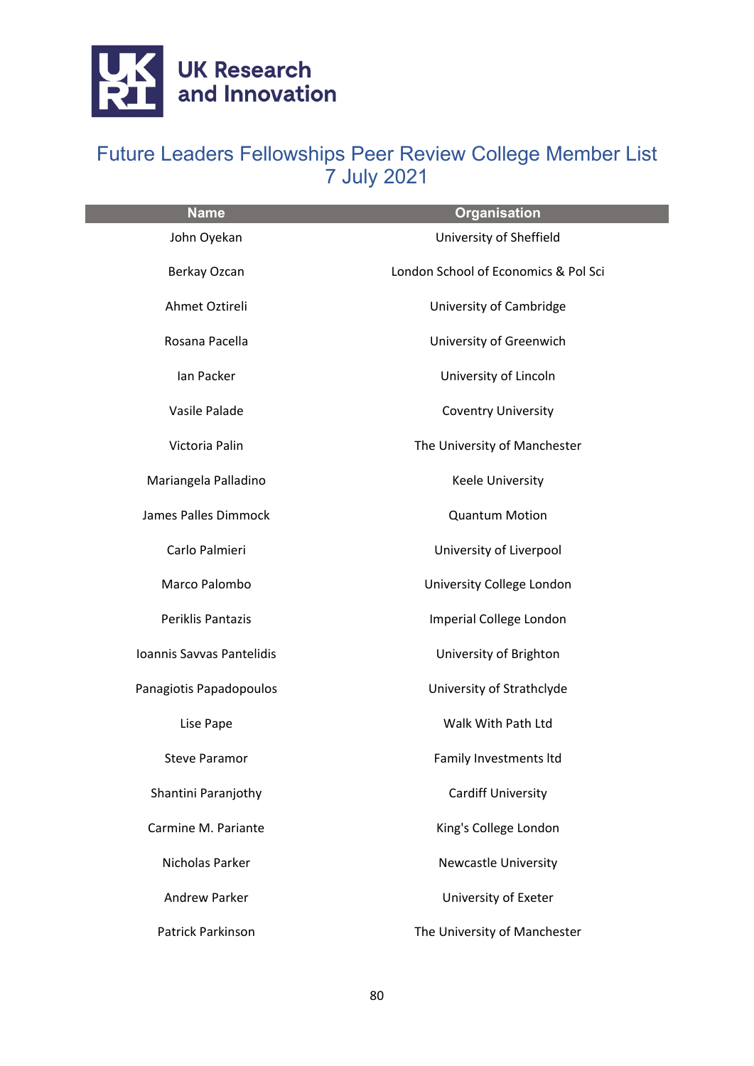UK Research and Innovation

# Future Leaders Fellowships Peer Review College Member List 7 July 2021

| Name | Organisation |
|---|---|
| John Oyekan | University of Sheffield |
| Berkay Ozcan | London School of Economics & Pol Sci |
| Ahmet Oztireli | University of Cambridge |
| Rosana Pacella | University of Greenwich |
| Ian Packer | University of Lincoln |
| Vasile Palade | Coventry University |
| Victoria Palin | The University of Manchester |
| Mariangela Palladino | Keele University |
| James Palles Dimmock | Quantum Motion |
| Carlo Palmieri | University of Liverpool |
| Marco Palombo | University College London |
| Periklis Pantazis | Imperial College London |
| Ioannis Savvas Pantelidis | University of Brighton |
| Panagiotis Papadopoulos | University of Strathclyde |
| Lise Pape | Walk With Path Ltd |
| Steve Paramor | Family Investments ltd |
| Shantini Paranjothy | Cardiff University |
| Carmine M. Pariante | King's College London |
| Nicholas Parker | Newcastle University |
| Andrew Parker | University of Exeter |
| Patrick Parkinson | The University of Manchester |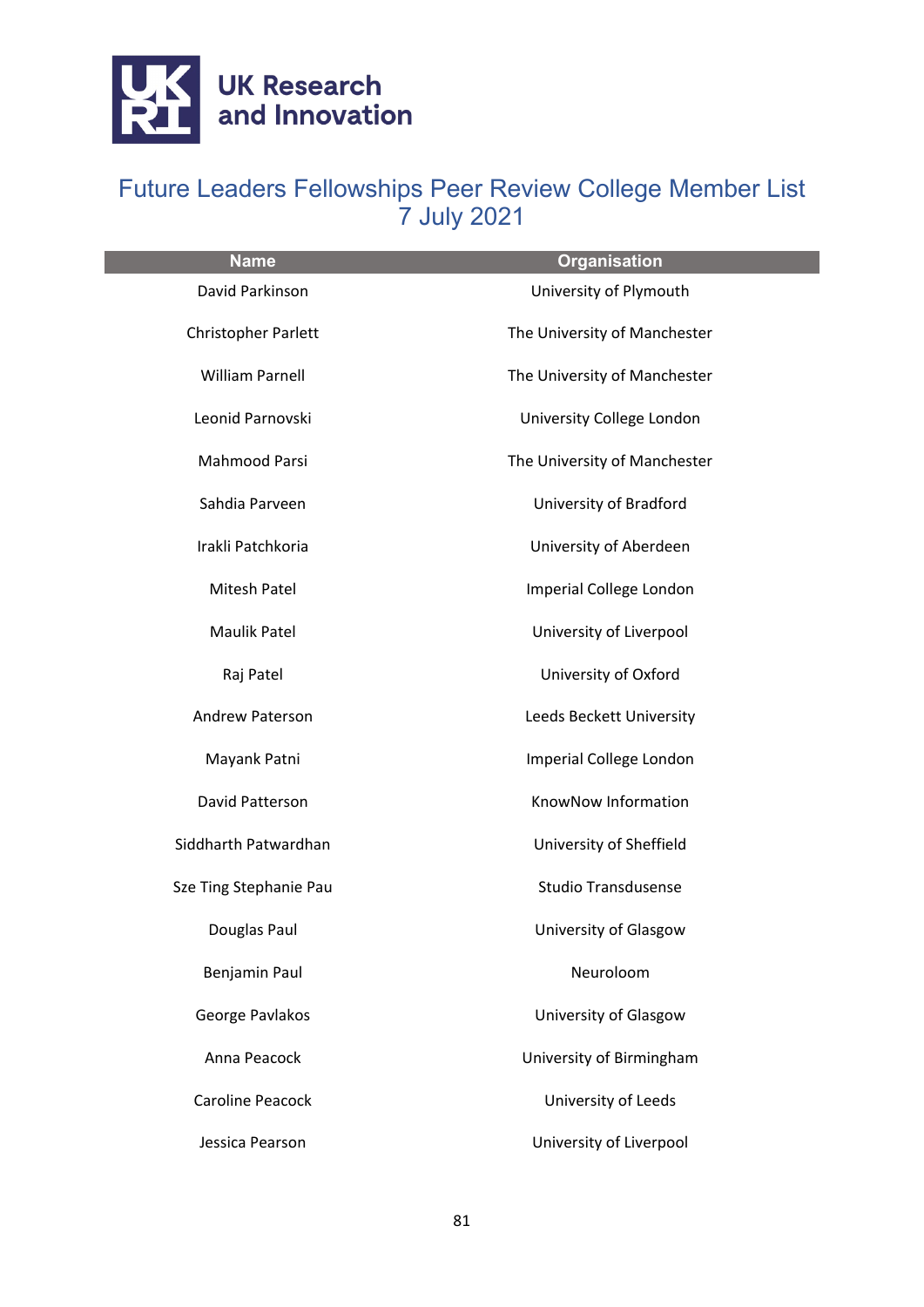UK Research and Innovation

# Future Leaders Fellowships Peer Review College Member List 7 July 2021

| Name | Organisation |
|---|---|
| David Parkinson | University of Plymouth |
| Christopher Parlett | The University of Manchester |
| William Parnell | The University of Manchester |
| Leonid Parnovski | University College London |
| Mahmood Parsi | The University of Manchester |
| Sahdia Parveen | University of Bradford |
| Irakli Patchkoria | University of Aberdeen |
| Mitesh Patel | Imperial College London |
| Maulik Patel | University of Liverpool |
| Raj Patel | University of Oxford |
| Andrew Paterson | Leeds Beckett University |
| Mayank Patni | Imperial College London |
| David Patterson | KnowNow Information |
| Siddharth Patwardhan | University of Sheffield |
| Sze Ting Stephanie Pau | Studio Transdusense |
| Douglas Paul | University of Glasgow |
| Benjamin Paul | Neuroloom |
| George Pavlakos | University of Glasgow |
| Anna Peacock | University of Birmingham |
| Caroline Peacock | University of Leeds |
| Jessica Pearson | University of Liverpool |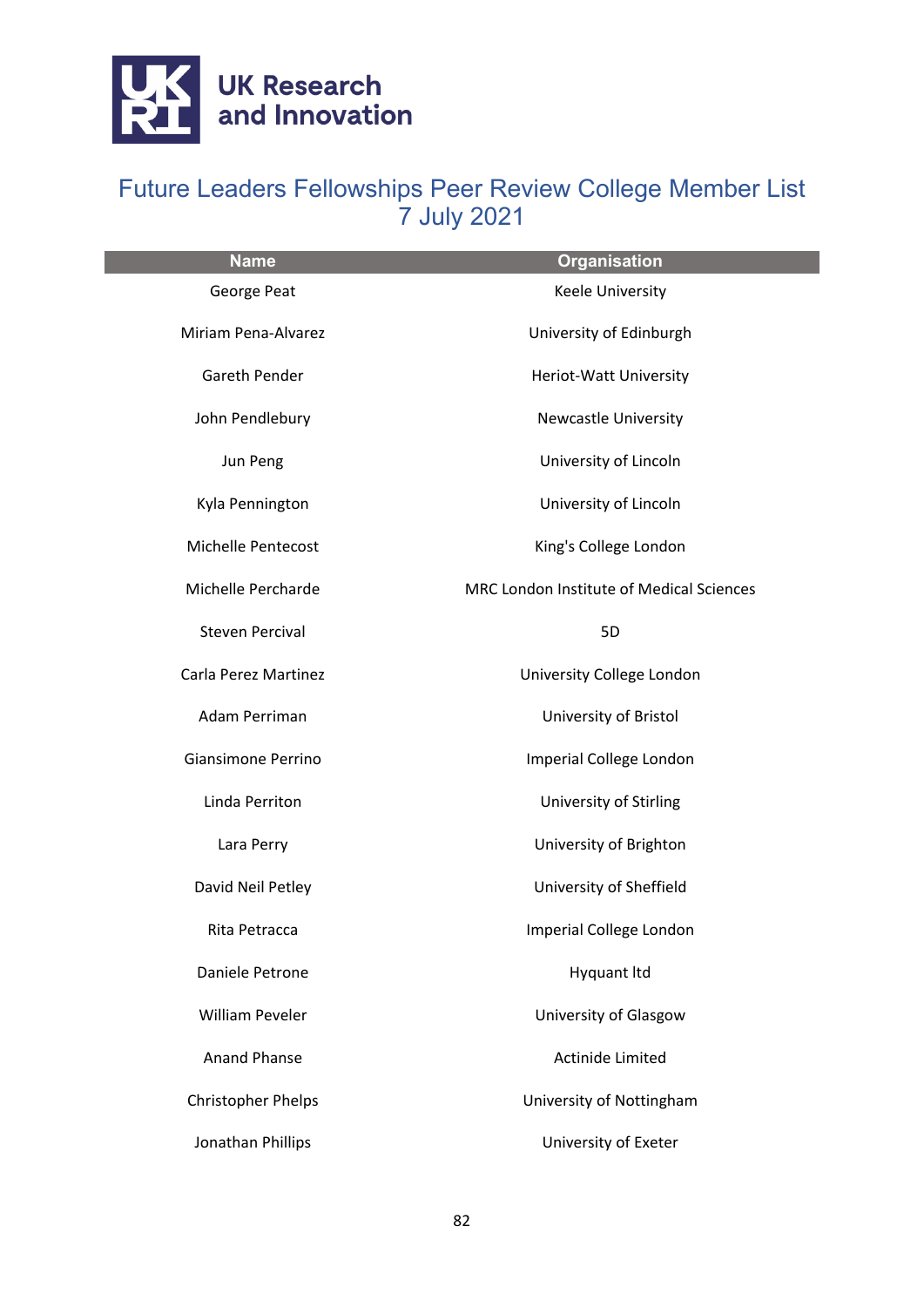# Future Leaders Fellowships Peer Review College Member List 7 July 2021

| Name | Organisation |
| --- | --- |
| George Peat | Keele University |
| Miriam Pena-Alvarez | University of Edinburgh |
| Gareth Pender | Heriot-Watt University |
| John Pendlebury | Newcastle University |
| Jun Peng | University of Lincoln |
| Kyla Pennington | University of Lincoln |
| Michelle Pentecost | King's College London |
| Michelle Percharde | MRC London Institute of Medical Sciences |
| Steven Percival | 5D |
| Carla Perez Martinez | University College London |
| Adam Perriman | University of Bristol |
| Giansimone Perrino | Imperial College London |
| Linda Perriton | University of Stirling |
| Lara Perry | University of Brighton |
| David Neil Petley | University of Sheffield |
| Rita Petracca | Imperial College London |
| Daniele Petrone | Hyquant ltd |
| William Peveler | University of Glasgow |
| Anand Phanse | Actinide Limited |
| Christopher Phelps | University of Nottingham |
| Jonathan Phillips | University of Exeter |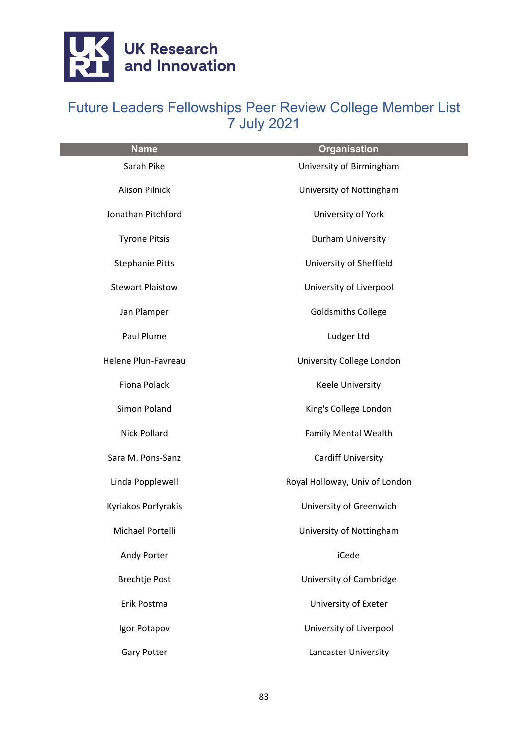# Future Leaders Fellowships Peer Review College Member List
## 7 July 2021

| Name | Organisation |
|---|---|
| Sarah Pike | University of Birmingham |
| Alison Pilnick | University of Nottingham |
| Jonathan Pitchford | University of York |
| Tyrone Pitsis | Durham University |
| Stephanie Pitts | University of Sheffield |
| Stewart Plaistow | University of Liverpool |
| Jan Plamper | Goldsmiths College |
| Paul Plume | Ludger Ltd |
| Helene Plun-Favreau | University College London |
| Fiona Polack | Keele University |
| Simon Poland | King's College London |
| Nick Pollard | Family Mental Wealth |
| Sara M. Pons-Sanz | Cardiff University |
| Linda Popplewell | Royal Holloway, Univ of London |
| Kyriakos Porfyrakis | University of Greenwich |
| Michael Portelli | University of Nottingham |
| Andy Porter | iCede |
| Brechtje Post | University of Cambridge |
| Erik Postma | University of Exeter |
| Igor Potapov | University of Liverpool |
| Gary Potter | Lancaster University |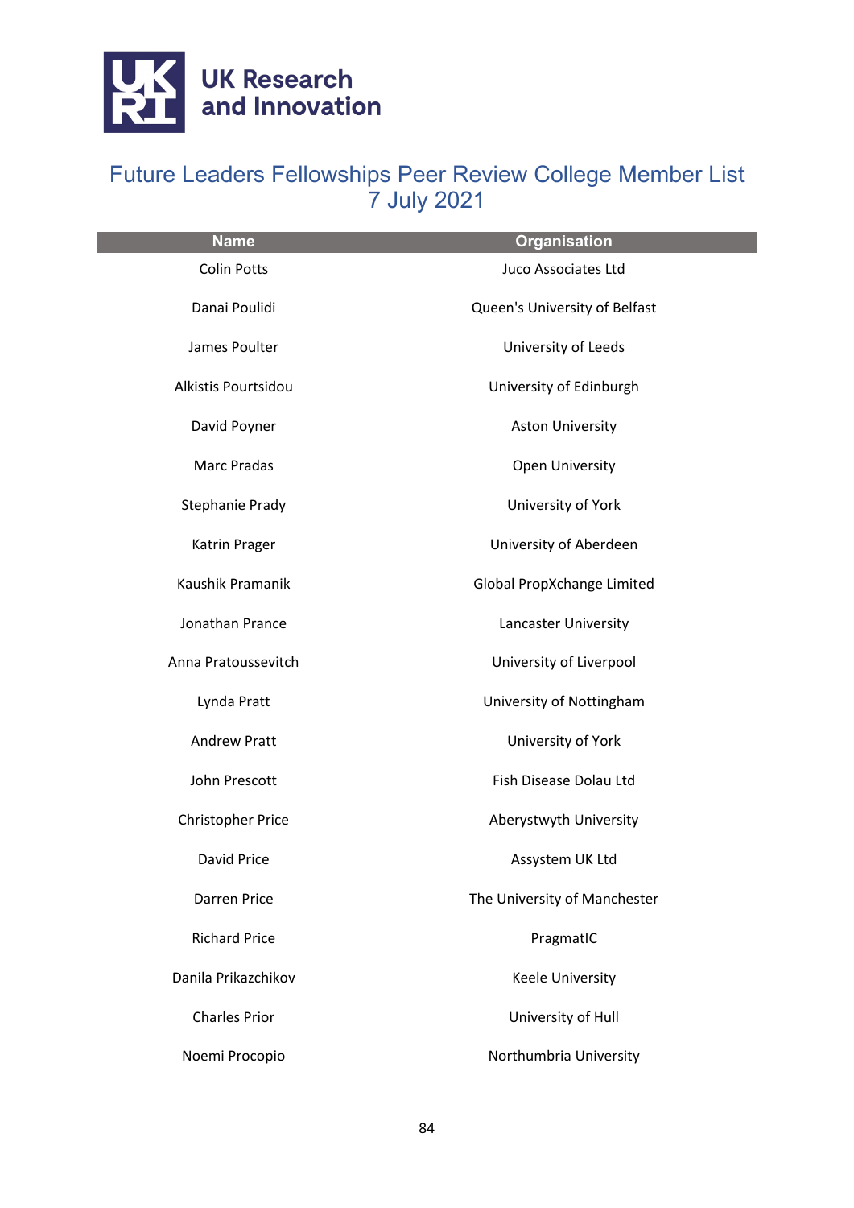UK Research and Innovation

# Future Leaders Fellowships Peer Review College Member List 7 July 2021

| Name | Organisation |
|---|---|
| Colin Potts | Juco Associates Ltd |
| Danai Poulidi | Queen's University of Belfast |
| James Poulter | University of Leeds |
| Alkistis Pourtsidou | University of Edinburgh |
| David Poyner | Aston University |
| Marc Pradas | Open University |
| Stephanie Prady | University of York |
| Katrin Prager | University of Aberdeen |
| Kaushik Pramanik | Global PropXchange Limited |
| Jonathan Prance | Lancaster University |
| Anna Pratoussevitch | University of Liverpool |
| Lynda Pratt | University of Nottingham |
| Andrew Pratt | University of York |
| John Prescott | Fish Disease Dolau Ltd |
| Christopher Price | Aberystwyth University |
| David Price | Assystem UK Ltd |
| Darren Price | The University of Manchester |
| Richard Price | PragmatIC |
| Danila Prikazchikov | Keele University |
| Charles Prior | University of Hull |
| Noemi Procopio | Northumbria University |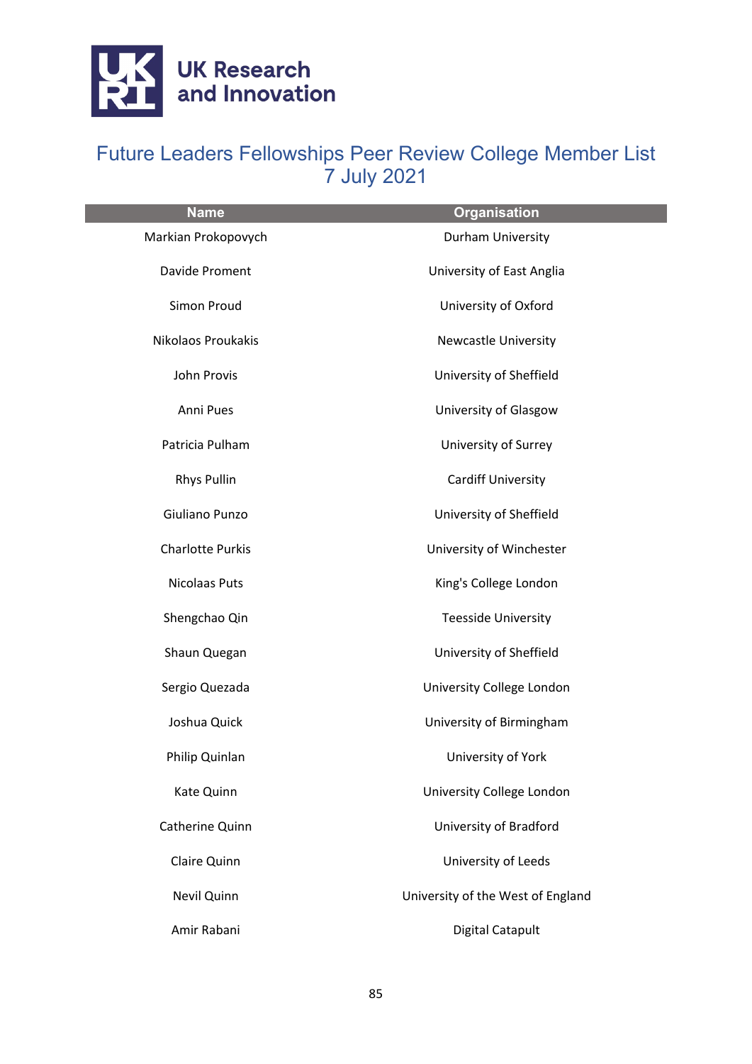# Future Leaders Fellowships Peer Review College Member List 7 July 2021

| Name | Organisation |
|---|---|
| Markian Prokopovych | Durham University |
| Davide Proment | University of East Anglia |
| Simon Proud | University of Oxford |
| Nikolaos Proukakis | Newcastle University |
| John Provis | University of Sheffield |
| Anni Pues | University of Glasgow |
| Patricia Pulham | University of Surrey |
| Rhys Pullin | Cardiff University |
| Giuliano Punzo | University of Sheffield |
| Charlotte Purkis | University of Winchester |
| Nicolaas Puts | King's College London |
| Shengchao Qin | Teesside University |
| Shaun Quegan | University of Sheffield |
| Sergio Quezada | University College London |
| Joshua Quick | University of Birmingham |
| Philip Quinlan | University of York |
| Kate Quinn | University College London |
| Catherine Quinn | University of Bradford |
| Claire Quinn | University of Leeds |
| Nevil Quinn | University of the West of England |
| Amir Rabani | Digital Catapult |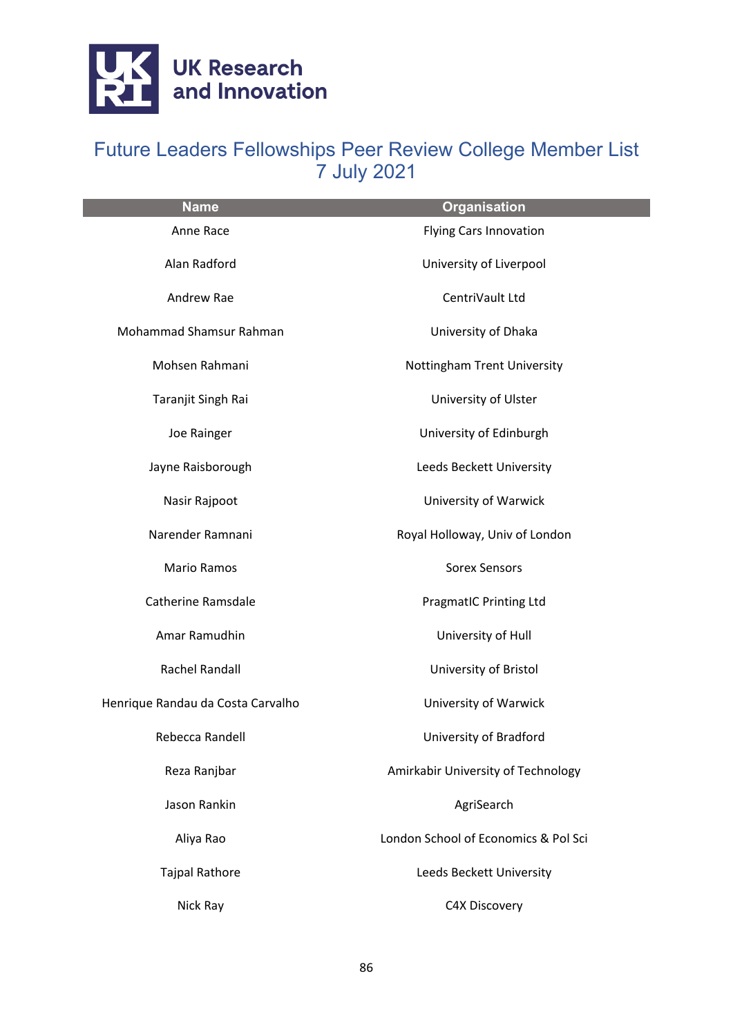# Future Leaders Fellowships Peer Review College Member List 7 July 2021

| Name | Organisation |
| --- | --- |
| Anne Race | Flying Cars Innovation |
| Alan Radford | University of Liverpool |
| Andrew Rae | CentriVault Ltd |
| Mohammad Shamsur Rahman | University of Dhaka |
| Mohsen Rahmani | Nottingham Trent University |
| Taranjit Singh Rai | University of Ulster |
| Joe Rainger | University of Edinburgh |
| Jayne Raisborough | Leeds Beckett University |
| Nasir Rajpoot | University of Warwick |
| Narender Ramnani | Royal Holloway, Univ of London |
| Mario Ramos | Sorex Sensors |
| Catherine Ramsdale | PragmatIC Printing Ltd |
| Amar Ramudhin | University of Hull |
| Rachel Randall | University of Bristol |
| Henrique Randau da Costa Carvalho | University of Warwick |
| Rebecca Randell | University of Bradford |
| Reza Ranjbar | Amirkabir University of Technology |
| Jason Rankin | AgriSearch |
| Aliya Rao | London School of Economics & Pol Sci |
| Tajpal Rathore | Leeds Beckett University |
| Nick Ray | C4X Discovery |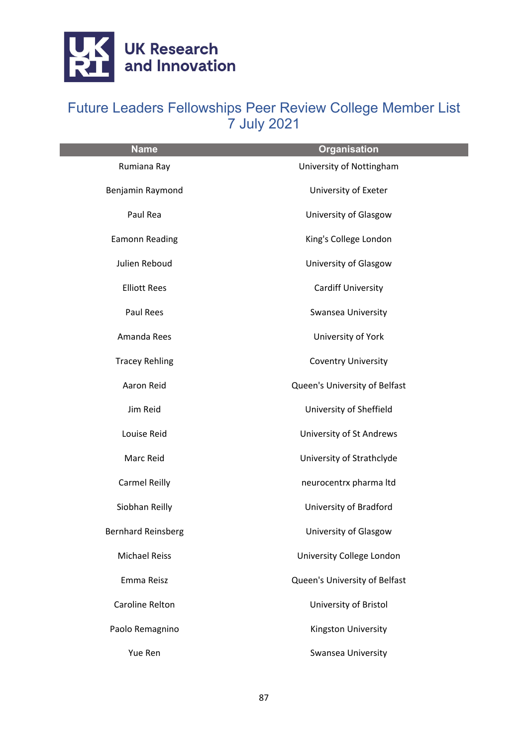# Future Leaders Fellowships Peer Review College Member List 7 July 2021

| Name | Organisation |
|---|---|
| Rumiana Ray | University of Nottingham |
| Benjamin Raymond | University of Exeter |
| Paul Rea | University of Glasgow |
| Eamonn Reading | King's College London |
| Julien Reboud | University of Glasgow |
| Elliott Rees | Cardiff University |
| Paul Rees | Swansea University |
| Amanda Rees | University of York |
| Tracey Rehling | Coventry University |
| Aaron Reid | Queen's University of Belfast |
| Jim Reid | University of Sheffield |
| Louise Reid | University of St Andrews |
| Marc Reid | University of Strathclyde |
| Carmel Reilly | neurocentrx pharma ltd |
| Siobhan Reilly | University of Bradford |
| Bernhard Reinsberg | University of Glasgow |
| Michael Reiss | University College London |
| Emma Reisz | Queen's University of Belfast |
| Caroline Relton | University of Bristol |
| Paolo Remagnino | Kingston University |
| Yue Ren | Swansea University |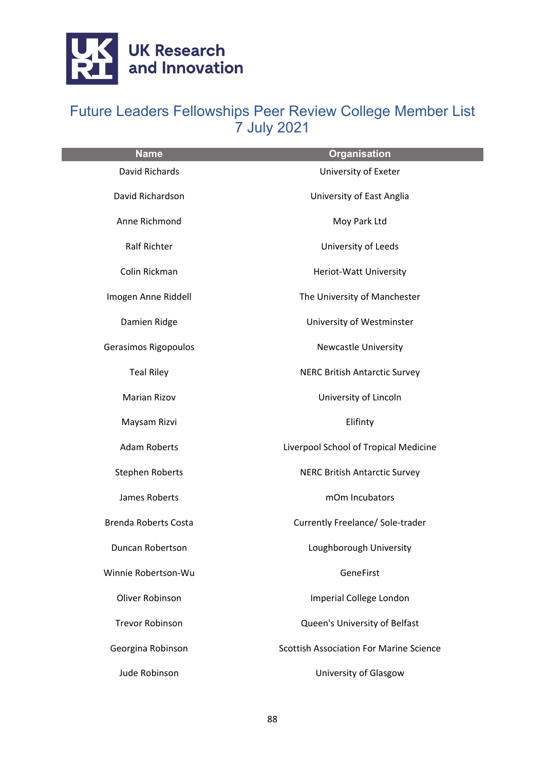# Future Leaders Fellowships Peer Review College Member List 7 July 2021

| Name | Organisation |
| --- | --- |
| David Richards | University of Exeter |
| David Richardson | University of East Anglia |
| Anne Richmond | Moy Park Ltd |
| Ralf Richter | University of Leeds |
| Colin Rickman | Heriot-Watt University |
| Imogen Anne Riddell | The University of Manchester |
| Damien Ridge | University of Westminster |
| Gerasimos Rigopoulos | Newcastle University |
| Teal Riley | NERC British Antarctic Survey |
| Marian Rizov | University of Lincoln |
| Maysam Rizvi | Elifinty |
| Adam Roberts | Liverpool School of Tropical Medicine |
| Stephen Roberts | NERC British Antarctic Survey |
| James Roberts | mOm Incubators |
| Brenda Roberts Costa | Currently Freelance/ Sole-trader |
| Duncan Robertson | Loughborough University |
| Winnie Robertson-Wu | GeneFirst |
| Oliver Robinson | Imperial College London |
| Trevor Robinson | Queen's University of Belfast |
| Georgina Robinson | Scottish Association For Marine Science |
| Jude Robinson | University of Glasgow |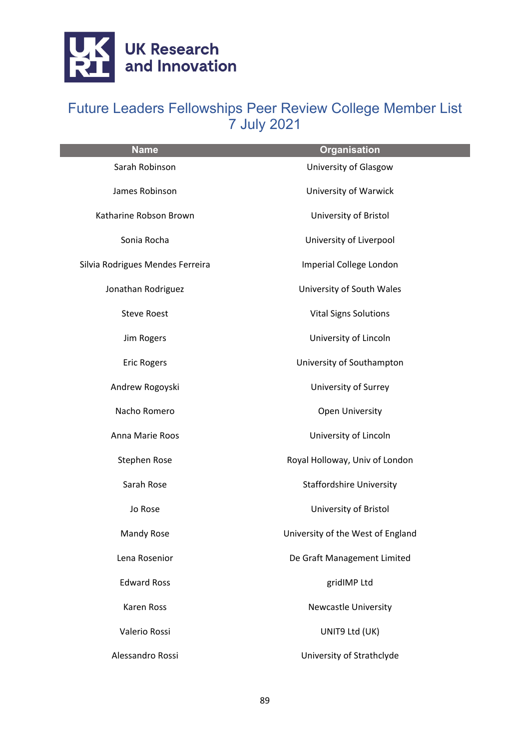UK Research and Innovation

# Future Leaders Fellowships Peer Review College Member List 7 July 2021

| Name | Organisation |
|---|---|
| Sarah Robinson | University of Glasgow |
| James Robinson | University of Warwick |
| Katharine Robson Brown | University of Bristol |
| Sonia Rocha | University of Liverpool |
| Silvia Rodrigues Mendes Ferreira | Imperial College London |
| Jonathan Rodriguez | University of South Wales |
| Steve Roest | Vital Signs Solutions |
| Jim Rogers | University of Lincoln |
| Eric Rogers | University of Southampton |
| Andrew Rogoyski | University of Surrey |
| Nacho Romero | Open University |
| Anna Marie Roos | University of Lincoln |
| Stephen Rose | Royal Holloway, Univ of London |
| Sarah Rose | Staffordshire University |
| Jo Rose | University of Bristol |
| Mandy Rose | University of the West of England |
| Lena Rosenior | De Graft Management Limited |
| Edward Ross | gridIMP Ltd |
| Karen Ross | Newcastle University |
| Valerio Rossi | UNIT9 Ltd (UK) |
| Alessandro Rossi | University of Strathclyde |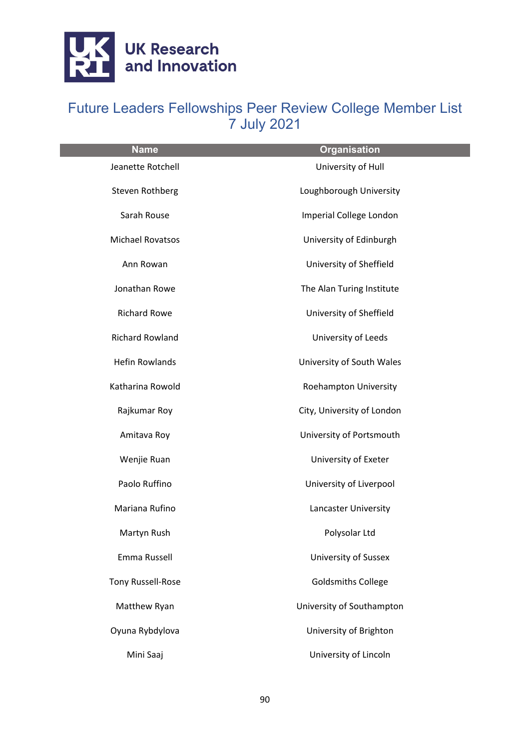UK Research and Innovation

# Future Leaders Fellowships Peer Review College Member List 7 July 2021

| Name | Organisation |
|---|---|
| Jeanette Rotchell | University of Hull |
| Steven Rothberg | Loughborough University |
| Sarah Rouse | Imperial College London |
| Michael Rovatsos | University of Edinburgh |
| Ann Rowan | University of Sheffield |
| Jonathan Rowe | The Alan Turing Institute |
| Richard Rowe | University of Sheffield |
| Richard Rowland | University of Leeds |
| Hefin Rowlands | University of South Wales |
| Katharina Rowold | Roehampton University |
| Rajkumar Roy | City, University of London |
| Amitava Roy | University of Portsmouth |
| Wenjie Ruan | University of Exeter |
| Paolo Ruffino | University of Liverpool |
| Mariana Rufino | Lancaster University |
| Martyn Rush | Polysolar Ltd |
| Emma Russell | University of Sussex |
| Tony Russell-Rose | Goldsmiths College |
| Matthew Ryan | University of Southampton |
| Oyuna Rybdylova | University of Brighton |
| Mini Saaj | University of Lincoln |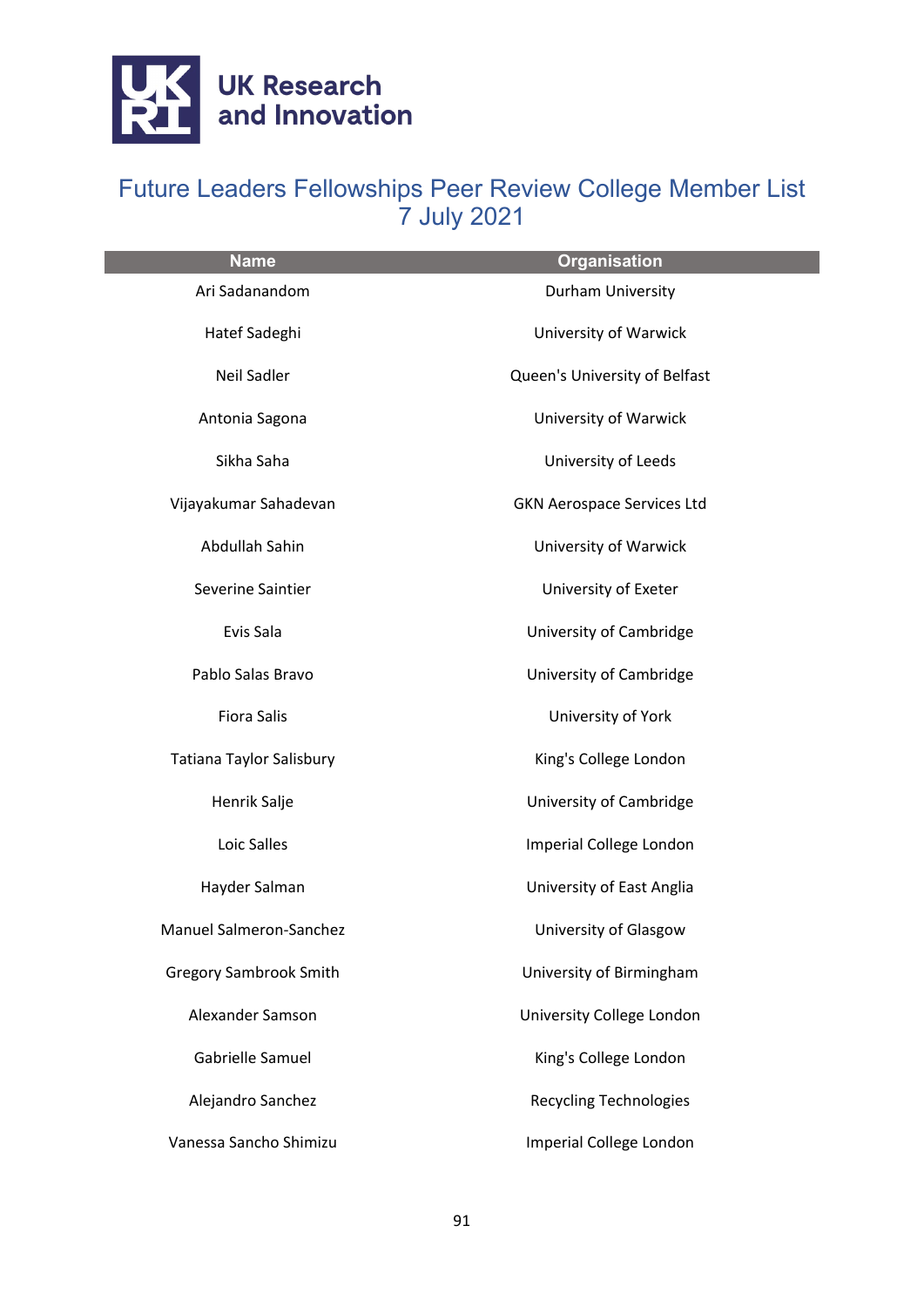# Future Leaders Fellowships Peer Review College Member List 7 July 2021

| Name | Organisation |
| --- | --- |
| Ari Sadanandom | Durham University |
| Hatef Sadeghi | University of Warwick |
| Neil Sadler | Queen's University of Belfast |
| Antonia Sagona | University of Warwick |
| Sikha Saha | University of Leeds |
| Vijayakumar Sahadevan | GKN Aerospace Services Ltd |
| Abdullah Sahin | University of Warwick |
| Severine Saintier | University of Exeter |
| Evis Sala | University of Cambridge |
| Pablo Salas Bravo | University of Cambridge |
| Fiora Salis | University of York |
| Tatiana Taylor Salisbury | King's College London |
| Henrik Salje | University of Cambridge |
| Loic Salles | Imperial College London |
| Hayder Salman | University of East Anglia |
| Manuel Salmeron-Sanchez | University of Glasgow |
| Gregory Sambrook Smith | University of Birmingham |
| Alexander Samson | University College London |
| Gabrielle Samuel | King's College London |
| Alejandro Sanchez | Recycling Technologies |
| Vanessa Sancho Shimizu | Imperial College London |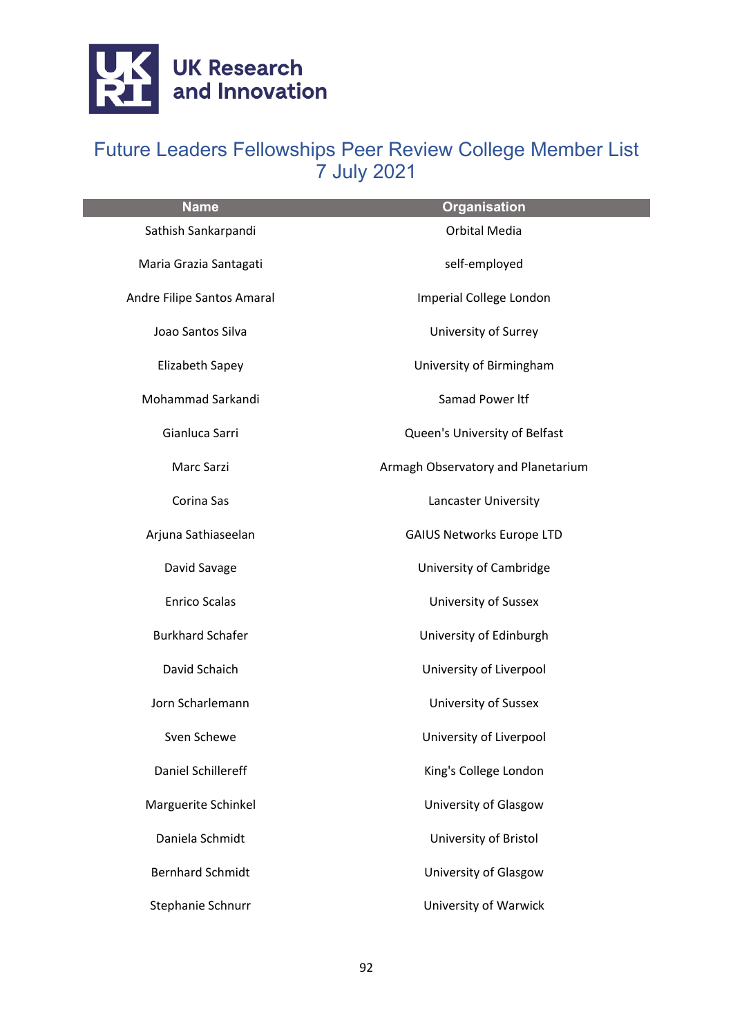# Future Leaders Fellowships Peer Review College Member List
7 July 2021

| Name | Organisation |
|---|---|
| Sathish Sankarpandi | Orbital Media |
| Maria Grazia Santagati | self-employed |
| Andre Filipe Santos Amaral | Imperial College London |
| Joao Santos Silva | University of Surrey |
| Elizabeth Sapey | University of Birmingham |
| Mohammad Sarkandi | Samad Power ltf |
| Gianluca Sarri | Queen's University of Belfast |
| Marc Sarzi | Armagh Observatory and Planetarium |
| Corina Sas | Lancaster University |
| Arjuna Sathiaseelan | GAIUS Networks Europe LTD |
| David Savage | University of Cambridge |
| Enrico Scalas | University of Sussex |
| Burkhard Schafer | University of Edinburgh |
| David Schaich | University of Liverpool |
| Jorn Scharlemann | University of Sussex |
| Sven Schewe | University of Liverpool |
| Daniel Schillereff | King's College London |
| Marguerite Schinkel | University of Glasgow |
| Daniela Schmidt | University of Bristol |
| Bernhard Schmidt | University of Glasgow |
| Stephanie Schnurr | University of Warwick |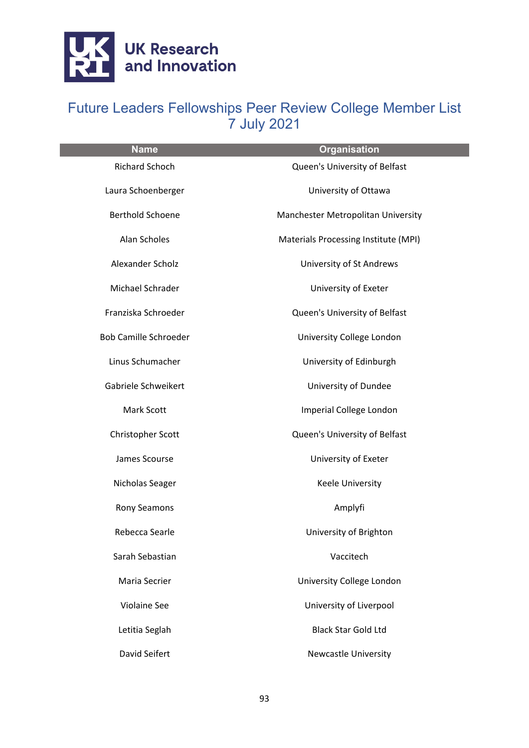# Future Leaders Fellowships Peer Review College Member List 7 July 2021

| Name | Organisation |
| --- | --- |
| Richard Schoch | Queen's University of Belfast |
| Laura Schoenberger | University of Ottawa |
| Berthold Schoene | Manchester Metropolitan University |
| Alan Scholes | Materials Processing Institute (MPI) |
| Alexander Scholz | University of St Andrews |
| Michael Schrader | University of Exeter |
| Franziska Schroeder | Queen's University of Belfast |
| Bob Camille Schroeder | University College London |
| Linus Schumacher | University of Edinburgh |
| Gabriele Schweikert | University of Dundee |
| Mark Scott | Imperial College London |
| Christopher Scott | Queen's University of Belfast |
| James Scourse | University of Exeter |
| Nicholas Seager | Keele University |
| Rony Seamons | Amplyfi |
| Rebecca Searle | University of Brighton |
| Sarah Sebastian | Vaccitech |
| Maria Secrier | University College London |
| Violaine See | University of Liverpool |
| Letitia Seglah | Black Star Gold Ltd |
| David Seifert | Newcastle University |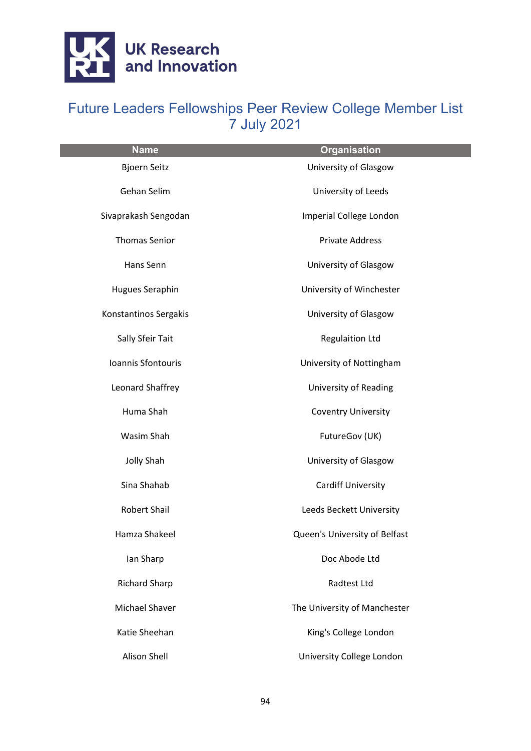# Future Leaders Fellowships Peer Review College Member List 7 July 2021

| Name | Organisation |
| --- | --- |
| Bjoern Seitz | University of Glasgow |
| Gehan Selim | University of Leeds |
| Sivaprakash Sengodan | Imperial College London |
| Thomas Senior | Private Address |
| Hans Senn | University of Glasgow |
| Hugues Seraphin | University of Winchester |
| Konstantinos Sergakis | University of Glasgow |
| Sally Sfeir Tait | Regulaition Ltd |
| Ioannis Sfontouris | University of Nottingham |
| Leonard Shaffrey | University of Reading |
| Huma Shah | Coventry University |
| Wasim Shah | FutureGov (UK) |
| Jolly Shah | University of Glasgow |
| Sina Shahab | Cardiff University |
| Robert Shail | Leeds Beckett University |
| Hamza Shakeel | Queen's University of Belfast |
| Ian Sharp | Doc Abode Ltd |
| Richard Sharp | Radtest Ltd |
| Michael Shaver | The University of Manchester |
| Katie Sheehan | King's College London |
| Alison Shell | University College London |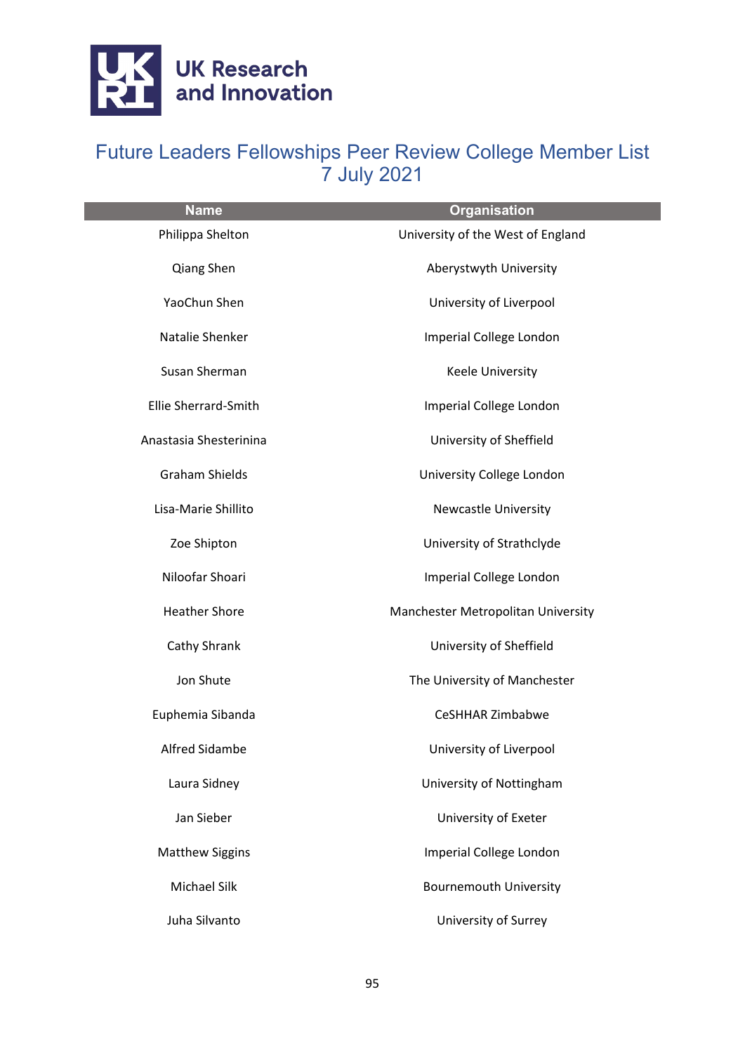UK Research and Innovation

# Future Leaders Fellowships Peer Review College Member List 7 July 2021

| Name | Organisation |
| --- | --- |
| Philippa Shelton | University of the West of England |
| Qiang Shen | Aberystwyth University |
| YaoChun Shen | University of Liverpool |
| Natalie Shenker | Imperial College London |
| Susan Sherman | Keele University |
| Ellie Sherrard-Smith | Imperial College London |
| Anastasia Shesterinina | University of Sheffield |
| Graham Shields | University College London |
| Lisa-Marie Shillito | Newcastle University |
| Zoe Shipton | University of Strathclyde |
| Niloofar Shoari | Imperial College London |
| Heather Shore | Manchester Metropolitan University |
| Cathy Shrank | University of Sheffield |
| Jon Shute | The University of Manchester |
| Euphemia Sibanda | CeSHHAR Zimbabwe |
| Alfred Sidambe | University of Liverpool |
| Laura Sidney | University of Nottingham |
| Jan Sieber | University of Exeter |
| Matthew Siggins | Imperial College London |
| Michael Silk | Bournemouth University |
| Juha Silvanto | University of Surrey |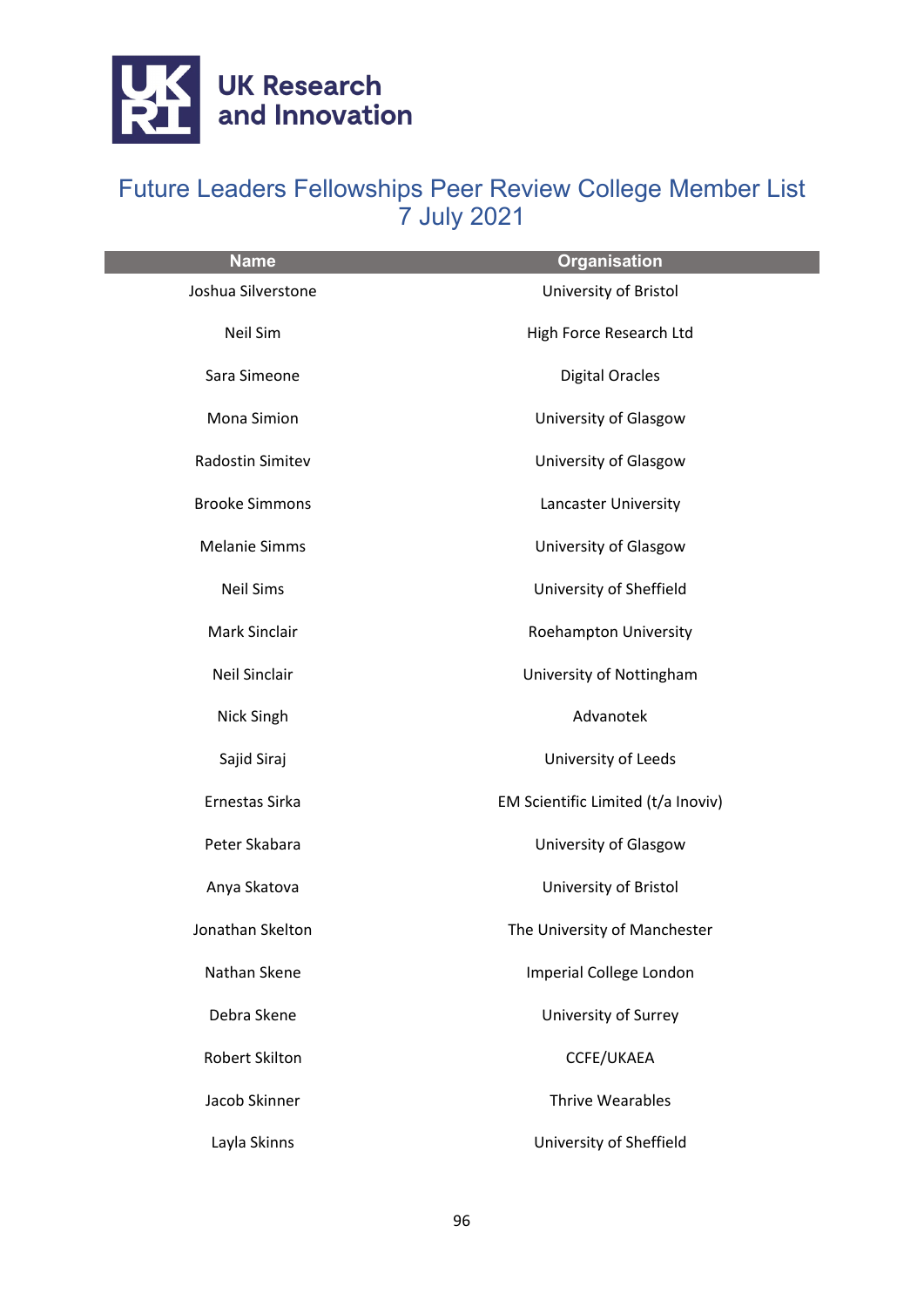# Future Leaders Fellowships Peer Review College Member List 7 July 2021

| Name | Organisation |
| --- | --- |
| Joshua Silverstone | University of Bristol |
| Neil Sim | High Force Research Ltd |
| Sara Simeone | Digital Oracles |
| Mona Simion | University of Glasgow |
| Radostin Simitev | University of Glasgow |
| Brooke Simmons | Lancaster University |
| Melanie Simms | University of Glasgow |
| Neil Sims | University of Sheffield |
| Mark Sinclair | Roehampton University |
| Neil Sinclair | University of Nottingham |
| Nick Singh | Advanotek |
| Sajid Siraj | University of Leeds |
| Ernestas Sirka | EM Scientific Limited (t/a Inoviv) |
| Peter Skabara | University of Glasgow |
| Anya Skatova | University of Bristol |
| Jonathan Skelton | The University of Manchester |
| Nathan Skene | Imperial College London |
| Debra Skene | University of Surrey |
| Robert Skilton | CCFE/UKAEA |
| Jacob Skinner | Thrive Wearables |
| Layla Skinns | University of Sheffield |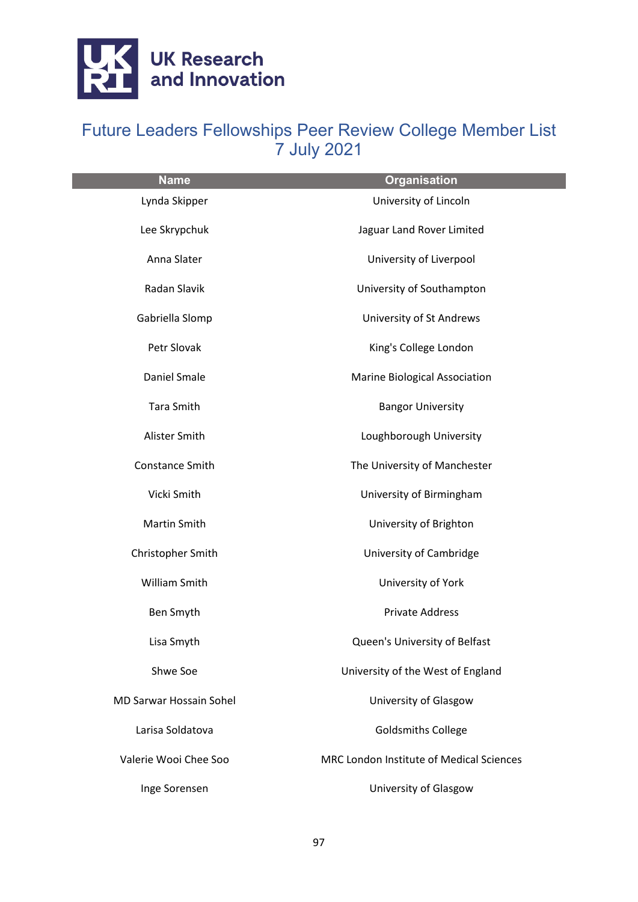# Future Leaders Fellowships Peer Review College Member List
7 July 2021

| Name | Organisation |
|---|---|
| Lynda Skipper | University of Lincoln |
| Lee Skrypchuk | Jaguar Land Rover Limited |
| Anna Slater | University of Liverpool |
| Radan Slavik | University of Southampton |
| Gabriella Slomp | University of St Andrews |
| Petr Slovak | King's College London |
| Daniel Smale | Marine Biological Association |
| Tara Smith | Bangor University |
| Alister Smith | Loughborough University |
| Constance Smith | The University of Manchester |
| Vicki Smith | University of Birmingham |
| Martin Smith | University of Brighton |
| Christopher Smith | University of Cambridge |
| William Smith | University of York |
| Ben Smyth | Private Address |
| Lisa Smyth | Queen's University of Belfast |
| Shwe Soe | University of the West of England |
| MD Sarwar Hossain Sohel | University of Glasgow |
| Larisa Soldatova | Goldsmiths College |
| Valerie Wooi Chee Soo | MRC London Institute of Medical Sciences |
| Inge Sorensen | University of Glasgow |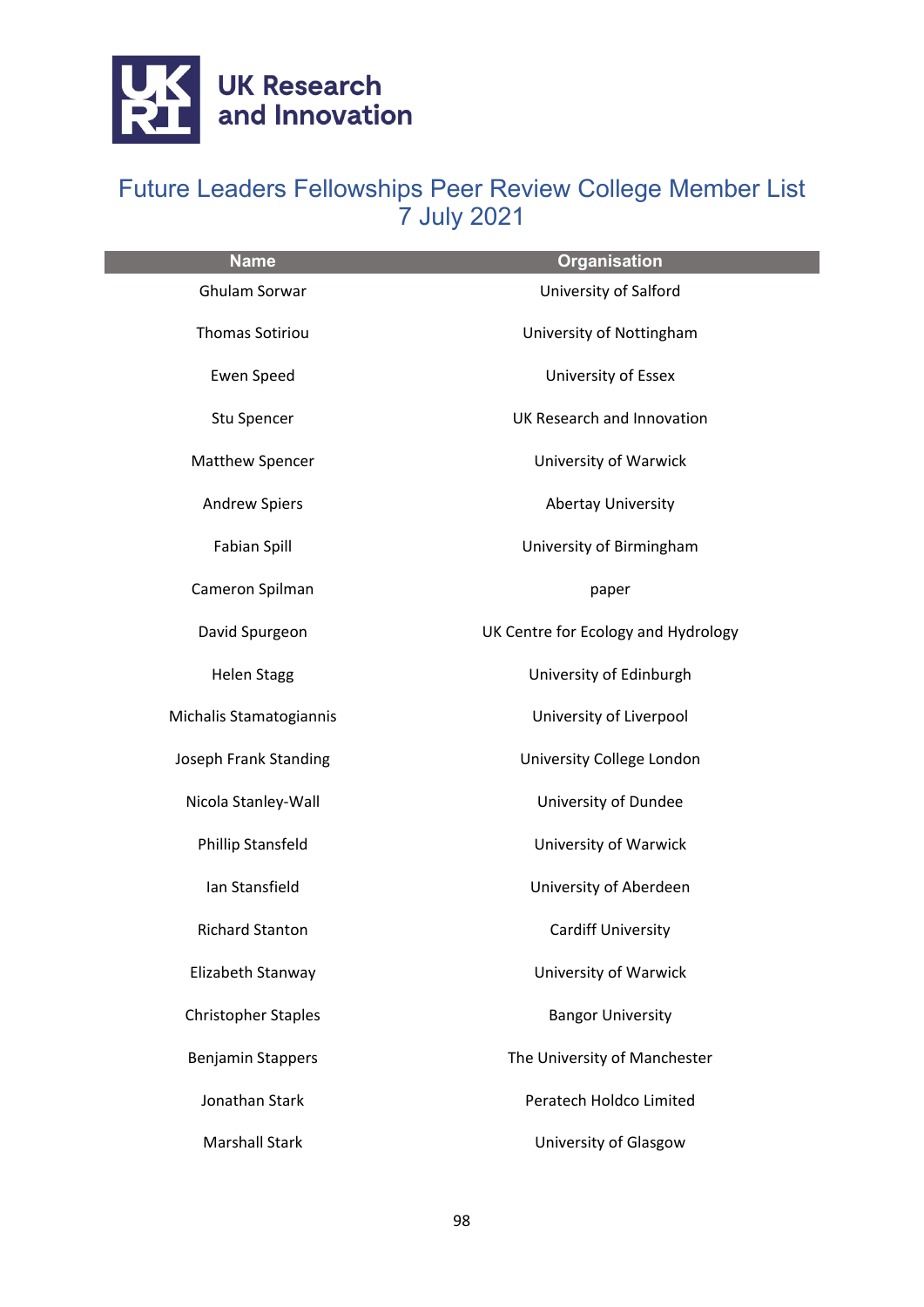UK Research and Innovation

# Future Leaders Fellowships Peer Review College Member List 7 July 2021

| Name | Organisation |
| --- | --- |
| Ghulam Sorwar | University of Salford |
| Thomas Sotiriou | University of Nottingham |
| Ewen Speed | University of Essex |
| Stu Spencer | UK Research and Innovation |
| Matthew Spencer | University of Warwick |
| Andrew Spiers | Abertay University |
| Fabian Spill | University of Birmingham |
| Cameron Spilman | paper |
| David Spurgeon | UK Centre for Ecology and Hydrology |
| Helen Stagg | University of Edinburgh |
| Michalis Stamatogiannis | University of Liverpool |
| Joseph Frank Standing | University College London |
| Nicola Stanley-Wall | University of Dundee |
| Phillip Stansfeld | University of Warwick |
| Ian Stansfield | University of Aberdeen |
| Richard Stanton | Cardiff University |
| Elizabeth Stanway | University of Warwick |
| Christopher Staples | Bangor University |
| Benjamin Stappers | The University of Manchester |
| Jonathan Stark | Peratech Holdco Limited |
| Marshall Stark | University of Glasgow |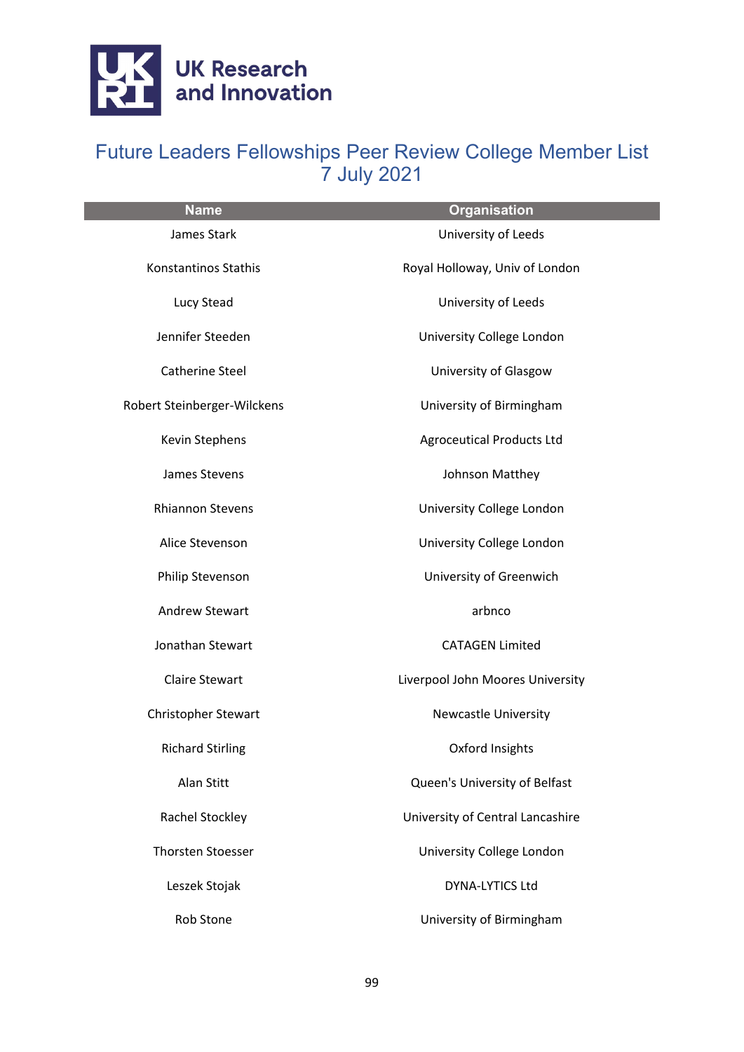# Future Leaders Fellowships Peer Review College Member List 7 July 2021

| Name | Organisation |
| --- | --- |
| James Stark | University of Leeds |
| Konstantinos Stathis | Royal Holloway, Univ of London |
| Lucy Stead | University of Leeds |
| Jennifer Steeden | University College London |
| Catherine Steel | University of Glasgow |
| Robert Steinberger-Wilckens | University of Birmingham |
| Kevin Stephens | Agroceutical Products Ltd |
| James Stevens | Johnson Matthey |
| Rhiannon Stevens | University College London |
| Alice Stevenson | University College London |
| Philip Stevenson | University of Greenwich |
| Andrew Stewart | arbnco |
| Jonathan Stewart | CATAGEN Limited |
| Claire Stewart | Liverpool John Moores University |
| Christopher Stewart | Newcastle University |
| Richard Stirling | Oxford Insights |
| Alan Stitt | Queen's University of Belfast |
| Rachel Stockley | University of Central Lancashire |
| Thorsten Stoesser | University College London |
| Leszek Stojak | DYNA-LYTICS Ltd |
| Rob Stone | University of Birmingham |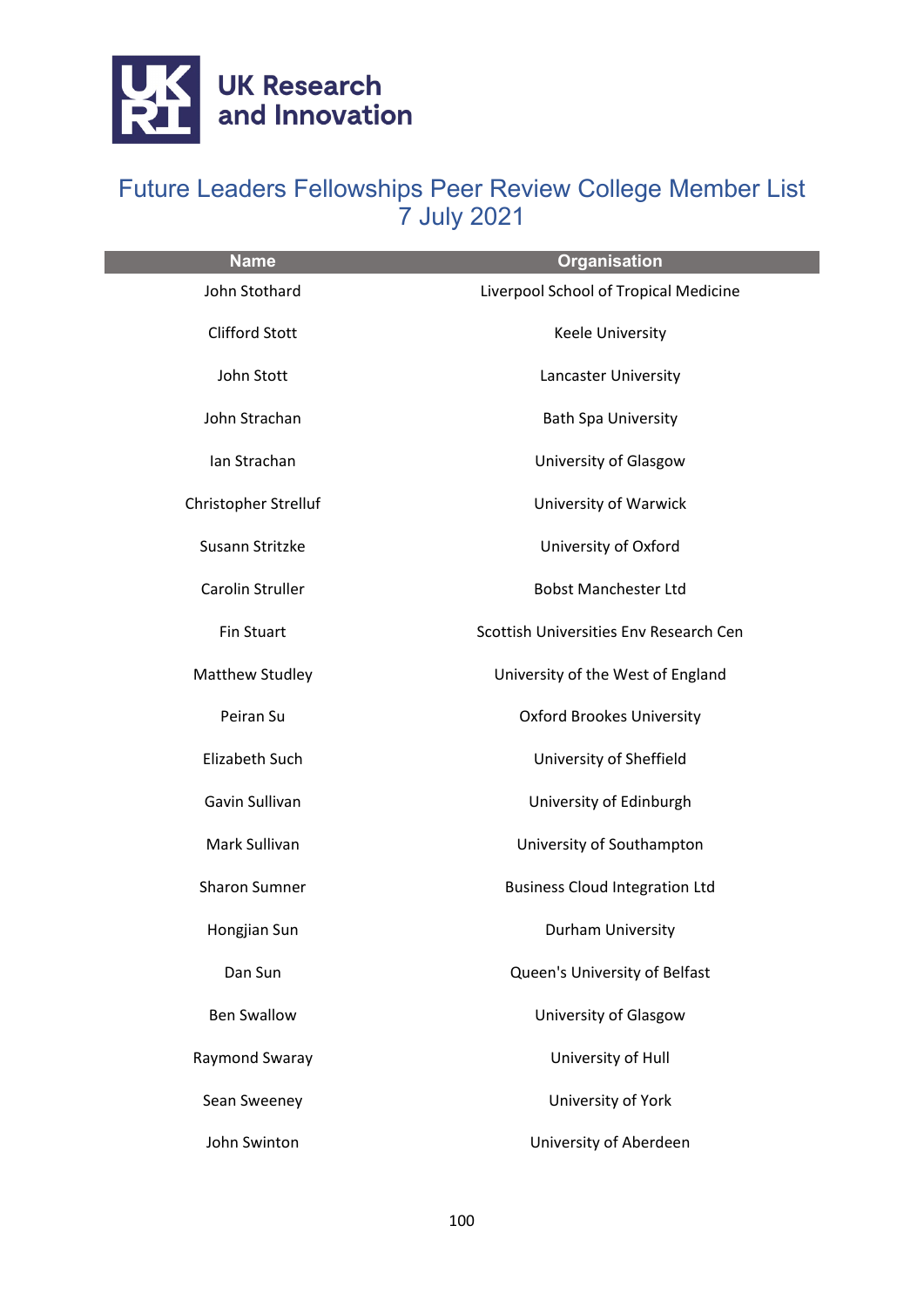# Future Leaders Fellowships Peer Review College Member List
7 July 2021

| Name | Organisation |
| --- | --- |
| John Stothard | Liverpool School of Tropical Medicine |
| Clifford Stott | Keele University |
| John Stott | Lancaster University |
| John Strachan | Bath Spa University |
| Ian Strachan | University of Glasgow |
| Christopher Strelluf | University of Warwick |
| Susann Stritzke | University of Oxford |
| Carolin Struller | Bobst Manchester Ltd |
| Fin Stuart | Scottish Universities Env Research Cen |
| Matthew Studley | University of the West of England |
| Peiran Su | Oxford Brookes University |
| Elizabeth Such | University of Sheffield |
| Gavin Sullivan | University of Edinburgh |
| Mark Sullivan | University of Southampton |
| Sharon Sumner | Business Cloud Integration Ltd |
| Hongjian Sun | Durham University |
| Dan Sun | Queen's University of Belfast |
| Ben Swallow | University of Glasgow |
| Raymond Swaray | University of Hull |
| Sean Sweeney | University of York |
| John Swinton | University of Aberdeen |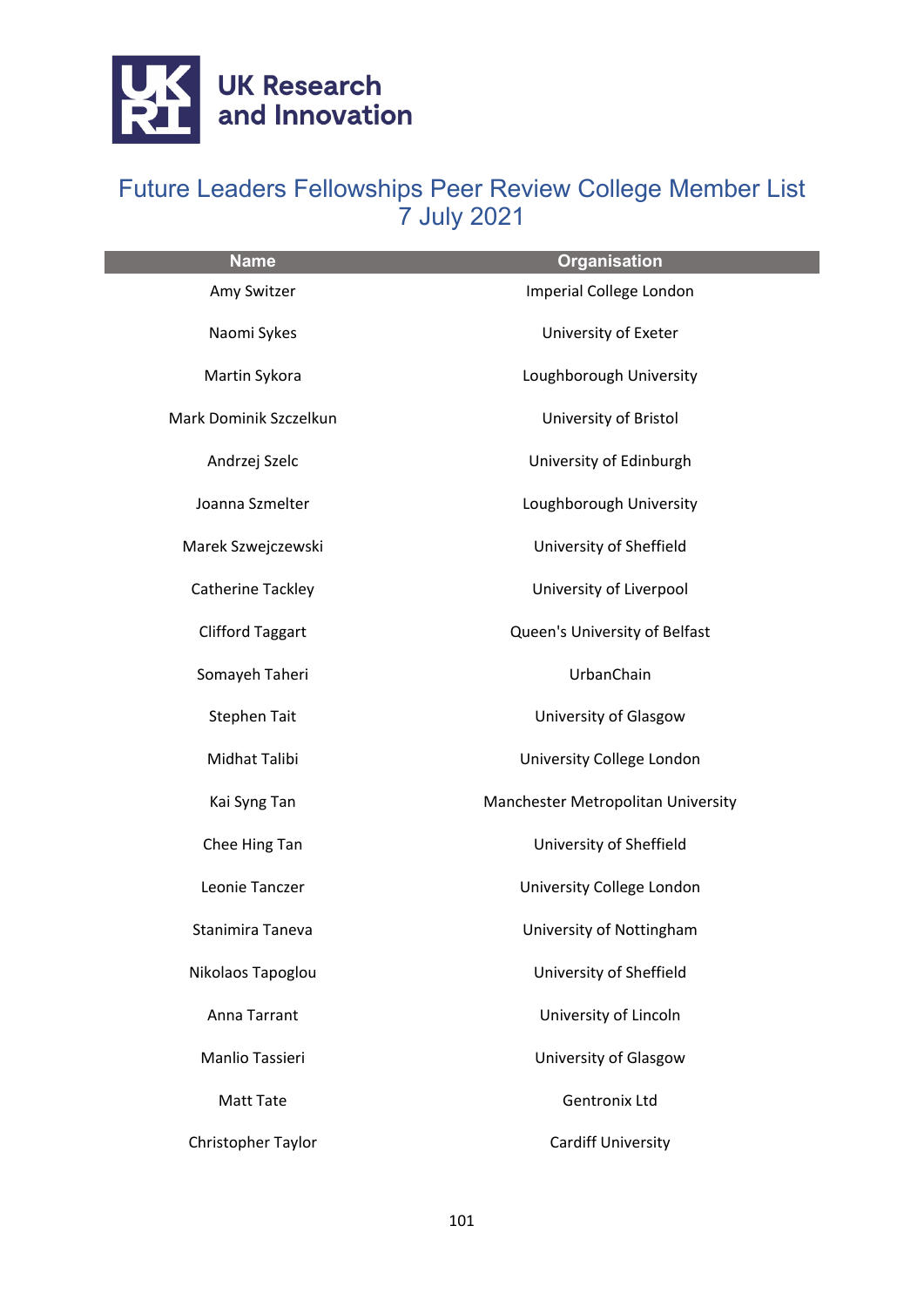# Future Leaders Fellowships Peer Review College Member List 7 July 2021

| Name | Organisation |
|---|---|
| Amy Switzer | Imperial College London |
| Naomi Sykes | University of Exeter |
| Martin Sykora | Loughborough University |
| Mark Dominik Szczelkun | University of Bristol |
| Andrzej Szelc | University of Edinburgh |
| Joanna Szmelter | Loughborough University |
| Marek Szwejczewski | University of Sheffield |
| Catherine Tackley | University of Liverpool |
| Clifford Taggart | Queen's University of Belfast |
| Somayeh Taheri | UrbanChain |
| Stephen Tait | University of Glasgow |
| Midhat Talibi | University College London |
| Kai Syng Tan | Manchester Metropolitan University |
| Chee Hing Tan | University of Sheffield |
| Leonie Tanczer | University College London |
| Stanimira Taneva | University of Nottingham |
| Nikolaos Tapoglou | University of Sheffield |
| Anna Tarrant | University of Lincoln |
| Manlio Tassieri | University of Glasgow |
| Matt Tate | Gentronix Ltd |
| Christopher Taylor | Cardiff University |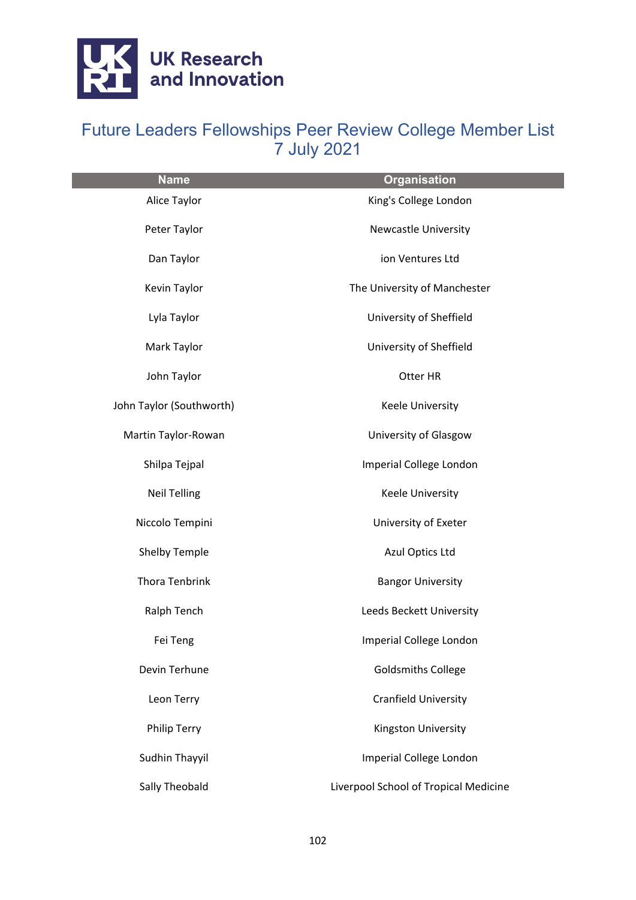# Future Leaders Fellowships Peer Review College Member List 7 July 2021

| Name | Organisation |
|---|---|
| Alice Taylor | King's College London |
| Peter Taylor | Newcastle University |
| Dan Taylor | ion Ventures Ltd |
| Kevin Taylor | The University of Manchester |
| Lyla Taylor | University of Sheffield |
| Mark Taylor | University of Sheffield |
| John Taylor | Otter HR |
| John Taylor (Southworth) | Keele University |
| Martin Taylor-Rowan | University of Glasgow |
| Shilpa Tejpal | Imperial College London |
| Neil Telling | Keele University |
| Niccolo Tempini | University of Exeter |
| Shelby Temple | Azul Optics Ltd |
| Thora Tenbrink | Bangor University |
| Ralph Tench | Leeds Beckett University |
| Fei Teng | Imperial College London |
| Devin Terhune | Goldsmiths College |
| Leon Terry | Cranfield University |
| Philip Terry | Kingston University |
| Sudhin Thayyil | Imperial College London |
| Sally Theobald | Liverpool School of Tropical Medicine |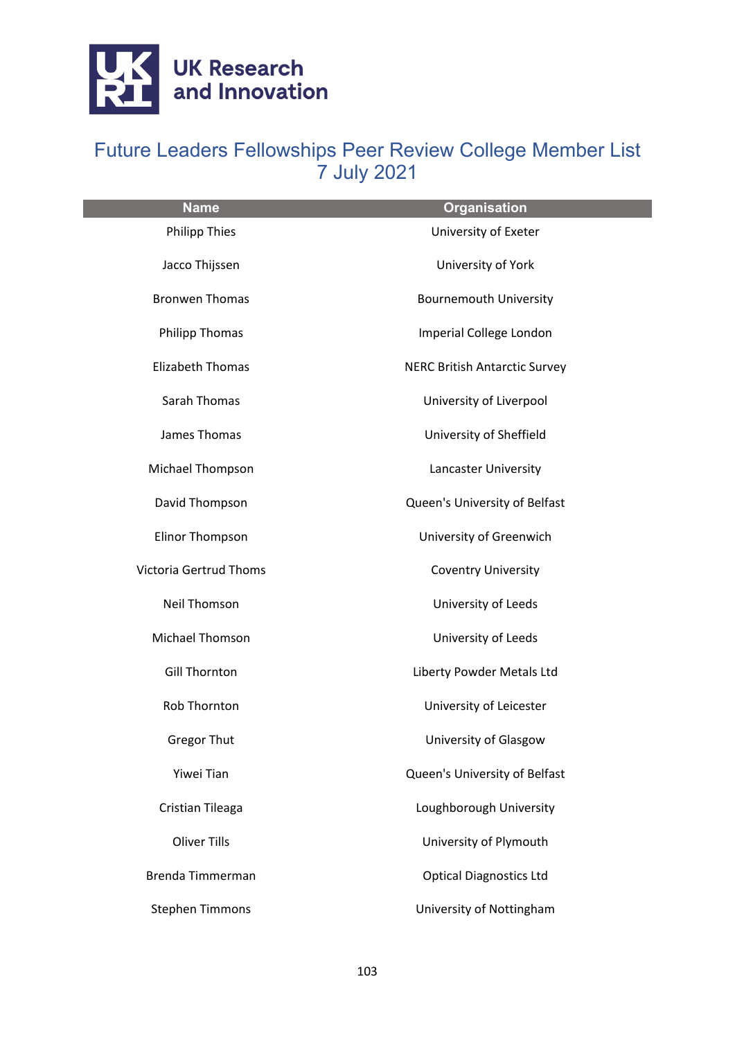# Future Leaders Fellowships Peer Review College Member List
7 July 2021

| Name | Organisation |
|---|---|
| Philipp Thies | University of Exeter |
| Jacco Thijssen | University of York |
| Bronwen Thomas | Bournemouth University |
| Philipp Thomas | Imperial College London |
| Elizabeth Thomas | NERC British Antarctic Survey |
| Sarah Thomas | University of Liverpool |
| James Thomas | University of Sheffield |
| Michael Thompson | Lancaster University |
| David Thompson | Queen's University of Belfast |
| Elinor Thompson | University of Greenwich |
| Victoria Gertrud Thoms | Coventry University |
| Neil Thomson | University of Leeds |
| Michael Thomson | University of Leeds |
| Gill Thornton | Liberty Powder Metals Ltd |
| Rob Thornton | University of Leicester |
| Gregor Thut | University of Glasgow |
| Yiwei Tian | Queen's University of Belfast |
| Cristian Tileaga | Loughborough University |
| Oliver Tills | University of Plymouth |
| Brenda Timmerman | Optical Diagnostics Ltd |
| Stephen Timmons | University of Nottingham |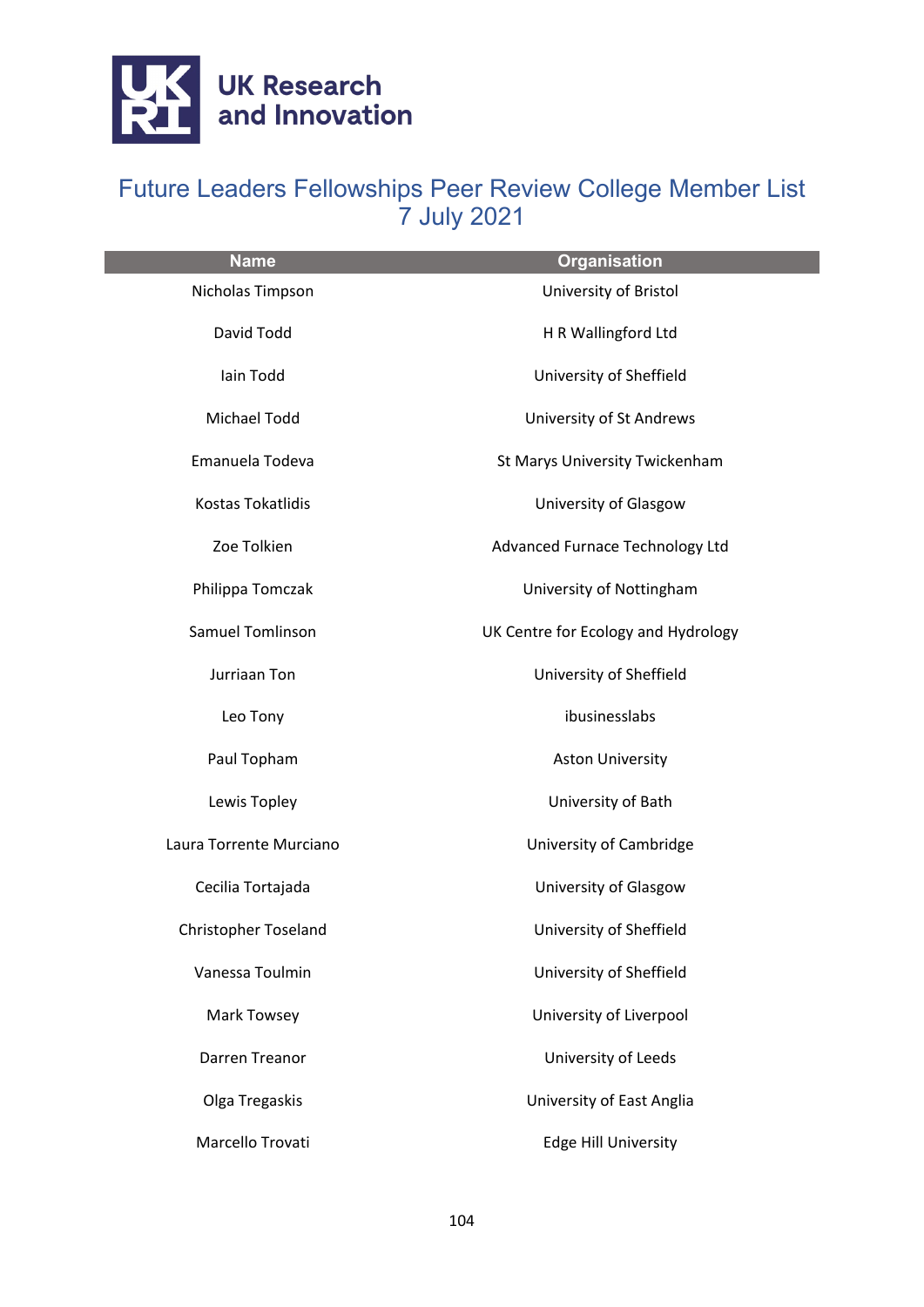# Future Leaders Fellowships Peer Review College Member List 7 July 2021

| Name | Organisation |
|---|---|
| Nicholas Timpson | University of Bristol |
| David Todd | H R Wallingford Ltd |
| Iain Todd | University of Sheffield |
| Michael Todd | University of St Andrews |
| Emanuela Todeva | St Marys University Twickenham |
| Kostas Tokatlidis | University of Glasgow |
| Zoe Tolkien | Advanced Furnace Technology Ltd |
| Philippa Tomczak | University of Nottingham |
| Samuel Tomlinson | UK Centre for Ecology and Hydrology |
| Jurriaan Ton | University of Sheffield |
| Leo Tony | ibusinesslabs |
| Paul Topham | Aston University |
| Lewis Topley | University of Bath |
| Laura Torrente Murciano | University of Cambridge |
| Cecilia Tortajada | University of Glasgow |
| Christopher Toseland | University of Sheffield |
| Vanessa Toulmin | University of Sheffield |
| Mark Towsey | University of Liverpool |
| Darren Treanor | University of Leeds |
| Olga Tregaskis | University of East Anglia |
| Marcello Trovati | Edge Hill University |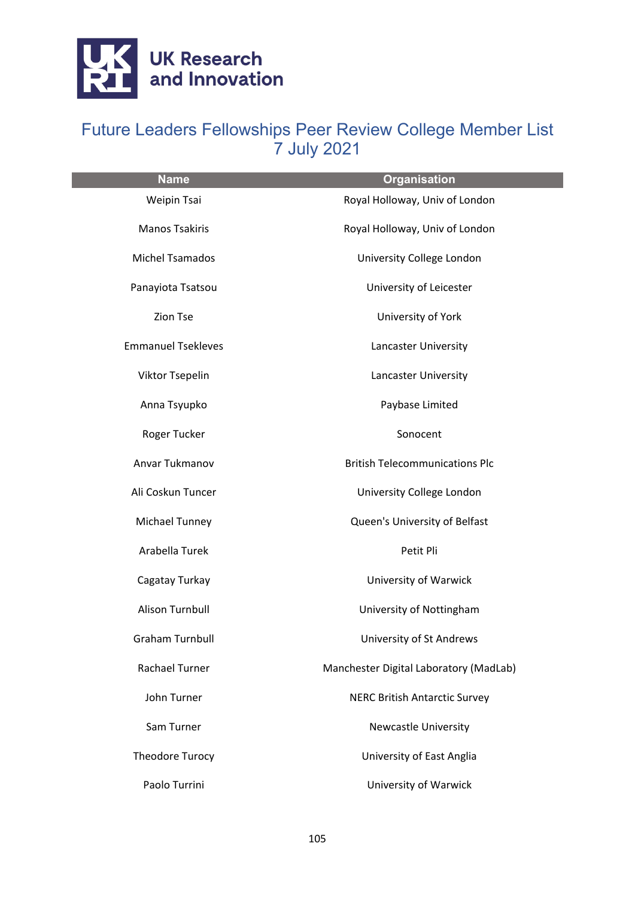# Future Leaders Fellowships Peer Review College Member List
## 7 July 2021

| Name | Organisation |
|---|---|
| Weipin Tsai | Royal Holloway, Univ of London |
| Manos Tsakiris | Royal Holloway, Univ of London |
| Michel Tsamados | University College London |
| Panayiota Tsatsou | University of Leicester |
| Zion Tse | University of York |
| Emmanuel Tsekleves | Lancaster University |
| Viktor Tsepelin | Lancaster University |
| Anna Tsyupko | Paybase Limited |
| Roger Tucker | Sonocent |
| Anvar Tukmanov | British Telecommunications Plc |
| Ali Coskun Tuncer | University College London |
| Michael Tunney | Queen's University of Belfast |
| Arabella Turek | Petit Pli |
| Cagatay Turkay | University of Warwick |
| Alison Turnbull | University of Nottingham |
| Graham Turnbull | University of St Andrews |
| Rachael Turner | Manchester Digital Laboratory (MadLab) |
| John Turner | NERC British Antarctic Survey |
| Sam Turner | Newcastle University |
| Theodore Turocy | University of East Anglia |
| Paolo Turrini | University of Warwick |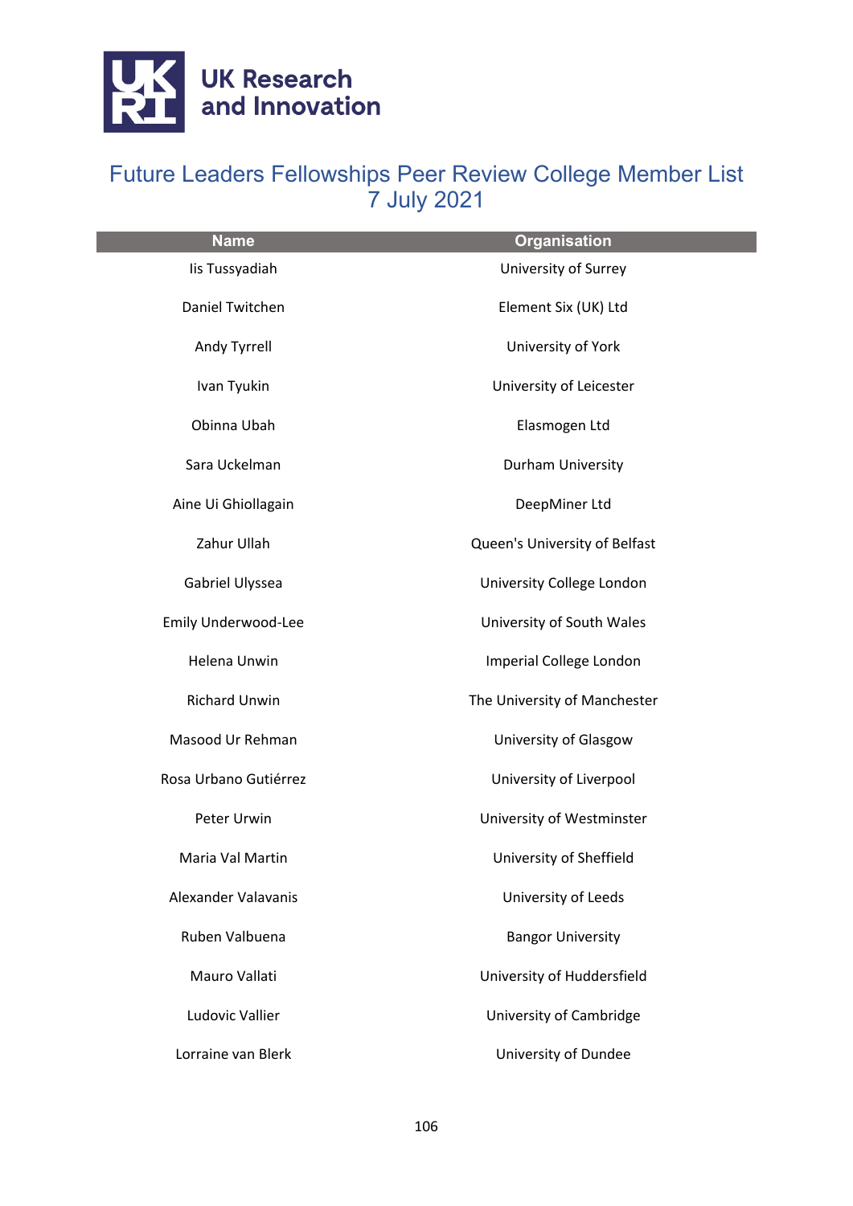# Future Leaders Fellowships Peer Review College Member List 7 July 2021

| Name | Organisation |
|---|---|
| Iis Tussyadiah | University of Surrey |
| Daniel Twitchen | Element Six (UK) Ltd |
| Andy Tyrrell | University of York |
| Ivan Tyukin | University of Leicester |
| Obinna Ubah | Elasmogen Ltd |
| Sara Uckelman | Durham University |
| Aine Ui Ghiollagain | DeepMiner Ltd |
| Zahur Ullah | Queen's University of Belfast |
| Gabriel Ulyssea | University College London |
| Emily Underwood-Lee | University of South Wales |
| Helena Unwin | Imperial College London |
| Richard Unwin | The University of Manchester |
| Masood Ur Rehman | University of Glasgow |
| Rosa Urbano Gutiérrez | University of Liverpool |
| Peter Urwin | University of Westminster |
| Maria Val Martin | University of Sheffield |
| Alexander Valavanis | University of Leeds |
| Ruben Valbuena | Bangor University |
| Mauro Vallati | University of Huddersfield |
| Ludovic Vallier | University of Cambridge |
| Lorraine van Blerk | University of Dundee |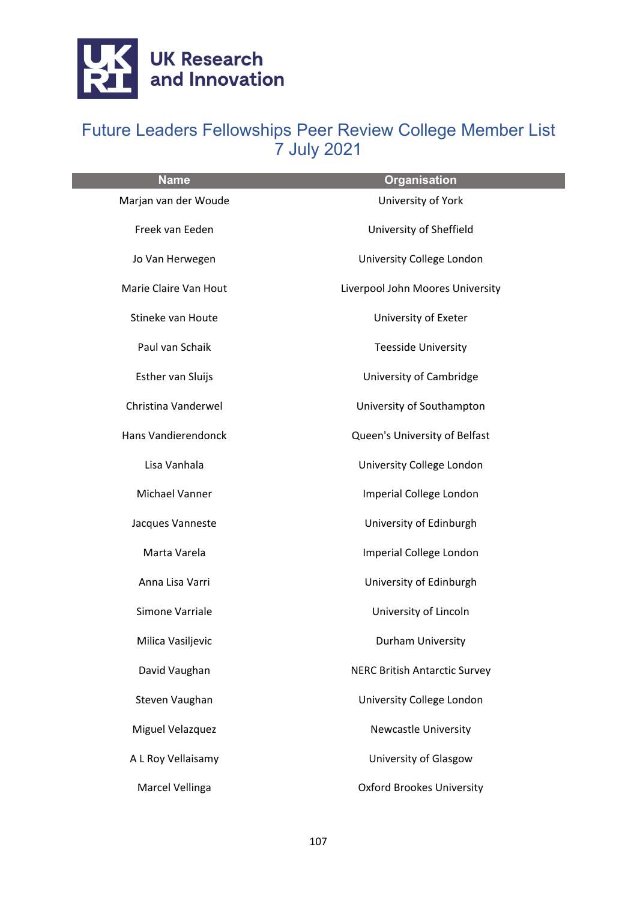# Future Leaders Fellowships Peer Review College Member List 7 July 2021

| Name | Organisation |
| --- | --- |
| Marjan van der Woude | University of York |
| Freek van Eeden | University of Sheffield |
| Jo Van Herwegen | University College London |
| Marie Claire Van Hout | Liverpool John Moores University |
| Stineke van Houte | University of Exeter |
| Paul van Schaik | Teesside University |
| Esther van Sluijs | University of Cambridge |
| Christina Vanderwel | University of Southampton |
| Hans Vandierendonck | Queen's University of Belfast |
| Lisa Vanhala | University College London |
| Michael Vanner | Imperial College London |
| Jacques Vanneste | University of Edinburgh |
| Marta Varela | Imperial College London |
| Anna Lisa Varri | University of Edinburgh |
| Simone Varriale | University of Lincoln |
| Milica Vasiljevic | Durham University |
| David Vaughan | NERC British Antarctic Survey |
| Steven Vaughan | University College London |
| Miguel Velazquez | Newcastle University |
| A L Roy Vellaisamy | University of Glasgow |
| Marcel Vellinga | Oxford Brookes University |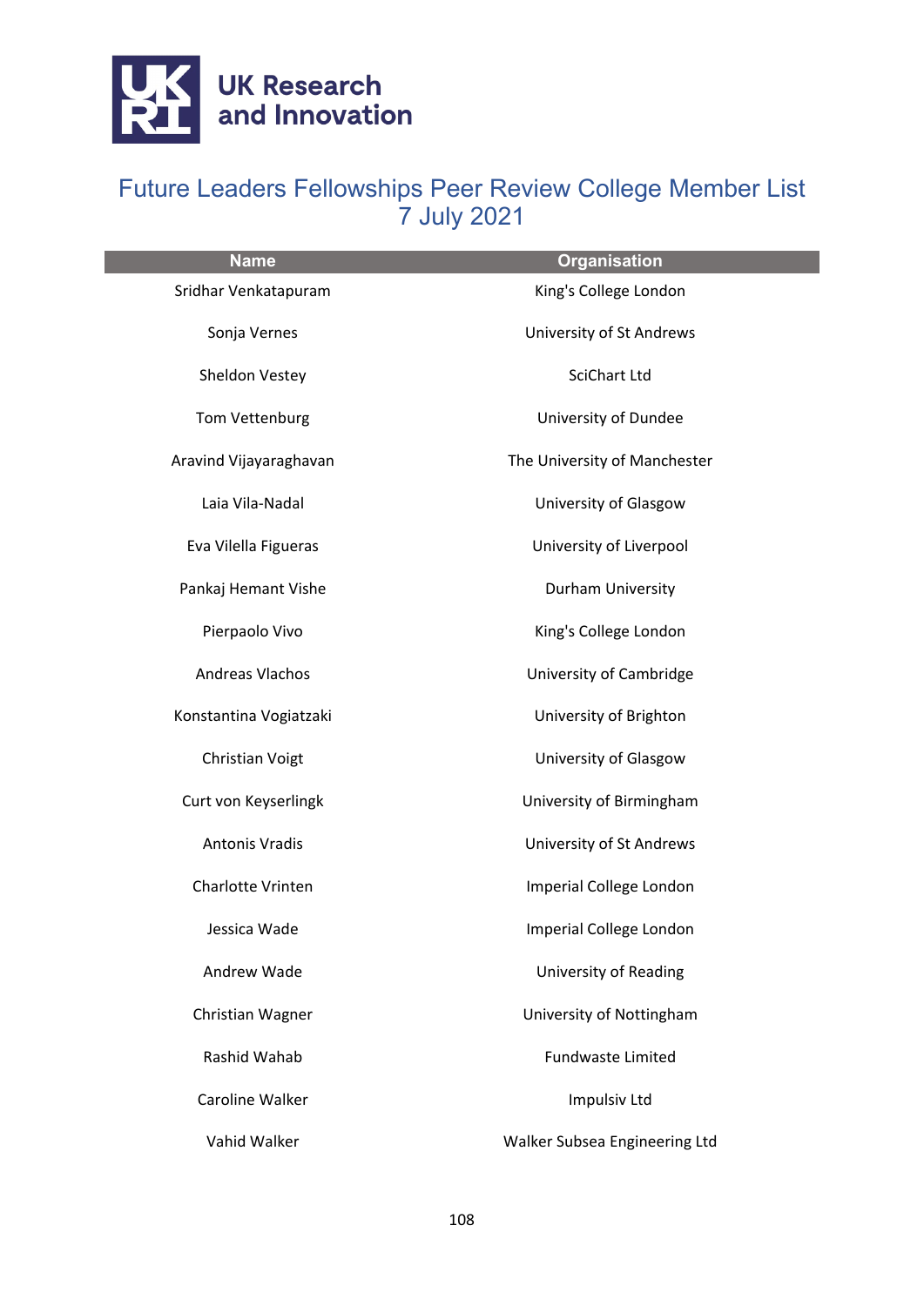# Future Leaders Fellowships Peer Review College Member List
7 July 2021

| Name | Organisation |
|---|---|
| Sridhar Venkatapuram | King's College London |
| Sonja Vernes | University of St Andrews |
| Sheldon Vestey | SciChart Ltd |
| Tom Vettenburg | University of Dundee |
| Aravind Vijayaraghavan | The University of Manchester |
| Laia Vila-Nadal | University of Glasgow |
| Eva Vilella Figueras | University of Liverpool |
| Pankaj Hemant Vishe | Durham University |
| Pierpaolo Vivo | King's College London |
| Andreas Vlachos | University of Cambridge |
| Konstantina Vogiatzaki | University of Brighton |
| Christian Voigt | University of Glasgow |
| Curt von Keyserlingk | University of Birmingham |
| Antonis Vradis | University of St Andrews |
| Charlotte Vrinten | Imperial College London |
| Jessica Wade | Imperial College London |
| Andrew Wade | University of Reading |
| Christian Wagner | University of Nottingham |
| Rashid Wahab | Fundwaste Limited |
| Caroline Walker | Impulsiv Ltd |
| Vahid Walker | Walker Subsea Engineering Ltd |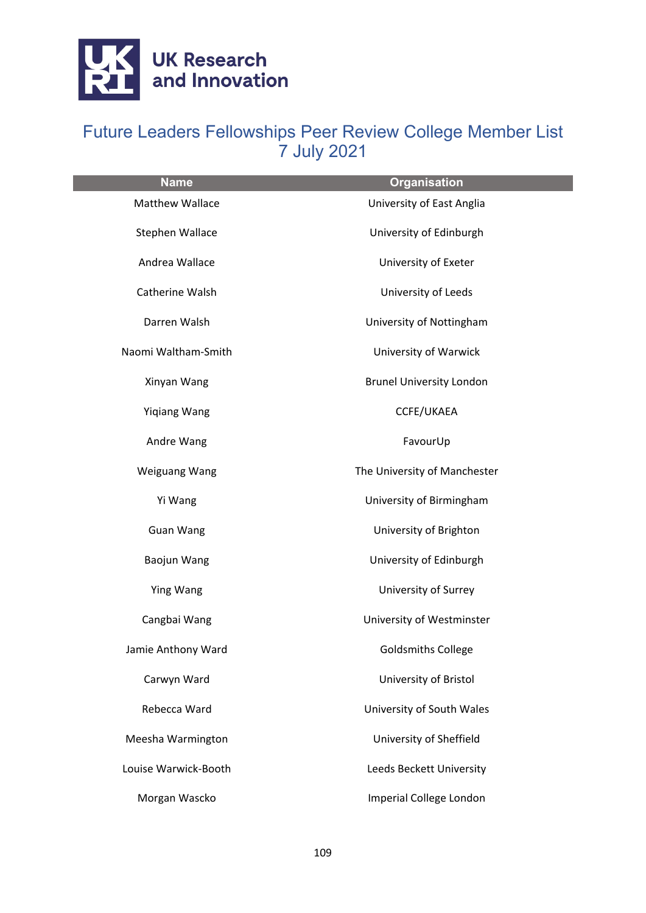# Future Leaders Fellowships Peer Review College Member List
7 July 2021

| Name | Organisation |
|---|---|
| Matthew Wallace | University of East Anglia |
| Stephen Wallace | University of Edinburgh |
| Andrea Wallace | University of Exeter |
| Catherine Walsh | University of Leeds |
| Darren Walsh | University of Nottingham |
| Naomi Waltham-Smith | University of Warwick |
| Xinyan Wang | Brunel University London |
| Yiqiang Wang | CCFE/UKAEA |
| Andre Wang | FavourUp |
| Weiguang Wang | The University of Manchester |
| Yi Wang | University of Birmingham |
| Guan Wang | University of Brighton |
| Baojun Wang | University of Edinburgh |
| Ying Wang | University of Surrey |
| Cangbai Wang | University of Westminster |
| Jamie Anthony Ward | Goldsmiths College |
| Carwyn Ward | University of Bristol |
| Rebecca Ward | University of South Wales |
| Meesha Warmington | University of Sheffield |
| Louise Warwick-Booth | Leeds Beckett University |
| Morgan Wascko | Imperial College London |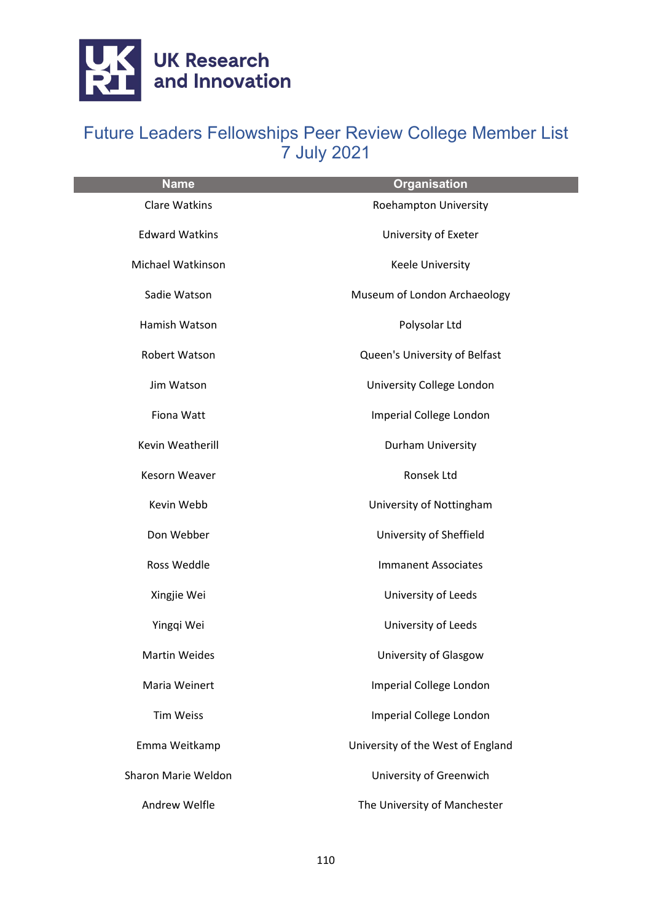# Future Leaders Fellowships Peer Review College Member List 7 July 2021

| Name | Organisation |
| --- | --- |
| Clare Watkins | Roehampton University |
| Edward Watkins | University of Exeter |
| Michael Watkinson | Keele University |
| Sadie Watson | Museum of London Archaeology |
| Hamish Watson | Polysolar Ltd |
| Robert Watson | Queen's University of Belfast |
| Jim Watson | University College London |
| Fiona Watt | Imperial College London |
| Kevin Weatherill | Durham University |
| Kesorn Weaver | Ronsek Ltd |
| Kevin Webb | University of Nottingham |
| Don Webber | University of Sheffield |
| Ross Weddle | Immanent Associates |
| Xingjie Wei | University of Leeds |
| Yingqi Wei | University of Leeds |
| Martin Weides | University of Glasgow |
| Maria Weinert | Imperial College London |
| Tim Weiss | Imperial College London |
| Emma Weitkamp | University of the West of England |
| Sharon Marie Weldon | University of Greenwich |
| Andrew Welfle | The University of Manchester |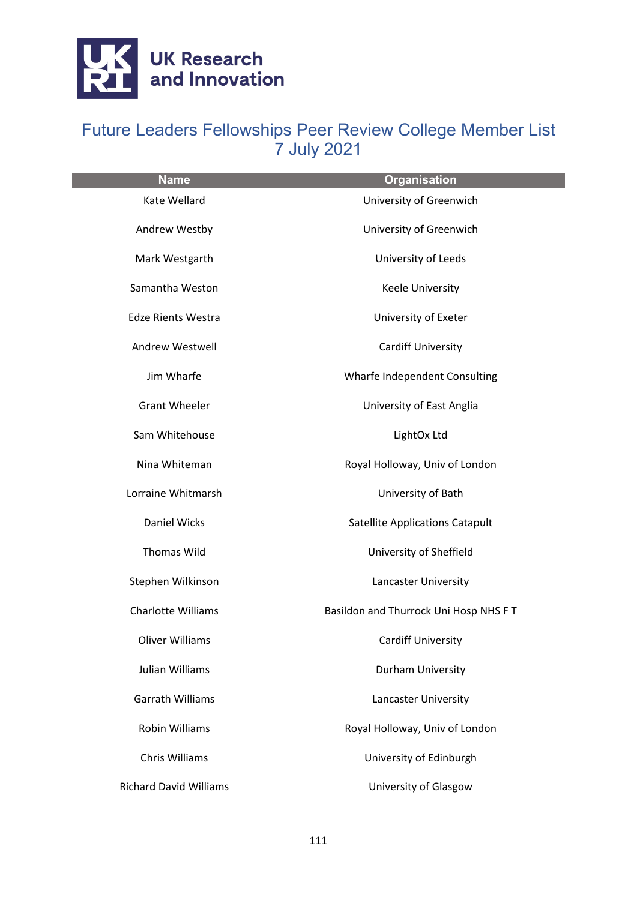# Future Leaders Fellowships Peer Review College Member List 7 July 2021

| Name | Organisation |
| --- | --- |
| Kate Wellard | University of Greenwich |
| Andrew Westby | University of Greenwich |
| Mark Westgarth | University of Leeds |
| Samantha Weston | Keele University |
| Edze Rients Westra | University of Exeter |
| Andrew Westwell | Cardiff University |
| Jim Wharfe | Wharfe Independent Consulting |
| Grant Wheeler | University of East Anglia |
| Sam Whitehouse | LightOx Ltd |
| Nina Whiteman | Royal Holloway, Univ of London |
| Lorraine Whitmarsh | University of Bath |
| Daniel Wicks | Satellite Applications Catapult |
| Thomas Wild | University of Sheffield |
| Stephen Wilkinson | Lancaster University |
| Charlotte Williams | Basildon and Thurrock Uni Hosp NHS F T |
| Oliver Williams | Cardiff University |
| Julian Williams | Durham University |
| Garrath Williams | Lancaster University |
| Robin Williams | Royal Holloway, Univ of London |
| Chris Williams | University of Edinburgh |
| Richard David Williams | University of Glasgow |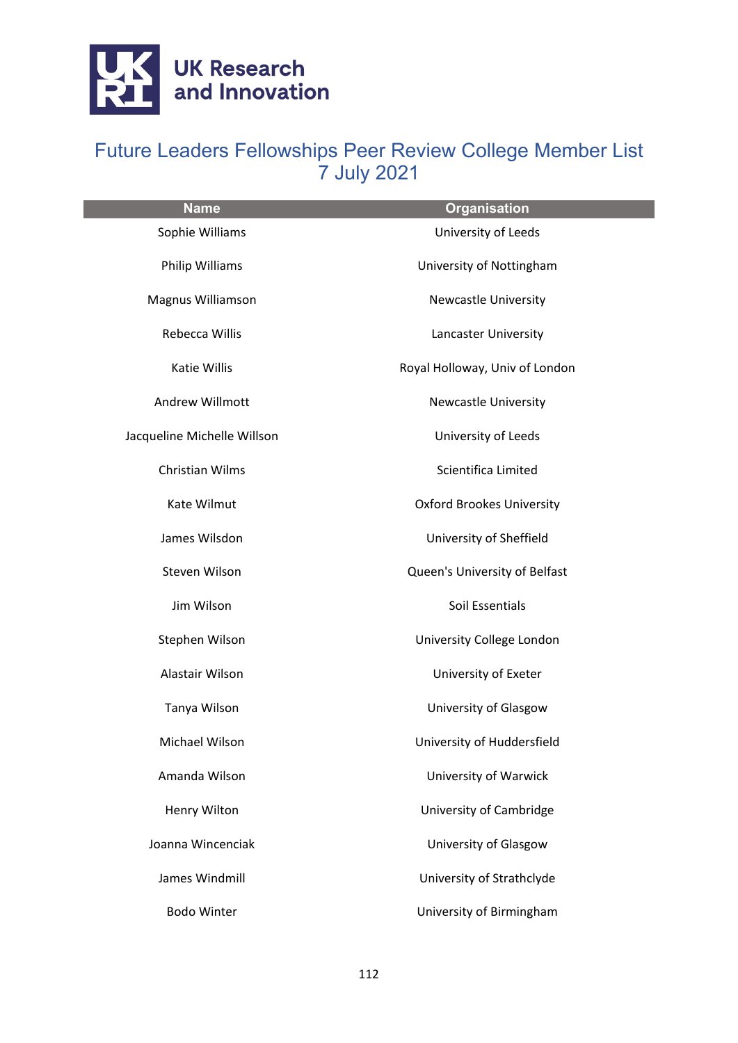# Future Leaders Fellowships Peer Review College Member List 7 July 2021

| Name | Organisation |
| --- | --- |
| Sophie Williams | University of Leeds |
| Philip Williams | University of Nottingham |
| Magnus Williamson | Newcastle University |
| Rebecca Willis | Lancaster University |
| Katie Willis | Royal Holloway, Univ of London |
| Andrew Willmott | Newcastle University |
| Jacqueline Michelle Willson | University of Leeds |
| Christian Wilms | Scientifica Limited |
| Kate Wilmut | Oxford Brookes University |
| James Wilsdon | University of Sheffield |
| Steven Wilson | Queen's University of Belfast |
| Jim Wilson | Soil Essentials |
| Stephen Wilson | University College London |
| Alastair Wilson | University of Exeter |
| Tanya Wilson | University of Glasgow |
| Michael Wilson | University of Huddersfield |
| Amanda Wilson | University of Warwick |
| Henry Wilton | University of Cambridge |
| Joanna Wincenciak | University of Glasgow |
| James Windmill | University of Strathclyde |
| Bodo Winter | University of Birmingham |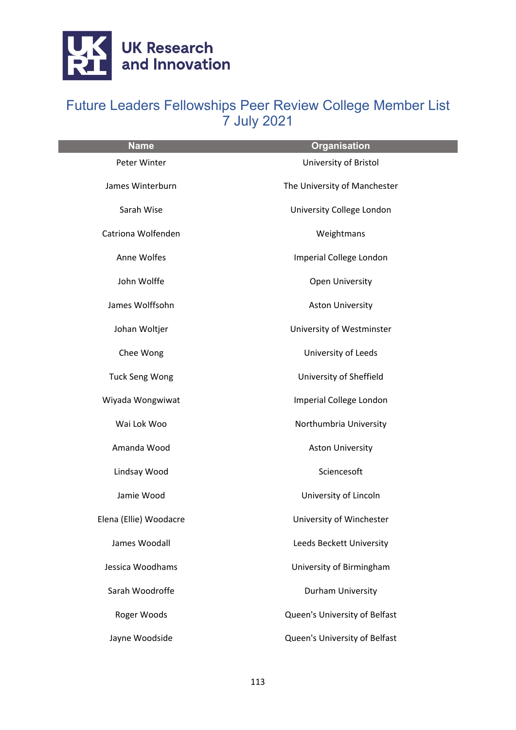# Future Leaders Fellowships Peer Review College Member List
## 7 July 2021

| Name | Organisation |
|---|---|
| Peter Winter | University of Bristol |
| James Winterburn | The University of Manchester |
| Sarah Wise | University College London |
| Catriona Wolfenden | Weightmans |
| Anne Wolfes | Imperial College London |
| John Wolffe | Open University |
| James Wolffsohn | Aston University |
| Johan Woltjer | University of Westminster |
| Chee Wong | University of Leeds |
| Tuck Seng Wong | University of Sheffield |
| Wiyada Wongwiwat | Imperial College London |
| Wai Lok Woo | Northumbria University |
| Amanda Wood | Aston University |
| Lindsay Wood | Sciencesoft |
| Jamie Wood | University of Lincoln |
| Elena (Ellie) Woodacre | University of Winchester |
| James Woodall | Leeds Beckett University |
| Jessica Woodhams | University of Birmingham |
| Sarah Woodroffe | Durham University |
| Roger Woods | Queen's University of Belfast |
| Jayne Woodside | Queen's University of Belfast |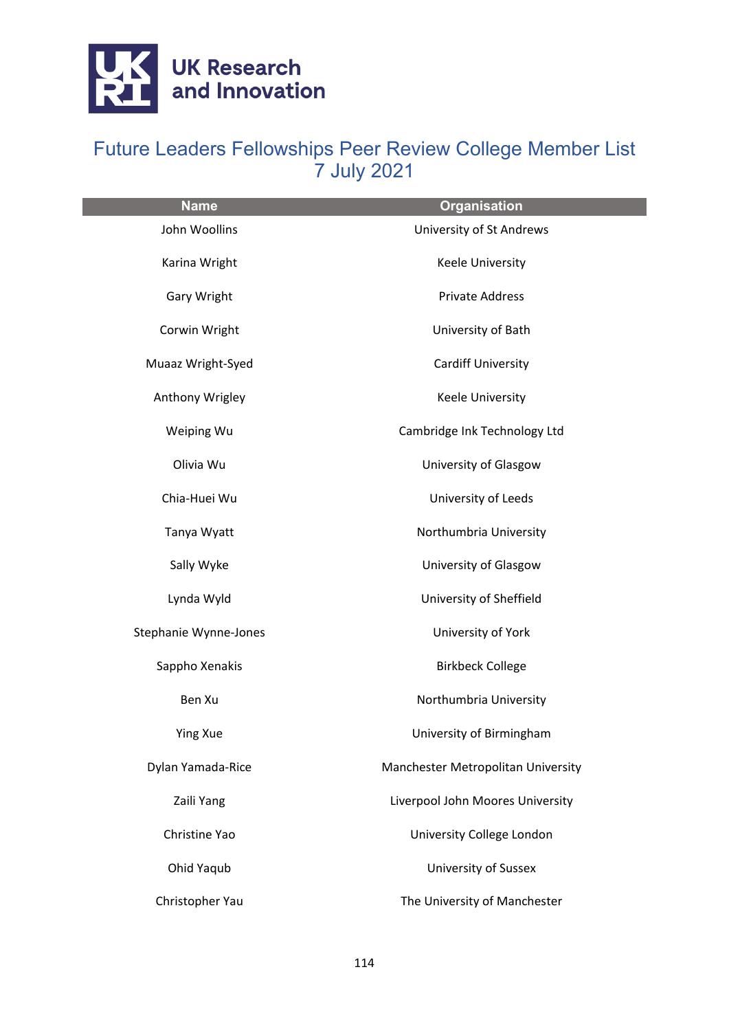# Future Leaders Fellowships Peer Review College Member List 7 July 2021

| Name | Organisation |
| --- | --- |
| John Woollins | University of St Andrews |
| Karina Wright | Keele University |
| Gary Wright | Private Address |
| Corwin Wright | University of Bath |
| Muaaz Wright-Syed | Cardiff University |
| Anthony Wrigley | Keele University |
| Weiping Wu | Cambridge Ink Technology Ltd |
| Olivia Wu | University of Glasgow |
| Chia-Huei Wu | University of Leeds |
| Tanya Wyatt | Northumbria University |
| Sally Wyke | University of Glasgow |
| Lynda Wyld | University of Sheffield |
| Stephanie Wynne-Jones | University of York |
| Sappho Xenakis | Birkbeck College |
| Ben Xu | Northumbria University |
| Ying Xue | University of Birmingham |
| Dylan Yamada-Rice | Manchester Metropolitan University |
| Zaili Yang | Liverpool John Moores University |
| Christine Yao | University College London |
| Ohid Yaqub | University of Sussex |
| Christopher Yau | The University of Manchester |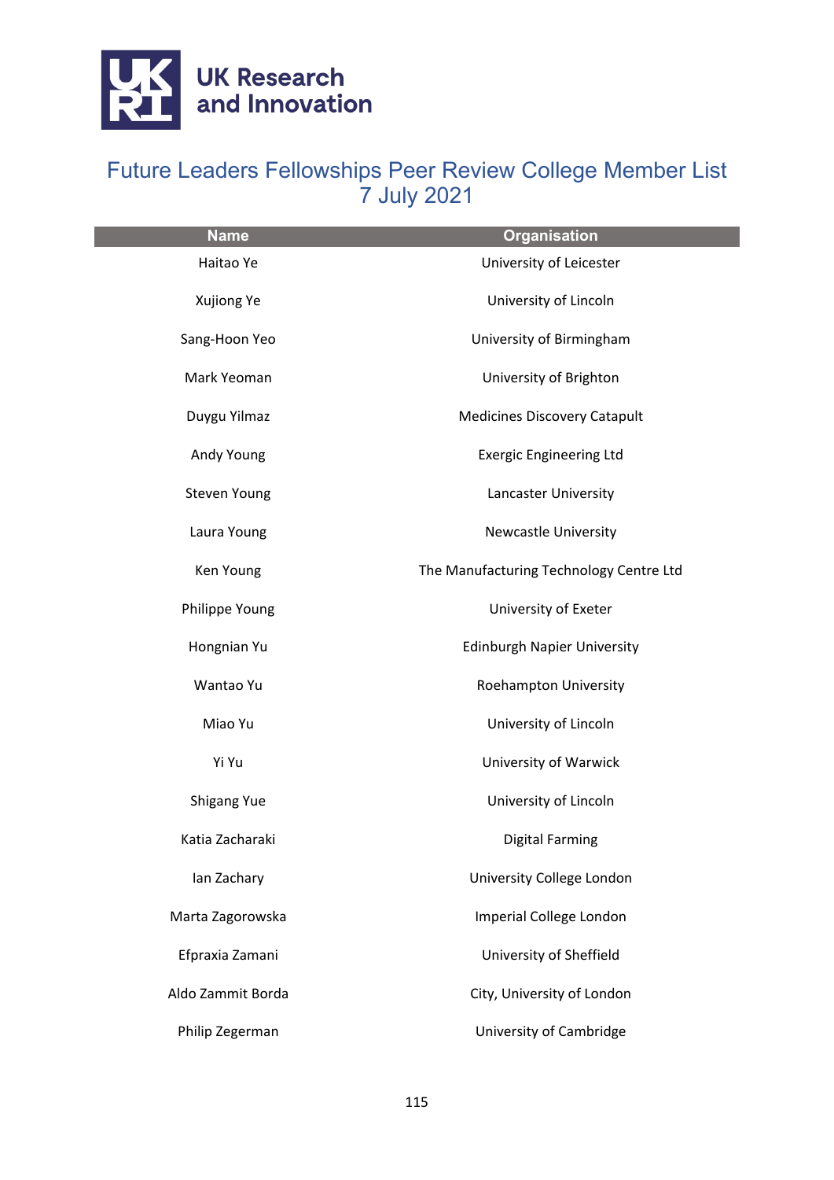UK Research and Innovation

# Future Leaders Fellowships Peer Review College Member List
7 July 2021

| Name | Organisation |
|---|---|
| Haitao Ye | University of Leicester |
| Xujiong Ye | University of Lincoln |
| Sang-Hoon Yeo | University of Birmingham |
| Mark Yeoman | University of Brighton |
| Duygu Yilmaz | Medicines Discovery Catapult |
| Andy Young | Exergic Engineering Ltd |
| Steven Young | Lancaster University |
| Laura Young | Newcastle University |
| Ken Young | The Manufacturing Technology Centre Ltd |
| Philippe Young | University of Exeter |
| Hongnian Yu | Edinburgh Napier University |
| Wantao Yu | Roehampton University |
| Miao Yu | University of Lincoln |
| Yi Yu | University of Warwick |
| Shigang Yue | University of Lincoln |
| Katia Zacharaki | Digital Farming |
| Ian Zachary | University College London |
| Marta Zagorowska | Imperial College London |
| Efpraxia Zamani | University of Sheffield |
| Aldo Zammit Borda | City, University of London |
| Philip Zegerman | University of Cambridge |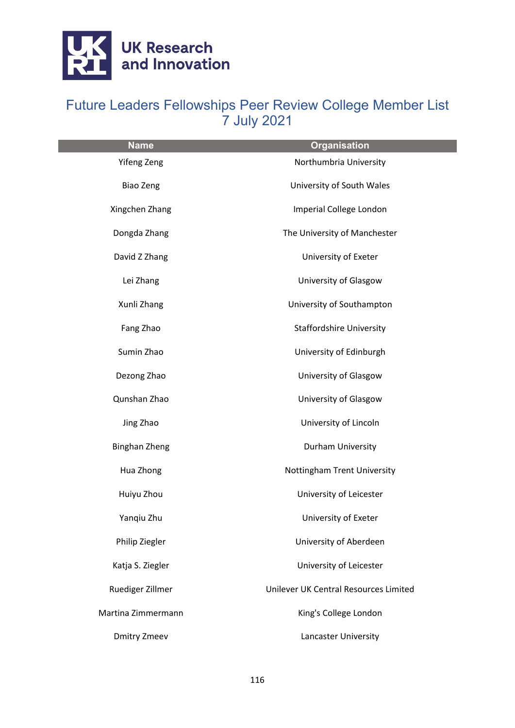UK Research and Innovation

# Future Leaders Fellowships Peer Review College Member List 7 July 2021

| Name | Organisation |
| --- | --- |
| Yifeng Zeng | Northumbria University |
| Biao Zeng | University of South Wales |
| Xingchen Zhang | Imperial College London |
| Dongda Zhang | The University of Manchester |
| David Z Zhang | University of Exeter |
| Lei Zhang | University of Glasgow |
| Xunli Zhang | University of Southampton |
| Fang Zhao | Staffordshire University |
| Sumin Zhao | University of Edinburgh |
| Dezong Zhao | University of Glasgow |
| Qunshan Zhao | University of Glasgow |
| Jing Zhao | University of Lincoln |
| Binghan Zheng | Durham University |
| Hua Zhong | Nottingham Trent University |
| Huiyu Zhou | University of Leicester |
| Yanqiu Zhu | University of Exeter |
| Philip Ziegler | University of Aberdeen |
| Katja S. Ziegler | University of Leicester |
| Ruediger Zillmer | Unilever UK Central Resources Limited |
| Martina Zimmermann | King's College London |
| Dmitry Zmeev | Lancaster University |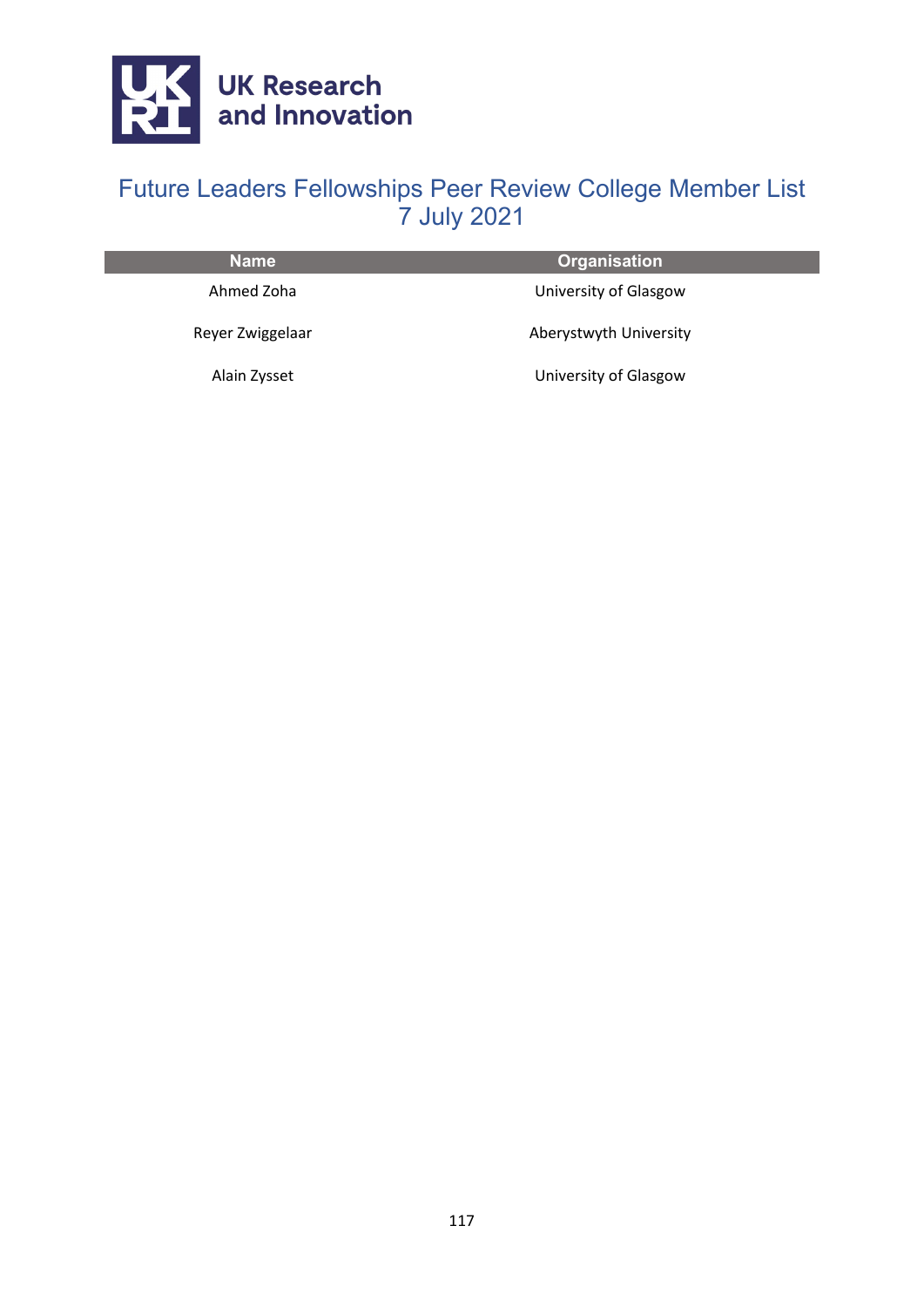UK Research and Innovation

# Future Leaders Fellowships Peer Review College Member List 7 July 2021

| Name | Organisation |
|---|---|
| Ahmed Zoha | University of Glasgow |
| Reyer Zwiggelaar | Aberystwyth University |
| Alain Zysset | University of Glasgow |